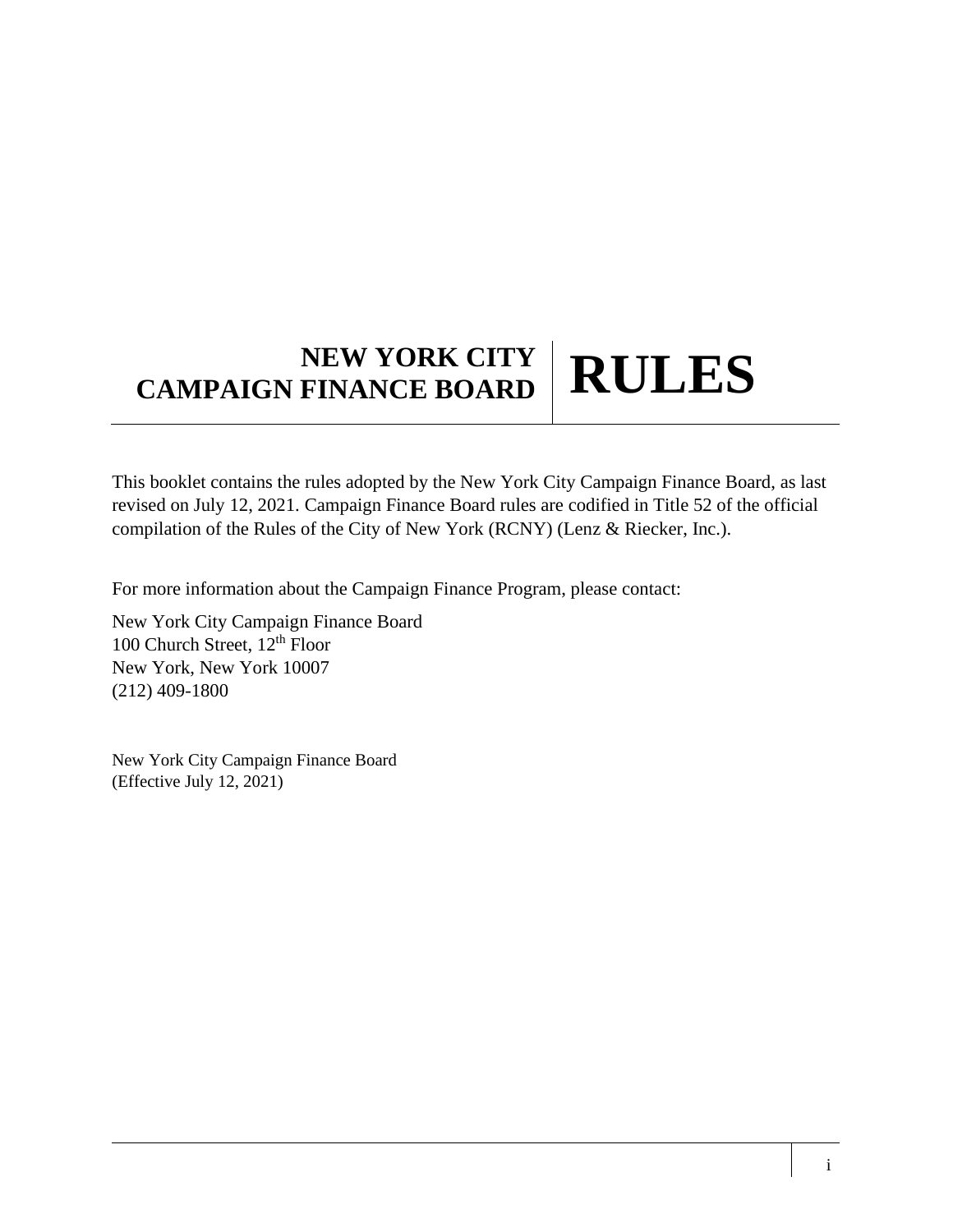# NEW YORK CITY CAMPAIGN FINANCE BOARD RULES

This booklet contains the rules adopted by the New York City Campaign Finance Board, as last revised on July 12, 2021. Campaign Finance Board rules are codified in Title 52 of the official compilation of the Rules of the City of New York (RCNY) (Lenz & Riecker, Inc.).

For more information about the Campaign Finance Program, please contact:

New York City Campaign Finance Board
100 Church Street, 12th Floor
New York, New York 10007
(212) 409-1800

New York City Campaign Finance Board
(Effective July 12, 2021)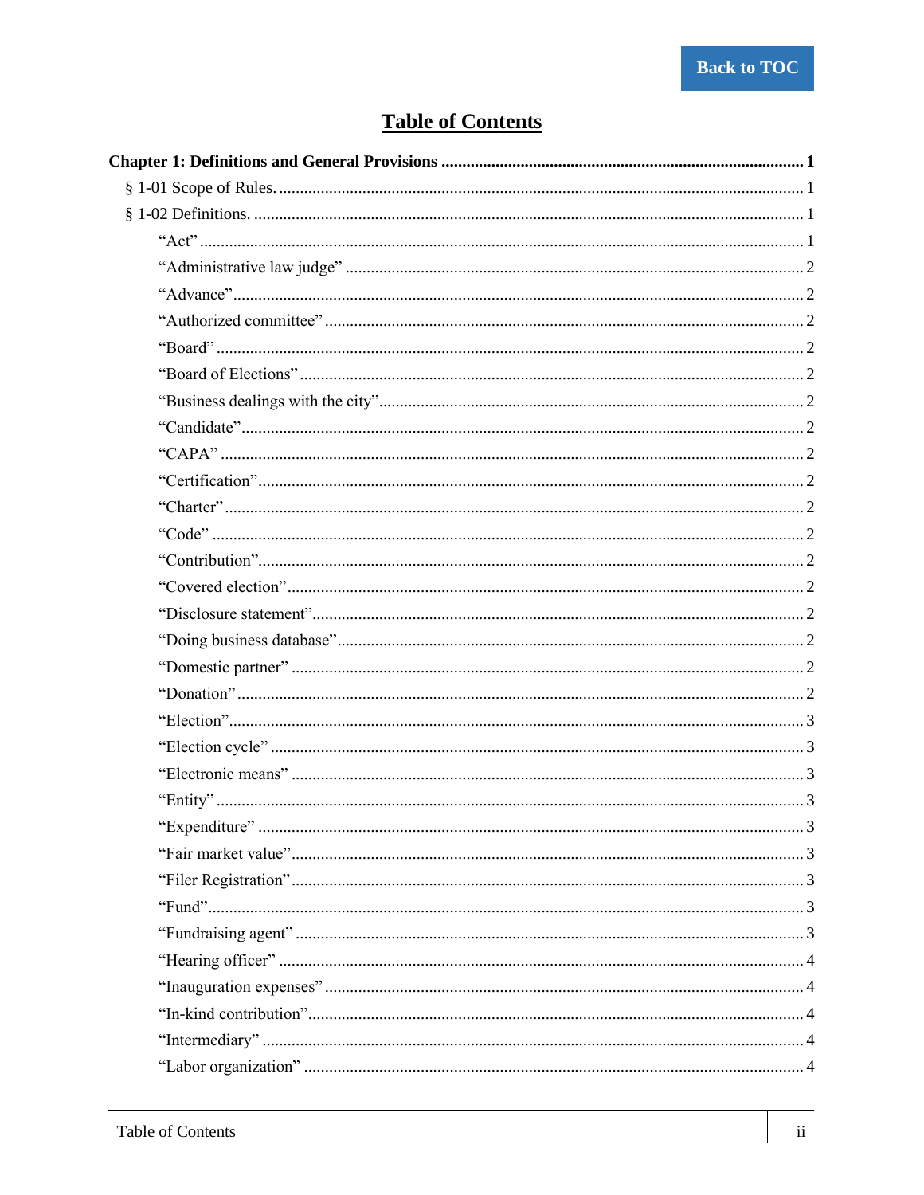# Table of Contents

**Chapter 1: Definitions and General Provisions ........ 1**

- § 1-01 Scope of Rules. ........ 1
- § 1-02 Definitions. ........ 1
    - "Act" ........ 1
    - "Administrative law judge" ........ 2
    - "Advance" ........ 2
    - "Authorized committee" ........ 2
    - "Board" ........ 2
    - "Board of Elections" ........ 2
    - "Business dealings with the city" ........ 2
    - "Candidate" ........ 2
    - "CAPA" ........ 2
    - "Certification" ........ 2
    - "Charter" ........ 2
    - "Code" ........ 2
    - "Contribution" ........ 2
    - "Covered election" ........ 2
    - "Disclosure statement" ........ 2
    - "Doing business database" ........ 2
    - "Domestic partner" ........ 2
    - "Donation" ........ 2
    - "Election" ........ 3
    - "Election cycle" ........ 3
    - "Electronic means" ........ 3
    - "Entity" ........ 3
    - "Expenditure" ........ 3
    - "Fair market value" ........ 3
    - "Filer Registration" ........ 3
    - "Fund" ........ 3
    - "Fundraising agent" ........ 3
    - "Hearing officer" ........ 4
    - "Inauguration expenses" ........ 4
    - "In-kind contribution" ........ 4
    - "Intermediary" ........ 4
    - "Labor organization" ........ 4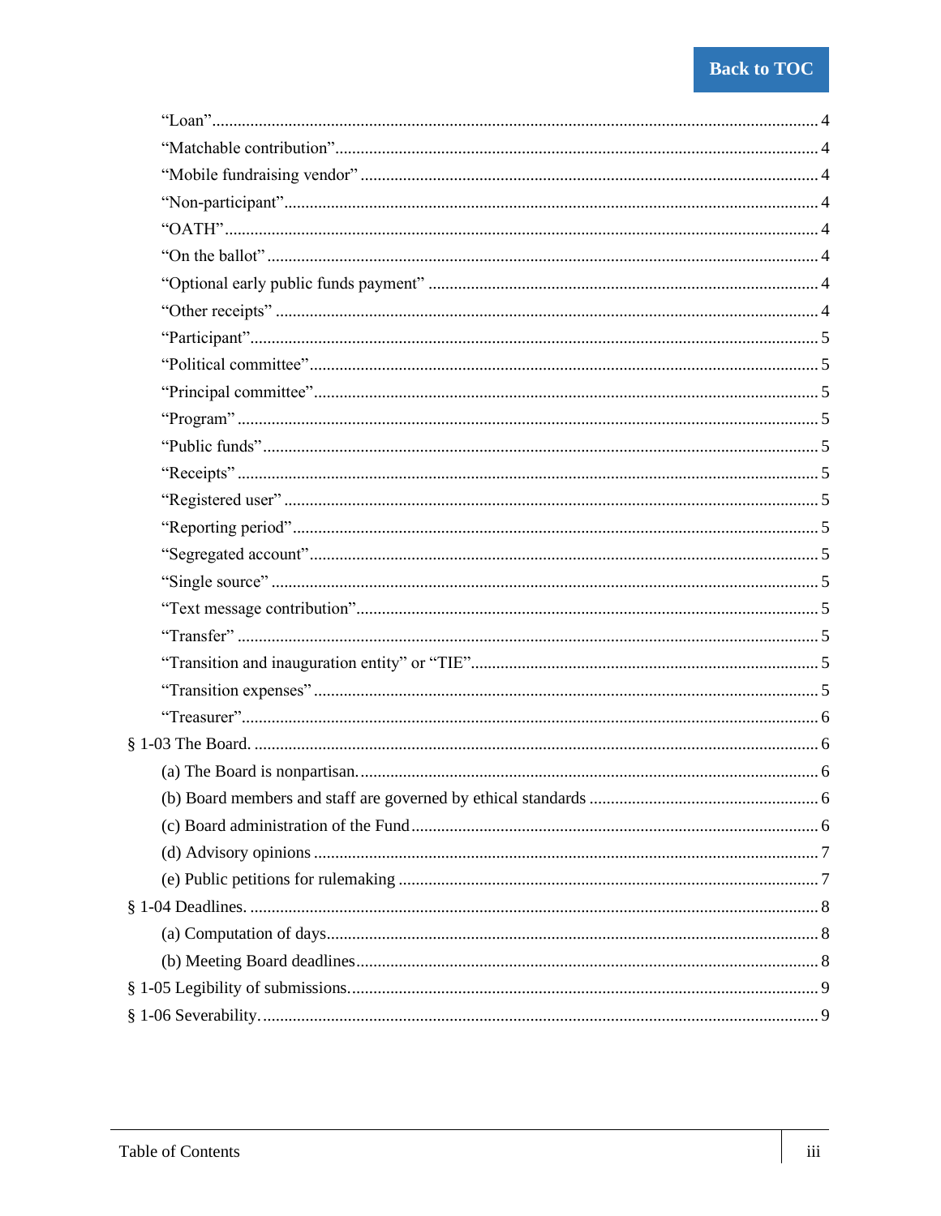“Loan” ... 4
“Matchable contribution” ... 4
“Mobile fundraising vendor” ... 4
“Non-participant” ... 4
“OATH” ... 4
“On the ballot” ... 4
“Optional early public funds payment” ... 4
“Other receipts” ... 4
“Participant” ... 5
“Political committee” ... 5
“Principal committee” ... 5
“Program” ... 5
“Public funds” ... 5
“Receipts” ... 5
“Registered user” ... 5
“Reporting period” ... 5
“Segregated account” ... 5
“Single source” ... 5
“Text message contribution” ... 5
“Transfer” ... 5
“Transition and inauguration entity” or “TIE” ... 5
“Transition expenses” ... 5
“Treasurer” ... 6

§ 1-03 The Board. ... 6

(a) The Board is nonpartisan. ... 6
(b) Board members and staff are governed by ethical standards ... 6
(c) Board administration of the Fund ... 6
(d) Advisory opinions ... 7
(e) Public petitions for rulemaking ... 7

§ 1-04 Deadlines. ... 8

(a) Computation of days ... 8
(b) Meeting Board deadlines ... 8

§ 1-05 Legibility of submissions. ... 9

§ 1-06 Severability. ... 9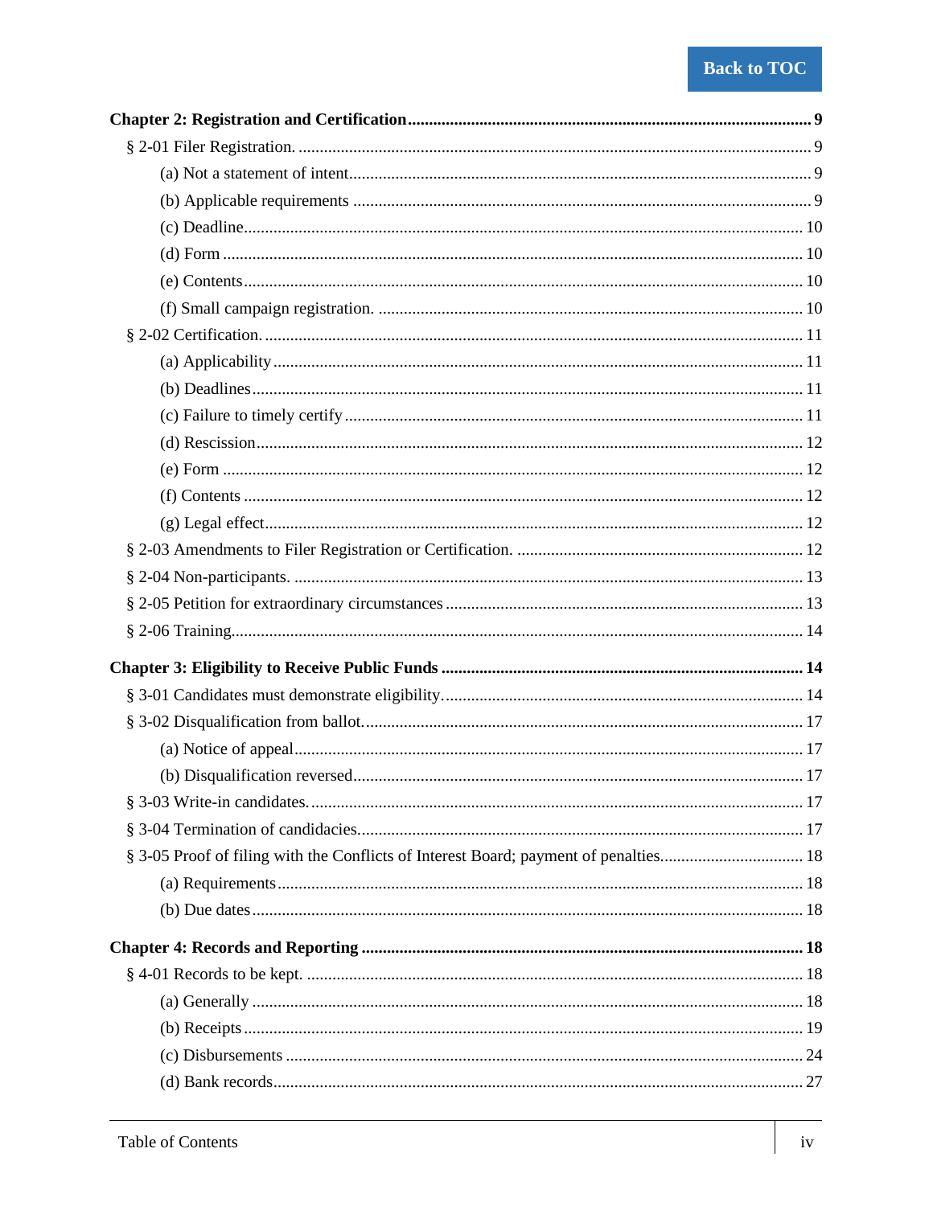**Chapter 2: Registration and Certification** .......... **9**

- § 2-01 Filer Registration. .......... 9
  - (a) Not a statement of intent .......... 9
  - (b) Applicable requirements .......... 9
  - (c) Deadline .......... 10
  - (d) Form .......... 10
  - (e) Contents .......... 10
  - (f) Small campaign registration. .......... 10
- § 2-02 Certification. .......... 11
  - (a) Applicability .......... 11
  - (b) Deadlines .......... 11
  - (c) Failure to timely certify .......... 11
  - (d) Rescission .......... 12
  - (e) Form .......... 12
  - (f) Contents .......... 12
  - (g) Legal effect .......... 12
- § 2-03 Amendments to Filer Registration or Certification. .......... 12
- § 2-04 Non-participants. .......... 13
- § 2-05 Petition for extraordinary circumstances .......... 13
- § 2-06 Training .......... 14

**Chapter 3: Eligibility to Receive Public Funds** .......... **14**

- § 3-01 Candidates must demonstrate eligibility. .......... 14
- § 3-02 Disqualification from ballot. .......... 17
  - (a) Notice of appeal .......... 17
  - (b) Disqualification reversed .......... 17
- § 3-03 Write-in candidates. .......... 17
- § 3-04 Termination of candidacies .......... 17
- § 3-05 Proof of filing with the Conflicts of Interest Board; payment of penalties .......... 18
  - (a) Requirements .......... 18
  - (b) Due dates .......... 18

**Chapter 4: Records and Reporting** .......... **18**

- § 4-01 Records to be kept. .......... 18
  - (a) Generally .......... 18
  - (b) Receipts .......... 19
  - (c) Disbursements .......... 24
  - (d) Bank records .......... 27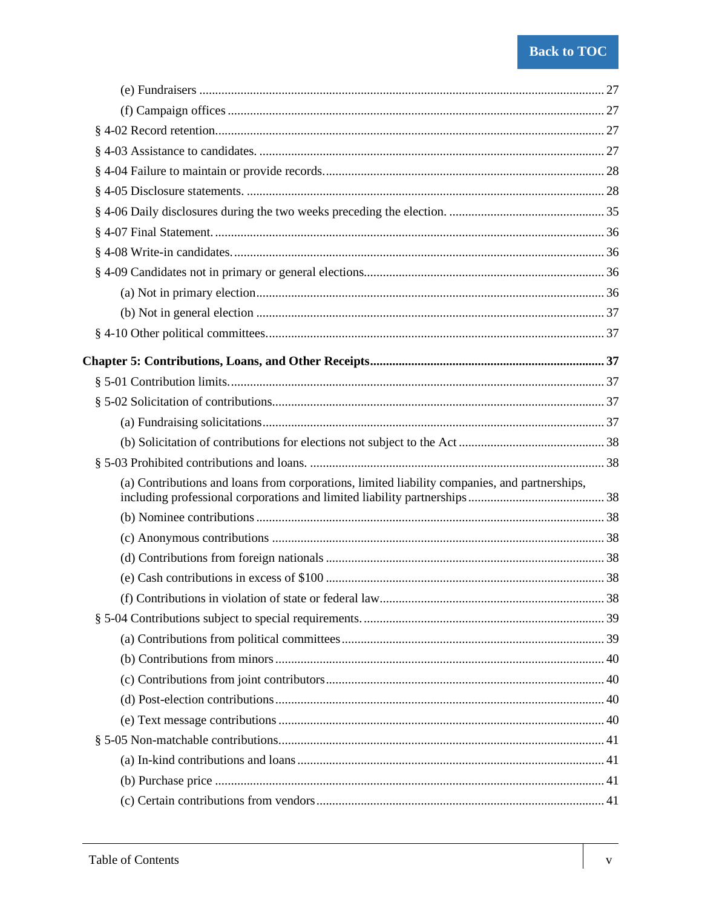(e) Fundraisers ... 27

(f) Campaign offices ... 27

§ 4-02 Record retention ... 27

§ 4-03 Assistance to candidates. ... 27

§ 4-04 Failure to maintain or provide records ... 28

§ 4-05 Disclosure statements. ... 28

§ 4-06 Daily disclosures during the two weeks preceding the election. ... 35

§ 4-07 Final Statement. ... 36

§ 4-08 Write-in candidates. ... 36

§ 4-09 Candidates not in primary or general elections ... 36

(a) Not in primary election ... 36

(b) Not in general election ... 37

§ 4-10 Other political committees ... 37

**Chapter 5: Contributions, Loans, and Other Receipts ... 37**

§ 5-01 Contribution limits ... 37

§ 5-02 Solicitation of contributions ... 37

(a) Fundraising solicitations ... 37

(b) Solicitation of contributions for elections not subject to the Act ... 38

§ 5-03 Prohibited contributions and loans. ... 38

(a) Contributions and loans from corporations, limited liability companies, and partnerships, including professional corporations and limited liability partnerships ... 38

(b) Nominee contributions ... 38

(c) Anonymous contributions ... 38

(d) Contributions from foreign nationals ... 38

(e) Cash contributions in excess of $100 ... 38

(f) Contributions in violation of state or federal law ... 38

§ 5-04 Contributions subject to special requirements. ... 39

(a) Contributions from political committees ... 39

(b) Contributions from minors ... 40

(c) Contributions from joint contributors ... 40

(d) Post-election contributions ... 40

(e) Text message contributions ... 40

§ 5-05 Non-matchable contributions ... 41

(a) In-kind contributions and loans ... 41

(b) Purchase price ... 41

(c) Certain contributions from vendors ... 41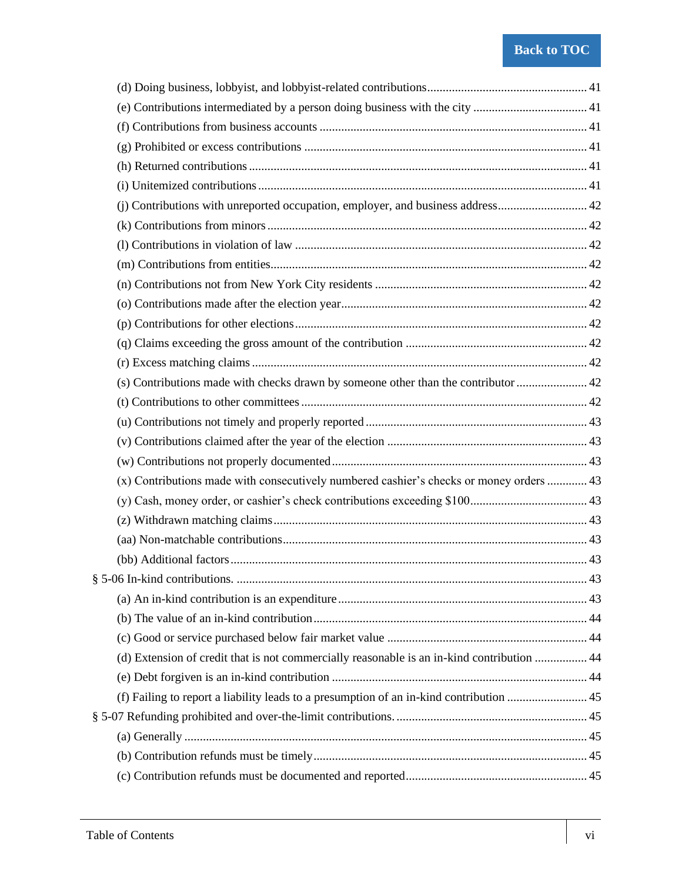- (d) Doing business, lobbyist, and lobbyist-related contributions .... 41
- (e) Contributions intermediated by a person doing business with the city .... 41
- (f) Contributions from business accounts .... 41
- (g) Prohibited or excess contributions .... 41
- (h) Returned contributions .... 41
- (i) Unitemized contributions .... 41
- (j) Contributions with unreported occupation, employer, and business address .... 42
- (k) Contributions from minors .... 42
- (l) Contributions in violation of law .... 42
- (m) Contributions from entities .... 42
- (n) Contributions not from New York City residents .... 42
- (o) Contributions made after the election year .... 42
- (p) Contributions for other elections .... 42
- (q) Claims exceeding the gross amount of the contribution .... 42
- (r) Excess matching claims .... 42
- (s) Contributions made with checks drawn by someone other than the contributor .... 42
- (t) Contributions to other committees .... 42
- (u) Contributions not timely and properly reported .... 43
- (v) Contributions claimed after the year of the election .... 43
- (w) Contributions not properly documented .... 43
- (x) Contributions made with consecutively numbered cashier's checks or money orders .... 43
- (y) Cash, money order, or cashier's check contributions exceeding $100 .... 43
- (z) Withdrawn matching claims .... 43
- (aa) Non-matchable contributions .... 43
- (bb) Additional factors .... 43

§ 5-06 In-kind contributions. .... 43

- (a) An in-kind contribution is an expenditure .... 43
- (b) The value of an in-kind contribution .... 44
- (c) Good or service purchased below fair market value .... 44
- (d) Extension of credit that is not commercially reasonable is an in-kind contribution .... 44
- (e) Debt forgiven is an in-kind contribution .... 44
- (f) Failing to report a liability leads to a presumption of an in-kind contribution .... 45

§ 5-07 Refunding prohibited and over-the-limit contributions. .... 45

- (a) Generally .... 45
- (b) Contribution refunds must be timely .... 45
- (c) Contribution refunds must be documented and reported .... 45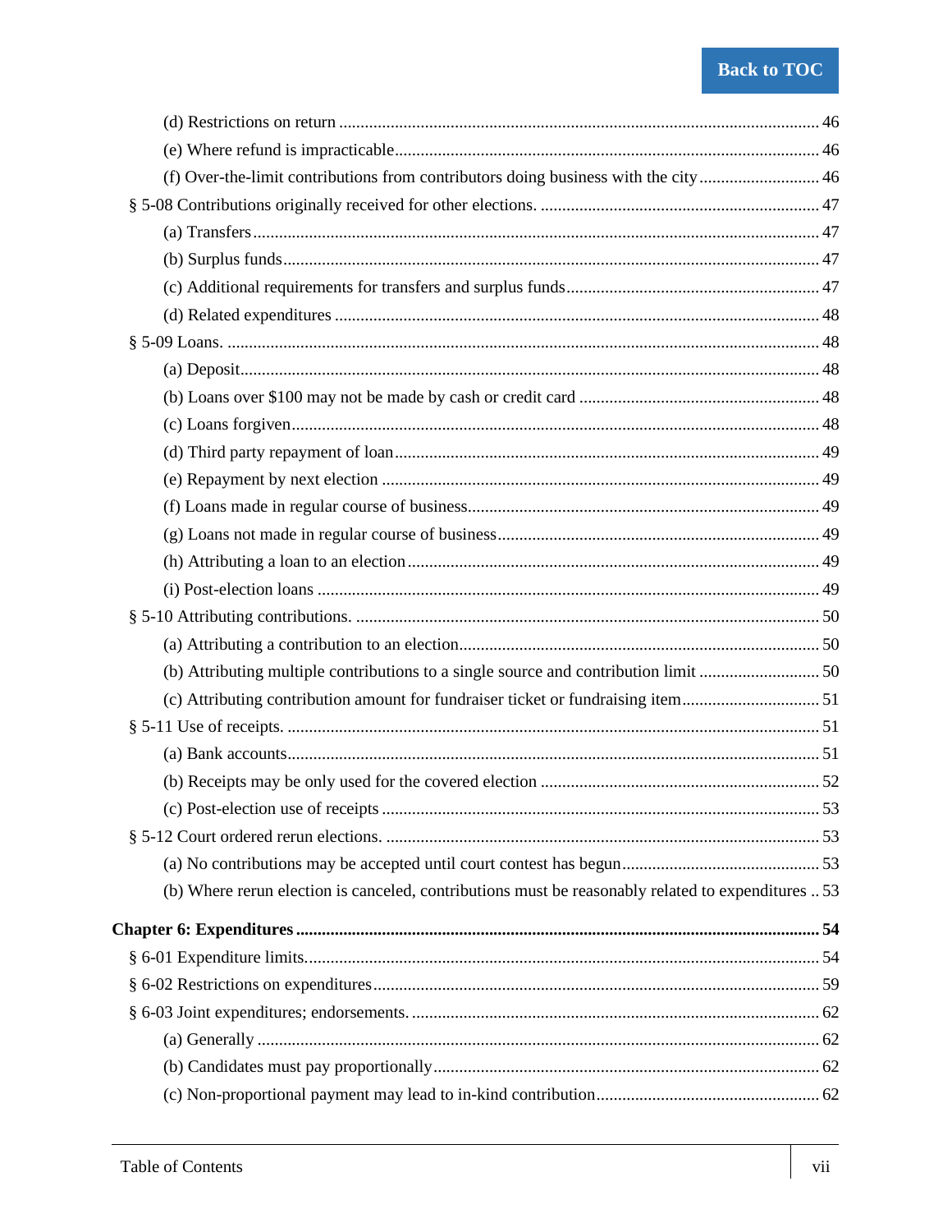(d) Restrictions on return ........ 46

(e) Where refund is impracticable ........ 46

(f) Over-the-limit contributions from contributors doing business with the city ........ 46

§ 5-08 Contributions originally received for other elections. ........ 47

(a) Transfers ........ 47

(b) Surplus funds ........ 47

(c) Additional requirements for transfers and surplus funds ........ 47

(d) Related expenditures ........ 48

§ 5-09 Loans. ........ 48

(a) Deposit ........ 48

(b) Loans over $100 may not be made by cash or credit card ........ 48

(c) Loans forgiven ........ 48

(d) Third party repayment of loan ........ 49

(e) Repayment by next election ........ 49

(f) Loans made in regular course of business ........ 49

(g) Loans not made in regular course of business ........ 49

(h) Attributing a loan to an election ........ 49

(i) Post-election loans ........ 49

§ 5-10 Attributing contributions. ........ 50

(a) Attributing a contribution to an election ........ 50

(b) Attributing multiple contributions to a single source and contribution limit ........ 50

(c) Attributing contribution amount for fundraiser ticket or fundraising item ........ 51

§ 5-11 Use of receipts. ........ 51

(a) Bank accounts ........ 51

(b) Receipts may be only used for the covered election ........ 52

(c) Post-election use of receipts ........ 53

§ 5-12 Court ordered rerun elections. ........ 53

(a) No contributions may be accepted until court contest has begun ........ 53

(b) Where rerun election is canceled, contributions must be reasonably related to expenditures .. 53

**Chapter 6: Expenditures ........ 54**

§ 6-01 Expenditure limits ........ 54

§ 6-02 Restrictions on expenditures ........ 59

§ 6-03 Joint expenditures; endorsements. ........ 62

(a) Generally ........ 62

(b) Candidates must pay proportionally ........ 62

(c) Non-proportional payment may lead to in-kind contribution ........ 62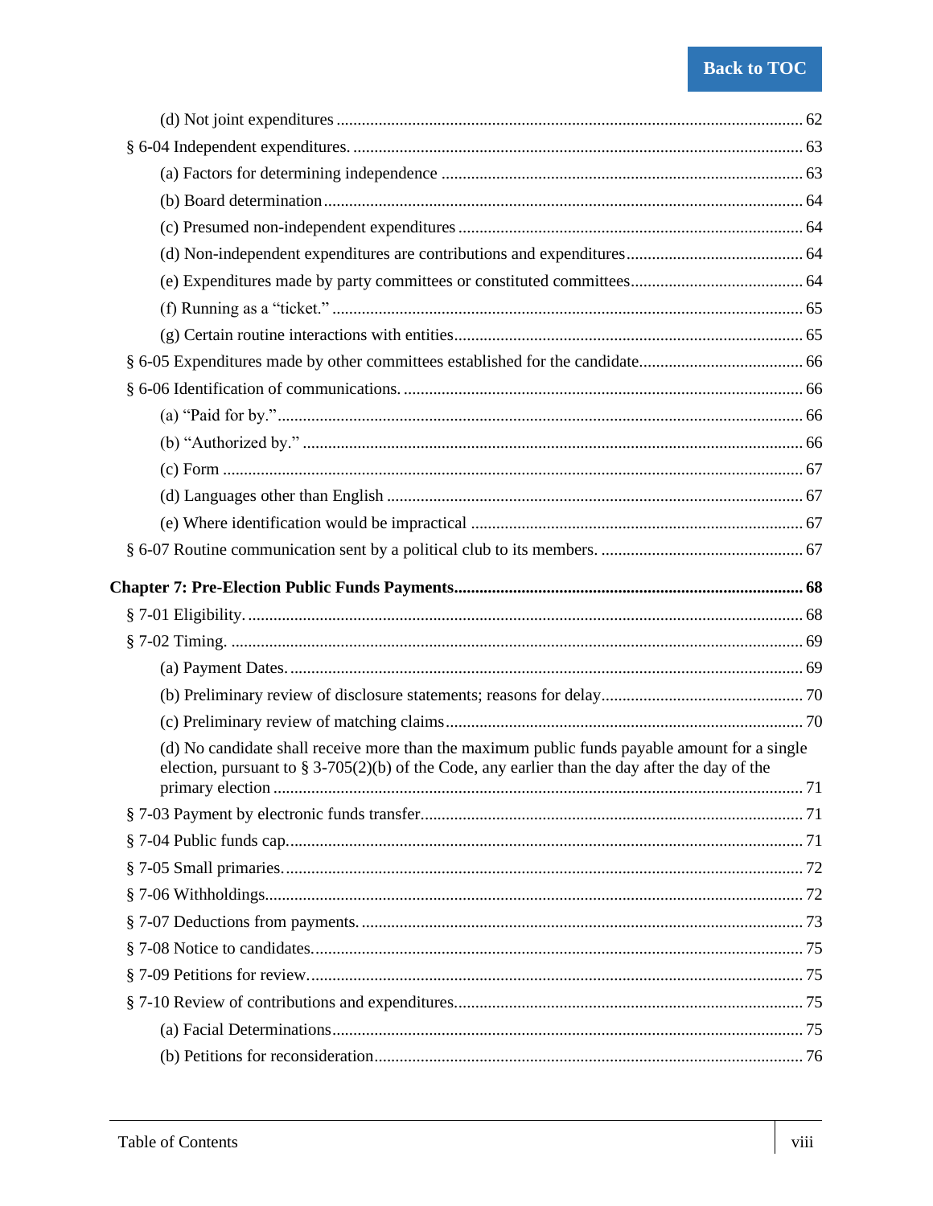(d) Not joint expenditures ... 62

§ 6-04 Independent expenditures. ... 63

(a) Factors for determining independence ... 63

(b) Board determination ... 64

(c) Presumed non-independent expenditures ... 64

(d) Non-independent expenditures are contributions and expenditures ... 64

(e) Expenditures made by party committees or constituted committees ... 64

(f) Running as a "ticket." ... 65

(g) Certain routine interactions with entities ... 65

§ 6-05 Expenditures made by other committees established for the candidate ... 66

§ 6-06 Identification of communications. ... 66

(a) "Paid for by." ... 66

(b) "Authorized by." ... 66

(c) Form ... 67

(d) Languages other than English ... 67

(e) Where identification would be impractical ... 67

§ 6-07 Routine communication sent by a political club to its members. ... 67

**Chapter 7: Pre-Election Public Funds Payments ... 68**

§ 7-01 Eligibility. ... 68

§ 7-02 Timing. ... 69

(a) Payment Dates. ... 69

(b) Preliminary review of disclosure statements; reasons for delay ... 70

(c) Preliminary review of matching claims ... 70

(d) No candidate shall receive more than the maximum public funds payable amount for a single election, pursuant to § 3-705(2)(b) of the Code, any earlier than the day after the day of the primary election ... 71

§ 7-03 Payment by electronic funds transfer ... 71

§ 7-04 Public funds cap. ... 71

§ 7-05 Small primaries. ... 72

§ 7-06 Withholdings. ... 72

§ 7-07 Deductions from payments. ... 73

§ 7-08 Notice to candidates. ... 75

§ 7-09 Petitions for review. ... 75

§ 7-10 Review of contributions and expenditures. ... 75

(a) Facial Determinations ... 75

(b) Petitions for reconsideration ... 76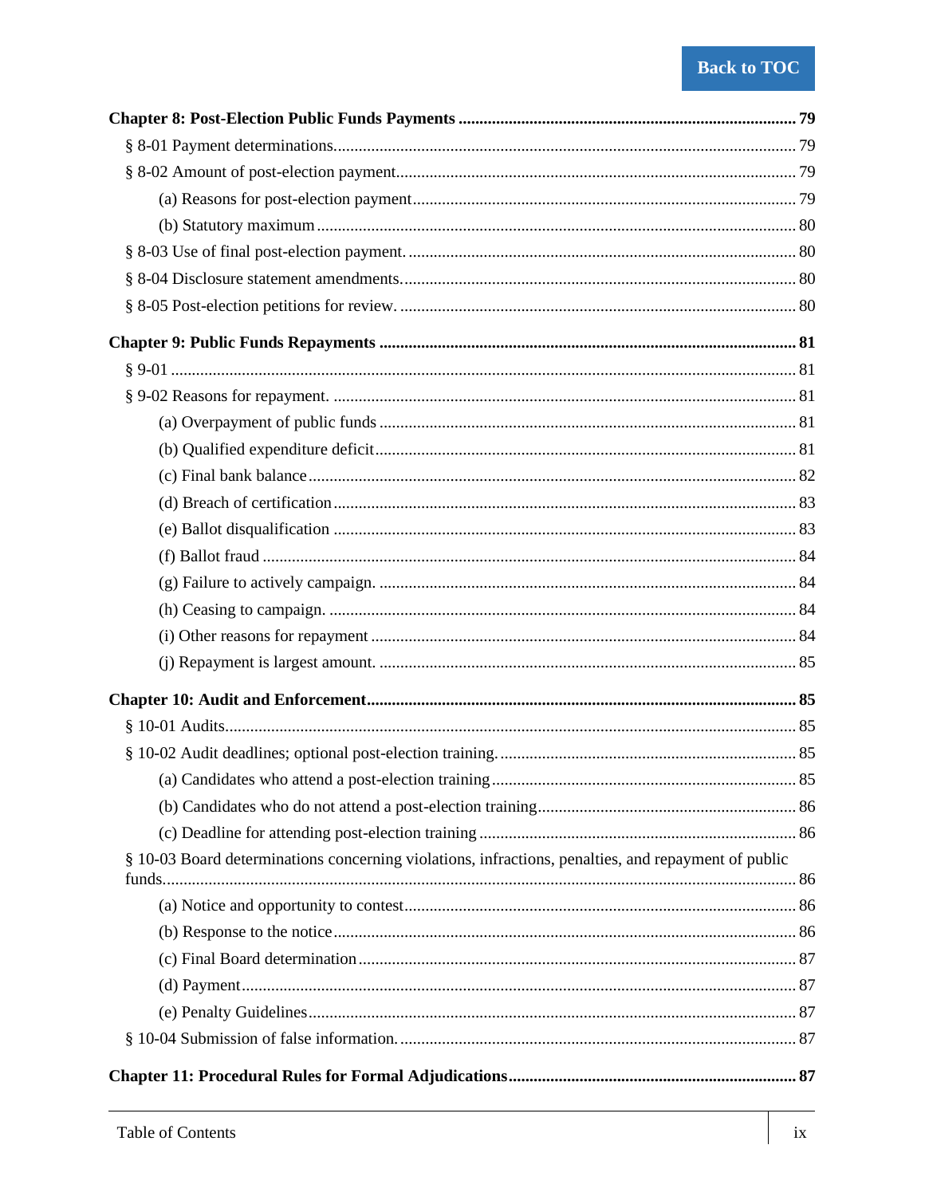**Chapter 8: Post-Election Public Funds Payments** ........ 79

- § 8-01 Payment determinations ........ 79
- § 8-02 Amount of post-election payment ........ 79
  - (a) Reasons for post-election payment ........ 79
  - (b) Statutory maximum ........ 80
- § 8-03 Use of final post-election payment. ........ 80
- § 8-04 Disclosure statement amendments. ........ 80
- § 8-05 Post-election petitions for review. ........ 80

**Chapter 9: Public Funds Repayments** ........ 81

- § 9-01 ........ 81
- § 9-02 Reasons for repayment. ........ 81
  - (a) Overpayment of public funds ........ 81
  - (b) Qualified expenditure deficit ........ 81
  - (c) Final bank balance ........ 82
  - (d) Breach of certification ........ 83
  - (e) Ballot disqualification ........ 83
  - (f) Ballot fraud ........ 84
  - (g) Failure to actively campaign. ........ 84
  - (h) Ceasing to campaign. ........ 84
  - (i) Other reasons for repayment ........ 84
  - (j) Repayment is largest amount. ........ 85

**Chapter 10: Audit and Enforcement** ........ 85

- § 10-01 Audits ........ 85
- § 10-02 Audit deadlines; optional post-election training. ........ 85
  - (a) Candidates who attend a post-election training ........ 85
  - (b) Candidates who do not attend a post-election training ........ 86
  - (c) Deadline for attending post-election training ........ 86
- § 10-03 Board determinations concerning violations, infractions, penalties, and repayment of public funds ........ 86
  - (a) Notice and opportunity to contest ........ 86
  - (b) Response to the notice ........ 86
  - (c) Final Board determination ........ 87
  - (d) Payment ........ 87
  - (e) Penalty Guidelines ........ 87
- § 10-04 Submission of false information. ........ 87

**Chapter 11: Procedural Rules for Formal Adjudications** ........ 87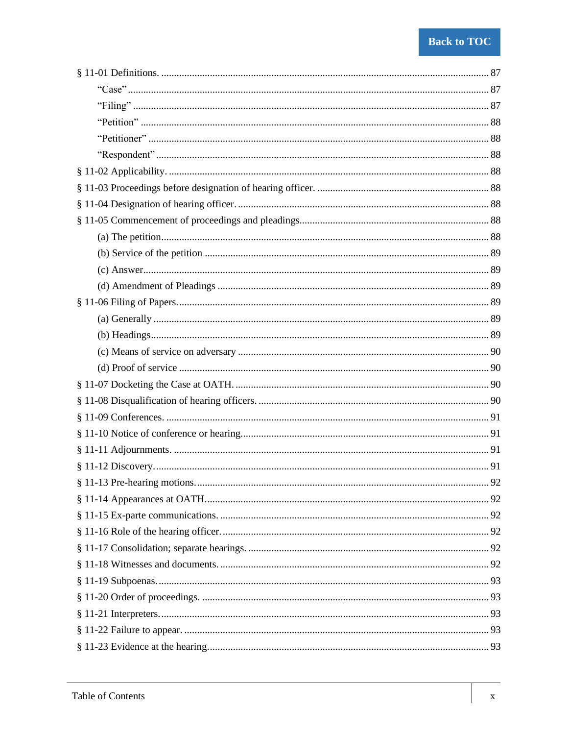§ 11-01 Definitions. .......... 87

- "Case" .......... 87
- "Filing" .......... 87
- "Petition" .......... 88
- "Petitioner" .......... 88
- "Respondent" .......... 88

§ 11-02 Applicability. .......... 88

§ 11-03 Proceedings before designation of hearing officer. .......... 88

§ 11-04 Designation of hearing officer. .......... 88

§ 11-05 Commencement of proceedings and pleadings. .......... 88

- (a) The petition .......... 88
- (b) Service of the petition .......... 89
- (c) Answer .......... 89
- (d) Amendment of Pleadings .......... 89

§ 11-06 Filing of Papers. .......... 89

- (a) Generally .......... 89
- (b) Headings .......... 89
- (c) Means of service on adversary .......... 90
- (d) Proof of service .......... 90

§ 11-07 Docketing the Case at OATH. .......... 90

§ 11-08 Disqualification of hearing officers. .......... 90

§ 11-09 Conferences. .......... 91

§ 11-10 Notice of conference or hearing. .......... 91

§ 11-11 Adjournments. .......... 91

§ 11-12 Discovery. .......... 91

§ 11-13 Pre-hearing motions. .......... 92

§ 11-14 Appearances at OATH. .......... 92

§ 11-15 Ex-parte communications. .......... 92

§ 11-16 Role of the hearing officer. .......... 92

§ 11-17 Consolidation; separate hearings. .......... 92

§ 11-18 Witnesses and documents. .......... 92

§ 11-19 Subpoenas. .......... 93

§ 11-20 Order of proceedings. .......... 93

§ 11-21 Interpreters. .......... 93

§ 11-22 Failure to appear. .......... 93

§ 11-23 Evidence at the hearing. .......... 93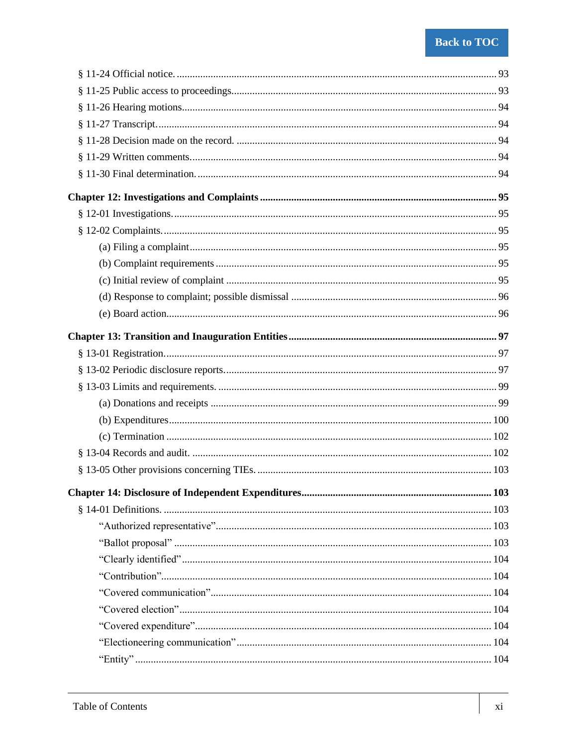§ 11-24 Official notice. .......... 93

§ 11-25 Public access to proceedings .......... 93

§ 11-26 Hearing motions .......... 94

§ 11-27 Transcript. .......... 94

§ 11-28 Decision made on the record. .......... 94

§ 11-29 Written comments. .......... 94

§ 11-30 Final determination. .......... 94

**Chapter 12: Investigations and Complaints .......... 95**

§ 12-01 Investigations. .......... 95

§ 12-02 Complaints. .......... 95

- (a) Filing a complaint .......... 95
- (b) Complaint requirements .......... 95
- (c) Initial review of complaint .......... 95
- (d) Response to complaint; possible dismissal .......... 96
- (e) Board action .......... 96

**Chapter 13: Transition and Inauguration Entities .......... 97**

§ 13-01 Registration. .......... 97

§ 13-02 Periodic disclosure reports. .......... 97

§ 13-03 Limits and requirements. .......... 99

- (a) Donations and receipts .......... 99
- (b) Expenditures .......... 100
- (c) Termination .......... 102

§ 13-04 Records and audit. .......... 102

§ 13-05 Other provisions concerning TIEs. .......... 103

**Chapter 14: Disclosure of Independent Expenditures .......... 103**

§ 14-01 Definitions. .......... 103

- "Authorized representative" .......... 103
- "Ballot proposal" .......... 103
- "Clearly identified" .......... 104
- "Contribution" .......... 104
- "Covered communication" .......... 104
- "Covered election" .......... 104
- "Covered expenditure" .......... 104
- "Electioneering communication" .......... 104
- "Entity" .......... 104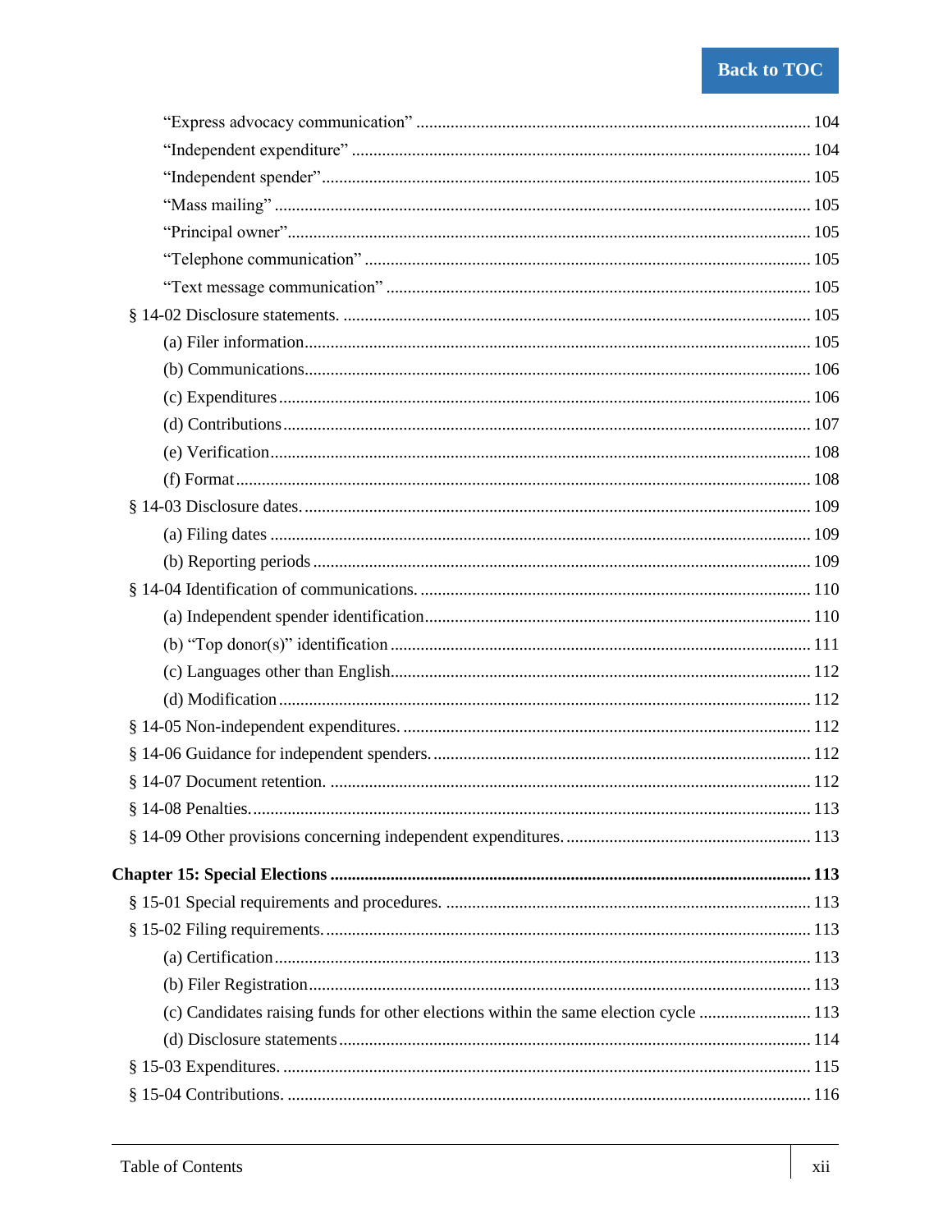“Express advocacy communication” .......... 104

“Independent expenditure” .......... 104

“Independent spender” .......... 105

“Mass mailing” .......... 105

“Principal owner” .......... 105

“Telephone communication” .......... 105

“Text message communication” .......... 105

§ 14-02 Disclosure statements. .......... 105

(a) Filer information .......... 105

(b) Communications .......... 106

(c) Expenditures .......... 106

(d) Contributions .......... 107

(e) Verification .......... 108

(f) Format .......... 108

§ 14-03 Disclosure dates. .......... 109

(a) Filing dates .......... 109

(b) Reporting periods .......... 109

§ 14-04 Identification of communications. .......... 110

(a) Independent spender identification .......... 110

(b) “Top donor(s)” identification .......... 111

(c) Languages other than English .......... 112

(d) Modification .......... 112

§ 14-05 Non-independent expenditures. .......... 112

§ 14-06 Guidance for independent spenders. .......... 112

§ 14-07 Document retention. .......... 112

§ 14-08 Penalties. .......... 113

§ 14-09 Other provisions concerning independent expenditures. .......... 113

**Chapter 15: Special Elections .......... 113**

§ 15-01 Special requirements and procedures. .......... 113

§ 15-02 Filing requirements. .......... 113

(a) Certification .......... 113

(b) Filer Registration .......... 113

(c) Candidates raising funds for other elections within the same election cycle .......... 113

(d) Disclosure statements .......... 114

§ 15-03 Expenditures. .......... 115

§ 15-04 Contributions. .......... 116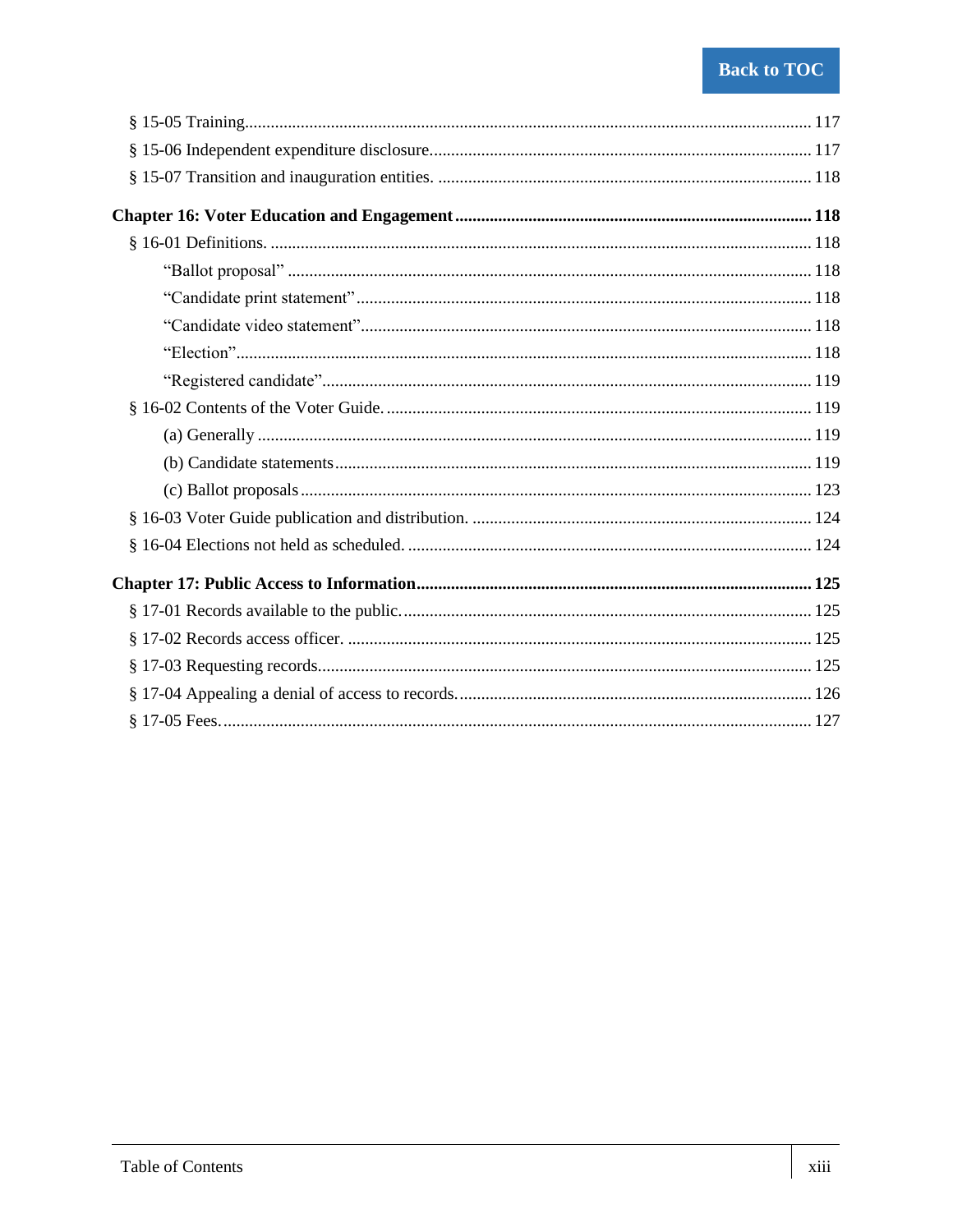§ 15-05 Training.......................................................................................................................... 117
§ 15-06 Independent expenditure disclosure............................................................................... 117
§ 15-07 Transition and inauguration entities. ............................................................................. 118

**Chapter 16: Voter Education and Engagement.............................................................................. 118**

§ 16-01 Definitions. .................................................................................................................... 118
- "Ballot proposal" ........................................................................................................... 118
- "Candidate print statement" .......................................................................................... 118
- "Candidate video statement".......................................................................................... 118
- "Election"....................................................................................................................... 118
- "Registered candidate"................................................................................................... 119

§ 16-02 Contents of the Voter Guide. ......................................................................................... 119
- (a) Generally ................................................................................................................... 119
- (b) Candidate statements ................................................................................................ 119
- (c) Ballot proposals ......................................................................................................... 123

§ 16-03 Voter Guide publication and distribution. .................................................................... 124
§ 16-04 Elections not held as scheduled. ................................................................................... 124

**Chapter 17: Public Access to Information..................................................................................... 125**

§ 17-01 Records available to the public...................................................................................... 125
§ 17-02 Records access officer. .................................................................................................. 125
§ 17-03 Requesting records........................................................................................................ 125
§ 17-04 Appealing a denial of access to records......................................................................... 126
§ 17-05 Fees................................................................................................................................ 127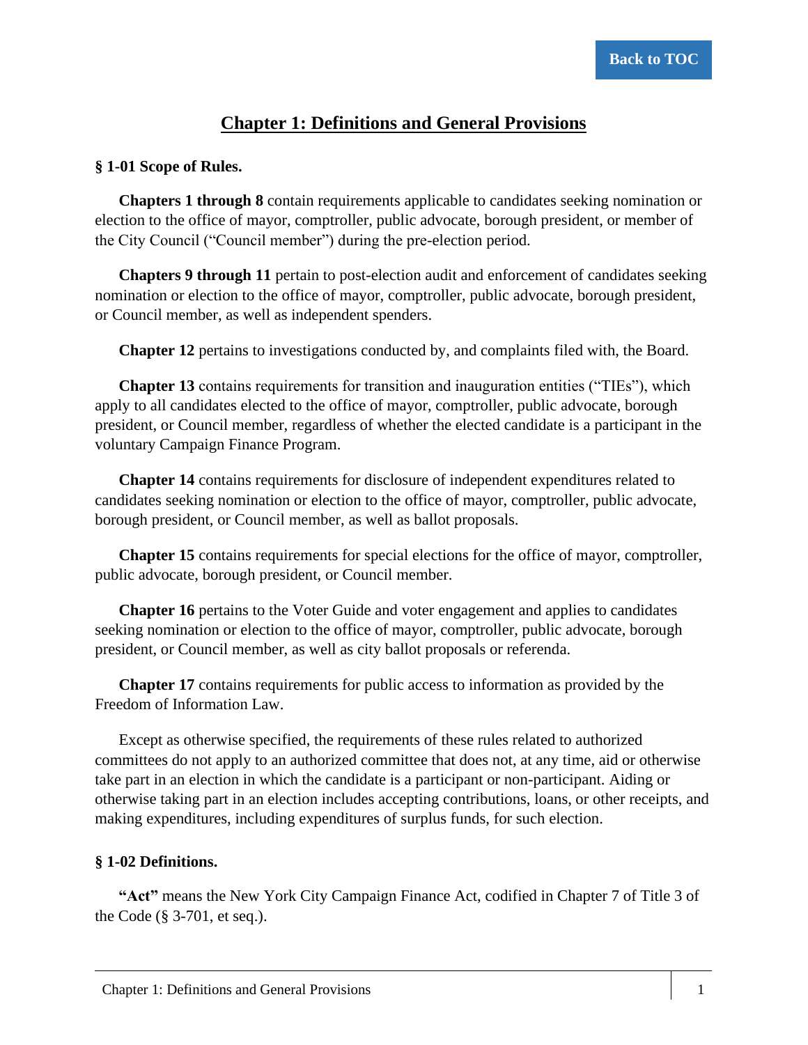# Chapter 1: Definitions and General Provisions

### § 1-01 Scope of Rules.

**Chapters 1 through 8** contain requirements applicable to candidates seeking nomination or election to the office of mayor, comptroller, public advocate, borough president, or member of the City Council ("Council member") during the pre-election period.

**Chapters 9 through 11** pertain to post-election audit and enforcement of candidates seeking nomination or election to the office of mayor, comptroller, public advocate, borough president, or Council member, as well as independent spenders.

**Chapter 12** pertains to investigations conducted by, and complaints filed with, the Board.

**Chapter 13** contains requirements for transition and inauguration entities ("TIEs"), which apply to all candidates elected to the office of mayor, comptroller, public advocate, borough president, or Council member, regardless of whether the elected candidate is a participant in the voluntary Campaign Finance Program.

**Chapter 14** contains requirements for disclosure of independent expenditures related to candidates seeking nomination or election to the office of mayor, comptroller, public advocate, borough president, or Council member, as well as ballot proposals.

**Chapter 15** contains requirements for special elections for the office of mayor, comptroller, public advocate, borough president, or Council member.

**Chapter 16** pertains to the Voter Guide and voter engagement and applies to candidates seeking nomination or election to the office of mayor, comptroller, public advocate, borough president, or Council member, as well as city ballot proposals or referenda.

**Chapter 17** contains requirements for public access to information as provided by the Freedom of Information Law.

Except as otherwise specified, the requirements of these rules related to authorized committees do not apply to an authorized committee that does not, at any time, aid or otherwise take part in an election in which the candidate is a participant or non-participant. Aiding or otherwise taking part in an election includes accepting contributions, loans, or other receipts, and making expenditures, including expenditures of surplus funds, for such election.

### § 1-02 Definitions.

**"Act"** means the New York City Campaign Finance Act, codified in Chapter 7 of Title 3 of the Code (§ 3-701, et seq.).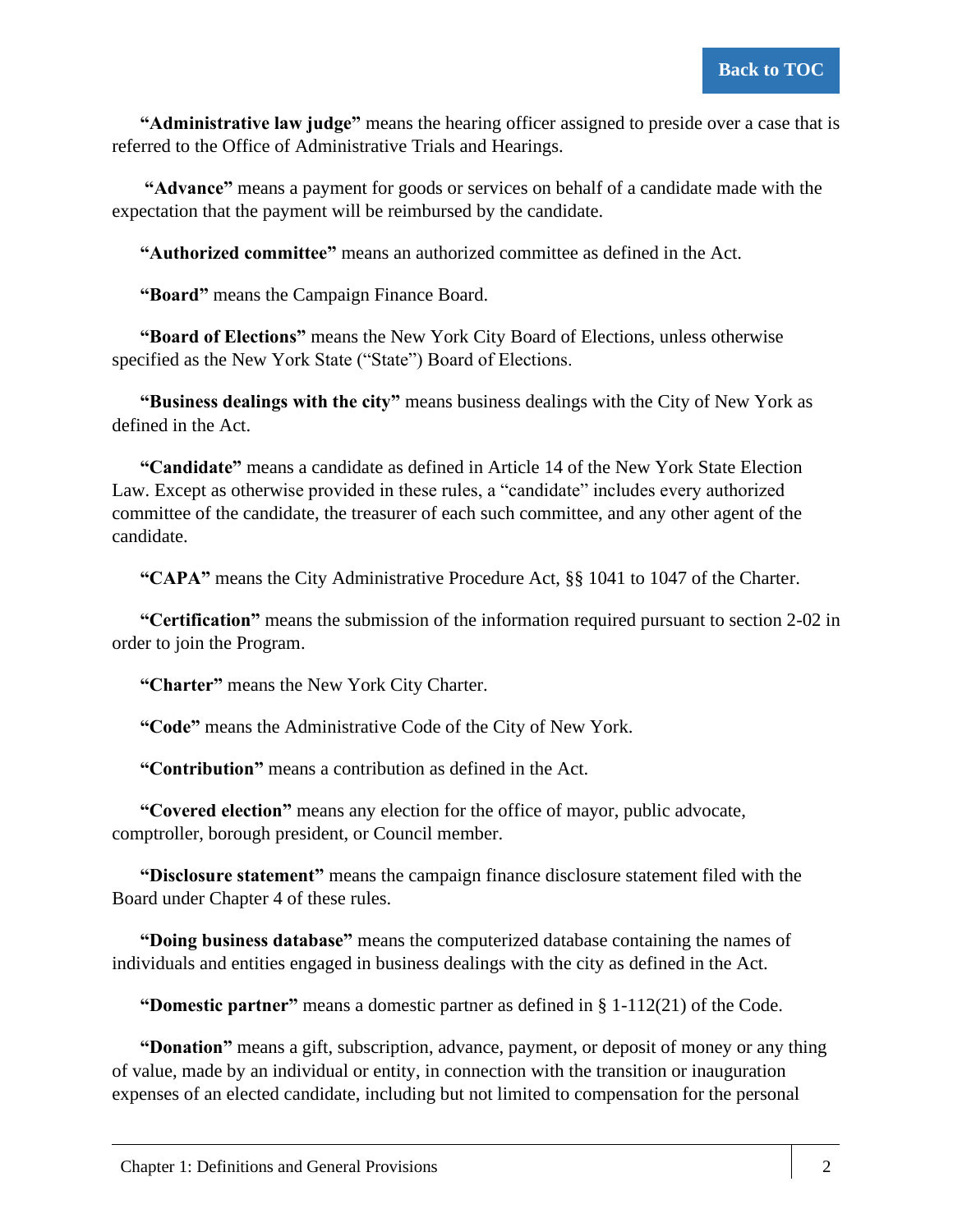**"Administrative law judge"** means the hearing officer assigned to preside over a case that is referred to the Office of Administrative Trials and Hearings.

**"Advance"** means a payment for goods or services on behalf of a candidate made with the expectation that the payment will be reimbursed by the candidate.

**"Authorized committee"** means an authorized committee as defined in the Act.

**"Board"** means the Campaign Finance Board.

**"Board of Elections"** means the New York City Board of Elections, unless otherwise specified as the New York State ("State") Board of Elections.

**"Business dealings with the city"** means business dealings with the City of New York as defined in the Act.

**"Candidate"** means a candidate as defined in Article 14 of the New York State Election Law. Except as otherwise provided in these rules, a "candidate" includes every authorized committee of the candidate, the treasurer of each such committee, and any other agent of the candidate.

**"CAPA"** means the City Administrative Procedure Act, §§ 1041 to 1047 of the Charter.

**"Certification"** means the submission of the information required pursuant to section 2-02 in order to join the Program.

**"Charter"** means the New York City Charter.

**"Code"** means the Administrative Code of the City of New York.

**"Contribution"** means a contribution as defined in the Act.

**"Covered election"** means any election for the office of mayor, public advocate, comptroller, borough president, or Council member.

**"Disclosure statement"** means the campaign finance disclosure statement filed with the Board under Chapter 4 of these rules.

**"Doing business database"** means the computerized database containing the names of individuals and entities engaged in business dealings with the city as defined in the Act.

**"Domestic partner"** means a domestic partner as defined in § 1-112(21) of the Code.

**"Donation"** means a gift, subscription, advance, payment, or deposit of money or any thing of value, made by an individual or entity, in connection with the transition or inauguration expenses of an elected candidate, including but not limited to compensation for the personal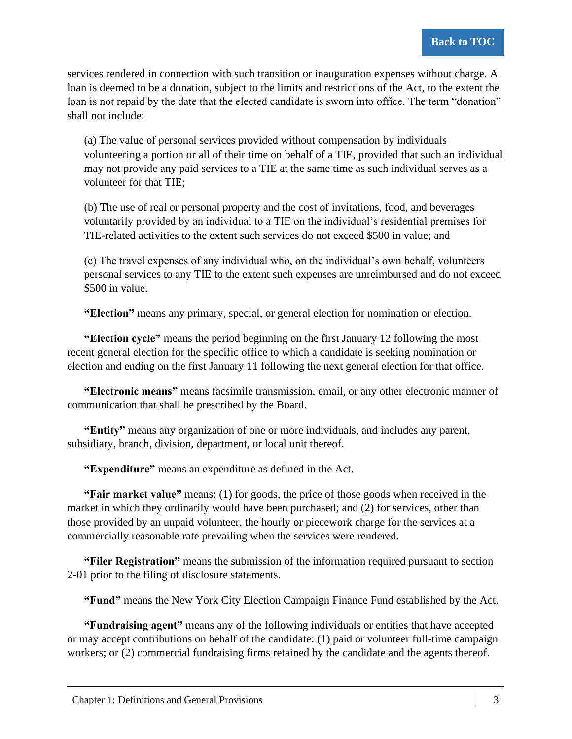services rendered in connection with such transition or inauguration expenses without charge. A loan is deemed to be a donation, subject to the limits and restrictions of the Act, to the extent the loan is not repaid by the date that the elected candidate is sworn into office. The term "donation" shall not include:

(a) The value of personal services provided without compensation by individuals volunteering a portion or all of their time on behalf of a TIE, provided that such an individual may not provide any paid services to a TIE at the same time as such individual serves as a volunteer for that TIE;

(b) The use of real or personal property and the cost of invitations, food, and beverages voluntarily provided by an individual to a TIE on the individual's residential premises for TIE-related activities to the extent such services do not exceed $500 in value; and

(c) The travel expenses of any individual who, on the individual's own behalf, volunteers personal services to any TIE to the extent such expenses are unreimbursed and do not exceed $500 in value.

**"Election"** means any primary, special, or general election for nomination or election.

**"Election cycle"** means the period beginning on the first January 12 following the most recent general election for the specific office to which a candidate is seeking nomination or election and ending on the first January 11 following the next general election for that office.

**"Electronic means"** means facsimile transmission, email, or any other electronic manner of communication that shall be prescribed by the Board.

**"Entity"** means any organization of one or more individuals, and includes any parent, subsidiary, branch, division, department, or local unit thereof.

**"Expenditure"** means an expenditure as defined in the Act.

**"Fair market value"** means: (1) for goods, the price of those goods when received in the market in which they ordinarily would have been purchased; and (2) for services, other than those provided by an unpaid volunteer, the hourly or piecework charge for the services at a commercially reasonable rate prevailing when the services were rendered.

**"Filer Registration"** means the submission of the information required pursuant to section 2-01 prior to the filing of disclosure statements.

**"Fund"** means the New York City Election Campaign Finance Fund established by the Act.

**"Fundraising agent"** means any of the following individuals or entities that have accepted or may accept contributions on behalf of the candidate: (1) paid or volunteer full-time campaign workers; or (2) commercial fundraising firms retained by the candidate and the agents thereof.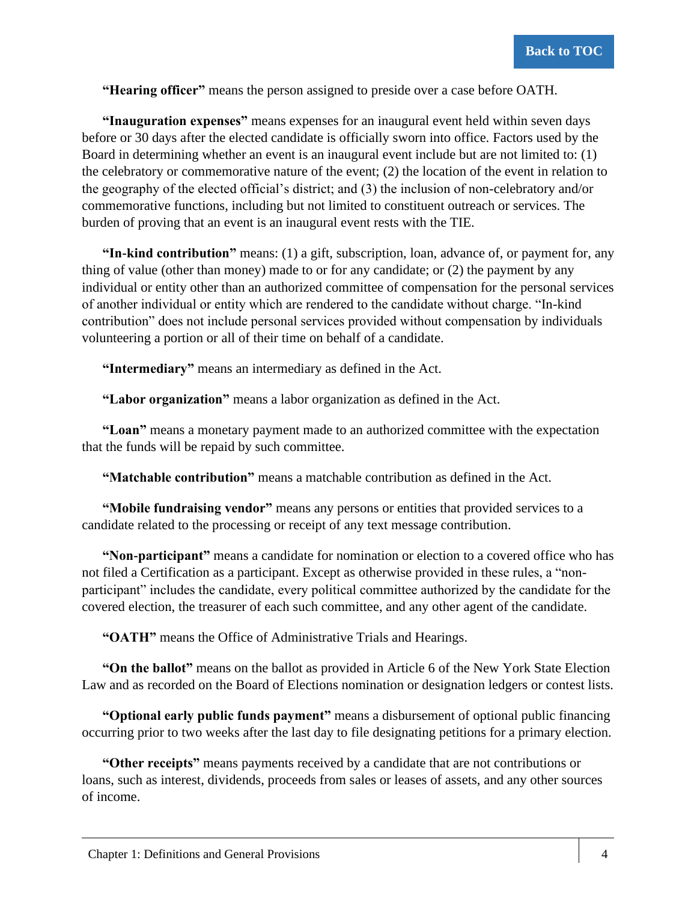**"Hearing officer"** means the person assigned to preside over a case before OATH.

**"Inauguration expenses"** means expenses for an inaugural event held within seven days before or 30 days after the elected candidate is officially sworn into office. Factors used by the Board in determining whether an event is an inaugural event include but are not limited to: (1) the celebratory or commemorative nature of the event; (2) the location of the event in relation to the geography of the elected official's district; and (3) the inclusion of non-celebratory and/or commemorative functions, including but not limited to constituent outreach or services. The burden of proving that an event is an inaugural event rests with the TIE.

**"In-kind contribution"** means: (1) a gift, subscription, loan, advance of, or payment for, any thing of value (other than money) made to or for any candidate; or (2) the payment by any individual or entity other than an authorized committee of compensation for the personal services of another individual or entity which are rendered to the candidate without charge. "In-kind contribution" does not include personal services provided without compensation by individuals volunteering a portion or all of their time on behalf of a candidate.

**"Intermediary"** means an intermediary as defined in the Act.

**"Labor organization"** means a labor organization as defined in the Act.

**"Loan"** means a monetary payment made to an authorized committee with the expectation that the funds will be repaid by such committee.

**"Matchable contribution"** means a matchable contribution as defined in the Act.

**"Mobile fundraising vendor"** means any persons or entities that provided services to a candidate related to the processing or receipt of any text message contribution.

**"Non-participant"** means a candidate for nomination or election to a covered office who has not filed a Certification as a participant. Except as otherwise provided in these rules, a "non-participant" includes the candidate, every political committee authorized by the candidate for the covered election, the treasurer of each such committee, and any other agent of the candidate.

**"OATH"** means the Office of Administrative Trials and Hearings.

**"On the ballot"** means on the ballot as provided in Article 6 of the New York State Election Law and as recorded on the Board of Elections nomination or designation ledgers or contest lists.

**"Optional early public funds payment"** means a disbursement of optional public financing occurring prior to two weeks after the last day to file designating petitions for a primary election.

**"Other receipts"** means payments received by a candidate that are not contributions or loans, such as interest, dividends, proceeds from sales or leases of assets, and any other sources of income.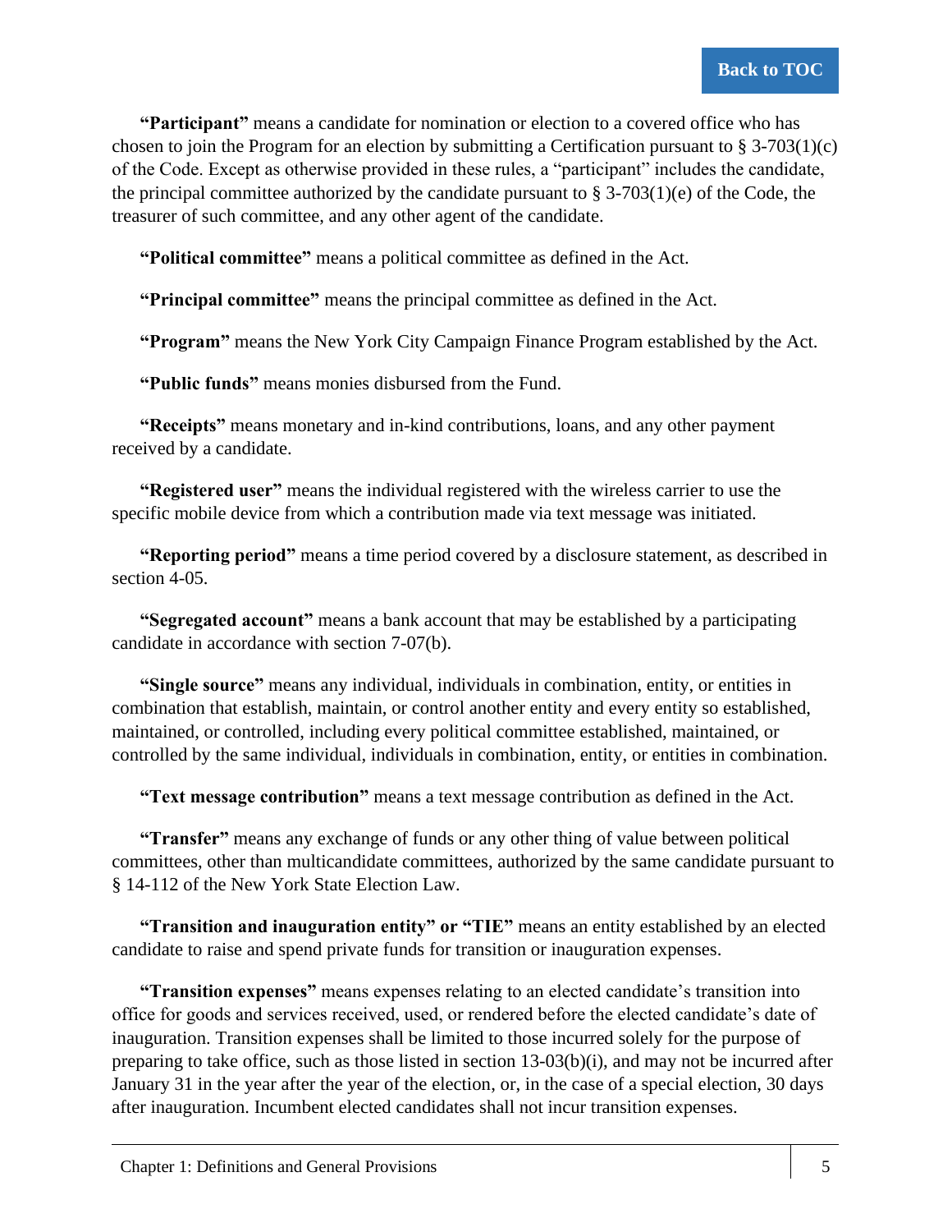**"Participant"** means a candidate for nomination or election to a covered office who has chosen to join the Program for an election by submitting a Certification pursuant to § 3-703(1)(c) of the Code. Except as otherwise provided in these rules, a "participant" includes the candidate, the principal committee authorized by the candidate pursuant to § 3-703(1)(e) of the Code, the treasurer of such committee, and any other agent of the candidate.

**"Political committee"** means a political committee as defined in the Act.

**"Principal committee"** means the principal committee as defined in the Act.

**"Program"** means the New York City Campaign Finance Program established by the Act.

**"Public funds"** means monies disbursed from the Fund.

**"Receipts"** means monetary and in-kind contributions, loans, and any other payment received by a candidate.

**"Registered user"** means the individual registered with the wireless carrier to use the specific mobile device from which a contribution made via text message was initiated.

**"Reporting period"** means a time period covered by a disclosure statement, as described in section 4-05.

**"Segregated account"** means a bank account that may be established by a participating candidate in accordance with section 7-07(b).

**"Single source"** means any individual, individuals in combination, entity, or entities in combination that establish, maintain, or control another entity and every entity so established, maintained, or controlled, including every political committee established, maintained, or controlled by the same individual, individuals in combination, entity, or entities in combination.

**"Text message contribution"** means a text message contribution as defined in the Act.

**"Transfer"** means any exchange of funds or any other thing of value between political committees, other than multicandidate committees, authorized by the same candidate pursuant to § 14-112 of the New York State Election Law.

**"Transition and inauguration entity" or "TIE"** means an entity established by an elected candidate to raise and spend private funds for transition or inauguration expenses.

**"Transition expenses"** means expenses relating to an elected candidate's transition into office for goods and services received, used, or rendered before the elected candidate's date of inauguration. Transition expenses shall be limited to those incurred solely for the purpose of preparing to take office, such as those listed in section 13-03(b)(i), and may not be incurred after January 31 in the year after the year of the election, or, in the case of a special election, 30 days after inauguration. Incumbent elected candidates shall not incur transition expenses.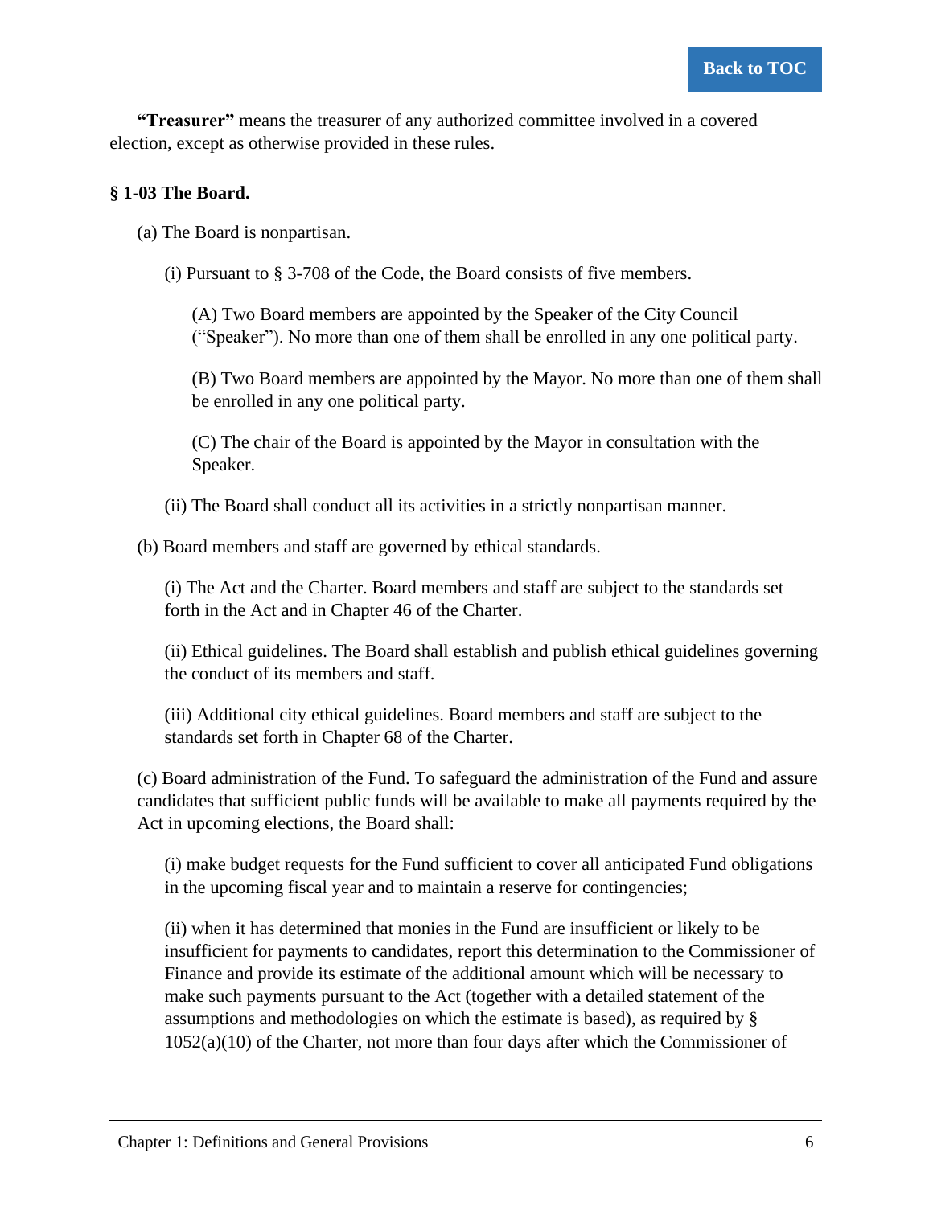**"Treasurer"** means the treasurer of any authorized committee involved in a covered election, except as otherwise provided in these rules.

**§ 1-03 The Board.**

(a) The Board is nonpartisan.

(i) Pursuant to § 3-708 of the Code, the Board consists of five members.

(A) Two Board members are appointed by the Speaker of the City Council ("Speaker"). No more than one of them shall be enrolled in any one political party.

(B) Two Board members are appointed by the Mayor. No more than one of them shall be enrolled in any one political party.

(C) The chair of the Board is appointed by the Mayor in consultation with the Speaker.

(ii) The Board shall conduct all its activities in a strictly nonpartisan manner.

(b) Board members and staff are governed by ethical standards.

(i) The Act and the Charter. Board members and staff are subject to the standards set forth in the Act and in Chapter 46 of the Charter.

(ii) Ethical guidelines. The Board shall establish and publish ethical guidelines governing the conduct of its members and staff.

(iii) Additional city ethical guidelines. Board members and staff are subject to the standards set forth in Chapter 68 of the Charter.

(c) Board administration of the Fund. To safeguard the administration of the Fund and assure candidates that sufficient public funds will be available to make all payments required by the Act in upcoming elections, the Board shall:

(i) make budget requests for the Fund sufficient to cover all anticipated Fund obligations in the upcoming fiscal year and to maintain a reserve for contingencies;

(ii) when it has determined that monies in the Fund are insufficient or likely to be insufficient for payments to candidates, report this determination to the Commissioner of Finance and provide its estimate of the additional amount which will be necessary to make such payments pursuant to the Act (together with a detailed statement of the assumptions and methodologies on which the estimate is based), as required by § 1052(a)(10) of the Charter, not more than four days after which the Commissioner of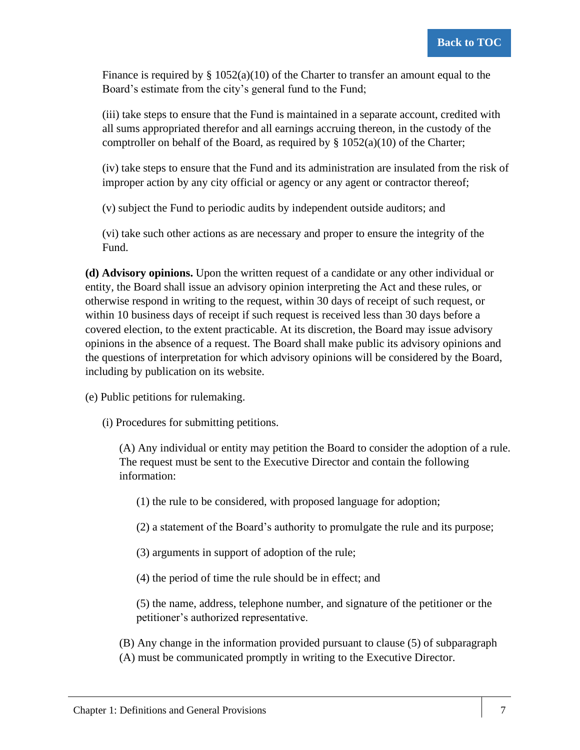Finance is required by § 1052(a)(10) of the Charter to transfer an amount equal to the Board's estimate from the city's general fund to the Fund;

(iii) take steps to ensure that the Fund is maintained in a separate account, credited with all sums appropriated therefor and all earnings accruing thereon, in the custody of the comptroller on behalf of the Board, as required by § 1052(a)(10) of the Charter;

(iv) take steps to ensure that the Fund and its administration are insulated from the risk of improper action by any city official or agency or any agent or contractor thereof;

(v) subject the Fund to periodic audits by independent outside auditors; and

(vi) take such other actions as are necessary and proper to ensure the integrity of the Fund.

**(d) Advisory opinions.** Upon the written request of a candidate or any other individual or entity, the Board shall issue an advisory opinion interpreting the Act and these rules, or otherwise respond in writing to the request, within 30 days of receipt of such request, or within 10 business days of receipt if such request is received less than 30 days before a covered election, to the extent practicable. At its discretion, the Board may issue advisory opinions in the absence of a request. The Board shall make public its advisory opinions and the questions of interpretation for which advisory opinions will be considered by the Board, including by publication on its website.

(e) Public petitions for rulemaking.

(i) Procedures for submitting petitions.

(A) Any individual or entity may petition the Board to consider the adoption of a rule. The request must be sent to the Executive Director and contain the following information:

(1) the rule to be considered, with proposed language for adoption;

(2) a statement of the Board's authority to promulgate the rule and its purpose;

(3) arguments in support of adoption of the rule;

(4) the period of time the rule should be in effect; and

(5) the name, address, telephone number, and signature of the petitioner or the petitioner's authorized representative.

(B) Any change in the information provided pursuant to clause (5) of subparagraph (A) must be communicated promptly in writing to the Executive Director.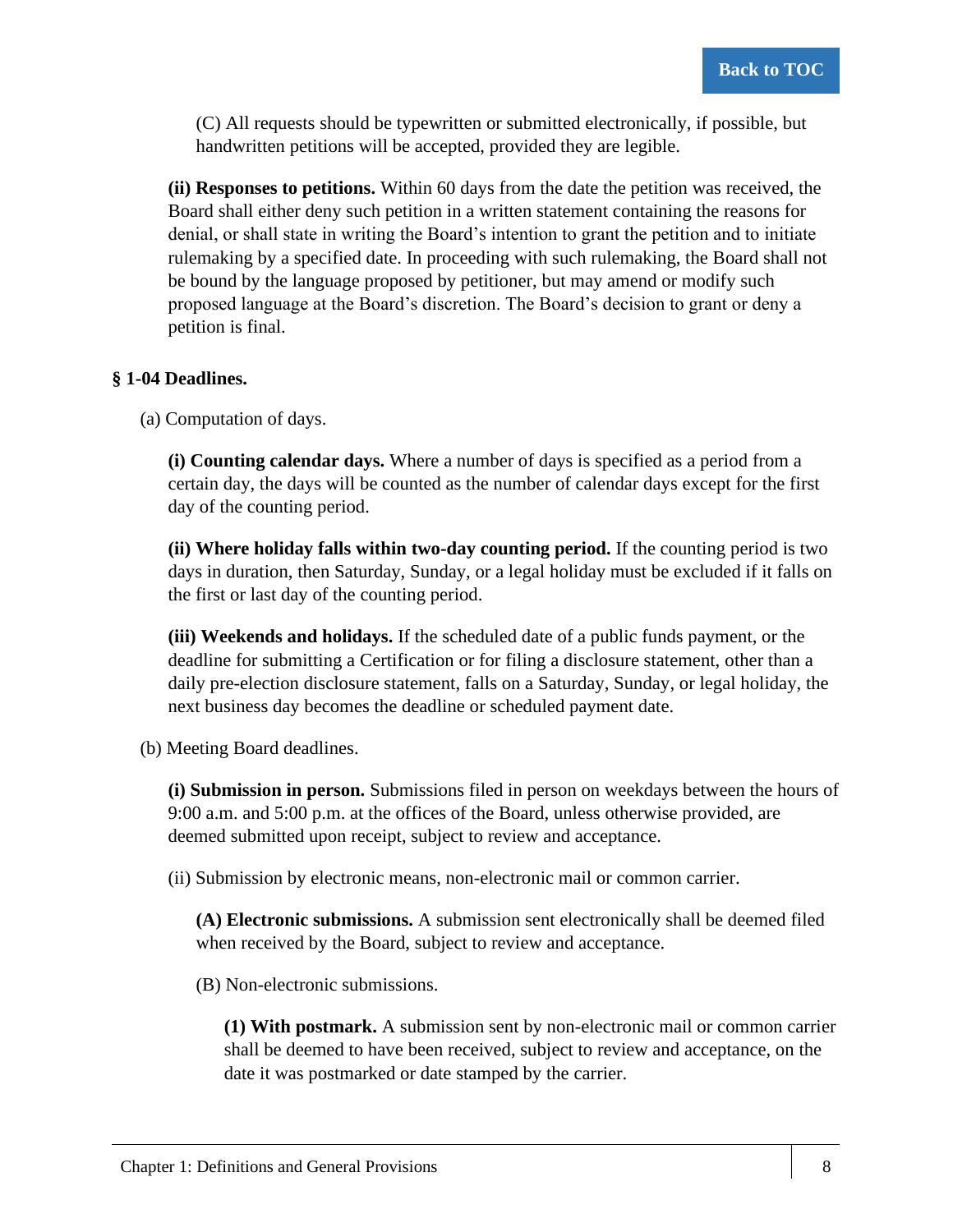(C) All requests should be typewritten or submitted electronically, if possible, but handwritten petitions will be accepted, provided they are legible.

**(ii) Responses to petitions.** Within 60 days from the date the petition was received, the Board shall either deny such petition in a written statement containing the reasons for denial, or shall state in writing the Board's intention to grant the petition and to initiate rulemaking by a specified date. In proceeding with such rulemaking, the Board shall not be bound by the language proposed by petitioner, but may amend or modify such proposed language at the Board's discretion. The Board's decision to grant or deny a petition is final.

**§ 1-04 Deadlines.**

(a) Computation of days.

**(i) Counting calendar days.** Where a number of days is specified as a period from a certain day, the days will be counted as the number of calendar days except for the first day of the counting period.

**(ii) Where holiday falls within two-day counting period.** If the counting period is two days in duration, then Saturday, Sunday, or a legal holiday must be excluded if it falls on the first or last day of the counting period.

**(iii) Weekends and holidays.** If the scheduled date of a public funds payment, or the deadline for submitting a Certification or for filing a disclosure statement, other than a daily pre-election disclosure statement, falls on a Saturday, Sunday, or legal holiday, the next business day becomes the deadline or scheduled payment date.

(b) Meeting Board deadlines.

**(i) Submission in person.** Submissions filed in person on weekdays between the hours of 9:00 a.m. and 5:00 p.m. at the offices of the Board, unless otherwise provided, are deemed submitted upon receipt, subject to review and acceptance.

(ii) Submission by electronic means, non-electronic mail or common carrier.

**(A) Electronic submissions.** A submission sent electronically shall be deemed filed when received by the Board, subject to review and acceptance.

(B) Non-electronic submissions.

**(1) With postmark.** A submission sent by non-electronic mail or common carrier shall be deemed to have been received, subject to review and acceptance, on the date it was postmarked or date stamped by the carrier.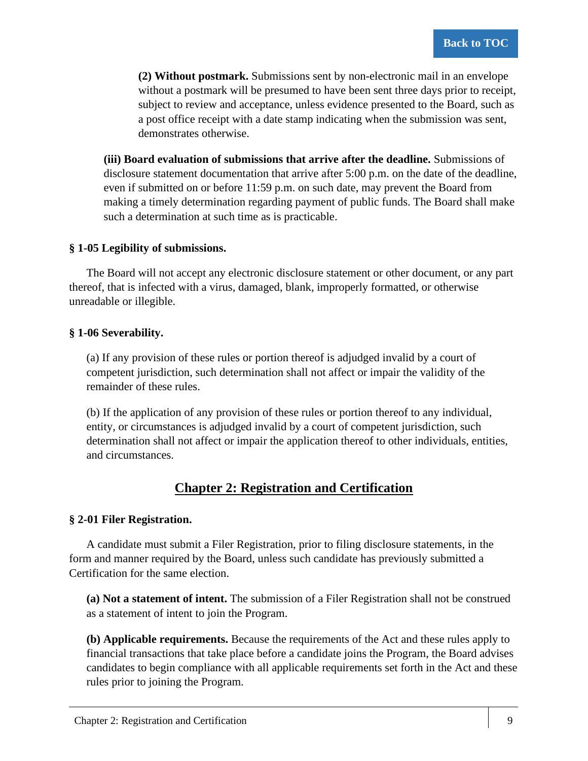**(2) Without postmark.** Submissions sent by non-electronic mail in an envelope without a postmark will be presumed to have been sent three days prior to receipt, subject to review and acceptance, unless evidence presented to the Board, such as a post office receipt with a date stamp indicating when the submission was sent, demonstrates otherwise.

**(iii) Board evaluation of submissions that arrive after the deadline.** Submissions of disclosure statement documentation that arrive after 5:00 p.m. on the date of the deadline, even if submitted on or before 11:59 p.m. on such date, may prevent the Board from making a timely determination regarding payment of public funds. The Board shall make such a determination at such time as is practicable.

### § 1-05 Legibility of submissions.

The Board will not accept any electronic disclosure statement or other document, or any part thereof, that is infected with a virus, damaged, blank, improperly formatted, or otherwise unreadable or illegible.

### § 1-06 Severability.

(a) If any provision of these rules or portion thereof is adjudged invalid by a court of competent jurisdiction, such determination shall not affect or impair the validity of the remainder of these rules.

(b) If the application of any provision of these rules or portion thereof to any individual, entity, or circumstances is adjudged invalid by a court of competent jurisdiction, such determination shall not affect or impair the application thereof to other individuals, entities, and circumstances.

## Chapter 2: Registration and Certification

### § 2-01 Filer Registration.

A candidate must submit a Filer Registration, prior to filing disclosure statements, in the form and manner required by the Board, unless such candidate has previously submitted a Certification for the same election.

**(a) Not a statement of intent.** The submission of a Filer Registration shall not be construed as a statement of intent to join the Program.

**(b) Applicable requirements.** Because the requirements of the Act and these rules apply to financial transactions that take place before a candidate joins the Program, the Board advises candidates to begin compliance with all applicable requirements set forth in the Act and these rules prior to joining the Program.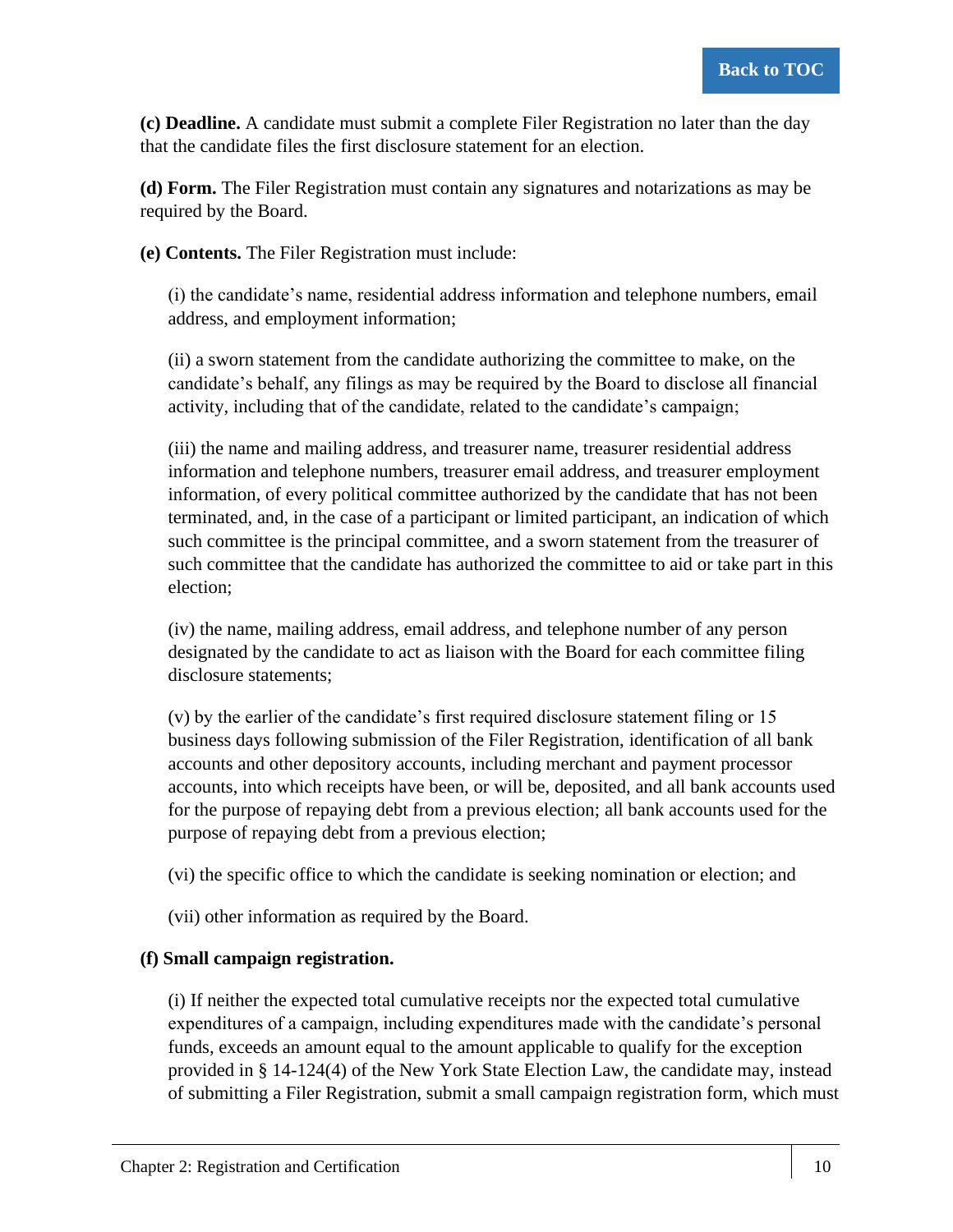**(c) Deadline.** A candidate must submit a complete Filer Registration no later than the day that the candidate files the first disclosure statement for an election.

**(d) Form.** The Filer Registration must contain any signatures and notarizations as may be required by the Board.

**(e) Contents.** The Filer Registration must include:

(i) the candidate's name, residential address information and telephone numbers, email address, and employment information;

(ii) a sworn statement from the candidate authorizing the committee to make, on the candidate's behalf, any filings as may be required by the Board to disclose all financial activity, including that of the candidate, related to the candidate's campaign;

(iii) the name and mailing address, and treasurer name, treasurer residential address information and telephone numbers, treasurer email address, and treasurer employment information, of every political committee authorized by the candidate that has not been terminated, and, in the case of a participant or limited participant, an indication of which such committee is the principal committee, and a sworn statement from the treasurer of such committee that the candidate has authorized the committee to aid or take part in this election;

(iv) the name, mailing address, email address, and telephone number of any person designated by the candidate to act as liaison with the Board for each committee filing disclosure statements;

(v) by the earlier of the candidate's first required disclosure statement filing or 15 business days following submission of the Filer Registration, identification of all bank accounts and other depository accounts, including merchant and payment processor accounts, into which receipts have been, or will be, deposited, and all bank accounts used for the purpose of repaying debt from a previous election; all bank accounts used for the purpose of repaying debt from a previous election;

(vi) the specific office to which the candidate is seeking nomination or election; and

(vii) other information as required by the Board.

**(f) Small campaign registration.**

(i) If neither the expected total cumulative receipts nor the expected total cumulative expenditures of a campaign, including expenditures made with the candidate's personal funds, exceeds an amount equal to the amount applicable to qualify for the exception provided in § 14-124(4) of the New York State Election Law, the candidate may, instead of submitting a Filer Registration, submit a small campaign registration form, which must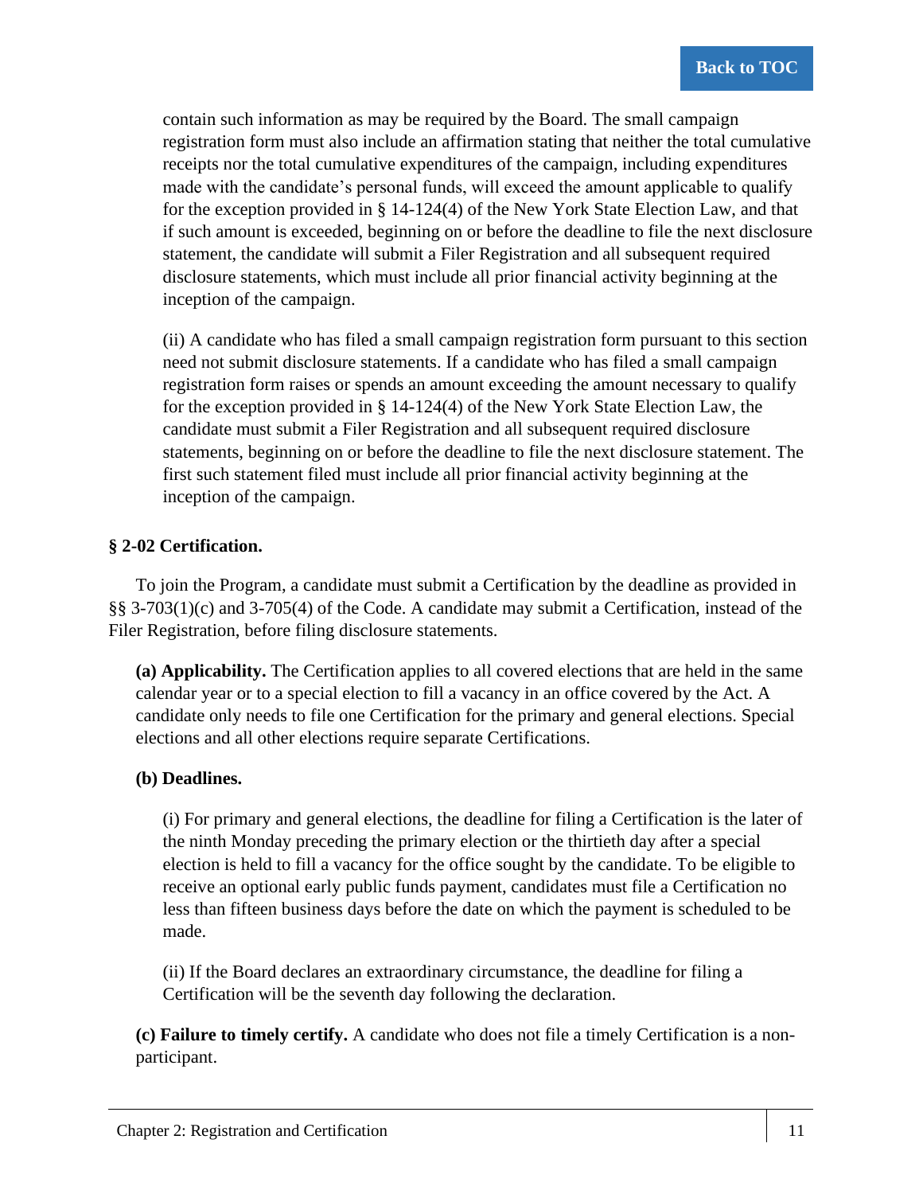contain such information as may be required by the Board. The small campaign registration form must also include an affirmation stating that neither the total cumulative receipts nor the total cumulative expenditures of the campaign, including expenditures made with the candidate's personal funds, will exceed the amount applicable to qualify for the exception provided in § 14-124(4) of the New York State Election Law, and that if such amount is exceeded, beginning on or before the deadline to file the next disclosure statement, the candidate will submit a Filer Registration and all subsequent required disclosure statements, which must include all prior financial activity beginning at the inception of the campaign.

(ii) A candidate who has filed a small campaign registration form pursuant to this section need not submit disclosure statements. If a candidate who has filed a small campaign registration form raises or spends an amount exceeding the amount necessary to qualify for the exception provided in § 14-124(4) of the New York State Election Law, the candidate must submit a Filer Registration and all subsequent required disclosure statements, beginning on or before the deadline to file the next disclosure statement. The first such statement filed must include all prior financial activity beginning at the inception of the campaign.

### § 2-02 Certification.

To join the Program, a candidate must submit a Certification by the deadline as provided in §§ 3-703(1)(c) and 3-705(4) of the Code. A candidate may submit a Certification, instead of the Filer Registration, before filing disclosure statements.

**(a) Applicability.** The Certification applies to all covered elections that are held in the same calendar year or to a special election to fill a vacancy in an office covered by the Act. A candidate only needs to file one Certification for the primary and general elections. Special elections and all other elections require separate Certifications.

**(b) Deadlines.**

(i) For primary and general elections, the deadline for filing a Certification is the later of the ninth Monday preceding the primary election or the thirtieth day after a special election is held to fill a vacancy for the office sought by the candidate. To be eligible to receive an optional early public funds payment, candidates must file a Certification no less than fifteen business days before the date on which the payment is scheduled to be made.

(ii) If the Board declares an extraordinary circumstance, the deadline for filing a Certification will be the seventh day following the declaration.

**(c) Failure to timely certify.** A candidate who does not file a timely Certification is a non-participant.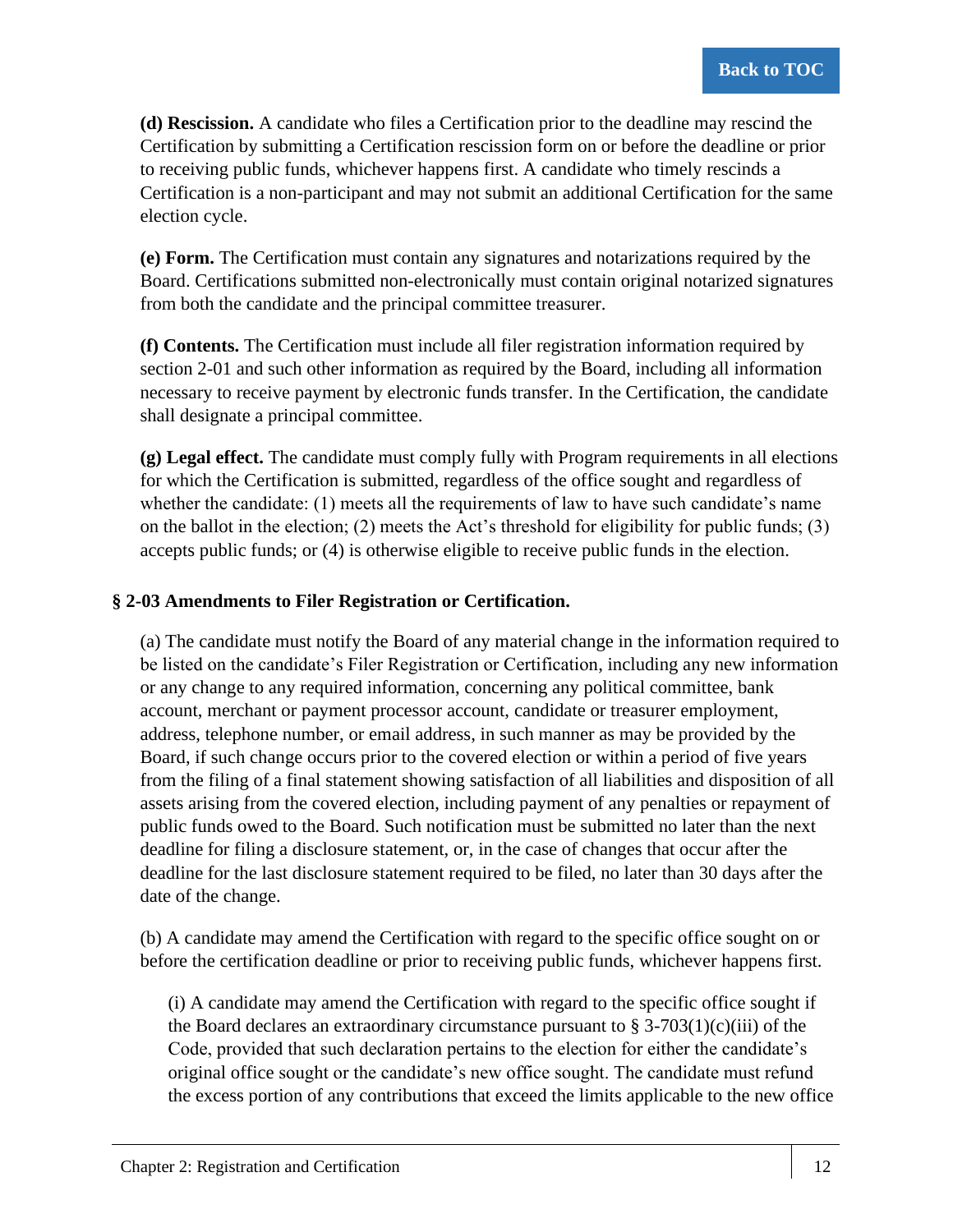**(d) Rescission.** A candidate who files a Certification prior to the deadline may rescind the Certification by submitting a Certification rescission form on or before the deadline or prior to receiving public funds, whichever happens first. A candidate who timely rescinds a Certification is a non-participant and may not submit an additional Certification for the same election cycle.

**(e) Form.** The Certification must contain any signatures and notarizations required by the Board. Certifications submitted non-electronically must contain original notarized signatures from both the candidate and the principal committee treasurer.

**(f) Contents.** The Certification must include all filer registration information required by section 2-01 and such other information as required by the Board, including all information necessary to receive payment by electronic funds transfer. In the Certification, the candidate shall designate a principal committee.

**(g) Legal effect.** The candidate must comply fully with Program requirements in all elections for which the Certification is submitted, regardless of the office sought and regardless of whether the candidate: (1) meets all the requirements of law to have such candidate's name on the ballot in the election; (2) meets the Act's threshold for eligibility for public funds; (3) accepts public funds; or (4) is otherwise eligible to receive public funds in the election.

### § 2-03 Amendments to Filer Registration or Certification.

(a) The candidate must notify the Board of any material change in the information required to be listed on the candidate's Filer Registration or Certification, including any new information or any change to any required information, concerning any political committee, bank account, merchant or payment processor account, candidate or treasurer employment, address, telephone number, or email address, in such manner as may be provided by the Board, if such change occurs prior to the covered election or within a period of five years from the filing of a final statement showing satisfaction of all liabilities and disposition of all assets arising from the covered election, including payment of any penalties or repayment of public funds owed to the Board. Such notification must be submitted no later than the next deadline for filing a disclosure statement, or, in the case of changes that occur after the deadline for the last disclosure statement required to be filed, no later than 30 days after the date of the change.

(b) A candidate may amend the Certification with regard to the specific office sought on or before the certification deadline or prior to receiving public funds, whichever happens first.

(i) A candidate may amend the Certification with regard to the specific office sought if the Board declares an extraordinary circumstance pursuant to § 3-703(1)(c)(iii) of the Code, provided that such declaration pertains to the election for either the candidate's original office sought or the candidate's new office sought. The candidate must refund the excess portion of any contributions that exceed the limits applicable to the new office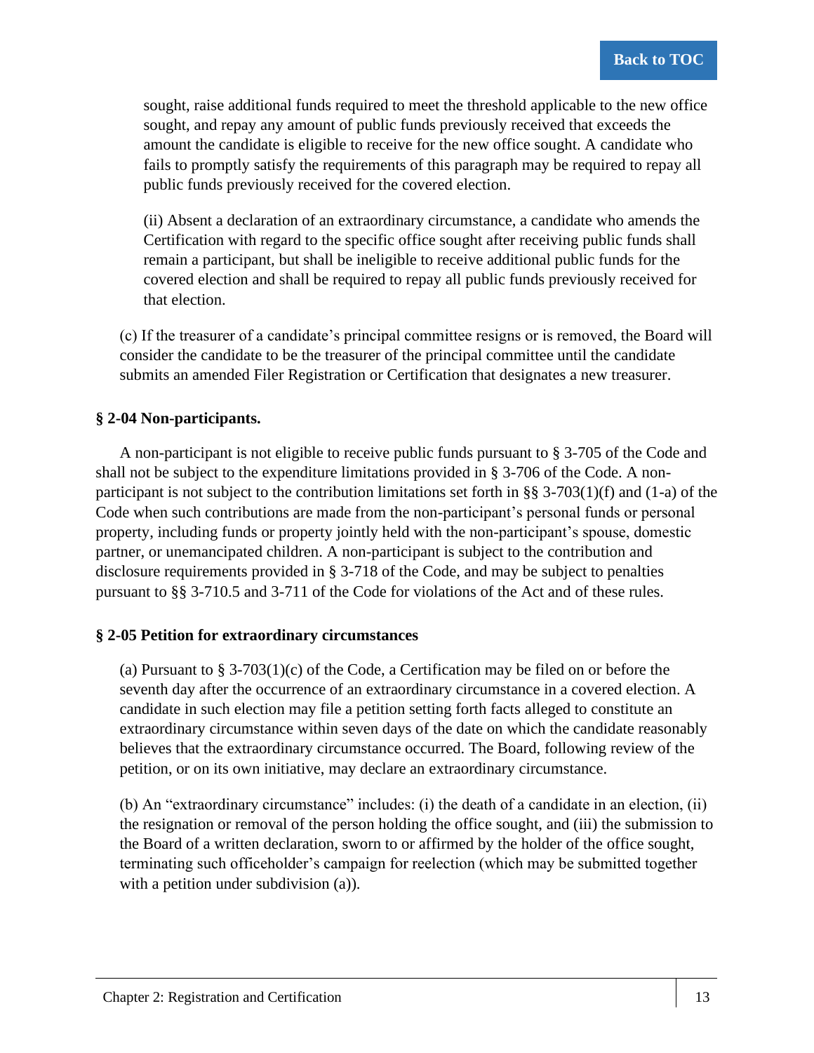sought, raise additional funds required to meet the threshold applicable to the new office sought, and repay any amount of public funds previously received that exceeds the amount the candidate is eligible to receive for the new office sought. A candidate who fails to promptly satisfy the requirements of this paragraph may be required to repay all public funds previously received for the covered election.

(ii) Absent a declaration of an extraordinary circumstance, a candidate who amends the Certification with regard to the specific office sought after receiving public funds shall remain a participant, but shall be ineligible to receive additional public funds for the covered election and shall be required to repay all public funds previously received for that election.

(c) If the treasurer of a candidate's principal committee resigns or is removed, the Board will consider the candidate to be the treasurer of the principal committee until the candidate submits an amended Filer Registration or Certification that designates a new treasurer.

### § 2-04 Non-participants.

A non-participant is not eligible to receive public funds pursuant to § 3-705 of the Code and shall not be subject to the expenditure limitations provided in § 3-706 of the Code. A non-participant is not subject to the contribution limitations set forth in §§ 3-703(1)(f) and (1-a) of the Code when such contributions are made from the non-participant's personal funds or personal property, including funds or property jointly held with the non-participant's spouse, domestic partner, or unemancipated children. A non-participant is subject to the contribution and disclosure requirements provided in § 3-718 of the Code, and may be subject to penalties pursuant to §§ 3-710.5 and 3-711 of the Code for violations of the Act and of these rules.

### § 2-05 Petition for extraordinary circumstances

(a) Pursuant to § 3-703(1)(c) of the Code, a Certification may be filed on or before the seventh day after the occurrence of an extraordinary circumstance in a covered election. A candidate in such election may file a petition setting forth facts alleged to constitute an extraordinary circumstance within seven days of the date on which the candidate reasonably believes that the extraordinary circumstance occurred. The Board, following review of the petition, or on its own initiative, may declare an extraordinary circumstance.

(b) An "extraordinary circumstance" includes: (i) the death of a candidate in an election, (ii) the resignation or removal of the person holding the office sought, and (iii) the submission to the Board of a written declaration, sworn to or affirmed by the holder of the office sought, terminating such officeholder's campaign for reelection (which may be submitted together with a petition under subdivision (a)).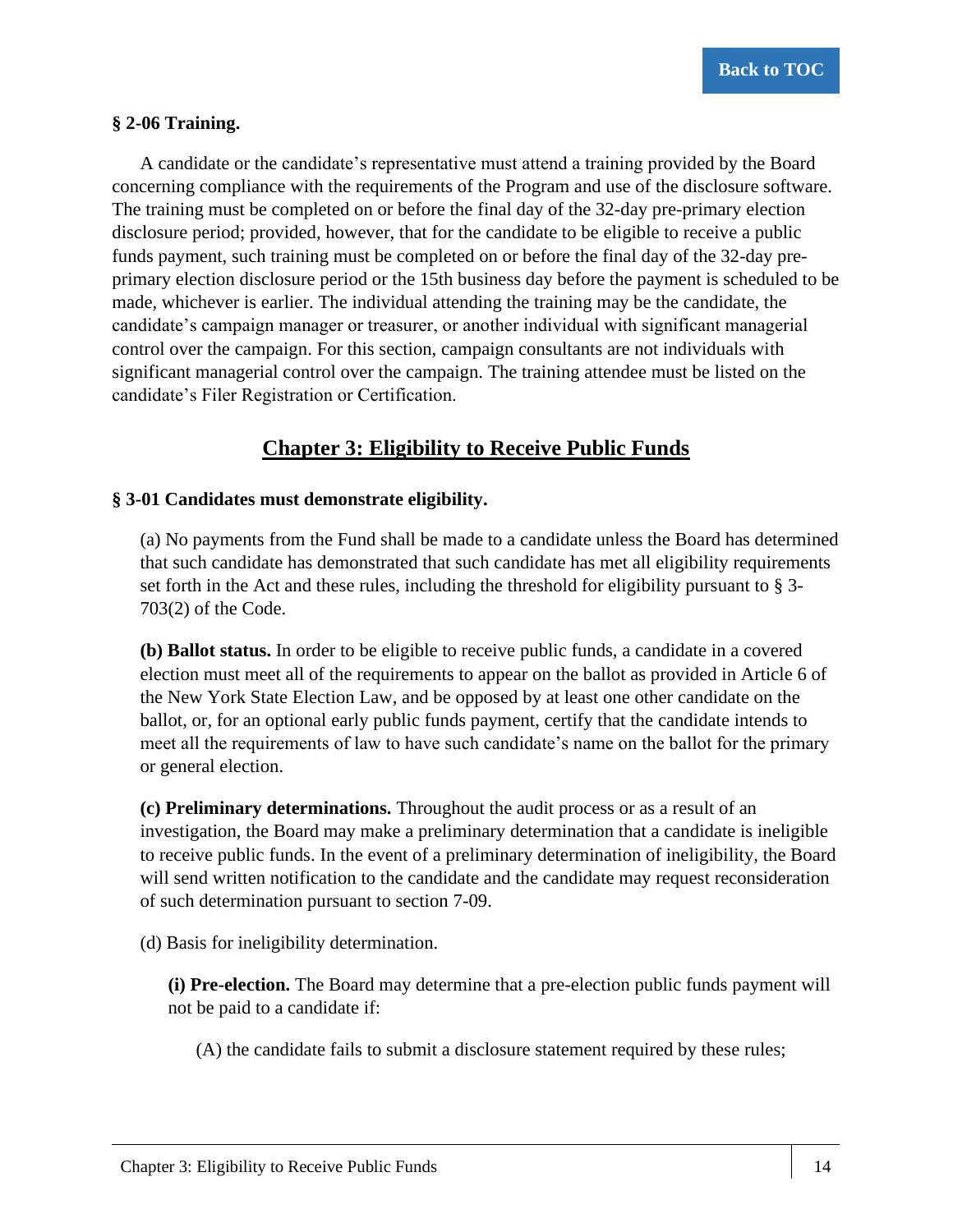**§ 2-06 Training.**

A candidate or the candidate's representative must attend a training provided by the Board concerning compliance with the requirements of the Program and use of the disclosure software. The training must be completed on or before the final day of the 32-day pre-primary election disclosure period; provided, however, that for the candidate to be eligible to receive a public funds payment, such training must be completed on or before the final day of the 32-day pre-primary election disclosure period or the 15th business day before the payment is scheduled to be made, whichever is earlier. The individual attending the training may be the candidate, the candidate's campaign manager or treasurer, or another individual with significant managerial control over the campaign. For this section, campaign consultants are not individuals with significant managerial control over the campaign. The training attendee must be listed on the candidate's Filer Registration or Certification.

## Chapter 3: Eligibility to Receive Public Funds

**§ 3-01 Candidates must demonstrate eligibility.**

(a) No payments from the Fund shall be made to a candidate unless the Board has determined that such candidate has demonstrated that such candidate has met all eligibility requirements set forth in the Act and these rules, including the threshold for eligibility pursuant to § 3-703(2) of the Code.

**(b) Ballot status.** In order to be eligible to receive public funds, a candidate in a covered election must meet all of the requirements to appear on the ballot as provided in Article 6 of the New York State Election Law, and be opposed by at least one other candidate on the ballot, or, for an optional early public funds payment, certify that the candidate intends to meet all the requirements of law to have such candidate's name on the ballot for the primary or general election.

**(c) Preliminary determinations.** Throughout the audit process or as a result of an investigation, the Board may make a preliminary determination that a candidate is ineligible to receive public funds. In the event of a preliminary determination of ineligibility, the Board will send written notification to the candidate and the candidate may request reconsideration of such determination pursuant to section 7-09.

(d) Basis for ineligibility determination.

**(i) Pre-election.** The Board may determine that a pre-election public funds payment will not be paid to a candidate if:

(A) the candidate fails to submit a disclosure statement required by these rules;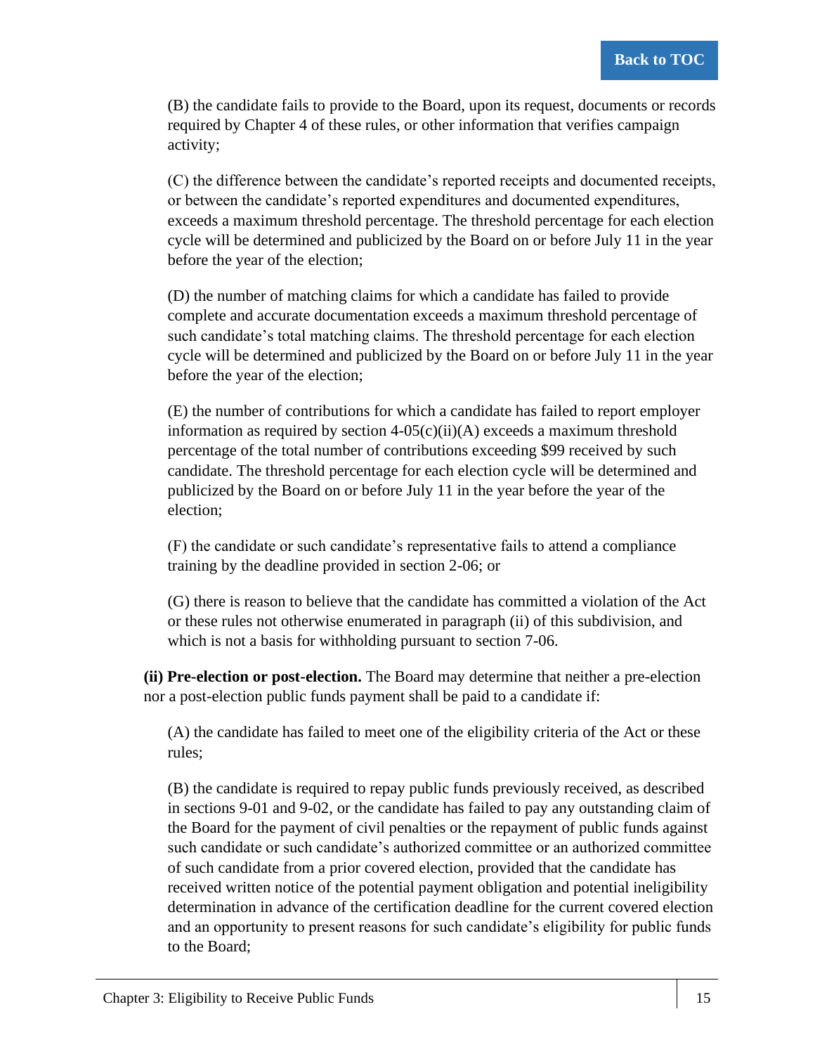(B) the candidate fails to provide to the Board, upon its request, documents or records required by Chapter 4 of these rules, or other information that verifies campaign activity;

(C) the difference between the candidate's reported receipts and documented receipts, or between the candidate's reported expenditures and documented expenditures, exceeds a maximum threshold percentage. The threshold percentage for each election cycle will be determined and publicized by the Board on or before July 11 in the year before the year of the election;

(D) the number of matching claims for which a candidate has failed to provide complete and accurate documentation exceeds a maximum threshold percentage of such candidate's total matching claims. The threshold percentage for each election cycle will be determined and publicized by the Board on or before July 11 in the year before the year of the election;

(E) the number of contributions for which a candidate has failed to report employer information as required by section 4-05(c)(ii)(A) exceeds a maximum threshold percentage of the total number of contributions exceeding $99 received by such candidate. The threshold percentage for each election cycle will be determined and publicized by the Board on or before July 11 in the year before the year of the election;

(F) the candidate or such candidate's representative fails to attend a compliance training by the deadline provided in section 2-06; or

(G) there is reason to believe that the candidate has committed a violation of the Act or these rules not otherwise enumerated in paragraph (ii) of this subdivision, and which is not a basis for withholding pursuant to section 7-06.

**(ii) Pre-election or post-election.** The Board may determine that neither a pre-election nor a post-election public funds payment shall be paid to a candidate if:

(A) the candidate has failed to meet one of the eligibility criteria of the Act or these rules;

(B) the candidate is required to repay public funds previously received, as described in sections 9-01 and 9-02, or the candidate has failed to pay any outstanding claim of the Board for the payment of civil penalties or the repayment of public funds against such candidate or such candidate's authorized committee or an authorized committee of such candidate from a prior covered election, provided that the candidate has received written notice of the potential payment obligation and potential ineligibility determination in advance of the certification deadline for the current covered election and an opportunity to present reasons for such candidate's eligibility for public funds to the Board;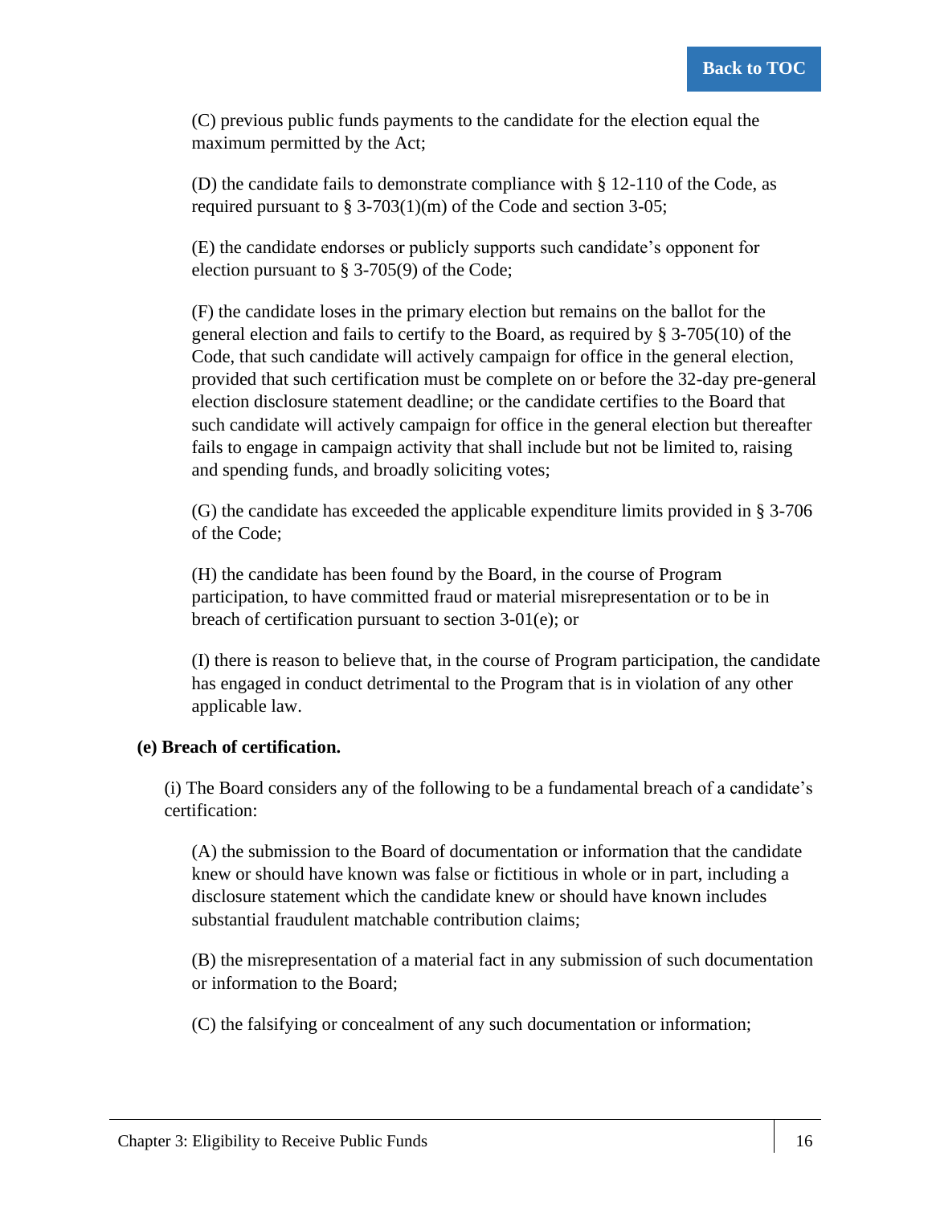(C) previous public funds payments to the candidate for the election equal the maximum permitted by the Act;

(D) the candidate fails to demonstrate compliance with § 12-110 of the Code, as required pursuant to § 3-703(1)(m) of the Code and section 3-05;

(E) the candidate endorses or publicly supports such candidate's opponent for election pursuant to § 3-705(9) of the Code;

(F) the candidate loses in the primary election but remains on the ballot for the general election and fails to certify to the Board, as required by § 3-705(10) of the Code, that such candidate will actively campaign for office in the general election, provided that such certification must be complete on or before the 32-day pre-general election disclosure statement deadline; or the candidate certifies to the Board that such candidate will actively campaign for office in the general election but thereafter fails to engage in campaign activity that shall include but not be limited to, raising and spending funds, and broadly soliciting votes;

(G) the candidate has exceeded the applicable expenditure limits provided in § 3-706 of the Code;

(H) the candidate has been found by the Board, in the course of Program participation, to have committed fraud or material misrepresentation or to be in breach of certification pursuant to section 3-01(e); or

(I) there is reason to believe that, in the course of Program participation, the candidate has engaged in conduct detrimental to the Program that is in violation of any other applicable law.

**(e) Breach of certification.**

(i) The Board considers any of the following to be a fundamental breach of a candidate's certification:

(A) the submission to the Board of documentation or information that the candidate knew or should have known was false or fictitious in whole or in part, including a disclosure statement which the candidate knew or should have known includes substantial fraudulent matchable contribution claims;

(B) the misrepresentation of a material fact in any submission of such documentation or information to the Board;

(C) the falsifying or concealment of any such documentation or information;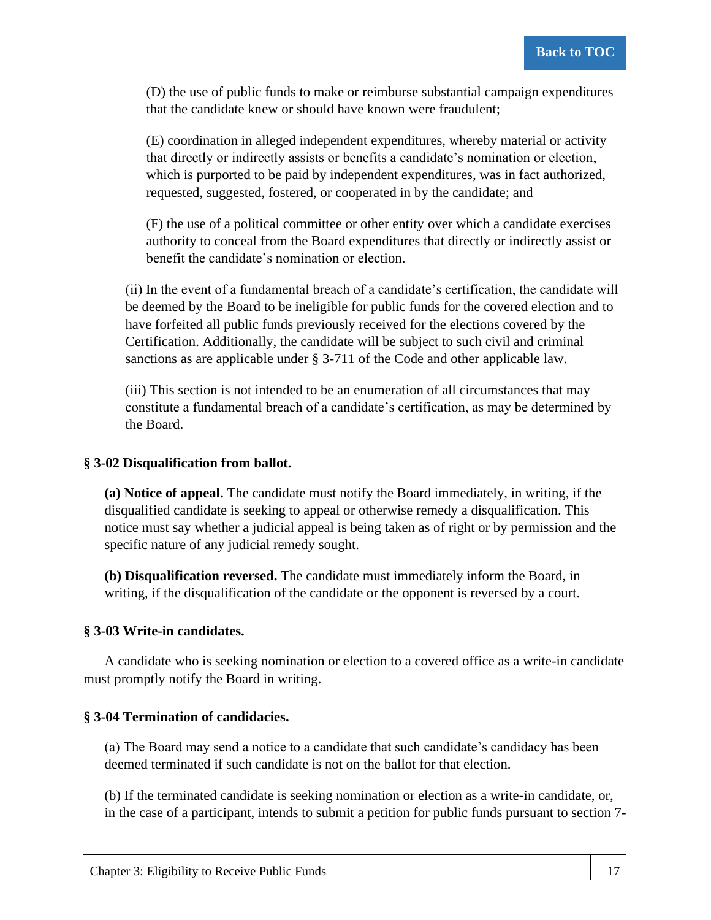(D) the use of public funds to make or reimburse substantial campaign expenditures that the candidate knew or should have known were fraudulent;

(E) coordination in alleged independent expenditures, whereby material or activity that directly or indirectly assists or benefits a candidate's nomination or election, which is purported to be paid by independent expenditures, was in fact authorized, requested, suggested, fostered, or cooperated in by the candidate; and

(F) the use of a political committee or other entity over which a candidate exercises authority to conceal from the Board expenditures that directly or indirectly assist or benefit the candidate's nomination or election.

(ii) In the event of a fundamental breach of a candidate's certification, the candidate will be deemed by the Board to be ineligible for public funds for the covered election and to have forfeited all public funds previously received for the elections covered by the Certification. Additionally, the candidate will be subject to such civil and criminal sanctions as are applicable under § 3-711 of the Code and other applicable law.

(iii) This section is not intended to be an enumeration of all circumstances that may constitute a fundamental breach of a candidate's certification, as may be determined by the Board.

### § 3-02 Disqualification from ballot.

**(a) Notice of appeal.** The candidate must notify the Board immediately, in writing, if the disqualified candidate is seeking to appeal or otherwise remedy a disqualification. This notice must say whether a judicial appeal is being taken as of right or by permission and the specific nature of any judicial remedy sought.

**(b) Disqualification reversed.** The candidate must immediately inform the Board, in writing, if the disqualification of the candidate or the opponent is reversed by a court.

### § 3-03 Write-in candidates.

A candidate who is seeking nomination or election to a covered office as a write-in candidate must promptly notify the Board in writing.

### § 3-04 Termination of candidacies.

(a) The Board may send a notice to a candidate that such candidate's candidacy has been deemed terminated if such candidate is not on the ballot for that election.

(b) If the terminated candidate is seeking nomination or election as a write-in candidate, or, in the case of a participant, intends to submit a petition for public funds pursuant to section 7-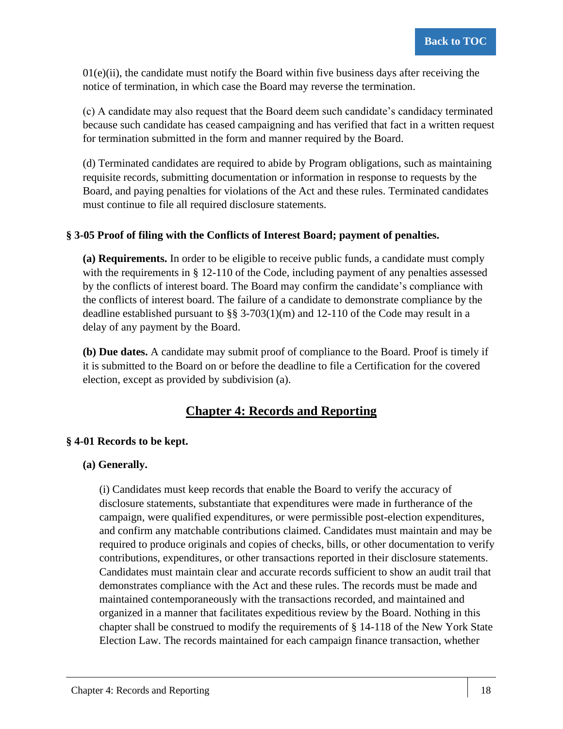01(e)(ii), the candidate must notify the Board within five business days after receiving the notice of termination, in which case the Board may reverse the termination.

(c) A candidate may also request that the Board deem such candidate's candidacy terminated because such candidate has ceased campaigning and has verified that fact in a written request for termination submitted in the form and manner required by the Board.

(d) Terminated candidates are required to abide by Program obligations, such as maintaining requisite records, submitting documentation or information in response to requests by the Board, and paying penalties for violations of the Act and these rules. Terminated candidates must continue to file all required disclosure statements.

### § 3-05 Proof of filing with the Conflicts of Interest Board; payment of penalties.

**(a) Requirements.** In order to be eligible to receive public funds, a candidate must comply with the requirements in § 12-110 of the Code, including payment of any penalties assessed by the conflicts of interest board. The Board may confirm the candidate's compliance with the conflicts of interest board. The failure of a candidate to demonstrate compliance by the deadline established pursuant to §§ 3-703(1)(m) and 12-110 of the Code may result in a delay of any payment by the Board.

**(b) Due dates.** A candidate may submit proof of compliance to the Board. Proof is timely if it is submitted to the Board on or before the deadline to file a Certification for the covered election, except as provided by subdivision (a).

## Chapter 4: Records and Reporting

### § 4-01 Records to be kept.

**(a) Generally.**

(i) Candidates must keep records that enable the Board to verify the accuracy of disclosure statements, substantiate that expenditures were made in furtherance of the campaign, were qualified expenditures, or were permissible post-election expenditures, and confirm any matchable contributions claimed. Candidates must maintain and may be required to produce originals and copies of checks, bills, or other documentation to verify contributions, expenditures, or other transactions reported in their disclosure statements. Candidates must maintain clear and accurate records sufficient to show an audit trail that demonstrates compliance with the Act and these rules. The records must be made and maintained contemporaneously with the transactions recorded, and maintained and organized in a manner that facilitates expeditious review by the Board. Nothing in this chapter shall be construed to modify the requirements of § 14-118 of the New York State Election Law. The records maintained for each campaign finance transaction, whether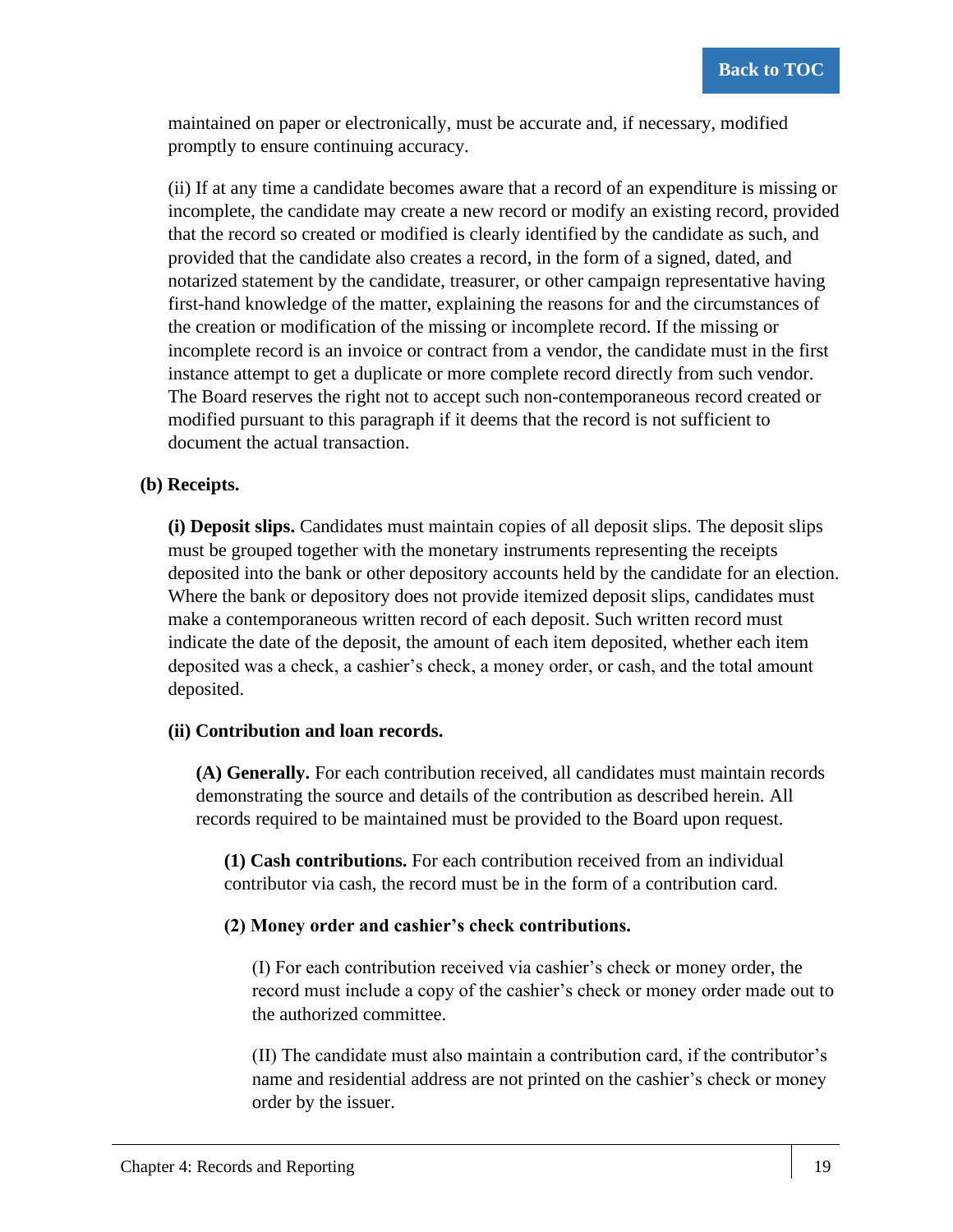maintained on paper or electronically, must be accurate and, if necessary, modified promptly to ensure continuing accuracy.

(ii) If at any time a candidate becomes aware that a record of an expenditure is missing or incomplete, the candidate may create a new record or modify an existing record, provided that the record so created or modified is clearly identified by the candidate as such, and provided that the candidate also creates a record, in the form of a signed, dated, and notarized statement by the candidate, treasurer, or other campaign representative having first-hand knowledge of the matter, explaining the reasons for and the circumstances of the creation or modification of the missing or incomplete record. If the missing or incomplete record is an invoice or contract from a vendor, the candidate must in the first instance attempt to get a duplicate or more complete record directly from such vendor. The Board reserves the right not to accept such non-contemporaneous record created or modified pursuant to this paragraph if it deems that the record is not sufficient to document the actual transaction.

**(b) Receipts.**

**(i) Deposit slips.** Candidates must maintain copies of all deposit slips. The deposit slips must be grouped together with the monetary instruments representing the receipts deposited into the bank or other depository accounts held by the candidate for an election. Where the bank or depository does not provide itemized deposit slips, candidates must make a contemporaneous written record of each deposit. Such written record must indicate the date of the deposit, the amount of each item deposited, whether each item deposited was a check, a cashier's check, a money order, or cash, and the total amount deposited.

**(ii) Contribution and loan records.**

**(A) Generally.** For each contribution received, all candidates must maintain records demonstrating the source and details of the contribution as described herein. All records required to be maintained must be provided to the Board upon request.

**(1) Cash contributions.** For each contribution received from an individual contributor via cash, the record must be in the form of a contribution card.

**(2) Money order and cashier's check contributions.**

(I) For each contribution received via cashier's check or money order, the record must include a copy of the cashier's check or money order made out to the authorized committee.

(II) The candidate must also maintain a contribution card, if the contributor's name and residential address are not printed on the cashier's check or money order by the issuer.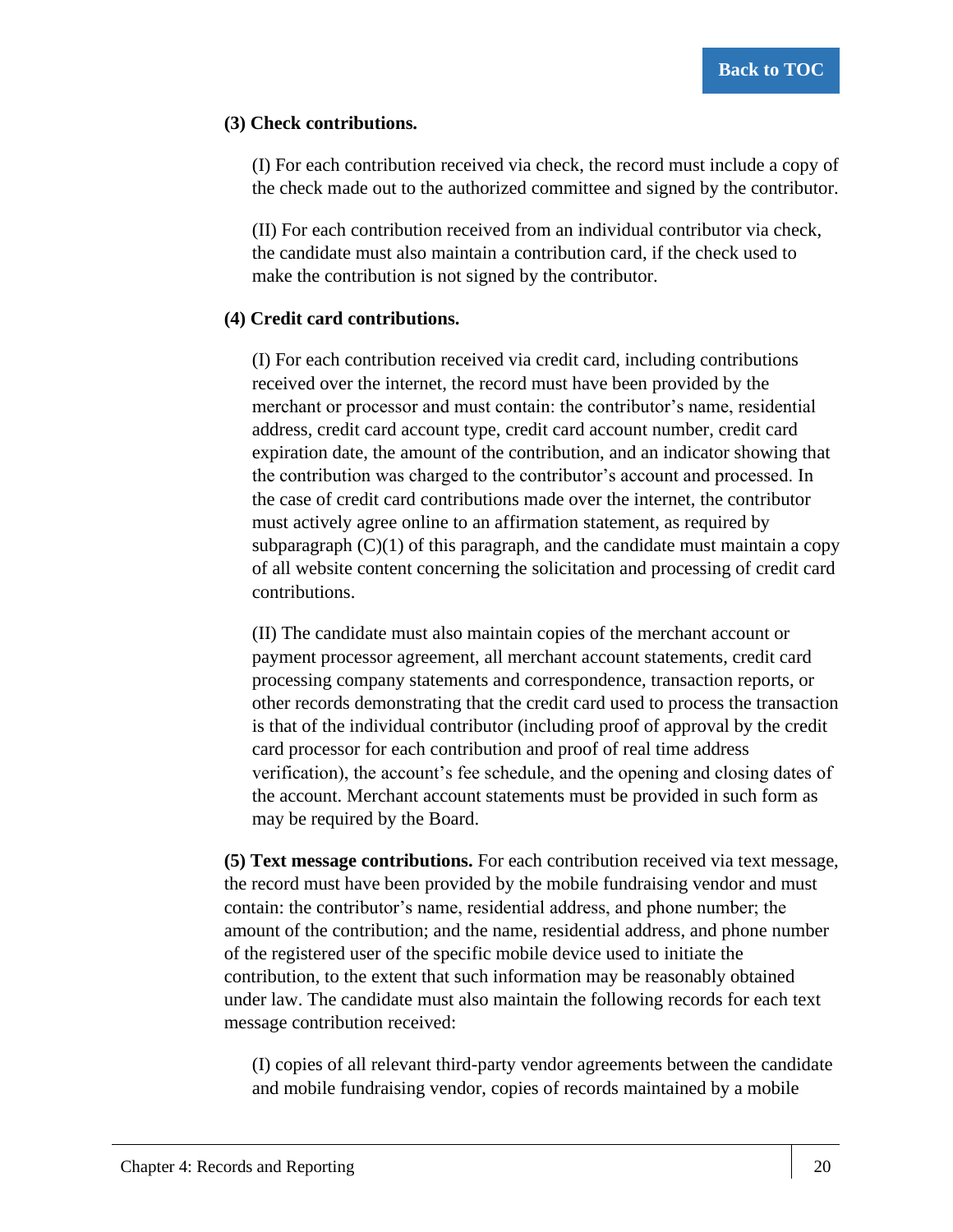**(3) Check contributions.**

(I) For each contribution received via check, the record must include a copy of the check made out to the authorized committee and signed by the contributor.

(II) For each contribution received from an individual contributor via check, the candidate must also maintain a contribution card, if the check used to make the contribution is not signed by the contributor.

**(4) Credit card contributions.**

(I) For each contribution received via credit card, including contributions received over the internet, the record must have been provided by the merchant or processor and must contain: the contributor's name, residential address, credit card account type, credit card account number, credit card expiration date, the amount of the contribution, and an indicator showing that the contribution was charged to the contributor's account and processed. In the case of credit card contributions made over the internet, the contributor must actively agree online to an affirmation statement, as required by subparagraph (C)(1) of this paragraph, and the candidate must maintain a copy of all website content concerning the solicitation and processing of credit card contributions.

(II) The candidate must also maintain copies of the merchant account or payment processor agreement, all merchant account statements, credit card processing company statements and correspondence, transaction reports, or other records demonstrating that the credit card used to process the transaction is that of the individual contributor (including proof of approval by the credit card processor for each contribution and proof of real time address verification), the account's fee schedule, and the opening and closing dates of the account. Merchant account statements must be provided in such form as may be required by the Board.

**(5) Text message contributions.** For each contribution received via text message, the record must have been provided by the mobile fundraising vendor and must contain: the contributor's name, residential address, and phone number; the amount of the contribution; and the name, residential address, and phone number of the registered user of the specific mobile device used to initiate the contribution, to the extent that such information may be reasonably obtained under law. The candidate must also maintain the following records for each text message contribution received:

(I) copies of all relevant third-party vendor agreements between the candidate and mobile fundraising vendor, copies of records maintained by a mobile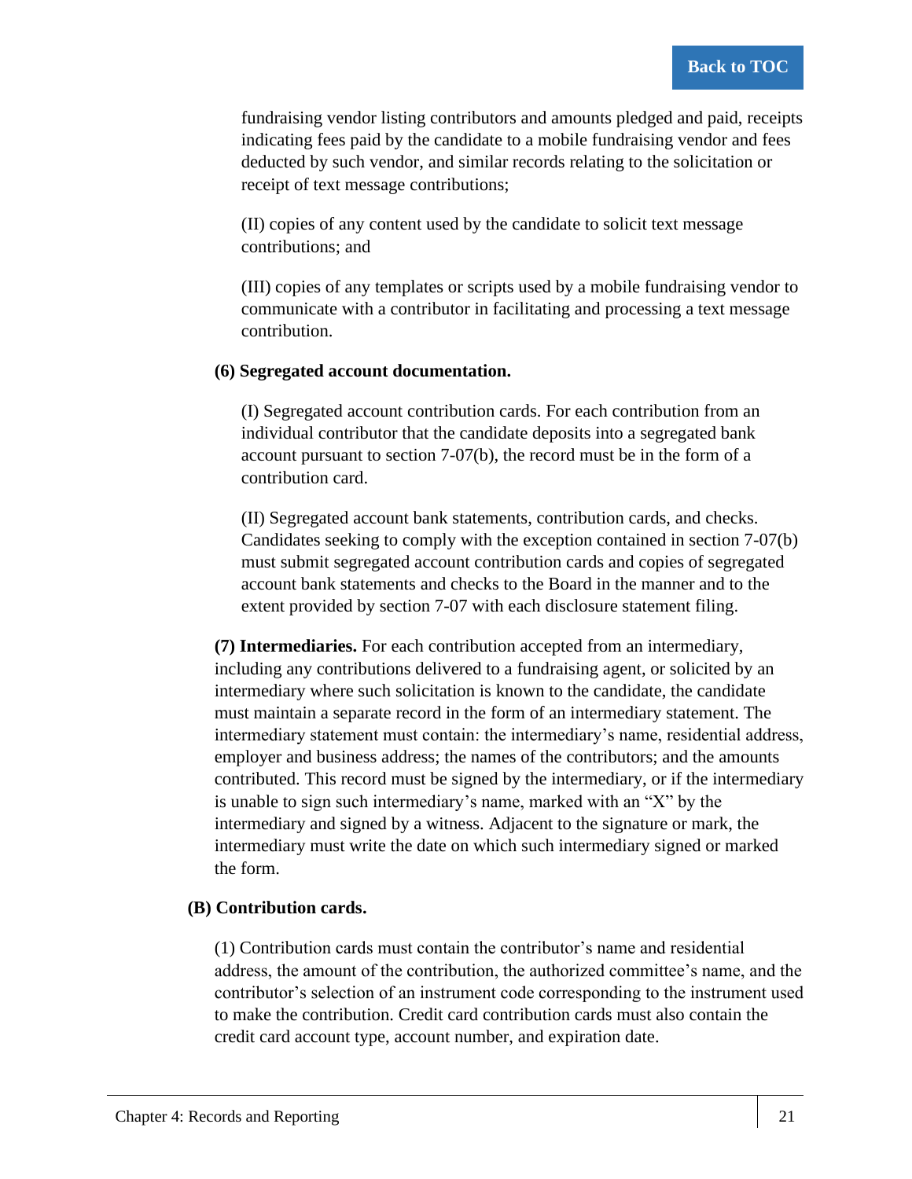fundraising vendor listing contributors and amounts pledged and paid, receipts indicating fees paid by the candidate to a mobile fundraising vendor and fees deducted by such vendor, and similar records relating to the solicitation or receipt of text message contributions;

(II) copies of any content used by the candidate to solicit text message contributions; and

(III) copies of any templates or scripts used by a mobile fundraising vendor to communicate with a contributor in facilitating and processing a text message contribution.

**(6) Segregated account documentation.**

(I) Segregated account contribution cards. For each contribution from an individual contributor that the candidate deposits into a segregated bank account pursuant to section 7-07(b), the record must be in the form of a contribution card.

(II) Segregated account bank statements, contribution cards, and checks. Candidates seeking to comply with the exception contained in section 7-07(b) must submit segregated account contribution cards and copies of segregated account bank statements and checks to the Board in the manner and to the extent provided by section 7-07 with each disclosure statement filing.

**(7) Intermediaries.** For each contribution accepted from an intermediary, including any contributions delivered to a fundraising agent, or solicited by an intermediary where such solicitation is known to the candidate, the candidate must maintain a separate record in the form of an intermediary statement. The intermediary statement must contain: the intermediary's name, residential address, employer and business address; the names of the contributors; and the amounts contributed. This record must be signed by the intermediary, or if the intermediary is unable to sign such intermediary's name, marked with an "X" by the intermediary and signed by a witness. Adjacent to the signature or mark, the intermediary must write the date on which such intermediary signed or marked the form.

**(B) Contribution cards.**

(1) Contribution cards must contain the contributor's name and residential address, the amount of the contribution, the authorized committee's name, and the contributor's selection of an instrument code corresponding to the instrument used to make the contribution. Credit card contribution cards must also contain the credit card account type, account number, and expiration date.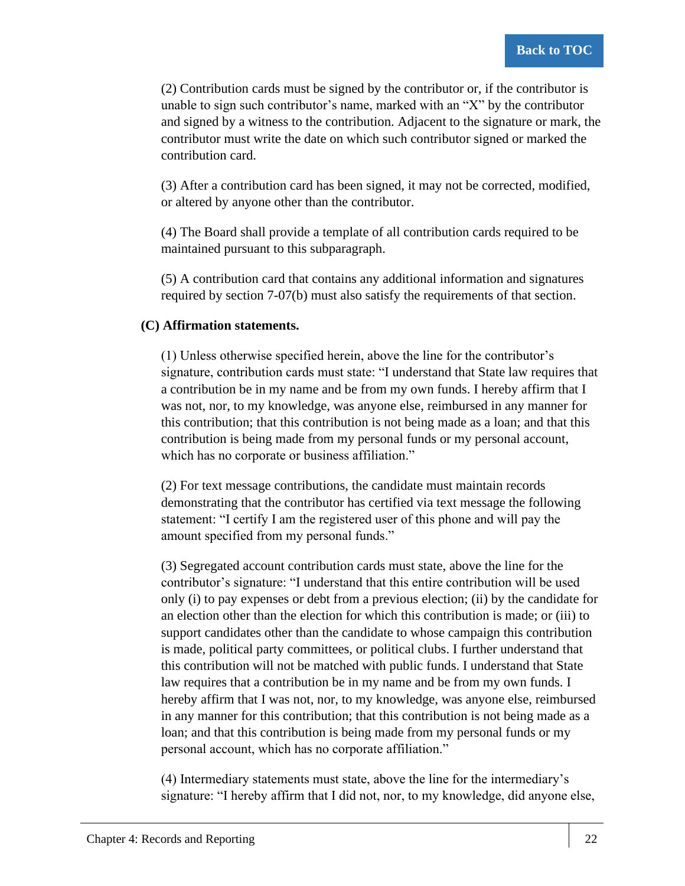(2) Contribution cards must be signed by the contributor or, if the contributor is unable to sign such contributor's name, marked with an "X" by the contributor and signed by a witness to the contribution. Adjacent to the signature or mark, the contributor must write the date on which such contributor signed or marked the contribution card.

(3) After a contribution card has been signed, it may not be corrected, modified, or altered by anyone other than the contributor.

(4) The Board shall provide a template of all contribution cards required to be maintained pursuant to this subparagraph.

(5) A contribution card that contains any additional information and signatures required by section 7-07(b) must also satisfy the requirements of that section.

**(C) Affirmation statements.**

(1) Unless otherwise specified herein, above the line for the contributor's signature, contribution cards must state: "I understand that State law requires that a contribution be in my name and be from my own funds. I hereby affirm that I was not, nor, to my knowledge, was anyone else, reimbursed in any manner for this contribution; that this contribution is not being made as a loan; and that this contribution is being made from my personal funds or my personal account, which has no corporate or business affiliation."

(2) For text message contributions, the candidate must maintain records demonstrating that the contributor has certified via text message the following statement: "I certify I am the registered user of this phone and will pay the amount specified from my personal funds."

(3) Segregated account contribution cards must state, above the line for the contributor's signature: "I understand that this entire contribution will be used only (i) to pay expenses or debt from a previous election; (ii) by the candidate for an election other than the election for which this contribution is made; or (iii) to support candidates other than the candidate to whose campaign this contribution is made, political party committees, or political clubs. I further understand that this contribution will not be matched with public funds. I understand that State law requires that a contribution be in my name and be from my own funds. I hereby affirm that I was not, nor, to my knowledge, was anyone else, reimbursed in any manner for this contribution; that this contribution is not being made as a loan; and that this contribution is being made from my personal funds or my personal account, which has no corporate affiliation."

(4) Intermediary statements must state, above the line for the intermediary's signature: "I hereby affirm that I did not, nor, to my knowledge, did anyone else,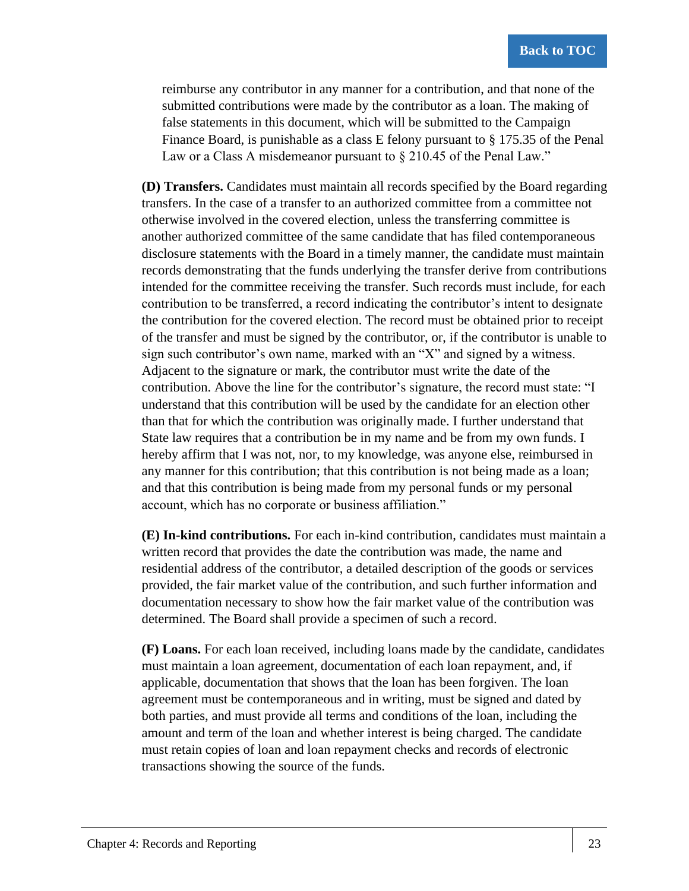reimburse any contributor in any manner for a contribution, and that none of the submitted contributions were made by the contributor as a loan. The making of false statements in this document, which will be submitted to the Campaign Finance Board, is punishable as a class E felony pursuant to § 175.35 of the Penal Law or a Class A misdemeanor pursuant to § 210.45 of the Penal Law."

**(D) Transfers.** Candidates must maintain all records specified by the Board regarding transfers. In the case of a transfer to an authorized committee from a committee not otherwise involved in the covered election, unless the transferring committee is another authorized committee of the same candidate that has filed contemporaneous disclosure statements with the Board in a timely manner, the candidate must maintain records demonstrating that the funds underlying the transfer derive from contributions intended for the committee receiving the transfer. Such records must include, for each contribution to be transferred, a record indicating the contributor's intent to designate the contribution for the covered election. The record must be obtained prior to receipt of the transfer and must be signed by the contributor, or, if the contributor is unable to sign such contributor's own name, marked with an "X" and signed by a witness. Adjacent to the signature or mark, the contributor must write the date of the contribution. Above the line for the contributor's signature, the record must state: "I understand that this contribution will be used by the candidate for an election other than that for which the contribution was originally made. I further understand that State law requires that a contribution be in my name and be from my own funds. I hereby affirm that I was not, nor, to my knowledge, was anyone else, reimbursed in any manner for this contribution; that this contribution is not being made as a loan; and that this contribution is being made from my personal funds or my personal account, which has no corporate or business affiliation."

**(E) In-kind contributions.** For each in-kind contribution, candidates must maintain a written record that provides the date the contribution was made, the name and residential address of the contributor, a detailed description of the goods or services provided, the fair market value of the contribution, and such further information and documentation necessary to show how the fair market value of the contribution was determined. The Board shall provide a specimen of such a record.

**(F) Loans.** For each loan received, including loans made by the candidate, candidates must maintain a loan agreement, documentation of each loan repayment, and, if applicable, documentation that shows that the loan has been forgiven. The loan agreement must be contemporaneous and in writing, must be signed and dated by both parties, and must provide all terms and conditions of the loan, including the amount and term of the loan and whether interest is being charged. The candidate must retain copies of loan and loan repayment checks and records of electronic transactions showing the source of the funds.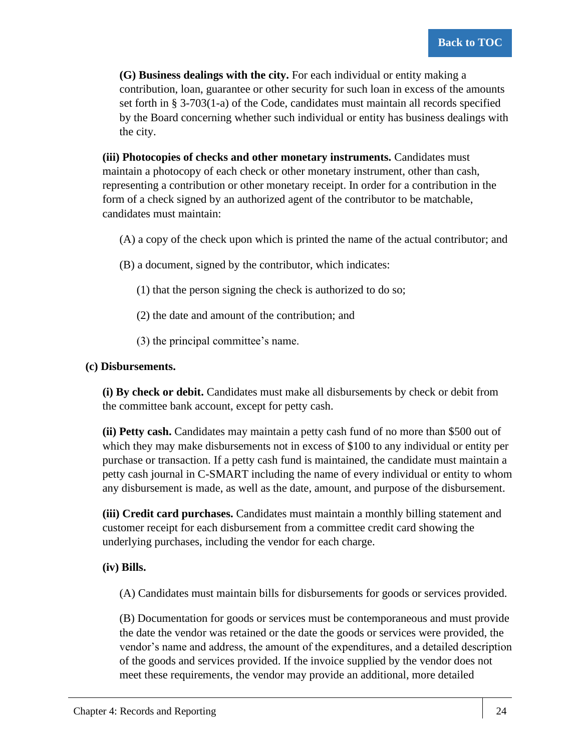**(G) Business dealings with the city.** For each individual or entity making a contribution, loan, guarantee or other security for such loan in excess of the amounts set forth in § 3-703(1-a) of the Code, candidates must maintain all records specified by the Board concerning whether such individual or entity has business dealings with the city.

**(iii) Photocopies of checks and other monetary instruments.** Candidates must maintain a photocopy of each check or other monetary instrument, other than cash, representing a contribution or other monetary receipt. In order for a contribution in the form of a check signed by an authorized agent of the contributor to be matchable, candidates must maintain:

(A) a copy of the check upon which is printed the name of the actual contributor; and

(B) a document, signed by the contributor, which indicates:

(1) that the person signing the check is authorized to do so;

(2) the date and amount of the contribution; and

(3) the principal committee's name.

**(c) Disbursements.**

**(i) By check or debit.** Candidates must make all disbursements by check or debit from the committee bank account, except for petty cash.

**(ii) Petty cash.** Candidates may maintain a petty cash fund of no more than $500 out of which they may make disbursements not in excess of $100 to any individual or entity per purchase or transaction. If a petty cash fund is maintained, the candidate must maintain a petty cash journal in C-SMART including the name of every individual or entity to whom any disbursement is made, as well as the date, amount, and purpose of the disbursement.

**(iii) Credit card purchases.** Candidates must maintain a monthly billing statement and customer receipt for each disbursement from a committee credit card showing the underlying purchases, including the vendor for each charge.

**(iv) Bills.**

(A) Candidates must maintain bills for disbursements for goods or services provided.

(B) Documentation for goods or services must be contemporaneous and must provide the date the vendor was retained or the date the goods or services were provided, the vendor's name and address, the amount of the expenditures, and a detailed description of the goods and services provided. If the invoice supplied by the vendor does not meet these requirements, the vendor may provide an additional, more detailed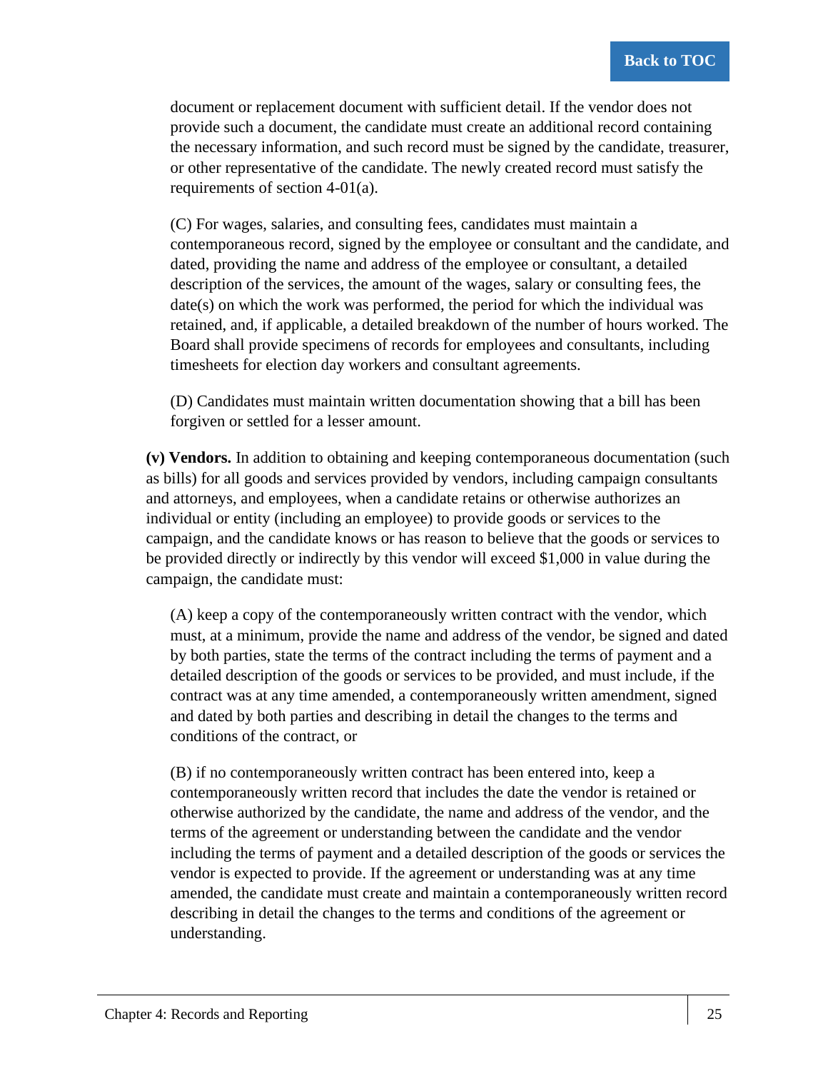document or replacement document with sufficient detail. If the vendor does not provide such a document, the candidate must create an additional record containing the necessary information, and such record must be signed by the candidate, treasurer, or other representative of the candidate. The newly created record must satisfy the requirements of section 4-01(a).

(C) For wages, salaries, and consulting fees, candidates must maintain a contemporaneous record, signed by the employee or consultant and the candidate, and dated, providing the name and address of the employee or consultant, a detailed description of the services, the amount of the wages, salary or consulting fees, the date(s) on which the work was performed, the period for which the individual was retained, and, if applicable, a detailed breakdown of the number of hours worked. The Board shall provide specimens of records for employees and consultants, including timesheets for election day workers and consultant agreements.

(D) Candidates must maintain written documentation showing that a bill has been forgiven or settled for a lesser amount.

**(v) Vendors.** In addition to obtaining and keeping contemporaneous documentation (such as bills) for all goods and services provided by vendors, including campaign consultants and attorneys, and employees, when a candidate retains or otherwise authorizes an individual or entity (including an employee) to provide goods or services to the campaign, and the candidate knows or has reason to believe that the goods or services to be provided directly or indirectly by this vendor will exceed $1,000 in value during the campaign, the candidate must:

(A) keep a copy of the contemporaneously written contract with the vendor, which must, at a minimum, provide the name and address of the vendor, be signed and dated by both parties, state the terms of the contract including the terms of payment and a detailed description of the goods or services to be provided, and must include, if the contract was at any time amended, a contemporaneously written amendment, signed and dated by both parties and describing in detail the changes to the terms and conditions of the contract, or

(B) if no contemporaneously written contract has been entered into, keep a contemporaneously written record that includes the date the vendor is retained or otherwise authorized by the candidate, the name and address of the vendor, and the terms of the agreement or understanding between the candidate and the vendor including the terms of payment and a detailed description of the goods or services the vendor is expected to provide. If the agreement or understanding was at any time amended, the candidate must create and maintain a contemporaneously written record describing in detail the changes to the terms and conditions of the agreement or understanding.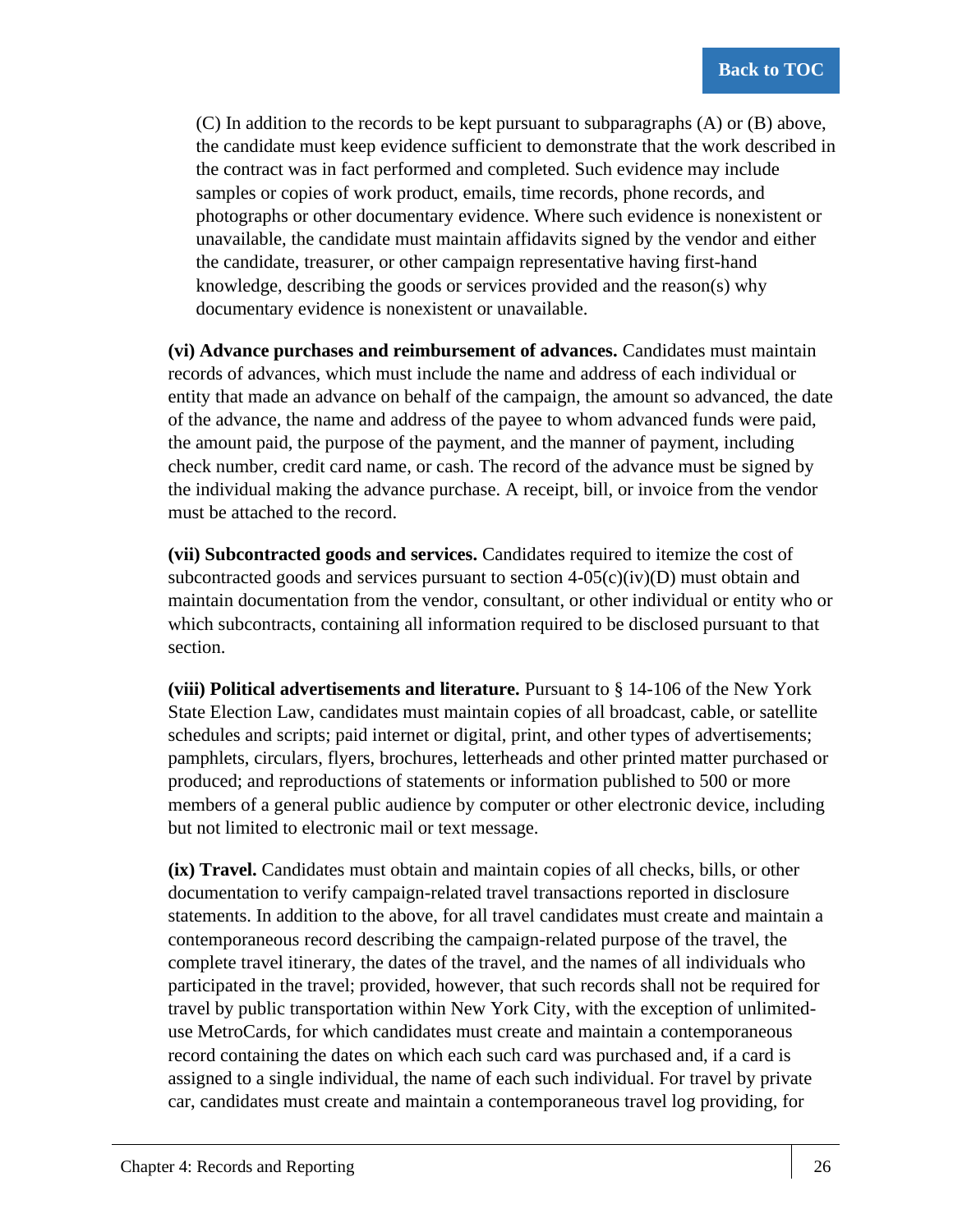(C) In addition to the records to be kept pursuant to subparagraphs (A) or (B) above, the candidate must keep evidence sufficient to demonstrate that the work described in the contract was in fact performed and completed. Such evidence may include samples or copies of work product, emails, time records, phone records, and photographs or other documentary evidence. Where such evidence is nonexistent or unavailable, the candidate must maintain affidavits signed by the vendor and either the candidate, treasurer, or other campaign representative having first-hand knowledge, describing the goods or services provided and the reason(s) why documentary evidence is nonexistent or unavailable.

**(vi) Advance purchases and reimbursement of advances.** Candidates must maintain records of advances, which must include the name and address of each individual or entity that made an advance on behalf of the campaign, the amount so advanced, the date of the advance, the name and address of the payee to whom advanced funds were paid, the amount paid, the purpose of the payment, and the manner of payment, including check number, credit card name, or cash. The record of the advance must be signed by the individual making the advance purchase. A receipt, bill, or invoice from the vendor must be attached to the record.

**(vii) Subcontracted goods and services.** Candidates required to itemize the cost of subcontracted goods and services pursuant to section 4-05(c)(iv)(D) must obtain and maintain documentation from the vendor, consultant, or other individual or entity who or which subcontracts, containing all information required to be disclosed pursuant to that section.

**(viii) Political advertisements and literature.** Pursuant to § 14-106 of the New York State Election Law, candidates must maintain copies of all broadcast, cable, or satellite schedules and scripts; paid internet or digital, print, and other types of advertisements; pamphlets, circulars, flyers, brochures, letterheads and other printed matter purchased or produced; and reproductions of statements or information published to 500 or more members of a general public audience by computer or other electronic device, including but not limited to electronic mail or text message.

**(ix) Travel.** Candidates must obtain and maintain copies of all checks, bills, or other documentation to verify campaign-related travel transactions reported in disclosure statements. In addition to the above, for all travel candidates must create and maintain a contemporaneous record describing the campaign-related purpose of the travel, the complete travel itinerary, the dates of the travel, and the names of all individuals who participated in the travel; provided, however, that such records shall not be required for travel by public transportation within New York City, with the exception of unlimited-use MetroCards, for which candidates must create and maintain a contemporaneous record containing the dates on which each such card was purchased and, if a card is assigned to a single individual, the name of each such individual. For travel by private car, candidates must create and maintain a contemporaneous travel log providing, for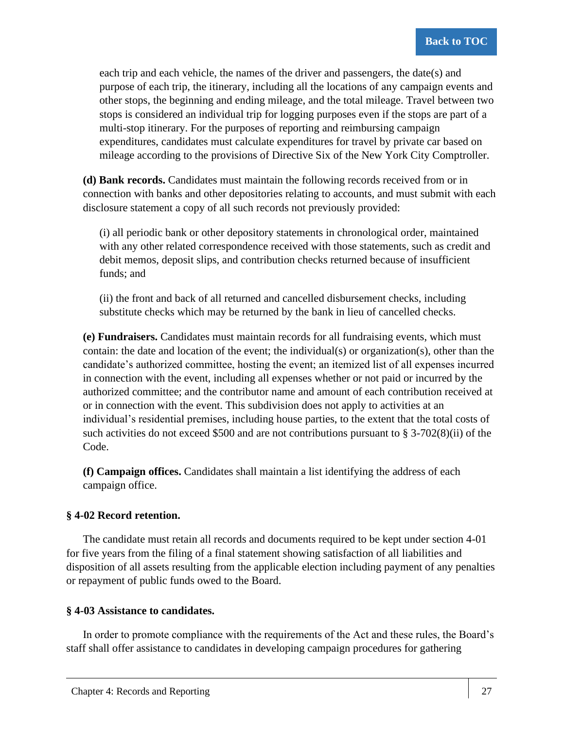each trip and each vehicle, the names of the driver and passengers, the date(s) and purpose of each trip, the itinerary, including all the locations of any campaign events and other stops, the beginning and ending mileage, and the total mileage. Travel between two stops is considered an individual trip for logging purposes even if the stops are part of a multi-stop itinerary. For the purposes of reporting and reimbursing campaign expenditures, candidates must calculate expenditures for travel by private car based on mileage according to the provisions of Directive Six of the New York City Comptroller.

**(d) Bank records.** Candidates must maintain the following records received from or in connection with banks and other depositories relating to accounts, and must submit with each disclosure statement a copy of all such records not previously provided:

(i) all periodic bank or other depository statements in chronological order, maintained with any other related correspondence received with those statements, such as credit and debit memos, deposit slips, and contribution checks returned because of insufficient funds; and

(ii) the front and back of all returned and cancelled disbursement checks, including substitute checks which may be returned by the bank in lieu of cancelled checks.

**(e) Fundraisers.** Candidates must maintain records for all fundraising events, which must contain: the date and location of the event; the individual(s) or organization(s), other than the candidate's authorized committee, hosting the event; an itemized list of all expenses incurred in connection with the event, including all expenses whether or not paid or incurred by the authorized committee; and the contributor name and amount of each contribution received at or in connection with the event. This subdivision does not apply to activities at an individual's residential premises, including house parties, to the extent that the total costs of such activities do not exceed $500 and are not contributions pursuant to § 3-702(8)(ii) of the Code.

**(f) Campaign offices.** Candidates shall maintain a list identifying the address of each campaign office.

### § 4-02 Record retention.

The candidate must retain all records and documents required to be kept under section 4-01 for five years from the filing of a final statement showing satisfaction of all liabilities and disposition of all assets resulting from the applicable election including payment of any penalties or repayment of public funds owed to the Board.

### § 4-03 Assistance to candidates.

In order to promote compliance with the requirements of the Act and these rules, the Board's staff shall offer assistance to candidates in developing campaign procedures for gathering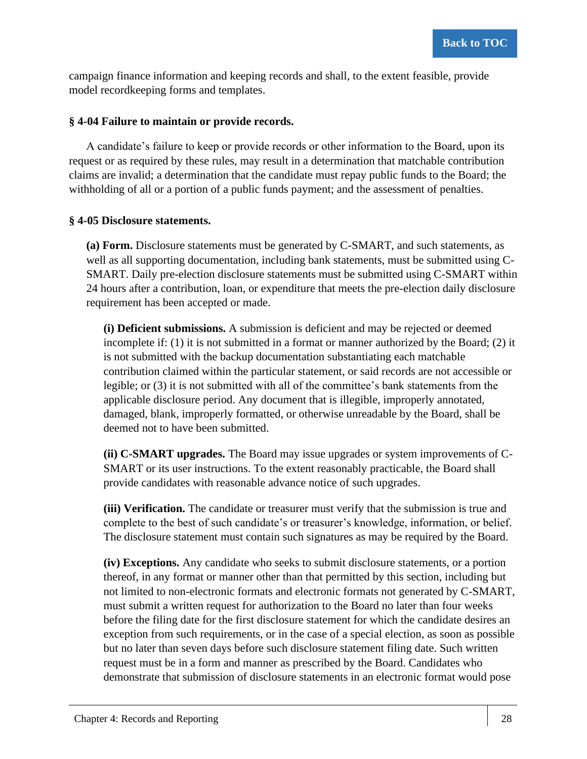campaign finance information and keeping records and shall, to the extent feasible, provide model recordkeeping forms and templates.

### § 4-04 Failure to maintain or provide records.

A candidate's failure to keep or provide records or other information to the Board, upon its request or as required by these rules, may result in a determination that matchable contribution claims are invalid; a determination that the candidate must repay public funds to the Board; the withholding of all or a portion of a public funds payment; and the assessment of penalties.

### § 4-05 Disclosure statements.

**(a) Form.** Disclosure statements must be generated by C-SMART, and such statements, as well as all supporting documentation, including bank statements, must be submitted using C-SMART. Daily pre-election disclosure statements must be submitted using C-SMART within 24 hours after a contribution, loan, or expenditure that meets the pre-election daily disclosure requirement has been accepted or made.

**(i) Deficient submissions.** A submission is deficient and may be rejected or deemed incomplete if: (1) it is not submitted in a format or manner authorized by the Board; (2) it is not submitted with the backup documentation substantiating each matchable contribution claimed within the particular statement, or said records are not accessible or legible; or (3) it is not submitted with all of the committee's bank statements from the applicable disclosure period. Any document that is illegible, improperly annotated, damaged, blank, improperly formatted, or otherwise unreadable by the Board, shall be deemed not to have been submitted.

**(ii) C-SMART upgrades.** The Board may issue upgrades or system improvements of C-SMART or its user instructions. To the extent reasonably practicable, the Board shall provide candidates with reasonable advance notice of such upgrades.

**(iii) Verification.** The candidate or treasurer must verify that the submission is true and complete to the best of such candidate's or treasurer's knowledge, information, or belief. The disclosure statement must contain such signatures as may be required by the Board.

**(iv) Exceptions.** Any candidate who seeks to submit disclosure statements, or a portion thereof, in any format or manner other than that permitted by this section, including but not limited to non-electronic formats and electronic formats not generated by C-SMART, must submit a written request for authorization to the Board no later than four weeks before the filing date for the first disclosure statement for which the candidate desires an exception from such requirements, or in the case of a special election, as soon as possible but no later than seven days before such disclosure statement filing date. Such written request must be in a form and manner as prescribed by the Board. Candidates who demonstrate that submission of disclosure statements in an electronic format would pose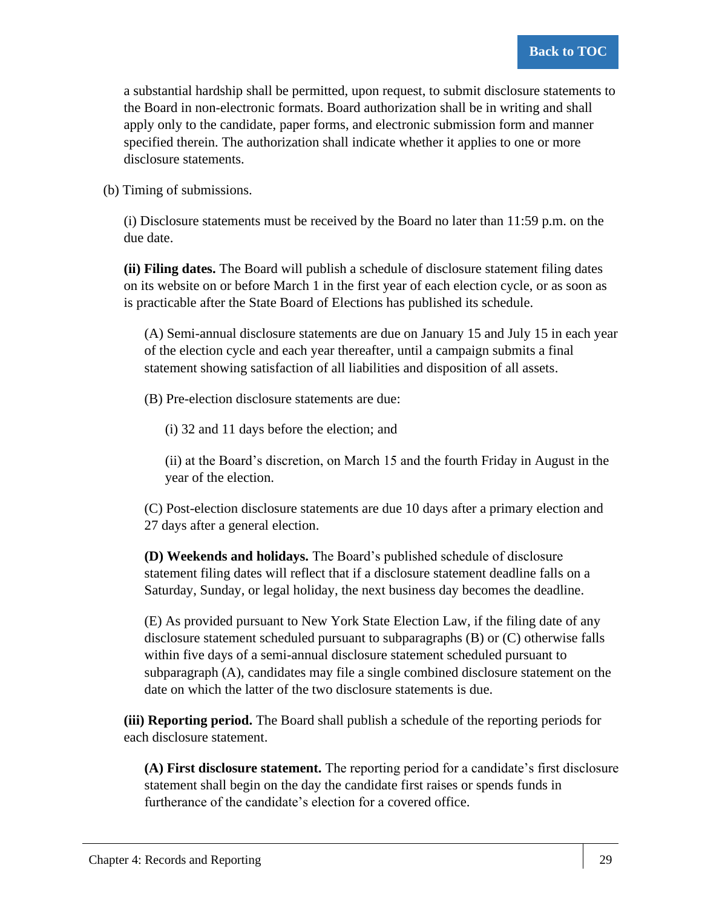a substantial hardship shall be permitted, upon request, to submit disclosure statements to the Board in non-electronic formats. Board authorization shall be in writing and shall apply only to the candidate, paper forms, and electronic submission form and manner specified therein. The authorization shall indicate whether it applies to one or more disclosure statements.

(b) Timing of submissions.

(i) Disclosure statements must be received by the Board no later than 11:59 p.m. on the due date.

**(ii) Filing dates.** The Board will publish a schedule of disclosure statement filing dates on its website on or before March 1 in the first year of each election cycle, or as soon as is practicable after the State Board of Elections has published its schedule.

(A) Semi-annual disclosure statements are due on January 15 and July 15 in each year of the election cycle and each year thereafter, until a campaign submits a final statement showing satisfaction of all liabilities and disposition of all assets.

(B) Pre-election disclosure statements are due:

(i) 32 and 11 days before the election; and

(ii) at the Board's discretion, on March 15 and the fourth Friday in August in the year of the election.

(C) Post-election disclosure statements are due 10 days after a primary election and 27 days after a general election.

**(D) Weekends and holidays.** The Board's published schedule of disclosure statement filing dates will reflect that if a disclosure statement deadline falls on a Saturday, Sunday, or legal holiday, the next business day becomes the deadline.

(E) As provided pursuant to New York State Election Law, if the filing date of any disclosure statement scheduled pursuant to subparagraphs (B) or (C) otherwise falls within five days of a semi-annual disclosure statement scheduled pursuant to subparagraph (A), candidates may file a single combined disclosure statement on the date on which the latter of the two disclosure statements is due.

**(iii) Reporting period.** The Board shall publish a schedule of the reporting periods for each disclosure statement.

**(A) First disclosure statement.** The reporting period for a candidate's first disclosure statement shall begin on the day the candidate first raises or spends funds in furtherance of the candidate's election for a covered office.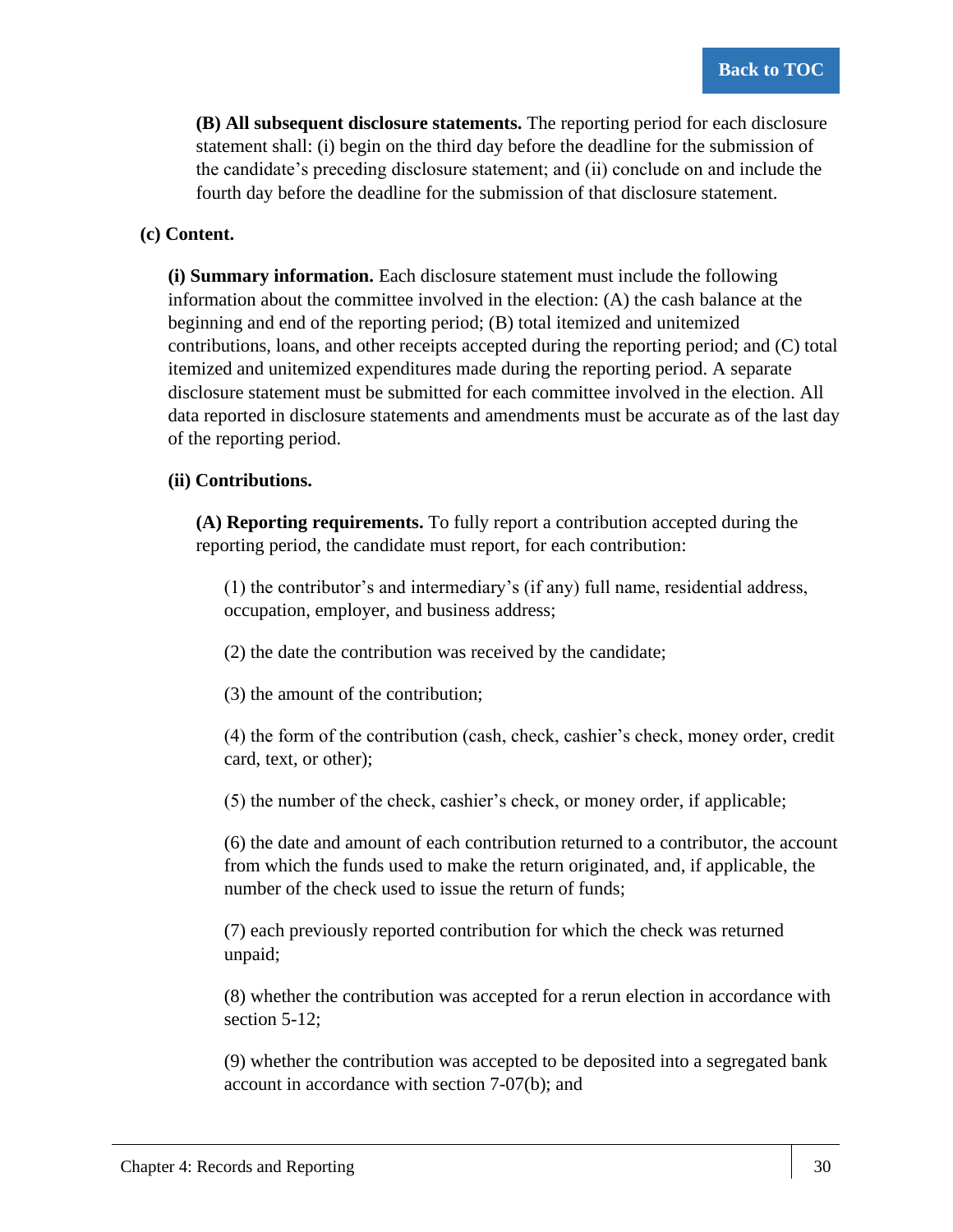**(B) All subsequent disclosure statements.** The reporting period for each disclosure statement shall: (i) begin on the third day before the deadline for the submission of the candidate's preceding disclosure statement; and (ii) conclude on and include the fourth day before the deadline for the submission of that disclosure statement.

**(c) Content.**

**(i) Summary information.** Each disclosure statement must include the following information about the committee involved in the election: (A) the cash balance at the beginning and end of the reporting period; (B) total itemized and unitemized contributions, loans, and other receipts accepted during the reporting period; and (C) total itemized and unitemized expenditures made during the reporting period. A separate disclosure statement must be submitted for each committee involved in the election. All data reported in disclosure statements and amendments must be accurate as of the last day of the reporting period.

**(ii) Contributions.**

**(A) Reporting requirements.** To fully report a contribution accepted during the reporting period, the candidate must report, for each contribution:

(1) the contributor's and intermediary's (if any) full name, residential address, occupation, employer, and business address;

(2) the date the contribution was received by the candidate;

(3) the amount of the contribution;

(4) the form of the contribution (cash, check, cashier's check, money order, credit card, text, or other);

(5) the number of the check, cashier's check, or money order, if applicable;

(6) the date and amount of each contribution returned to a contributor, the account from which the funds used to make the return originated, and, if applicable, the number of the check used to issue the return of funds;

(7) each previously reported contribution for which the check was returned unpaid;

(8) whether the contribution was accepted for a rerun election in accordance with section 5-12;

(9) whether the contribution was accepted to be deposited into a segregated bank account in accordance with section 7-07(b); and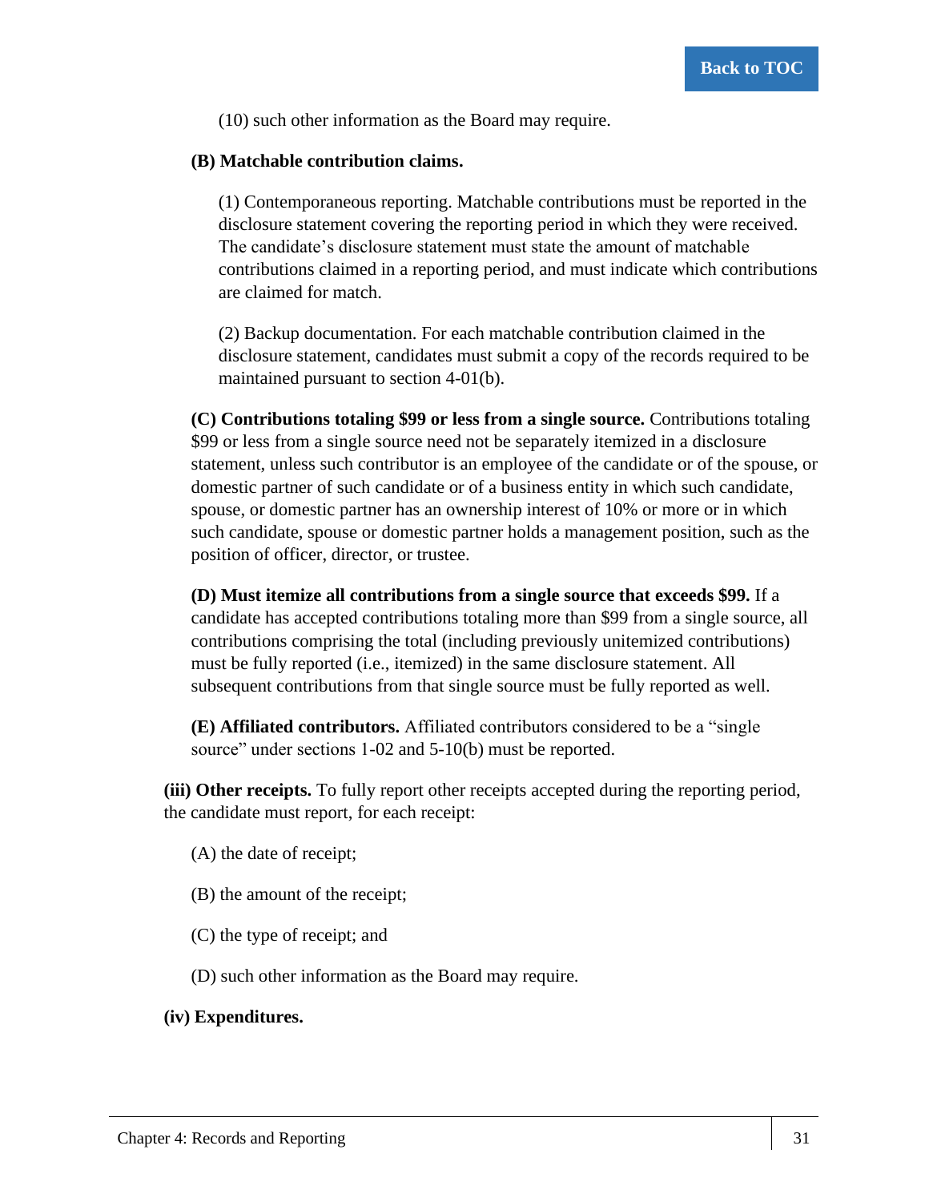(10) such other information as the Board may require.

**(B) Matchable contribution claims.**

(1) Contemporaneous reporting. Matchable contributions must be reported in the disclosure statement covering the reporting period in which they were received. The candidate's disclosure statement must state the amount of matchable contributions claimed in a reporting period, and must indicate which contributions are claimed for match.

(2) Backup documentation. For each matchable contribution claimed in the disclosure statement, candidates must submit a copy of the records required to be maintained pursuant to section 4-01(b).

**(C) Contributions totaling $99 or less from a single source.** Contributions totaling $99 or less from a single source need not be separately itemized in a disclosure statement, unless such contributor is an employee of the candidate or of the spouse, or domestic partner of such candidate or of a business entity in which such candidate, spouse, or domestic partner has an ownership interest of 10% or more or in which such candidate, spouse or domestic partner holds a management position, such as the position of officer, director, or trustee.

**(D) Must itemize all contributions from a single source that exceeds $99.** If a candidate has accepted contributions totaling more than $99 from a single source, all contributions comprising the total (including previously unitemized contributions) must be fully reported (i.e., itemized) in the same disclosure statement. All subsequent contributions from that single source must be fully reported as well.

**(E) Affiliated contributors.** Affiliated contributors considered to be a "single source" under sections 1-02 and 5-10(b) must be reported.

**(iii) Other receipts.** To fully report other receipts accepted during the reporting period, the candidate must report, for each receipt:

(A) the date of receipt;

(B) the amount of the receipt;

(C) the type of receipt; and

(D) such other information as the Board may require.

**(iv) Expenditures.**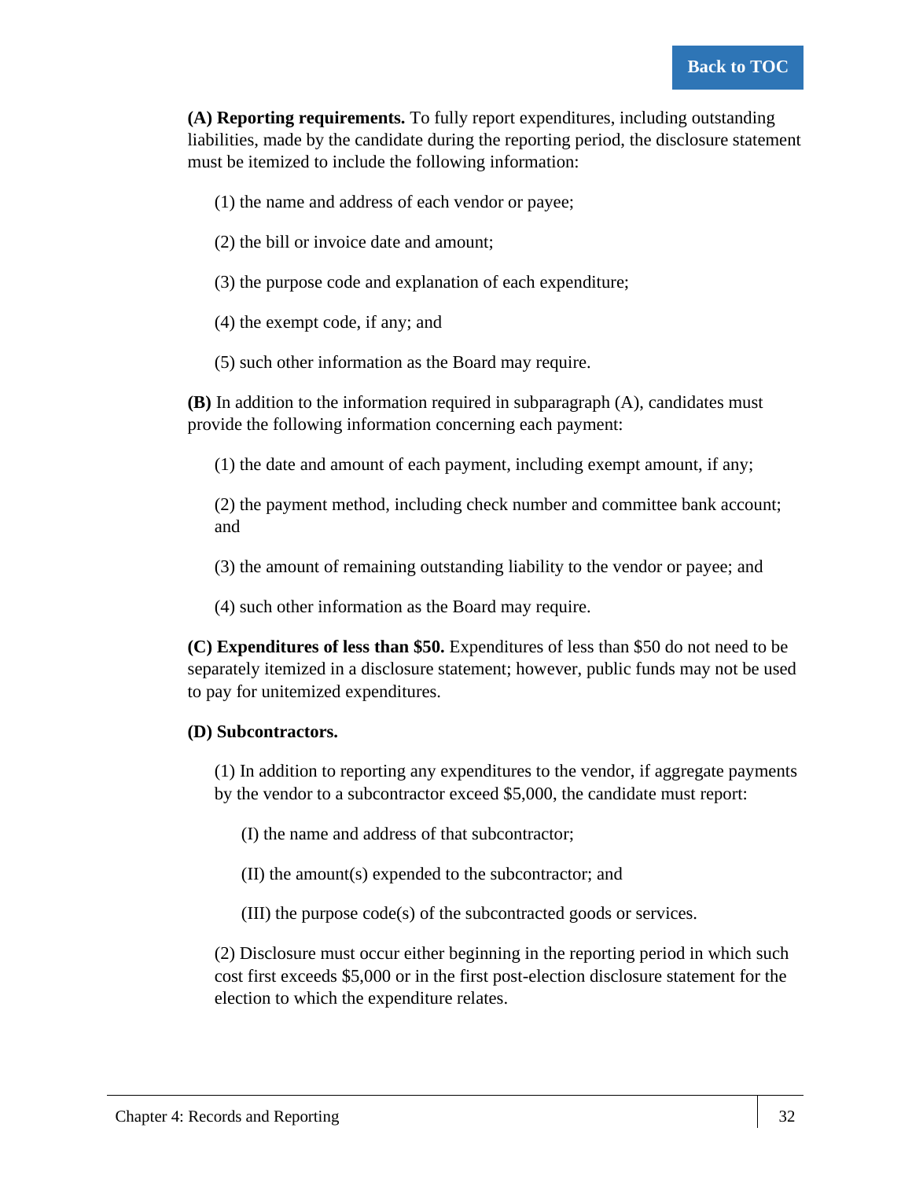**(A) Reporting requirements.** To fully report expenditures, including outstanding liabilities, made by the candidate during the reporting period, the disclosure statement must be itemized to include the following information:

(1) the name and address of each vendor or payee;

(2) the bill or invoice date and amount;

(3) the purpose code and explanation of each expenditure;

(4) the exempt code, if any; and

(5) such other information as the Board may require.

**(B)** In addition to the information required in subparagraph (A), candidates must provide the following information concerning each payment:

(1) the date and amount of each payment, including exempt amount, if any;

(2) the payment method, including check number and committee bank account; and

(3) the amount of remaining outstanding liability to the vendor or payee; and

(4) such other information as the Board may require.

**(C) Expenditures of less than $50.** Expenditures of less than $50 do not need to be separately itemized in a disclosure statement; however, public funds may not be used to pay for unitemized expenditures.

**(D) Subcontractors.**

(1) In addition to reporting any expenditures to the vendor, if aggregate payments by the vendor to a subcontractor exceed $5,000, the candidate must report:

(I) the name and address of that subcontractor;

(II) the amount(s) expended to the subcontractor; and

(III) the purpose code(s) of the subcontracted goods or services.

(2) Disclosure must occur either beginning in the reporting period in which such cost first exceeds $5,000 or in the first post-election disclosure statement for the election to which the expenditure relates.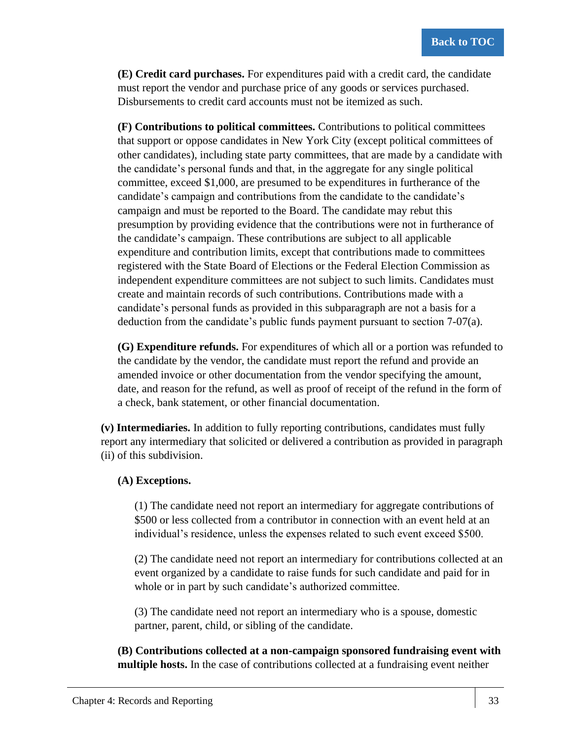**(E) Credit card purchases.** For expenditures paid with a credit card, the candidate must report the vendor and purchase price of any goods or services purchased. Disbursements to credit card accounts must not be itemized as such.

**(F) Contributions to political committees.** Contributions to political committees that support or oppose candidates in New York City (except political committees of other candidates), including state party committees, that are made by a candidate with the candidate's personal funds and that, in the aggregate for any single political committee, exceed $1,000, are presumed to be expenditures in furtherance of the candidate's campaign and contributions from the candidate to the candidate's campaign and must be reported to the Board. The candidate may rebut this presumption by providing evidence that the contributions were not in furtherance of the candidate's campaign. These contributions are subject to all applicable expenditure and contribution limits, except that contributions made to committees registered with the State Board of Elections or the Federal Election Commission as independent expenditure committees are not subject to such limits. Candidates must create and maintain records of such contributions. Contributions made with a candidate's personal funds as provided in this subparagraph are not a basis for a deduction from the candidate's public funds payment pursuant to section 7-07(a).

**(G) Expenditure refunds.** For expenditures of which all or a portion was refunded to the candidate by the vendor, the candidate must report the refund and provide an amended invoice or other documentation from the vendor specifying the amount, date, and reason for the refund, as well as proof of receipt of the refund in the form of a check, bank statement, or other financial documentation.

**(v) Intermediaries.** In addition to fully reporting contributions, candidates must fully report any intermediary that solicited or delivered a contribution as provided in paragraph (ii) of this subdivision.

**(A) Exceptions.**

(1) The candidate need not report an intermediary for aggregate contributions of $500 or less collected from a contributor in connection with an event held at an individual's residence, unless the expenses related to such event exceed $500.

(2) The candidate need not report an intermediary for contributions collected at an event organized by a candidate to raise funds for such candidate and paid for in whole or in part by such candidate's authorized committee.

(3) The candidate need not report an intermediary who is a spouse, domestic partner, parent, child, or sibling of the candidate.

**(B) Contributions collected at a non-campaign sponsored fundraising event with multiple hosts.** In the case of contributions collected at a fundraising event neither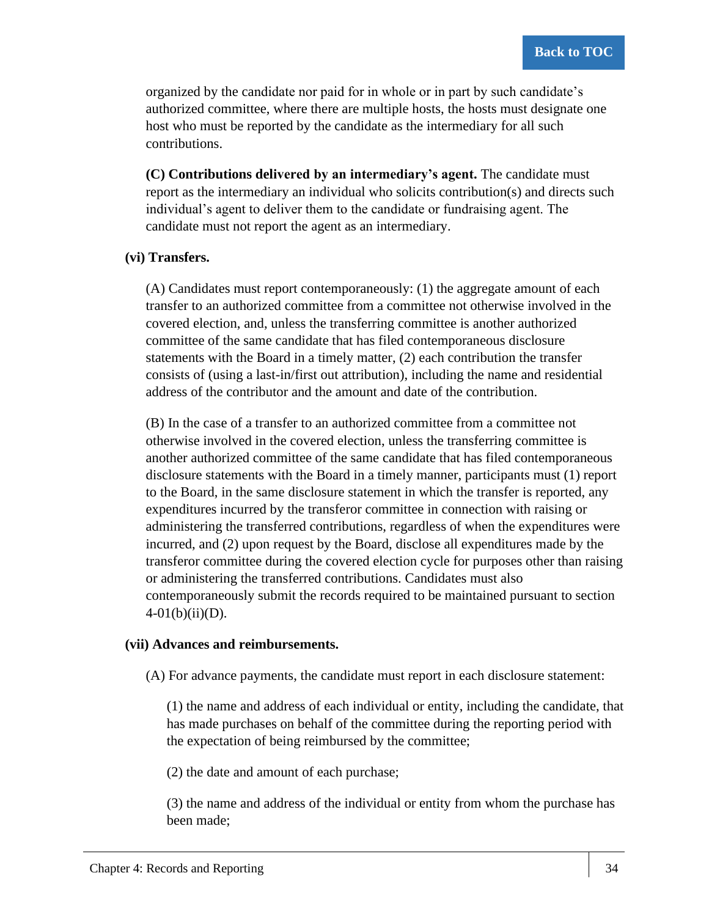organized by the candidate nor paid for in whole or in part by such candidate's authorized committee, where there are multiple hosts, the hosts must designate one host who must be reported by the candidate as the intermediary for all such contributions.

**(C) Contributions delivered by an intermediary's agent.** The candidate must report as the intermediary an individual who solicits contribution(s) and directs such individual's agent to deliver them to the candidate or fundraising agent. The candidate must not report the agent as an intermediary.

**(vi) Transfers.**

(A) Candidates must report contemporaneously: (1) the aggregate amount of each transfer to an authorized committee from a committee not otherwise involved in the covered election, and, unless the transferring committee is another authorized committee of the same candidate that has filed contemporaneous disclosure statements with the Board in a timely matter, (2) each contribution the transfer consists of (using a last-in/first out attribution), including the name and residential address of the contributor and the amount and date of the contribution.

(B) In the case of a transfer to an authorized committee from a committee not otherwise involved in the covered election, unless the transferring committee is another authorized committee of the same candidate that has filed contemporaneous disclosure statements with the Board in a timely manner, participants must (1) report to the Board, in the same disclosure statement in which the transfer is reported, any expenditures incurred by the transferor committee in connection with raising or administering the transferred contributions, regardless of when the expenditures were incurred, and (2) upon request by the Board, disclose all expenditures made by the transferor committee during the covered election cycle for purposes other than raising or administering the transferred contributions. Candidates must also contemporaneously submit the records required to be maintained pursuant to section 4-01(b)(ii)(D).

**(vii) Advances and reimbursements.**

(A) For advance payments, the candidate must report in each disclosure statement:

(1) the name and address of each individual or entity, including the candidate, that has made purchases on behalf of the committee during the reporting period with the expectation of being reimbursed by the committee;

(2) the date and amount of each purchase;

(3) the name and address of the individual or entity from whom the purchase has been made;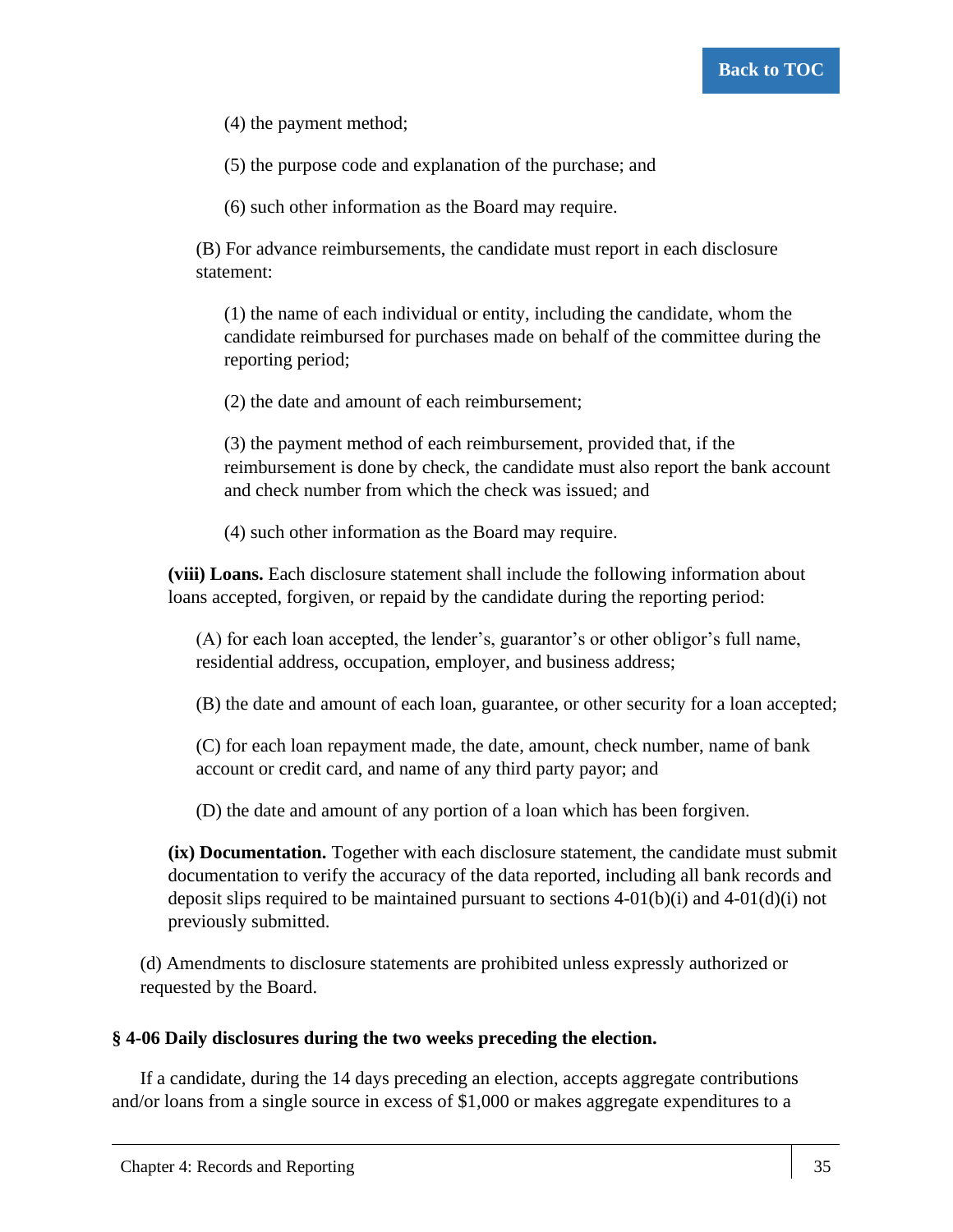(4) the payment method;

(5) the purpose code and explanation of the purchase; and

(6) such other information as the Board may require.

(B) For advance reimbursements, the candidate must report in each disclosure statement:

(1) the name of each individual or entity, including the candidate, whom the candidate reimbursed for purchases made on behalf of the committee during the reporting period;

(2) the date and amount of each reimbursement;

(3) the payment method of each reimbursement, provided that, if the reimbursement is done by check, the candidate must also report the bank account and check number from which the check was issued; and

(4) such other information as the Board may require.

**(viii) Loans.** Each disclosure statement shall include the following information about loans accepted, forgiven, or repaid by the candidate during the reporting period:

(A) for each loan accepted, the lender's, guarantor's or other obligor's full name, residential address, occupation, employer, and business address;

(B) the date and amount of each loan, guarantee, or other security for a loan accepted;

(C) for each loan repayment made, the date, amount, check number, name of bank account or credit card, and name of any third party payor; and

(D) the date and amount of any portion of a loan which has been forgiven.

**(ix) Documentation.** Together with each disclosure statement, the candidate must submit documentation to verify the accuracy of the data reported, including all bank records and deposit slips required to be maintained pursuant to sections 4-01(b)(i) and 4-01(d)(i) not previously submitted.

(d) Amendments to disclosure statements are prohibited unless expressly authorized or requested by the Board.

### § 4-06 Daily disclosures during the two weeks preceding the election.

If a candidate, during the 14 days preceding an election, accepts aggregate contributions and/or loans from a single source in excess of $1,000 or makes aggregate expenditures to a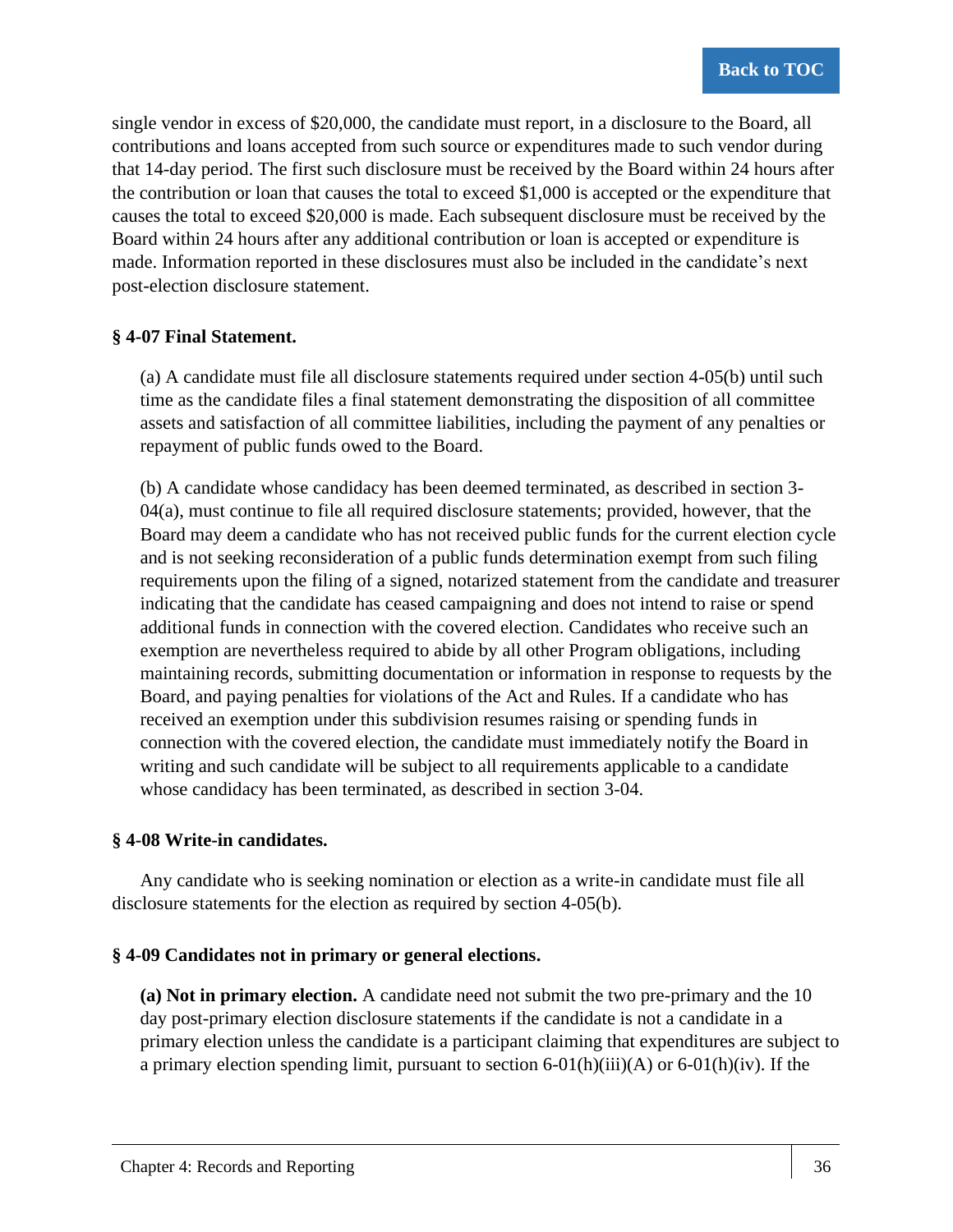single vendor in excess of $20,000, the candidate must report, in a disclosure to the Board, all contributions and loans accepted from such source or expenditures made to such vendor during that 14-day period. The first such disclosure must be received by the Board within 24 hours after the contribution or loan that causes the total to exceed $1,000 is accepted or the expenditure that causes the total to exceed $20,000 is made. Each subsequent disclosure must be received by the Board within 24 hours after any additional contribution or loan is accepted or expenditure is made. Information reported in these disclosures must also be included in the candidate's next post-election disclosure statement.

### § 4-07 Final Statement.

(a) A candidate must file all disclosure statements required under section 4-05(b) until such time as the candidate files a final statement demonstrating the disposition of all committee assets and satisfaction of all committee liabilities, including the payment of any penalties or repayment of public funds owed to the Board.

(b) A candidate whose candidacy has been deemed terminated, as described in section 3-04(a), must continue to file all required disclosure statements; provided, however, that the Board may deem a candidate who has not received public funds for the current election cycle and is not seeking reconsideration of a public funds determination exempt from such filing requirements upon the filing of a signed, notarized statement from the candidate and treasurer indicating that the candidate has ceased campaigning and does not intend to raise or spend additional funds in connection with the covered election. Candidates who receive such an exemption are nevertheless required to abide by all other Program obligations, including maintaining records, submitting documentation or information in response to requests by the Board, and paying penalties for violations of the Act and Rules. If a candidate who has received an exemption under this subdivision resumes raising or spending funds in connection with the covered election, the candidate must immediately notify the Board in writing and such candidate will be subject to all requirements applicable to a candidate whose candidacy has been terminated, as described in section 3-04.

### § 4-08 Write-in candidates.

Any candidate who is seeking nomination or election as a write-in candidate must file all disclosure statements for the election as required by section 4-05(b).

### § 4-09 Candidates not in primary or general elections.

**(a) Not in primary election.** A candidate need not submit the two pre-primary and the 10 day post-primary election disclosure statements if the candidate is not a candidate in a primary election unless the candidate is a participant claiming that expenditures are subject to a primary election spending limit, pursuant to section 6-01(h)(iii)(A) or 6-01(h)(iv). If the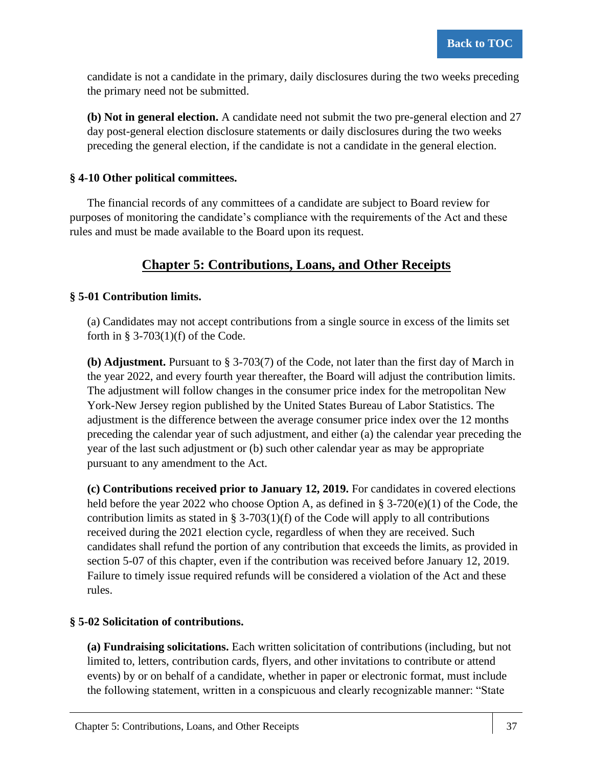candidate is not a candidate in the primary, daily disclosures during the two weeks preceding the primary need not be submitted.

**(b) Not in general election.** A candidate need not submit the two pre-general election and 27 day post-general election disclosure statements or daily disclosures during the two weeks preceding the general election, if the candidate is not a candidate in the general election.

### § 4-10 Other political committees.

The financial records of any committees of a candidate are subject to Board review for purposes of monitoring the candidate's compliance with the requirements of the Act and these rules and must be made available to the Board upon its request.

## Chapter 5: Contributions, Loans, and Other Receipts

### § 5-01 Contribution limits.

(a) Candidates may not accept contributions from a single source in excess of the limits set forth in § 3-703(1)(f) of the Code.

**(b) Adjustment.** Pursuant to § 3-703(7) of the Code, not later than the first day of March in the year 2022, and every fourth year thereafter, the Board will adjust the contribution limits. The adjustment will follow changes in the consumer price index for the metropolitan New York-New Jersey region published by the United States Bureau of Labor Statistics. The adjustment is the difference between the average consumer price index over the 12 months preceding the calendar year of such adjustment, and either (a) the calendar year preceding the year of the last such adjustment or (b) such other calendar year as may be appropriate pursuant to any amendment to the Act.

**(c) Contributions received prior to January 12, 2019.** For candidates in covered elections held before the year 2022 who choose Option A, as defined in § 3-720(e)(1) of the Code, the contribution limits as stated in § 3-703(1)(f) of the Code will apply to all contributions received during the 2021 election cycle, regardless of when they are received. Such candidates shall refund the portion of any contribution that exceeds the limits, as provided in section 5-07 of this chapter, even if the contribution was received before January 12, 2019. Failure to timely issue required refunds will be considered a violation of the Act and these rules.

### § 5-02 Solicitation of contributions.

**(a) Fundraising solicitations.** Each written solicitation of contributions (including, but not limited to, letters, contribution cards, flyers, and other invitations to contribute or attend events) by or on behalf of a candidate, whether in paper or electronic format, must include the following statement, written in a conspicuous and clearly recognizable manner: "State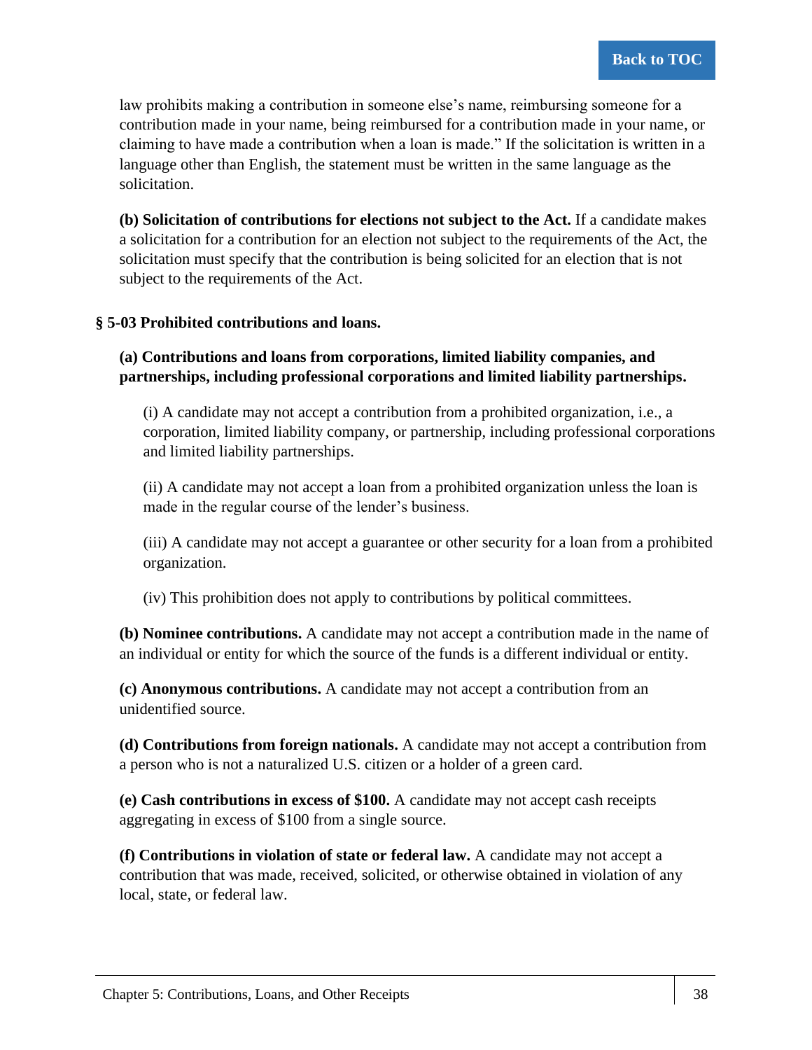law prohibits making a contribution in someone else's name, reimbursing someone for a contribution made in your name, being reimbursed for a contribution made in your name, or claiming to have made a contribution when a loan is made." If the solicitation is written in a language other than English, the statement must be written in the same language as the solicitation.

**(b) Solicitation of contributions for elections not subject to the Act.** If a candidate makes a solicitation for a contribution for an election not subject to the requirements of the Act, the solicitation must specify that the contribution is being solicited for an election that is not subject to the requirements of the Act.

### § 5-03 Prohibited contributions and loans.

**(a) Contributions and loans from corporations, limited liability companies, and partnerships, including professional corporations and limited liability partnerships.**

(i) A candidate may not accept a contribution from a prohibited organization, i.e., a corporation, limited liability company, or partnership, including professional corporations and limited liability partnerships.

(ii) A candidate may not accept a loan from a prohibited organization unless the loan is made in the regular course of the lender's business.

(iii) A candidate may not accept a guarantee or other security for a loan from a prohibited organization.

(iv) This prohibition does not apply to contributions by political committees.

**(b) Nominee contributions.** A candidate may not accept a contribution made in the name of an individual or entity for which the source of the funds is a different individual or entity.

**(c) Anonymous contributions.** A candidate may not accept a contribution from an unidentified source.

**(d) Contributions from foreign nationals.** A candidate may not accept a contribution from a person who is not a naturalized U.S. citizen or a holder of a green card.

**(e) Cash contributions in excess of $100.** A candidate may not accept cash receipts aggregating in excess of $100 from a single source.

**(f) Contributions in violation of state or federal law.** A candidate may not accept a contribution that was made, received, solicited, or otherwise obtained in violation of any local, state, or federal law.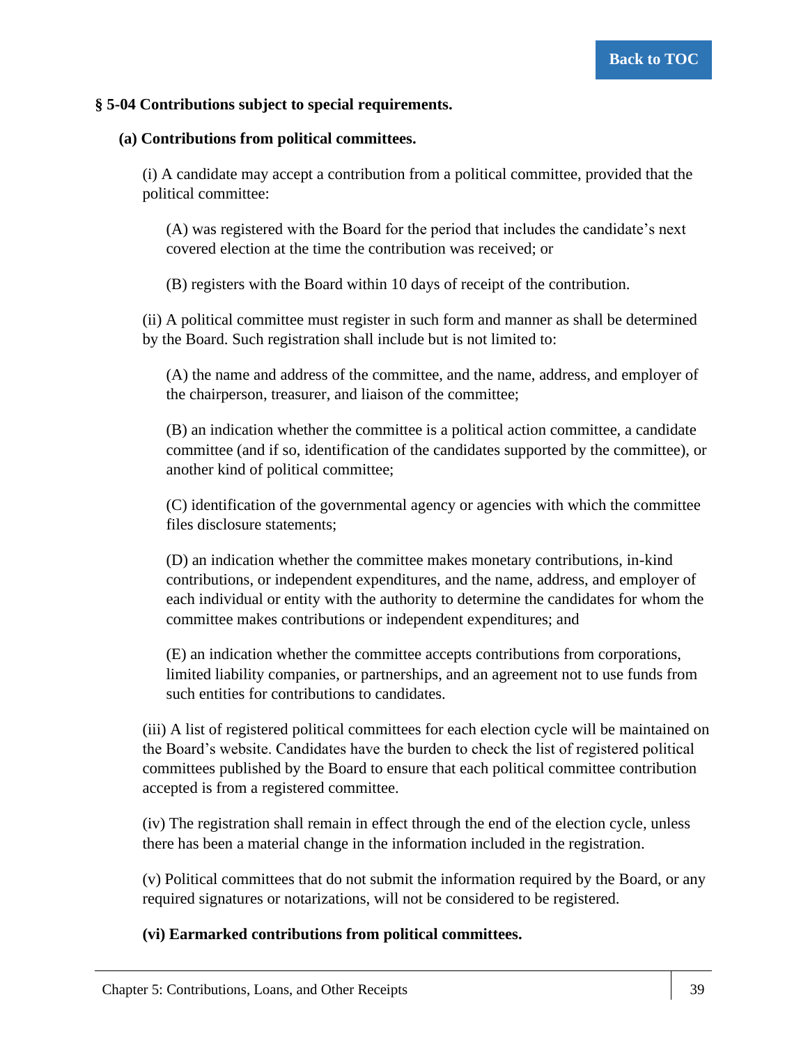### § 5-04 Contributions subject to special requirements.

**(a) Contributions from political committees.**

(i) A candidate may accept a contribution from a political committee, provided that the political committee:

(A) was registered with the Board for the period that includes the candidate's next covered election at the time the contribution was received; or

(B) registers with the Board within 10 days of receipt of the contribution.

(ii) A political committee must register in such form and manner as shall be determined by the Board. Such registration shall include but is not limited to:

(A) the name and address of the committee, and the name, address, and employer of the chairperson, treasurer, and liaison of the committee;

(B) an indication whether the committee is a political action committee, a candidate committee (and if so, identification of the candidates supported by the committee), or another kind of political committee;

(C) identification of the governmental agency or agencies with which the committee files disclosure statements;

(D) an indication whether the committee makes monetary contributions, in-kind contributions, or independent expenditures, and the name, address, and employer of each individual or entity with the authority to determine the candidates for whom the committee makes contributions or independent expenditures; and

(E) an indication whether the committee accepts contributions from corporations, limited liability companies, or partnerships, and an agreement not to use funds from such entities for contributions to candidates.

(iii) A list of registered political committees for each election cycle will be maintained on the Board's website. Candidates have the burden to check the list of registered political committees published by the Board to ensure that each political committee contribution accepted is from a registered committee.

(iv) The registration shall remain in effect through the end of the election cycle, unless there has been a material change in the information included in the registration.

(v) Political committees that do not submit the information required by the Board, or any required signatures or notarizations, will not be considered to be registered.

**(vi) Earmarked contributions from political committees.**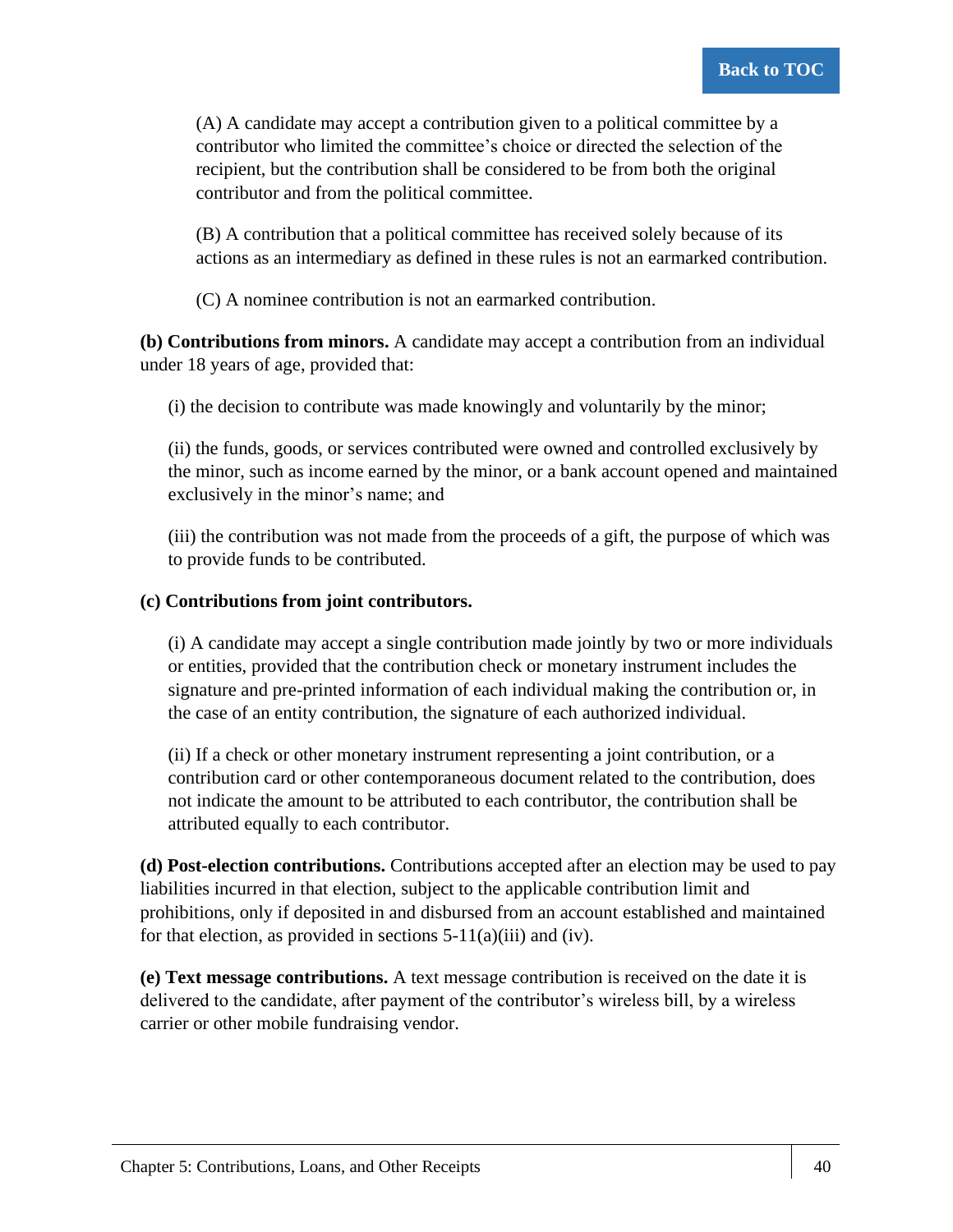(A) A candidate may accept a contribution given to a political committee by a contributor who limited the committee's choice or directed the selection of the recipient, but the contribution shall be considered to be from both the original contributor and from the political committee.

(B) A contribution that a political committee has received solely because of its actions as an intermediary as defined in these rules is not an earmarked contribution.

(C) A nominee contribution is not an earmarked contribution.

**(b) Contributions from minors.** A candidate may accept a contribution from an individual under 18 years of age, provided that:

(i) the decision to contribute was made knowingly and voluntarily by the minor;

(ii) the funds, goods, or services contributed were owned and controlled exclusively by the minor, such as income earned by the minor, or a bank account opened and maintained exclusively in the minor's name; and

(iii) the contribution was not made from the proceeds of a gift, the purpose of which was to provide funds to be contributed.

**(c) Contributions from joint contributors.**

(i) A candidate may accept a single contribution made jointly by two or more individuals or entities, provided that the contribution check or monetary instrument includes the signature and pre-printed information of each individual making the contribution or, in the case of an entity contribution, the signature of each authorized individual.

(ii) If a check or other monetary instrument representing a joint contribution, or a contribution card or other contemporaneous document related to the contribution, does not indicate the amount to be attributed to each contributor, the contribution shall be attributed equally to each contributor.

**(d) Post-election contributions.** Contributions accepted after an election may be used to pay liabilities incurred in that election, subject to the applicable contribution limit and prohibitions, only if deposited in and disbursed from an account established and maintained for that election, as provided in sections 5-11(a)(iii) and (iv).

**(e) Text message contributions.** A text message contribution is received on the date it is delivered to the candidate, after payment of the contributor's wireless bill, by a wireless carrier or other mobile fundraising vendor.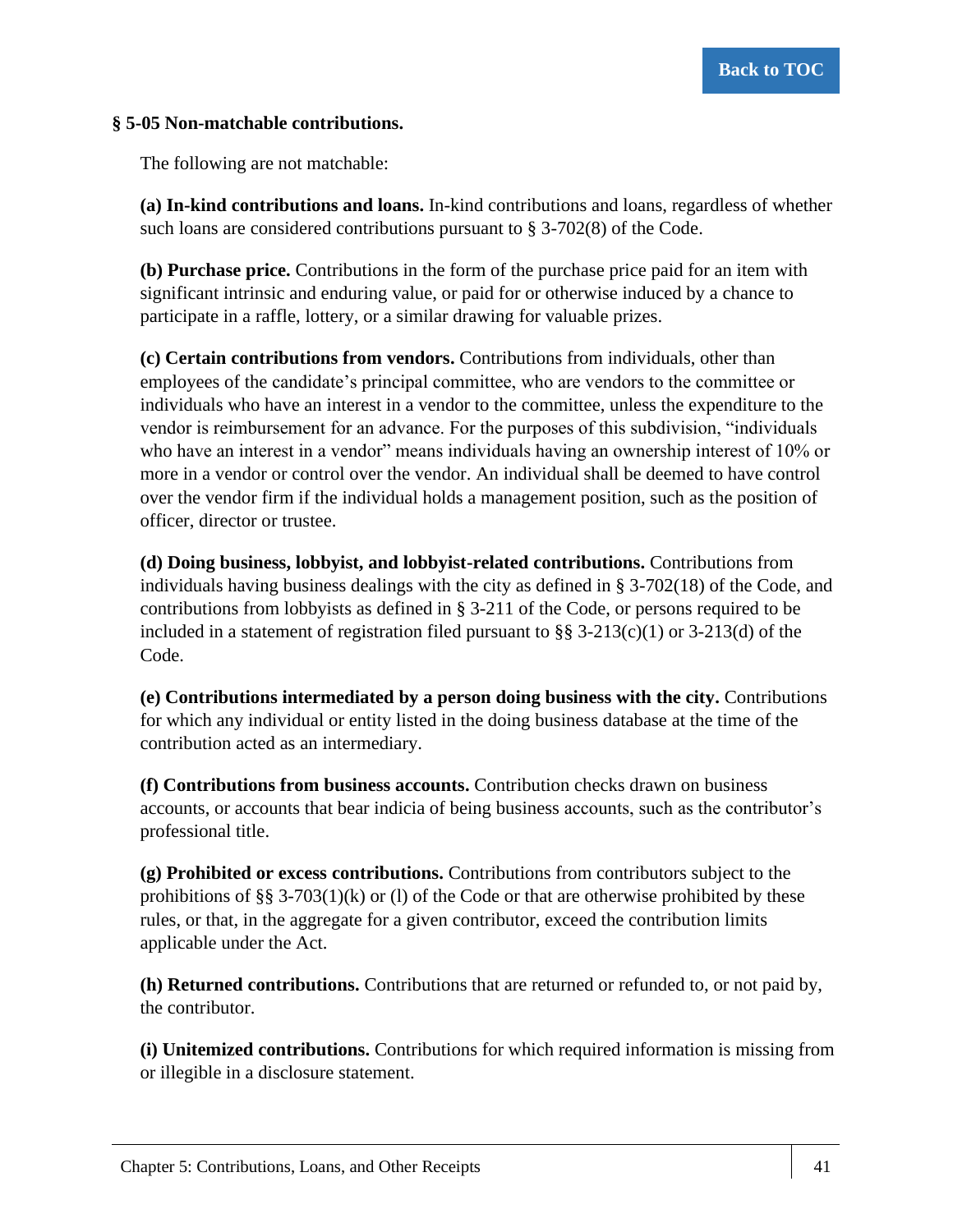### § 5-05 Non-matchable contributions.

The following are not matchable:

**(a) In-kind contributions and loans.** In-kind contributions and loans, regardless of whether such loans are considered contributions pursuant to § 3-702(8) of the Code.

**(b) Purchase price.** Contributions in the form of the purchase price paid for an item with significant intrinsic and enduring value, or paid for or otherwise induced by a chance to participate in a raffle, lottery, or a similar drawing for valuable prizes.

**(c) Certain contributions from vendors.** Contributions from individuals, other than employees of the candidate's principal committee, who are vendors to the committee or individuals who have an interest in a vendor to the committee, unless the expenditure to the vendor is reimbursement for an advance. For the purposes of this subdivision, "individuals who have an interest in a vendor" means individuals having an ownership interest of 10% or more in a vendor or control over the vendor. An individual shall be deemed to have control over the vendor firm if the individual holds a management position, such as the position of officer, director or trustee.

**(d) Doing business, lobbyist, and lobbyist-related contributions.** Contributions from individuals having business dealings with the city as defined in § 3-702(18) of the Code, and contributions from lobbyists as defined in § 3-211 of the Code, or persons required to be included in a statement of registration filed pursuant to §§ 3-213(c)(1) or 3-213(d) of the Code.

**(e) Contributions intermediated by a person doing business with the city.** Contributions for which any individual or entity listed in the doing business database at the time of the contribution acted as an intermediary.

**(f) Contributions from business accounts.** Contribution checks drawn on business accounts, or accounts that bear indicia of being business accounts, such as the contributor's professional title.

**(g) Prohibited or excess contributions.** Contributions from contributors subject to the prohibitions of §§ 3-703(1)(k) or (l) of the Code or that are otherwise prohibited by these rules, or that, in the aggregate for a given contributor, exceed the contribution limits applicable under the Act.

**(h) Returned contributions.** Contributions that are returned or refunded to, or not paid by, the contributor.

**(i) Unitemized contributions.** Contributions for which required information is missing from or illegible in a disclosure statement.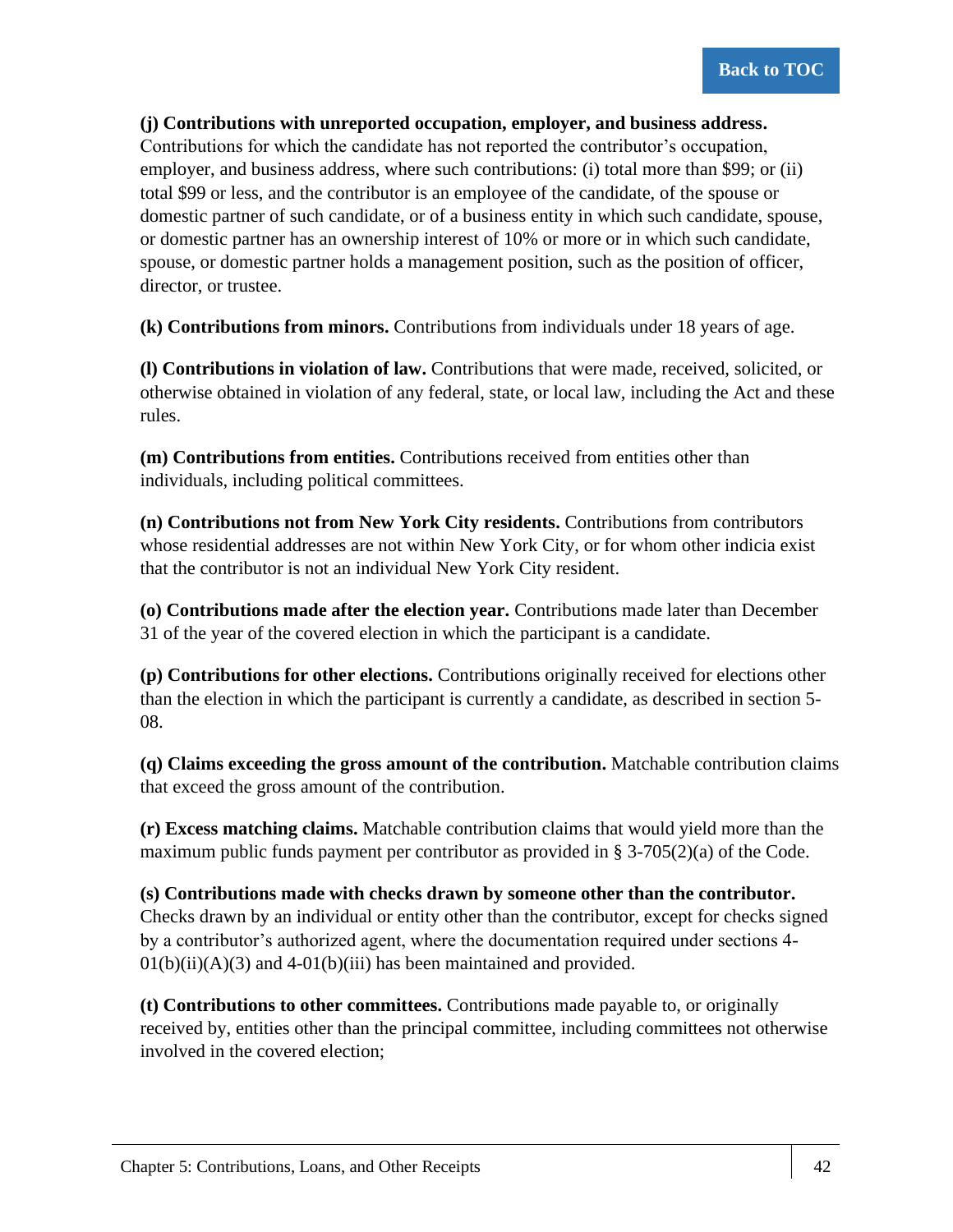**(j) Contributions with unreported occupation, employer, and business address.** Contributions for which the candidate has not reported the contributor's occupation, employer, and business address, where such contributions: (i) total more than $99; or (ii) total $99 or less, and the contributor is an employee of the candidate, of the spouse or domestic partner of such candidate, or of a business entity in which such candidate, spouse, or domestic partner has an ownership interest of 10% or more or in which such candidate, spouse, or domestic partner holds a management position, such as the position of officer, director, or trustee.

**(k) Contributions from minors.** Contributions from individuals under 18 years of age.

**(l) Contributions in violation of law.** Contributions that were made, received, solicited, or otherwise obtained in violation of any federal, state, or local law, including the Act and these rules.

**(m) Contributions from entities.** Contributions received from entities other than individuals, including political committees.

**(n) Contributions not from New York City residents.** Contributions from contributors whose residential addresses are not within New York City, or for whom other indicia exist that the contributor is not an individual New York City resident.

**(o) Contributions made after the election year.** Contributions made later than December 31 of the year of the covered election in which the participant is a candidate.

**(p) Contributions for other elections.** Contributions originally received for elections other than the election in which the participant is currently a candidate, as described in section 5-08.

**(q) Claims exceeding the gross amount of the contribution.** Matchable contribution claims that exceed the gross amount of the contribution.

**(r) Excess matching claims.** Matchable contribution claims that would yield more than the maximum public funds payment per contributor as provided in § 3-705(2)(a) of the Code.

**(s) Contributions made with checks drawn by someone other than the contributor.** Checks drawn by an individual or entity other than the contributor, except for checks signed by a contributor's authorized agent, where the documentation required under sections 4-01(b)(ii)(A)(3) and 4-01(b)(iii) has been maintained and provided.

**(t) Contributions to other committees.** Contributions made payable to, or originally received by, entities other than the principal committee, including committees not otherwise involved in the covered election;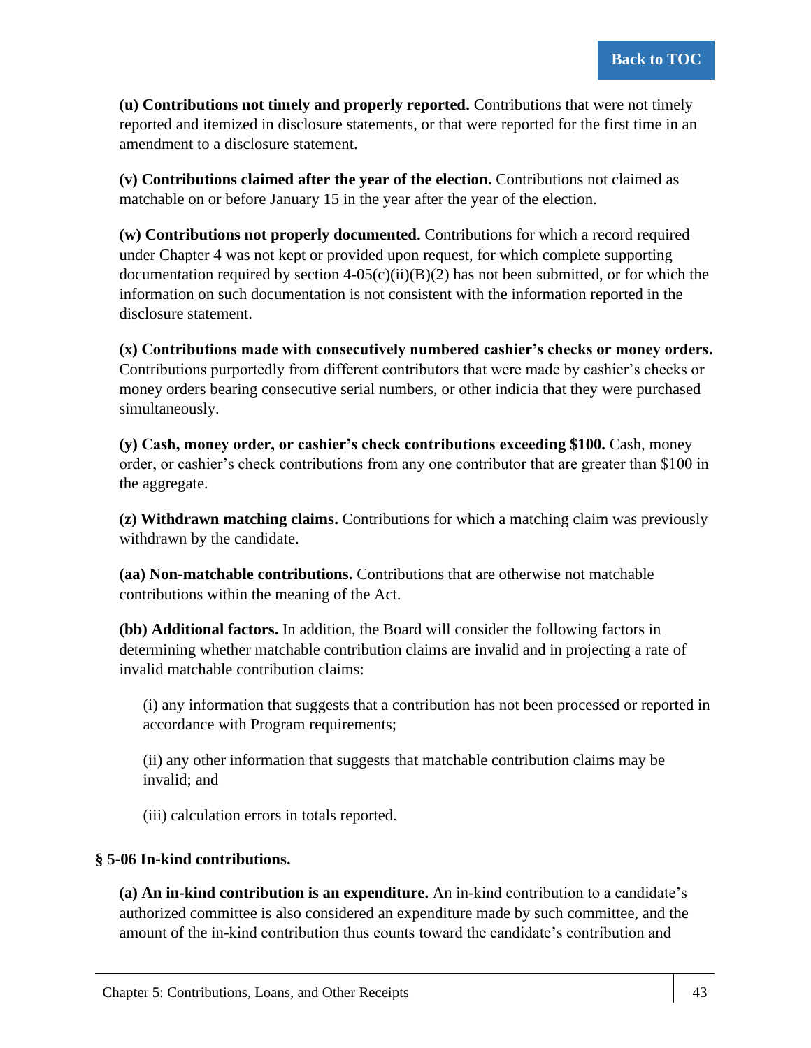**(u) Contributions not timely and properly reported.** Contributions that were not timely reported and itemized in disclosure statements, or that were reported for the first time in an amendment to a disclosure statement.

**(v) Contributions claimed after the year of the election.** Contributions not claimed as matchable on or before January 15 in the year after the year of the election.

**(w) Contributions not properly documented.** Contributions for which a record required under Chapter 4 was not kept or provided upon request, for which complete supporting documentation required by section 4-05(c)(ii)(B)(2) has not been submitted, or for which the information on such documentation is not consistent with the information reported in the disclosure statement.

**(x) Contributions made with consecutively numbered cashier's checks or money orders.** Contributions purportedly from different contributors that were made by cashier's checks or money orders bearing consecutive serial numbers, or other indicia that they were purchased simultaneously.

**(y) Cash, money order, or cashier's check contributions exceeding $100.** Cash, money order, or cashier's check contributions from any one contributor that are greater than $100 in the aggregate.

**(z) Withdrawn matching claims.** Contributions for which a matching claim was previously withdrawn by the candidate.

**(aa) Non-matchable contributions.** Contributions that are otherwise not matchable contributions within the meaning of the Act.

**(bb) Additional factors.** In addition, the Board will consider the following factors in determining whether matchable contribution claims are invalid and in projecting a rate of invalid matchable contribution claims:

(i) any information that suggests that a contribution has not been processed or reported in accordance with Program requirements;

(ii) any other information that suggests that matchable contribution claims may be invalid; and

(iii) calculation errors in totals reported.

### § 5-06 In-kind contributions.

**(a) An in-kind contribution is an expenditure.** An in-kind contribution to a candidate's authorized committee is also considered an expenditure made by such committee, and the amount of the in-kind contribution thus counts toward the candidate's contribution and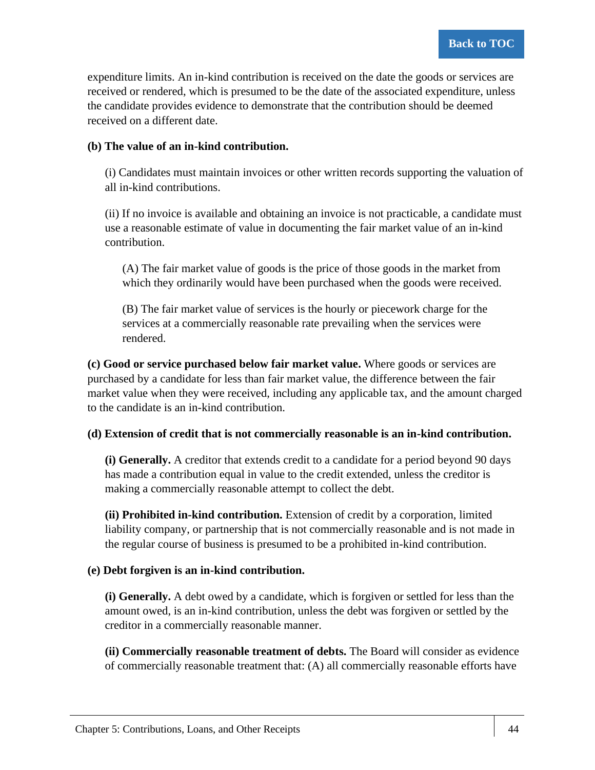expenditure limits. An in-kind contribution is received on the date the goods or services are received or rendered, which is presumed to be the date of the associated expenditure, unless the candidate provides evidence to demonstrate that the contribution should be deemed received on a different date.

**(b) The value of an in-kind contribution.**

(i) Candidates must maintain invoices or other written records supporting the valuation of all in-kind contributions.

(ii) If no invoice is available and obtaining an invoice is not practicable, a candidate must use a reasonable estimate of value in documenting the fair market value of an in-kind contribution.

(A) The fair market value of goods is the price of those goods in the market from which they ordinarily would have been purchased when the goods were received.

(B) The fair market value of services is the hourly or piecework charge for the services at a commercially reasonable rate prevailing when the services were rendered.

**(c) Good or service purchased below fair market value.** Where goods or services are purchased by a candidate for less than fair market value, the difference between the fair market value when they were received, including any applicable tax, and the amount charged to the candidate is an in-kind contribution.

**(d) Extension of credit that is not commercially reasonable is an in-kind contribution.**

**(i) Generally.** A creditor that extends credit to a candidate for a period beyond 90 days has made a contribution equal in value to the credit extended, unless the creditor is making a commercially reasonable attempt to collect the debt.

**(ii) Prohibited in-kind contribution.** Extension of credit by a corporation, limited liability company, or partnership that is not commercially reasonable and is not made in the regular course of business is presumed to be a prohibited in-kind contribution.

**(e) Debt forgiven is an in-kind contribution.**

**(i) Generally.** A debt owed by a candidate, which is forgiven or settled for less than the amount owed, is an in-kind contribution, unless the debt was forgiven or settled by the creditor in a commercially reasonable manner.

**(ii) Commercially reasonable treatment of debts.** The Board will consider as evidence of commercially reasonable treatment that: (A) all commercially reasonable efforts have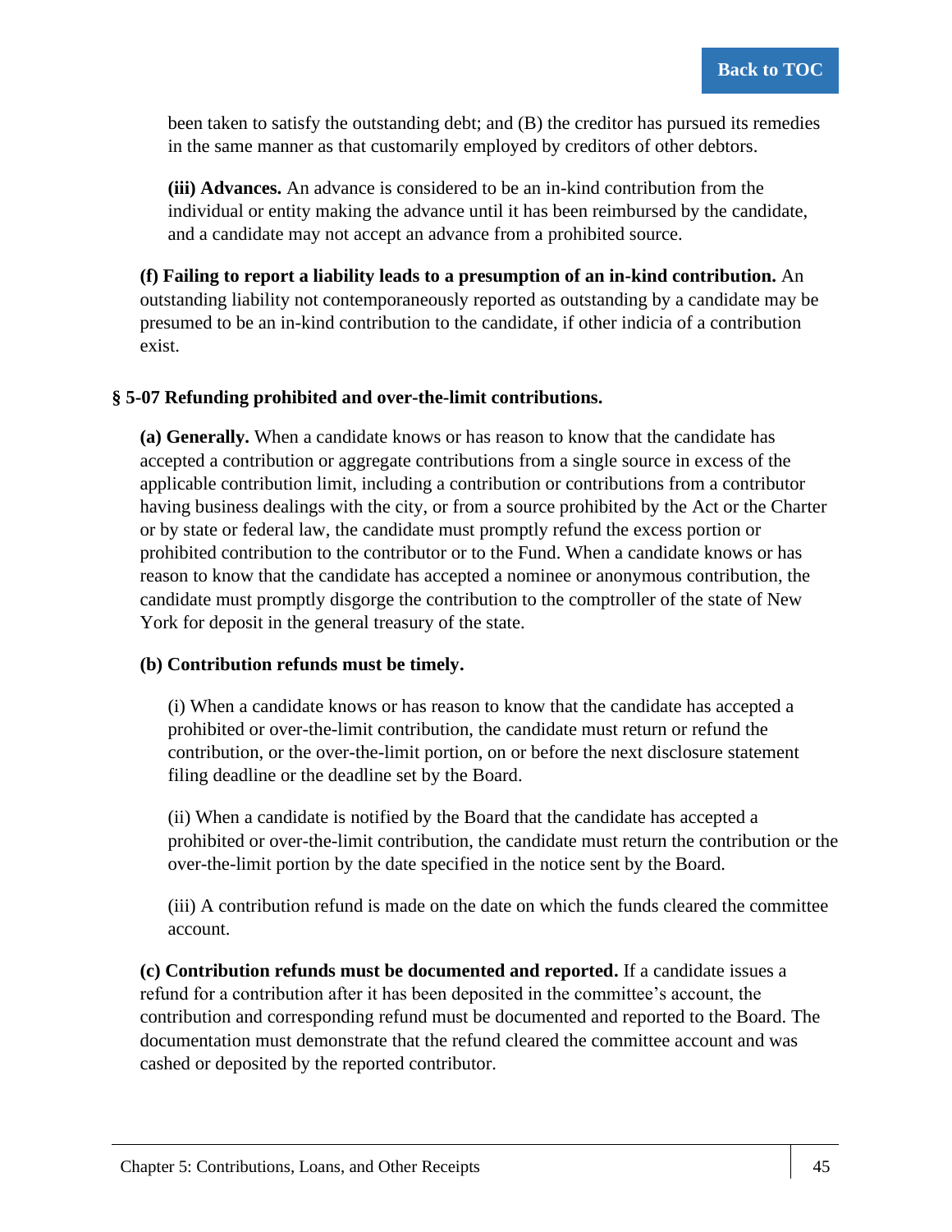been taken to satisfy the outstanding debt; and (B) the creditor has pursued its remedies in the same manner as that customarily employed by creditors of other debtors.

**(iii) Advances.** An advance is considered to be an in-kind contribution from the individual or entity making the advance until it has been reimbursed by the candidate, and a candidate may not accept an advance from a prohibited source.

**(f) Failing to report a liability leads to a presumption of an in-kind contribution.** An outstanding liability not contemporaneously reported as outstanding by a candidate may be presumed to be an in-kind contribution to the candidate, if other indicia of a contribution exist.

### § 5-07 Refunding prohibited and over-the-limit contributions.

**(a) Generally.** When a candidate knows or has reason to know that the candidate has accepted a contribution or aggregate contributions from a single source in excess of the applicable contribution limit, including a contribution or contributions from a contributor having business dealings with the city, or from a source prohibited by the Act or the Charter or by state or federal law, the candidate must promptly refund the excess portion or prohibited contribution to the contributor or to the Fund. When a candidate knows or has reason to know that the candidate has accepted a nominee or anonymous contribution, the candidate must promptly disgorge the contribution to the comptroller of the state of New York for deposit in the general treasury of the state.

**(b) Contribution refunds must be timely.**

(i) When a candidate knows or has reason to know that the candidate has accepted a prohibited or over-the-limit contribution, the candidate must return or refund the contribution, or the over-the-limit portion, on or before the next disclosure statement filing deadline or the deadline set by the Board.

(ii) When a candidate is notified by the Board that the candidate has accepted a prohibited or over-the-limit contribution, the candidate must return the contribution or the over-the-limit portion by the date specified in the notice sent by the Board.

(iii) A contribution refund is made on the date on which the funds cleared the committee account.

**(c) Contribution refunds must be documented and reported.** If a candidate issues a refund for a contribution after it has been deposited in the committee's account, the contribution and corresponding refund must be documented and reported to the Board. The documentation must demonstrate that the refund cleared the committee account and was cashed or deposited by the reported contributor.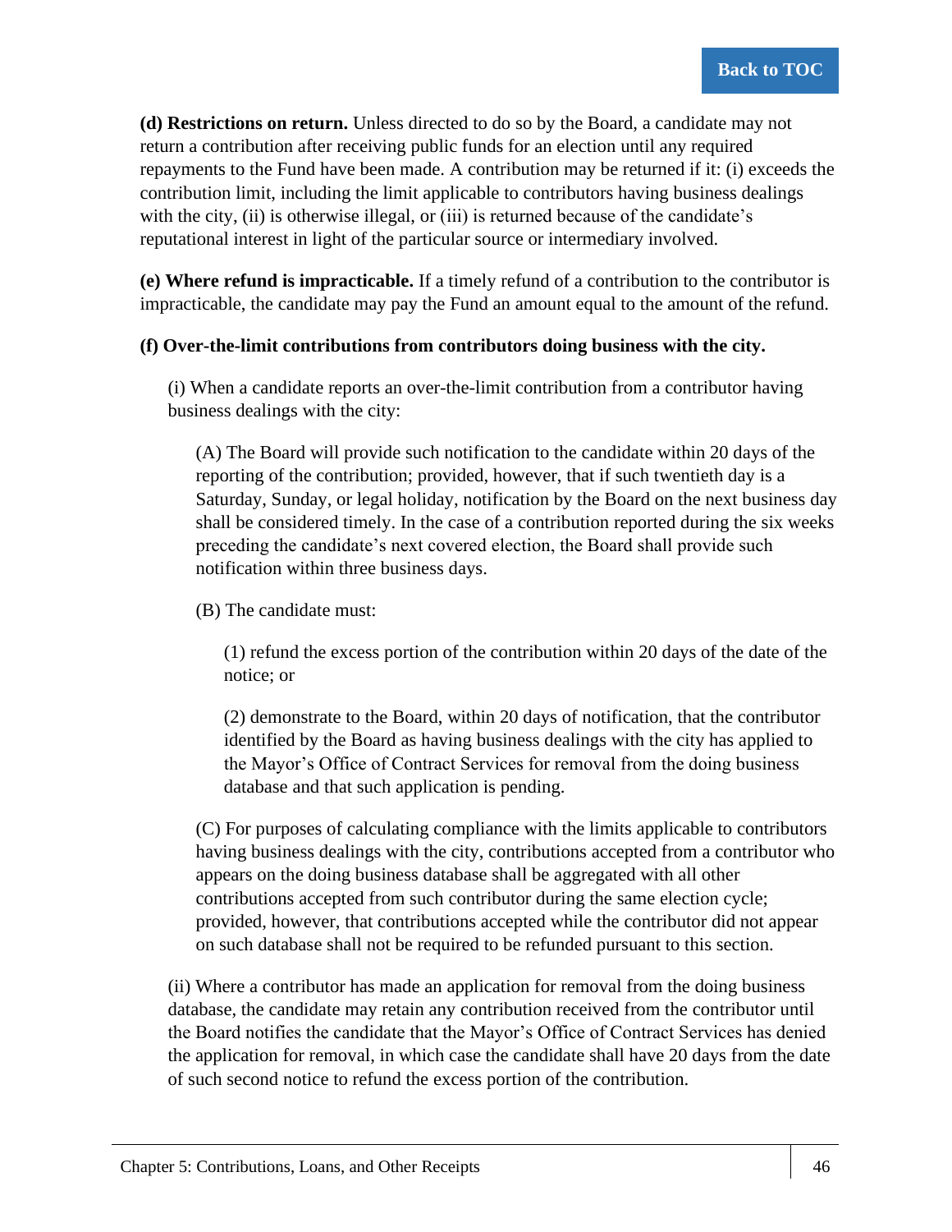**(d) Restrictions on return.** Unless directed to do so by the Board, a candidate may not return a contribution after receiving public funds for an election until any required repayments to the Fund have been made. A contribution may be returned if it: (i) exceeds the contribution limit, including the limit applicable to contributors having business dealings with the city, (ii) is otherwise illegal, or (iii) is returned because of the candidate's reputational interest in light of the particular source or intermediary involved.

**(e) Where refund is impracticable.** If a timely refund of a contribution to the contributor is impracticable, the candidate may pay the Fund an amount equal to the amount of the refund.

**(f) Over-the-limit contributions from contributors doing business with the city.**

(i) When a candidate reports an over-the-limit contribution from a contributor having business dealings with the city:

(A) The Board will provide such notification to the candidate within 20 days of the reporting of the contribution; provided, however, that if such twentieth day is a Saturday, Sunday, or legal holiday, notification by the Board on the next business day shall be considered timely. In the case of a contribution reported during the six weeks preceding the candidate's next covered election, the Board shall provide such notification within three business days.

(B) The candidate must:

(1) refund the excess portion of the contribution within 20 days of the date of the notice; or

(2) demonstrate to the Board, within 20 days of notification, that the contributor identified by the Board as having business dealings with the city has applied to the Mayor's Office of Contract Services for removal from the doing business database and that such application is pending.

(C) For purposes of calculating compliance with the limits applicable to contributors having business dealings with the city, contributions accepted from a contributor who appears on the doing business database shall be aggregated with all other contributions accepted from such contributor during the same election cycle; provided, however, that contributions accepted while the contributor did not appear on such database shall not be required to be refunded pursuant to this section.

(ii) Where a contributor has made an application for removal from the doing business database, the candidate may retain any contribution received from the contributor until the Board notifies the candidate that the Mayor's Office of Contract Services has denied the application for removal, in which case the candidate shall have 20 days from the date of such second notice to refund the excess portion of the contribution.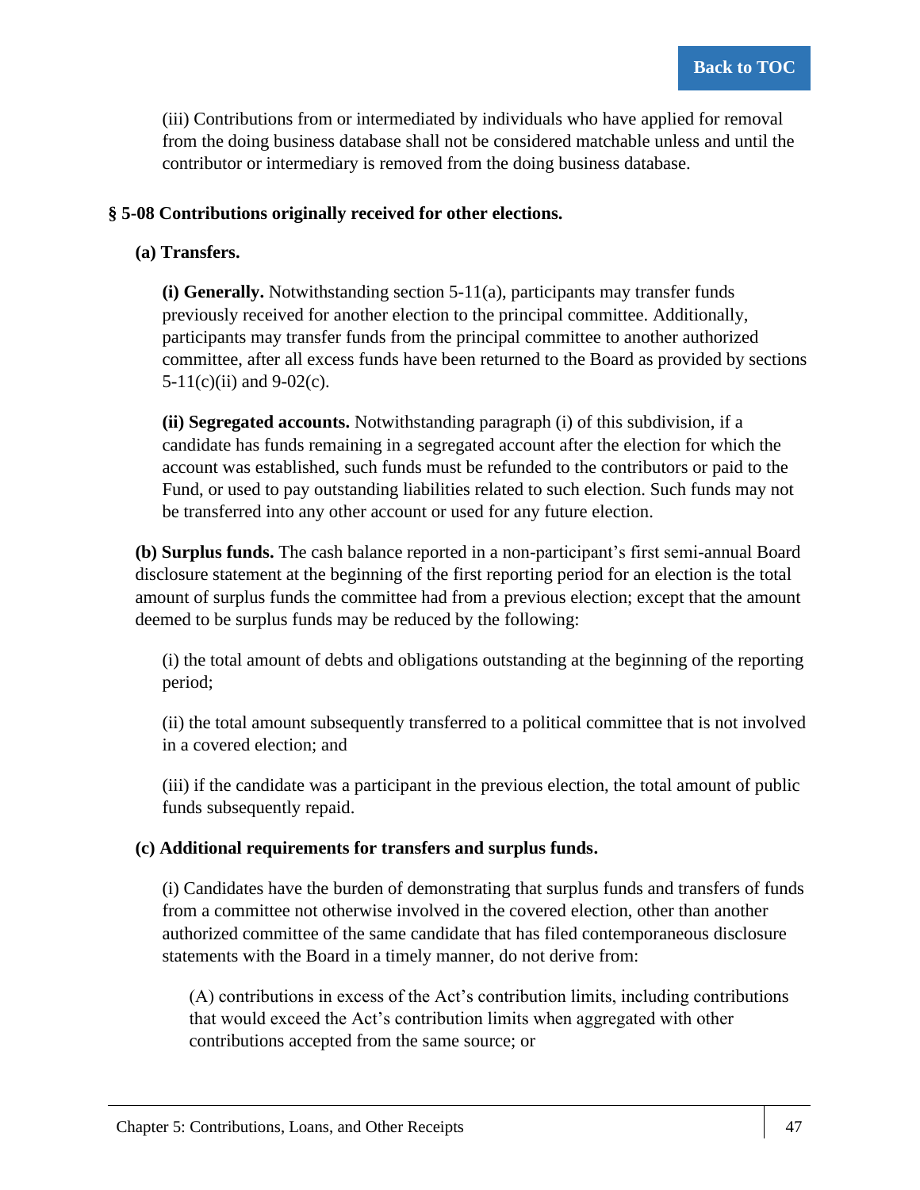(iii) Contributions from or intermediated by individuals who have applied for removal from the doing business database shall not be considered matchable unless and until the contributor or intermediary is removed from the doing business database.

### § 5-08 Contributions originally received for other elections.

**(a) Transfers.**

**(i) Generally.** Notwithstanding section 5-11(a), participants may transfer funds previously received for another election to the principal committee. Additionally, participants may transfer funds from the principal committee to another authorized committee, after all excess funds have been returned to the Board as provided by sections 5-11(c)(ii) and 9-02(c).

**(ii) Segregated accounts.** Notwithstanding paragraph (i) of this subdivision, if a candidate has funds remaining in a segregated account after the election for which the account was established, such funds must be refunded to the contributors or paid to the Fund, or used to pay outstanding liabilities related to such election. Such funds may not be transferred into any other account or used for any future election.

**(b) Surplus funds.** The cash balance reported in a non-participant's first semi-annual Board disclosure statement at the beginning of the first reporting period for an election is the total amount of surplus funds the committee had from a previous election; except that the amount deemed to be surplus funds may be reduced by the following:

(i) the total amount of debts and obligations outstanding at the beginning of the reporting period;

(ii) the total amount subsequently transferred to a political committee that is not involved in a covered election; and

(iii) if the candidate was a participant in the previous election, the total amount of public funds subsequently repaid.

**(c) Additional requirements for transfers and surplus funds.**

(i) Candidates have the burden of demonstrating that surplus funds and transfers of funds from a committee not otherwise involved in the covered election, other than another authorized committee of the same candidate that has filed contemporaneous disclosure statements with the Board in a timely manner, do not derive from:

(A) contributions in excess of the Act's contribution limits, including contributions that would exceed the Act's contribution limits when aggregated with other contributions accepted from the same source; or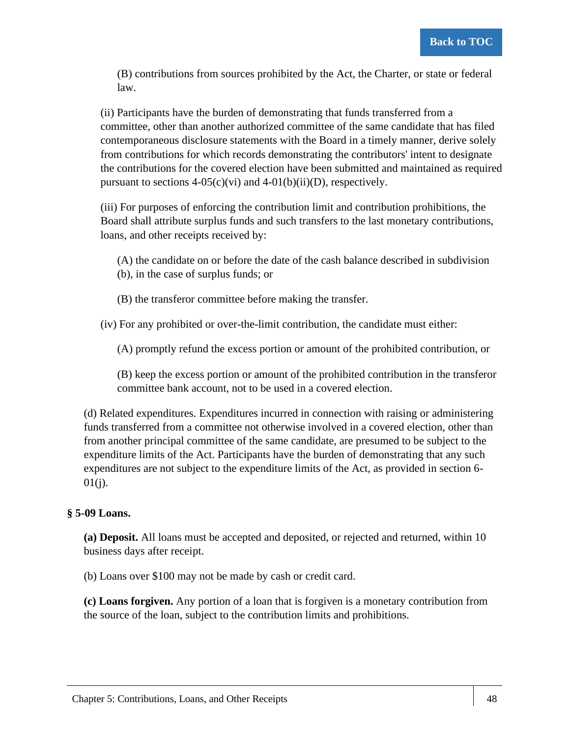(B) contributions from sources prohibited by the Act, the Charter, or state or federal law.

(ii) Participants have the burden of demonstrating that funds transferred from a committee, other than another authorized committee of the same candidate that has filed contemporaneous disclosure statements with the Board in a timely manner, derive solely from contributions for which records demonstrating the contributors' intent to designate the contributions for the covered election have been submitted and maintained as required pursuant to sections 4-05(c)(vi) and 4-01(b)(ii)(D), respectively.

(iii) For purposes of enforcing the contribution limit and contribution prohibitions, the Board shall attribute surplus funds and such transfers to the last monetary contributions, loans, and other receipts received by:

(A) the candidate on or before the date of the cash balance described in subdivision (b), in the case of surplus funds; or

(B) the transferor committee before making the transfer.

(iv) For any prohibited or over-the-limit contribution, the candidate must either:

(A) promptly refund the excess portion or amount of the prohibited contribution, or

(B) keep the excess portion or amount of the prohibited contribution in the transferor committee bank account, not to be used in a covered election.

(d) Related expenditures. Expenditures incurred in connection with raising or administering funds transferred from a committee not otherwise involved in a covered election, other than from another principal committee of the same candidate, are presumed to be subject to the expenditure limits of the Act. Participants have the burden of demonstrating that any such expenditures are not subject to the expenditure limits of the Act, as provided in section 6-01(j).

### § 5-09 Loans.

**(a) Deposit.** All loans must be accepted and deposited, or rejected and returned, within 10 business days after receipt.

(b) Loans over $100 may not be made by cash or credit card.

**(c) Loans forgiven.** Any portion of a loan that is forgiven is a monetary contribution from the source of the loan, subject to the contribution limits and prohibitions.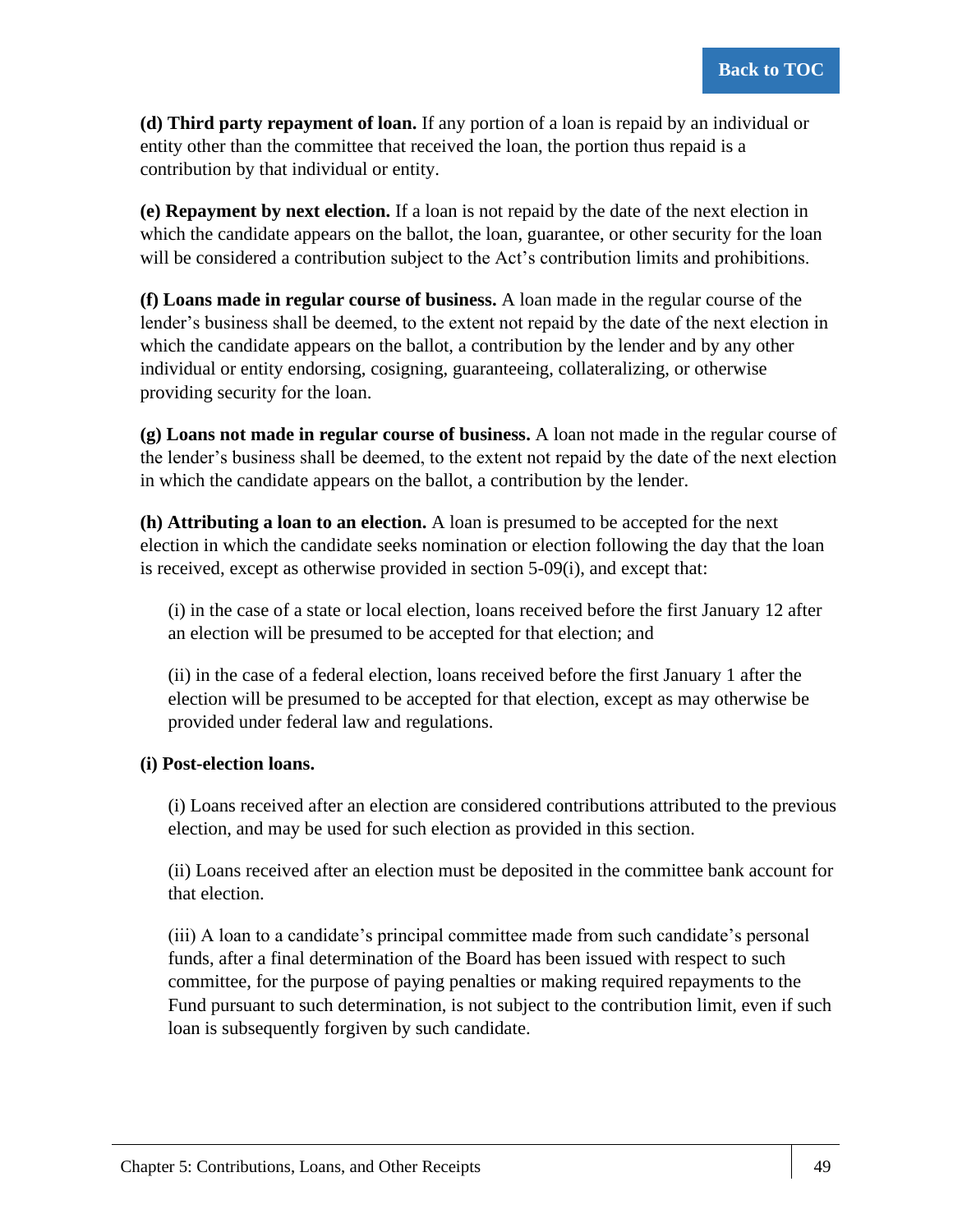**(d) Third party repayment of loan.** If any portion of a loan is repaid by an individual or entity other than the committee that received the loan, the portion thus repaid is a contribution by that individual or entity.

**(e) Repayment by next election.** If a loan is not repaid by the date of the next election in which the candidate appears on the ballot, the loan, guarantee, or other security for the loan will be considered a contribution subject to the Act's contribution limits and prohibitions.

**(f) Loans made in regular course of business.** A loan made in the regular course of the lender's business shall be deemed, to the extent not repaid by the date of the next election in which the candidate appears on the ballot, a contribution by the lender and by any other individual or entity endorsing, cosigning, guaranteeing, collateralizing, or otherwise providing security for the loan.

**(g) Loans not made in regular course of business.** A loan not made in the regular course of the lender's business shall be deemed, to the extent not repaid by the date of the next election in which the candidate appears on the ballot, a contribution by the lender.

**(h) Attributing a loan to an election.** A loan is presumed to be accepted for the next election in which the candidate seeks nomination or election following the day that the loan is received, except as otherwise provided in section 5-09(i), and except that:

(i) in the case of a state or local election, loans received before the first January 12 after an election will be presumed to be accepted for that election; and

(ii) in the case of a federal election, loans received before the first January 1 after the election will be presumed to be accepted for that election, except as may otherwise be provided under federal law and regulations.

**(i) Post-election loans.**

(i) Loans received after an election are considered contributions attributed to the previous election, and may be used for such election as provided in this section.

(ii) Loans received after an election must be deposited in the committee bank account for that election.

(iii) A loan to a candidate's principal committee made from such candidate's personal funds, after a final determination of the Board has been issued with respect to such committee, for the purpose of paying penalties or making required repayments to the Fund pursuant to such determination, is not subject to the contribution limit, even if such loan is subsequently forgiven by such candidate.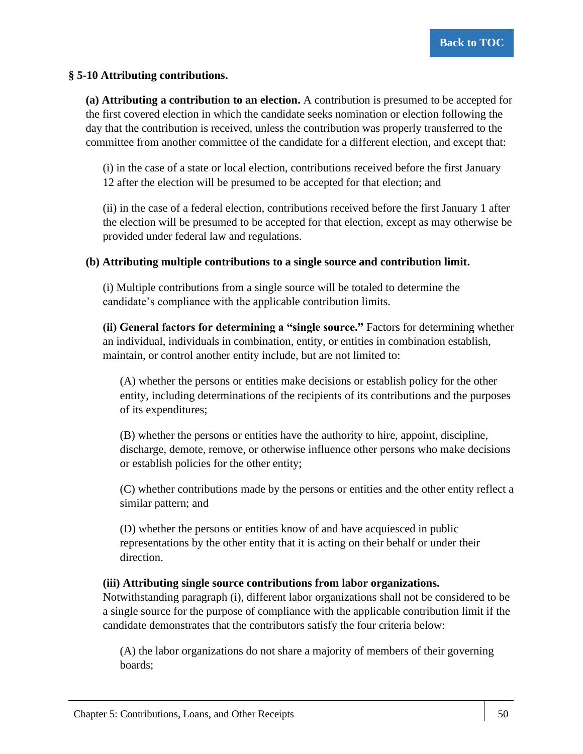### § 5-10 Attributing contributions.

**(a) Attributing a contribution to an election.** A contribution is presumed to be accepted for the first covered election in which the candidate seeks nomination or election following the day that the contribution is received, unless the contribution was properly transferred to the committee from another committee of the candidate for a different election, and except that:

(i) in the case of a state or local election, contributions received before the first January 12 after the election will be presumed to be accepted for that election; and

(ii) in the case of a federal election, contributions received before the first January 1 after the election will be presumed to be accepted for that election, except as may otherwise be provided under federal law and regulations.

**(b) Attributing multiple contributions to a single source and contribution limit.**

(i) Multiple contributions from a single source will be totaled to determine the candidate's compliance with the applicable contribution limits.

**(ii) General factors for determining a "single source."** Factors for determining whether an individual, individuals in combination, entity, or entities in combination establish, maintain, or control another entity include, but are not limited to:

(A) whether the persons or entities make decisions or establish policy for the other entity, including determinations of the recipients of its contributions and the purposes of its expenditures;

(B) whether the persons or entities have the authority to hire, appoint, discipline, discharge, demote, remove, or otherwise influence other persons who make decisions or establish policies for the other entity;

(C) whether contributions made by the persons or entities and the other entity reflect a similar pattern; and

(D) whether the persons or entities know of and have acquiesced in public representations by the other entity that it is acting on their behalf or under their direction.

**(iii) Attributing single source contributions from labor organizations.** Notwithstanding paragraph (i), different labor organizations shall not be considered to be a single source for the purpose of compliance with the applicable contribution limit if the candidate demonstrates that the contributors satisfy the four criteria below:

(A) the labor organizations do not share a majority of members of their governing boards;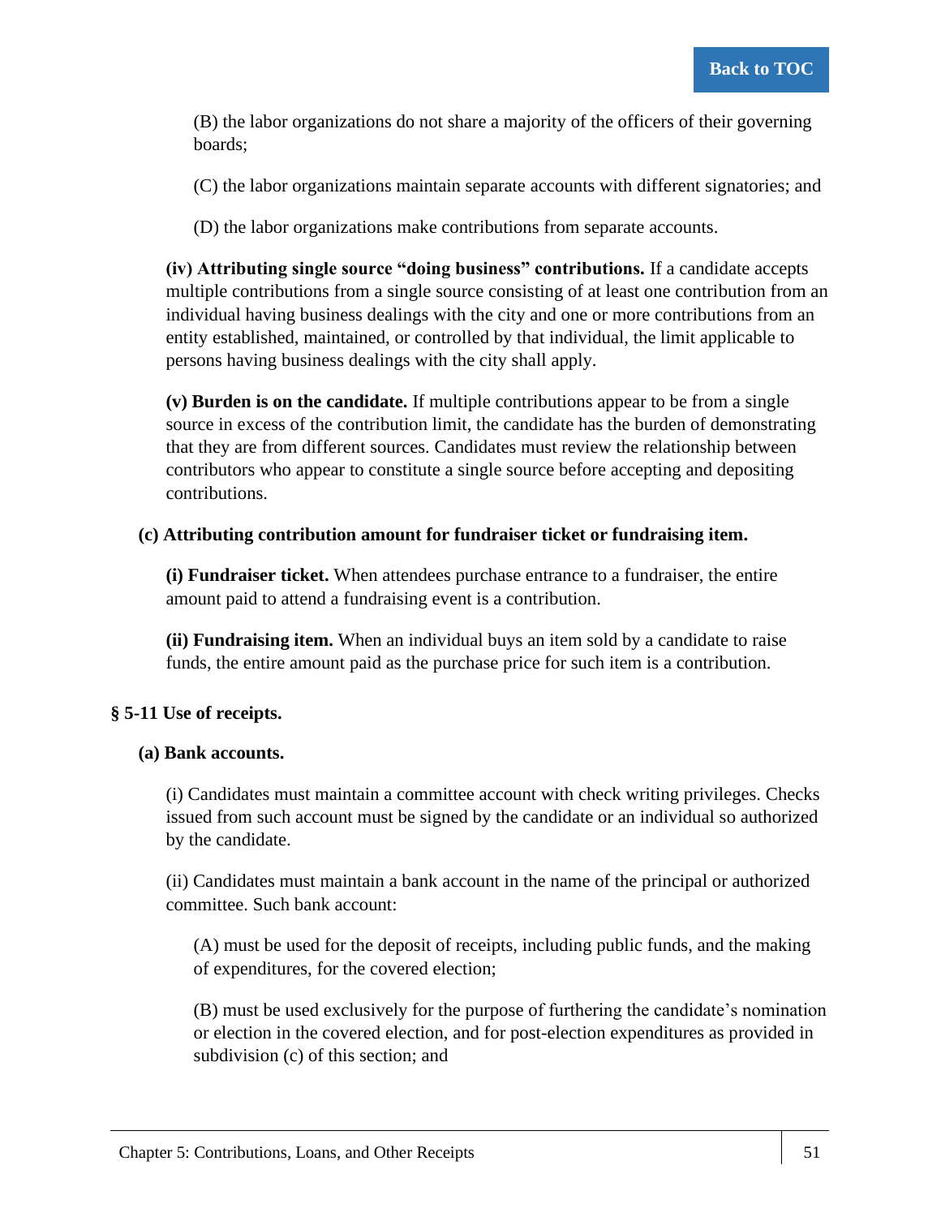(B) the labor organizations do not share a majority of the officers of their governing boards;

(C) the labor organizations maintain separate accounts with different signatories; and

(D) the labor organizations make contributions from separate accounts.

**(iv) Attributing single source "doing business" contributions.** If a candidate accepts multiple contributions from a single source consisting of at least one contribution from an individual having business dealings with the city and one or more contributions from an entity established, maintained, or controlled by that individual, the limit applicable to persons having business dealings with the city shall apply.

**(v) Burden is on the candidate.** If multiple contributions appear to be from a single source in excess of the contribution limit, the candidate has the burden of demonstrating that they are from different sources. Candidates must review the relationship between contributors who appear to constitute a single source before accepting and depositing contributions.

**(c) Attributing contribution amount for fundraiser ticket or fundraising item.**

**(i) Fundraiser ticket.** When attendees purchase entrance to a fundraiser, the entire amount paid to attend a fundraising event is a contribution.

**(ii) Fundraising item.** When an individual buys an item sold by a candidate to raise funds, the entire amount paid as the purchase price for such item is a contribution.

## § 5-11 Use of receipts.

**(a) Bank accounts.**

(i) Candidates must maintain a committee account with check writing privileges. Checks issued from such account must be signed by the candidate or an individual so authorized by the candidate.

(ii) Candidates must maintain a bank account in the name of the principal or authorized committee. Such bank account:

(A) must be used for the deposit of receipts, including public funds, and the making of expenditures, for the covered election;

(B) must be used exclusively for the purpose of furthering the candidate's nomination or election in the covered election, and for post-election expenditures as provided in subdivision (c) of this section; and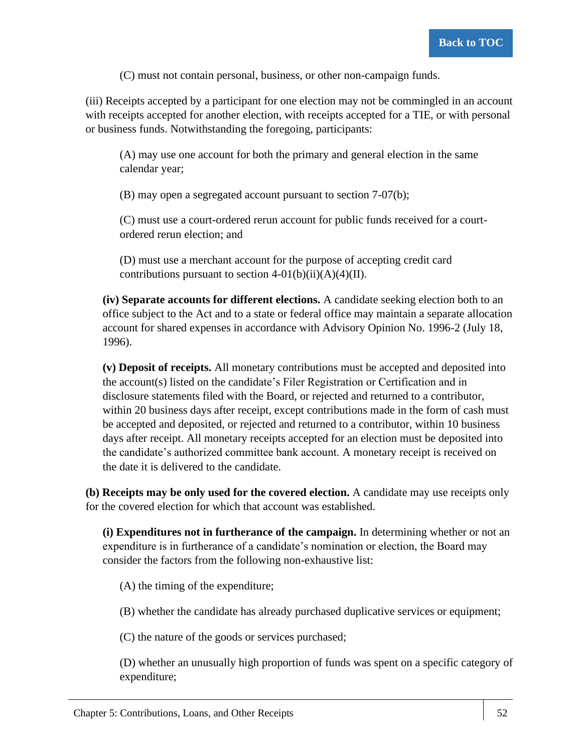(C) must not contain personal, business, or other non-campaign funds.

(iii) Receipts accepted by a participant for one election may not be commingled in an account with receipts accepted for another election, with receipts accepted for a TIE, or with personal or business funds. Notwithstanding the foregoing, participants:

(A) may use one account for both the primary and general election in the same calendar year;

(B) may open a segregated account pursuant to section 7-07(b);

(C) must use a court-ordered rerun account for public funds received for a court-ordered rerun election; and

(D) must use a merchant account for the purpose of accepting credit card contributions pursuant to section 4-01(b)(ii)(A)(4)(II).

**(iv) Separate accounts for different elections.** A candidate seeking election both to an office subject to the Act and to a state or federal office may maintain a separate allocation account for shared expenses in accordance with Advisory Opinion No. 1996-2 (July 18, 1996).

**(v) Deposit of receipts.** All monetary contributions must be accepted and deposited into the account(s) listed on the candidate's Filer Registration or Certification and in disclosure statements filed with the Board, or rejected and returned to a contributor, within 20 business days after receipt, except contributions made in the form of cash must be accepted and deposited, or rejected and returned to a contributor, within 10 business days after receipt. All monetary receipts accepted for an election must be deposited into the candidate's authorized committee bank account. A monetary receipt is received on the date it is delivered to the candidate.

**(b) Receipts may be only used for the covered election.** A candidate may use receipts only for the covered election for which that account was established.

**(i) Expenditures not in furtherance of the campaign.** In determining whether or not an expenditure is in furtherance of a candidate's nomination or election, the Board may consider the factors from the following non-exhaustive list:

(A) the timing of the expenditure;

(B) whether the candidate has already purchased duplicative services or equipment;

(C) the nature of the goods or services purchased;

(D) whether an unusually high proportion of funds was spent on a specific category of expenditure;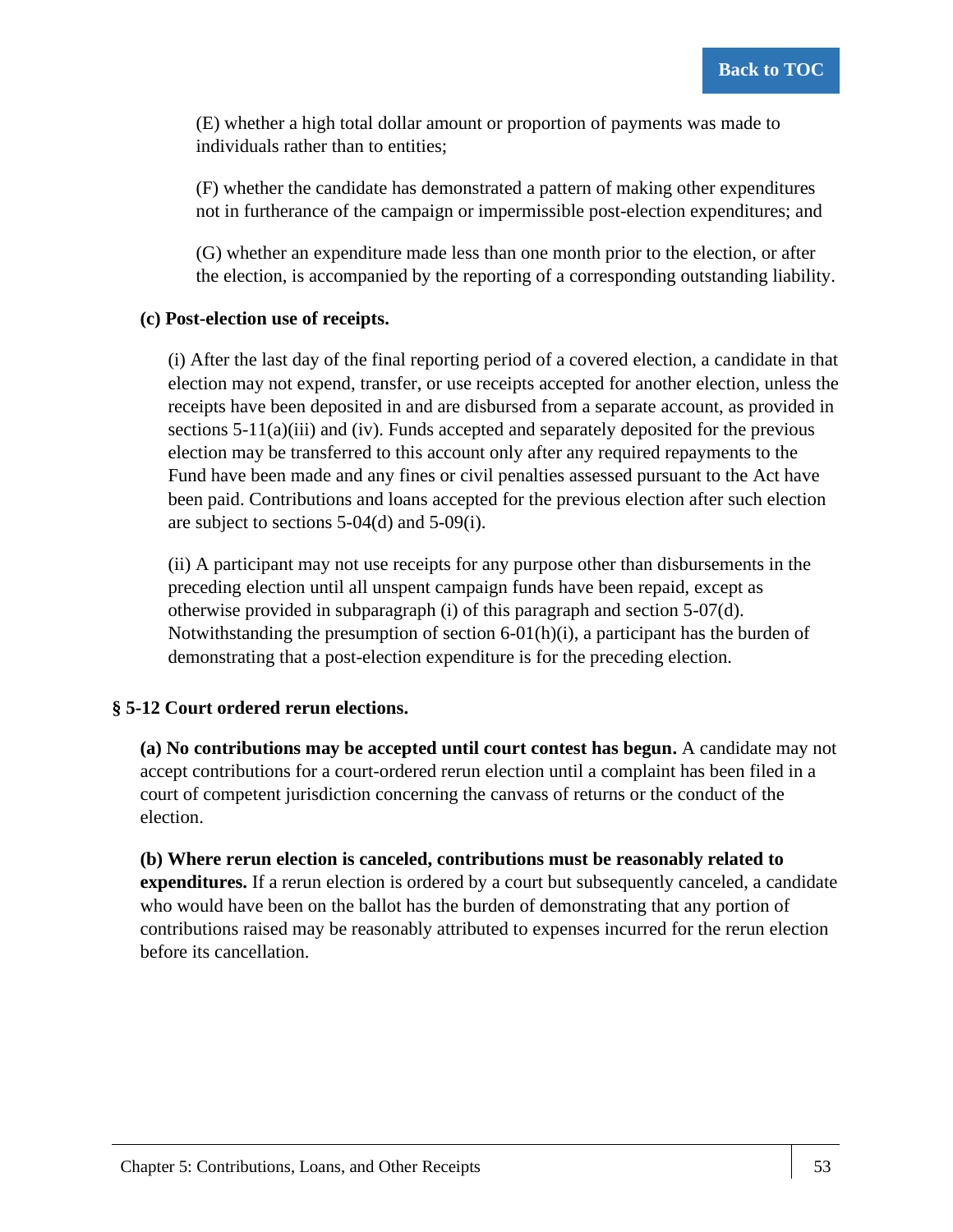(E) whether a high total dollar amount or proportion of payments was made to individuals rather than to entities;

(F) whether the candidate has demonstrated a pattern of making other expenditures not in furtherance of the campaign or impermissible post-election expenditures; and

(G) whether an expenditure made less than one month prior to the election, or after the election, is accompanied by the reporting of a corresponding outstanding liability.

**(c) Post-election use of receipts.**

(i) After the last day of the final reporting period of a covered election, a candidate in that election may not expend, transfer, or use receipts accepted for another election, unless the receipts have been deposited in and are disbursed from a separate account, as provided in sections 5-11(a)(iii) and (iv). Funds accepted and separately deposited for the previous election may be transferred to this account only after any required repayments to the Fund have been made and any fines or civil penalties assessed pursuant to the Act have been paid. Contributions and loans accepted for the previous election after such election are subject to sections 5-04(d) and 5-09(i).

(ii) A participant may not use receipts for any purpose other than disbursements in the preceding election until all unspent campaign funds have been repaid, except as otherwise provided in subparagraph (i) of this paragraph and section 5-07(d). Notwithstanding the presumption of section 6-01(h)(i), a participant has the burden of demonstrating that a post-election expenditure is for the preceding election.

## § 5-12 Court ordered rerun elections.

**(a) No contributions may be accepted until court contest has begun.** A candidate may not accept contributions for a court-ordered rerun election until a complaint has been filed in a court of competent jurisdiction concerning the canvass of returns or the conduct of the election.

**(b) Where rerun election is canceled, contributions must be reasonably related to expenditures.** If a rerun election is ordered by a court but subsequently canceled, a candidate who would have been on the ballot has the burden of demonstrating that any portion of contributions raised may be reasonably attributed to expenses incurred for the rerun election before its cancellation.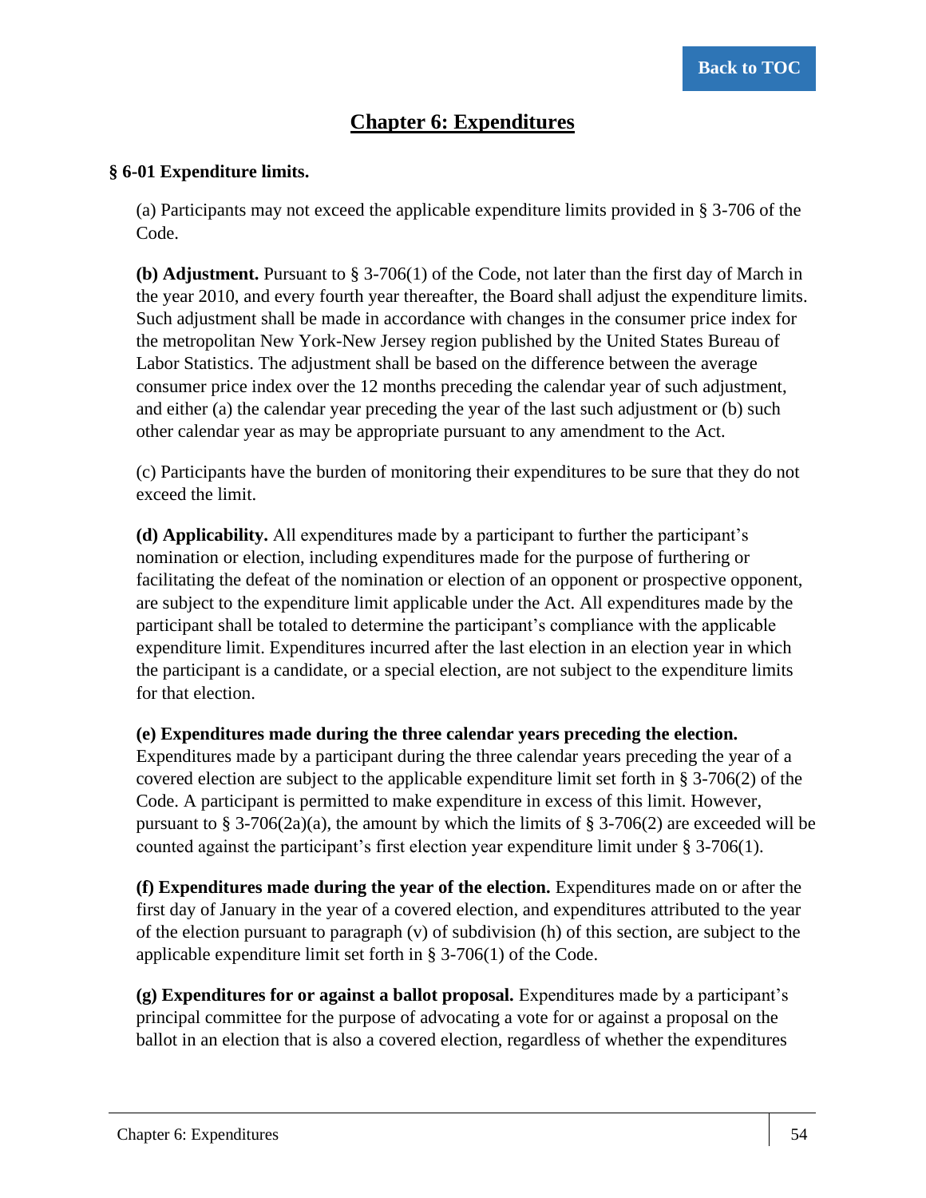# Chapter 6: Expenditures

**§ 6-01 Expenditure limits.**

(a) Participants may not exceed the applicable expenditure limits provided in § 3-706 of the Code.

**(b) Adjustment.** Pursuant to § 3-706(1) of the Code, not later than the first day of March in the year 2010, and every fourth year thereafter, the Board shall adjust the expenditure limits. Such adjustment shall be made in accordance with changes in the consumer price index for the metropolitan New York-New Jersey region published by the United States Bureau of Labor Statistics. The adjustment shall be based on the difference between the average consumer price index over the 12 months preceding the calendar year of such adjustment, and either (a) the calendar year preceding the year of the last such adjustment or (b) such other calendar year as may be appropriate pursuant to any amendment to the Act.

(c) Participants have the burden of monitoring their expenditures to be sure that they do not exceed the limit.

**(d) Applicability.** All expenditures made by a participant to further the participant's nomination or election, including expenditures made for the purpose of furthering or facilitating the defeat of the nomination or election of an opponent or prospective opponent, are subject to the expenditure limit applicable under the Act. All expenditures made by the participant shall be totaled to determine the participant's compliance with the applicable expenditure limit. Expenditures incurred after the last election in an election year in which the participant is a candidate, or a special election, are not subject to the expenditure limits for that election.

**(e) Expenditures made during the three calendar years preceding the election.** Expenditures made by a participant during the three calendar years preceding the year of a covered election are subject to the applicable expenditure limit set forth in § 3-706(2) of the Code. A participant is permitted to make expenditure in excess of this limit. However, pursuant to § 3-706(2a)(a), the amount by which the limits of § 3-706(2) are exceeded will be counted against the participant's first election year expenditure limit under § 3-706(1).

**(f) Expenditures made during the year of the election.** Expenditures made on or after the first day of January in the year of a covered election, and expenditures attributed to the year of the election pursuant to paragraph (v) of subdivision (h) of this section, are subject to the applicable expenditure limit set forth in § 3-706(1) of the Code.

**(g) Expenditures for or against a ballot proposal.** Expenditures made by a participant's principal committee for the purpose of advocating a vote for or against a proposal on the ballot in an election that is also a covered election, regardless of whether the expenditures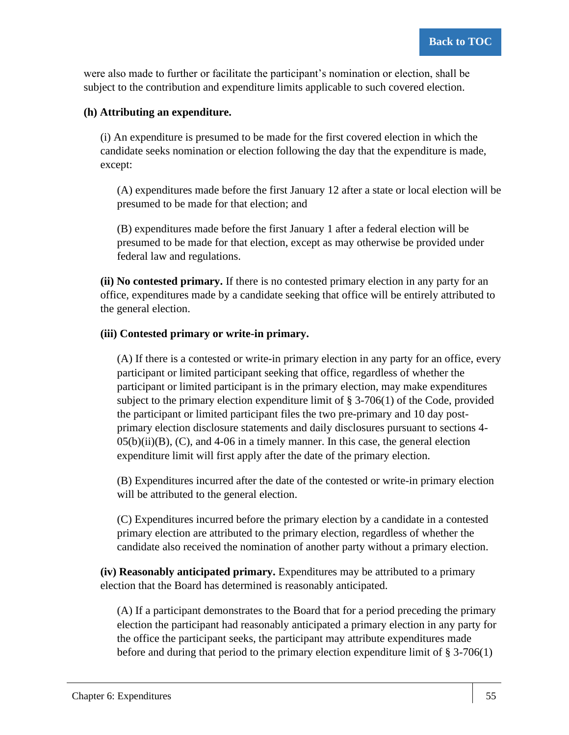were also made to further or facilitate the participant's nomination or election, shall be subject to the contribution and expenditure limits applicable to such covered election.

**(h) Attributing an expenditure.**

(i) An expenditure is presumed to be made for the first covered election in which the candidate seeks nomination or election following the day that the expenditure is made, except:

(A) expenditures made before the first January 12 after a state or local election will be presumed to be made for that election; and

(B) expenditures made before the first January 1 after a federal election will be presumed to be made for that election, except as may otherwise be provided under federal law and regulations.

**(ii) No contested primary.** If there is no contested primary election in any party for an office, expenditures made by a candidate seeking that office will be entirely attributed to the general election.

**(iii) Contested primary or write-in primary.**

(A) If there is a contested or write-in primary election in any party for an office, every participant or limited participant seeking that office, regardless of whether the participant or limited participant is in the primary election, may make expenditures subject to the primary election expenditure limit of § 3-706(1) of the Code, provided the participant or limited participant files the two pre-primary and 10 day post-primary election disclosure statements and daily disclosures pursuant to sections 4-05(b)(ii)(B), (C), and 4-06 in a timely manner. In this case, the general election expenditure limit will first apply after the date of the primary election.

(B) Expenditures incurred after the date of the contested or write-in primary election will be attributed to the general election.

(C) Expenditures incurred before the primary election by a candidate in a contested primary election are attributed to the primary election, regardless of whether the candidate also received the nomination of another party without a primary election.

**(iv) Reasonably anticipated primary.** Expenditures may be attributed to a primary election that the Board has determined is reasonably anticipated.

(A) If a participant demonstrates to the Board that for a period preceding the primary election the participant had reasonably anticipated a primary election in any party for the office the participant seeks, the participant may attribute expenditures made before and during that period to the primary election expenditure limit of § 3-706(1)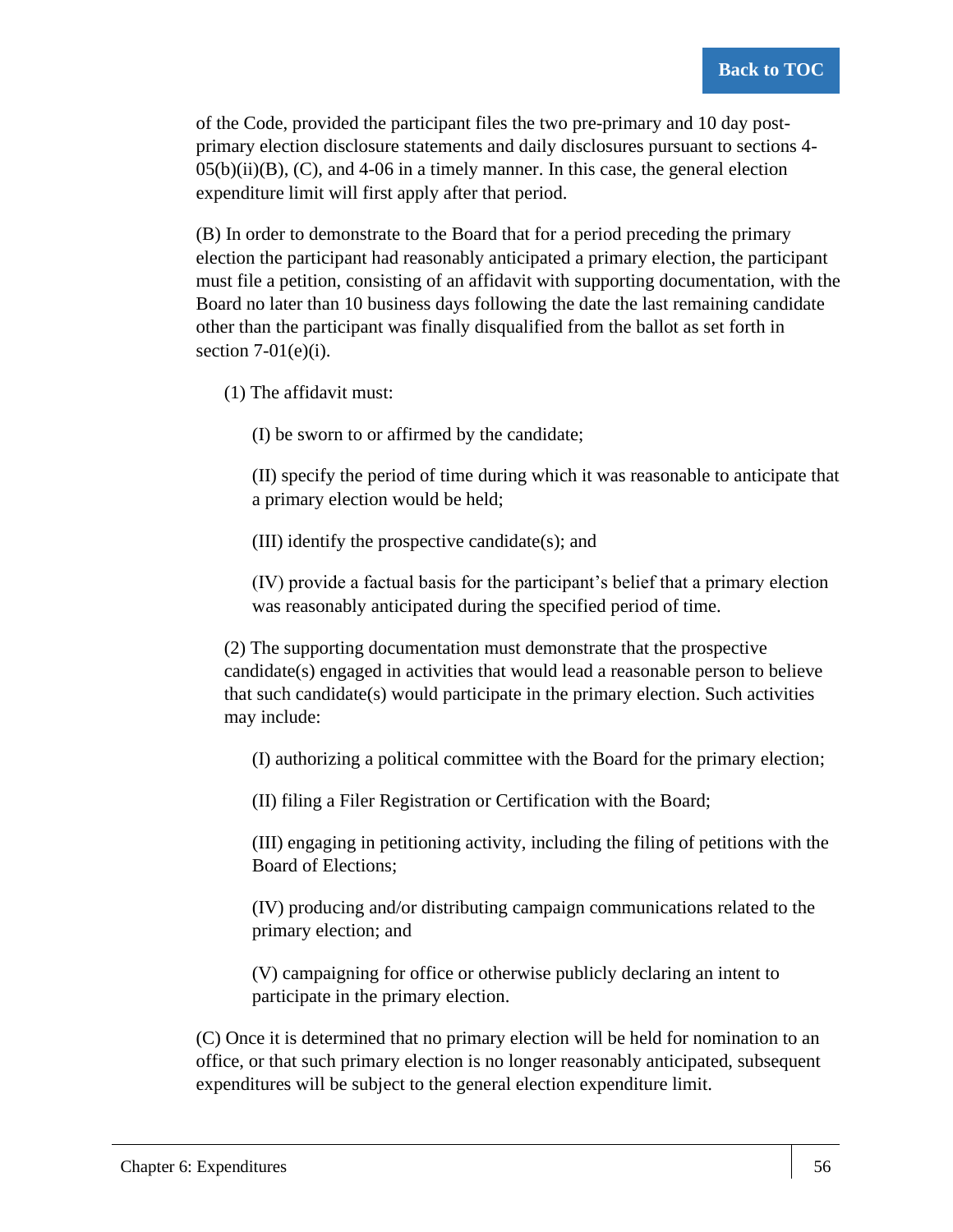of the Code, provided the participant files the two pre-primary and 10 day post-primary election disclosure statements and daily disclosures pursuant to sections 4-05(b)(ii)(B), (C), and 4-06 in a timely manner. In this case, the general election expenditure limit will first apply after that period.

(B) In order to demonstrate to the Board that for a period preceding the primary election the participant had reasonably anticipated a primary election, the participant must file a petition, consisting of an affidavit with supporting documentation, with the Board no later than 10 business days following the date the last remaining candidate other than the participant was finally disqualified from the ballot as set forth in section 7-01(e)(i).

(1) The affidavit must:

(I) be sworn to or affirmed by the candidate;

(II) specify the period of time during which it was reasonable to anticipate that a primary election would be held;

(III) identify the prospective candidate(s); and

(IV) provide a factual basis for the participant's belief that a primary election was reasonably anticipated during the specified period of time.

(2) The supporting documentation must demonstrate that the prospective candidate(s) engaged in activities that would lead a reasonable person to believe that such candidate(s) would participate in the primary election. Such activities may include:

(I) authorizing a political committee with the Board for the primary election;

(II) filing a Filer Registration or Certification with the Board;

(III) engaging in petitioning activity, including the filing of petitions with the Board of Elections;

(IV) producing and/or distributing campaign communications related to the primary election; and

(V) campaigning for office or otherwise publicly declaring an intent to participate in the primary election.

(C) Once it is determined that no primary election will be held for nomination to an office, or that such primary election is no longer reasonably anticipated, subsequent expenditures will be subject to the general election expenditure limit.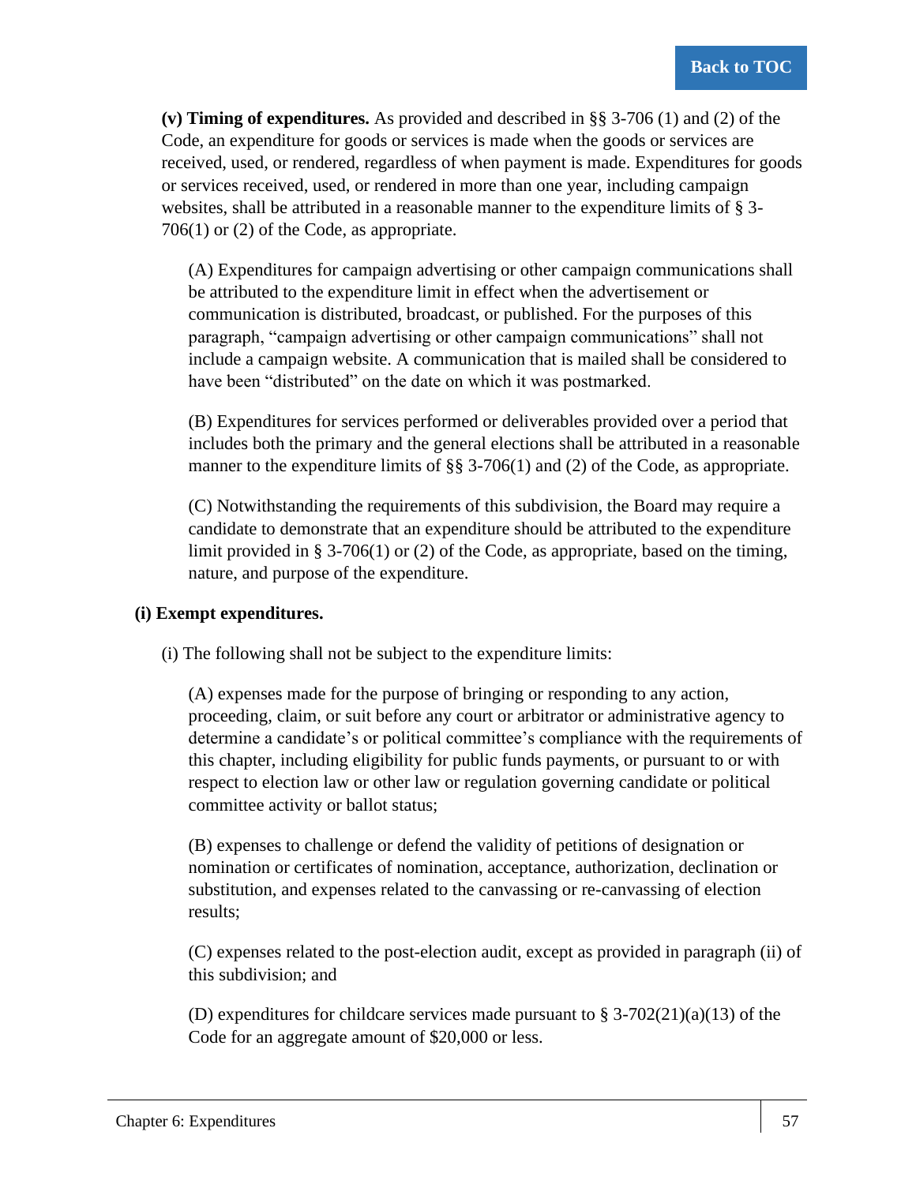**(v) Timing of expenditures.** As provided and described in §§ 3-706 (1) and (2) of the Code, an expenditure for goods or services is made when the goods or services are received, used, or rendered, regardless of when payment is made. Expenditures for goods or services received, used, or rendered in more than one year, including campaign websites, shall be attributed in a reasonable manner to the expenditure limits of § 3-706(1) or (2) of the Code, as appropriate.

(A) Expenditures for campaign advertising or other campaign communications shall be attributed to the expenditure limit in effect when the advertisement or communication is distributed, broadcast, or published. For the purposes of this paragraph, "campaign advertising or other campaign communications" shall not include a campaign website. A communication that is mailed shall be considered to have been "distributed" on the date on which it was postmarked.

(B) Expenditures for services performed or deliverables provided over a period that includes both the primary and the general elections shall be attributed in a reasonable manner to the expenditure limits of §§ 3-706(1) and (2) of the Code, as appropriate.

(C) Notwithstanding the requirements of this subdivision, the Board may require a candidate to demonstrate that an expenditure should be attributed to the expenditure limit provided in § 3-706(1) or (2) of the Code, as appropriate, based on the timing, nature, and purpose of the expenditure.

**(i) Exempt expenditures.**

(i) The following shall not be subject to the expenditure limits:

(A) expenses made for the purpose of bringing or responding to any action, proceeding, claim, or suit before any court or arbitrator or administrative agency to determine a candidate's or political committee's compliance with the requirements of this chapter, including eligibility for public funds payments, or pursuant to or with respect to election law or other law or regulation governing candidate or political committee activity or ballot status;

(B) expenses to challenge or defend the validity of petitions of designation or nomination or certificates of nomination, acceptance, authorization, declination or substitution, and expenses related to the canvassing or re-canvassing of election results;

(C) expenses related to the post-election audit, except as provided in paragraph (ii) of this subdivision; and

(D) expenditures for childcare services made pursuant to § 3-702(21)(a)(13) of the Code for an aggregate amount of $20,000 or less.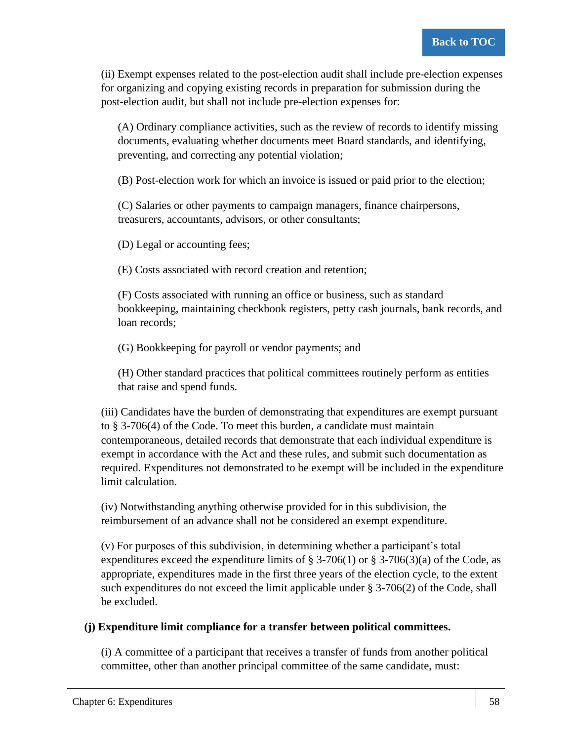(ii) Exempt expenses related to the post-election audit shall include pre-election expenses for organizing and copying existing records in preparation for submission during the post-election audit, but shall not include pre-election expenses for:

(A) Ordinary compliance activities, such as the review of records to identify missing documents, evaluating whether documents meet Board standards, and identifying, preventing, and correcting any potential violation;

(B) Post-election work for which an invoice is issued or paid prior to the election;

(C) Salaries or other payments to campaign managers, finance chairpersons, treasurers, accountants, advisors, or other consultants;

(D) Legal or accounting fees;

(E) Costs associated with record creation and retention;

(F) Costs associated with running an office or business, such as standard bookkeeping, maintaining checkbook registers, petty cash journals, bank records, and loan records;

(G) Bookkeeping for payroll or vendor payments; and

(H) Other standard practices that political committees routinely perform as entities that raise and spend funds.

(iii) Candidates have the burden of demonstrating that expenditures are exempt pursuant to § 3-706(4) of the Code. To meet this burden, a candidate must maintain contemporaneous, detailed records that demonstrate that each individual expenditure is exempt in accordance with the Act and these rules, and submit such documentation as required. Expenditures not demonstrated to be exempt will be included in the expenditure limit calculation.

(iv) Notwithstanding anything otherwise provided for in this subdivision, the reimbursement of an advance shall not be considered an exempt expenditure.

(v) For purposes of this subdivision, in determining whether a participant's total expenditures exceed the expenditure limits of § 3-706(1) or § 3-706(3)(a) of the Code, as appropriate, expenditures made in the first three years of the election cycle, to the extent such expenditures do not exceed the limit applicable under § 3-706(2) of the Code, shall be excluded.

**(j) Expenditure limit compliance for a transfer between political committees.**

(i) A committee of a participant that receives a transfer of funds from another political committee, other than another principal committee of the same candidate, must: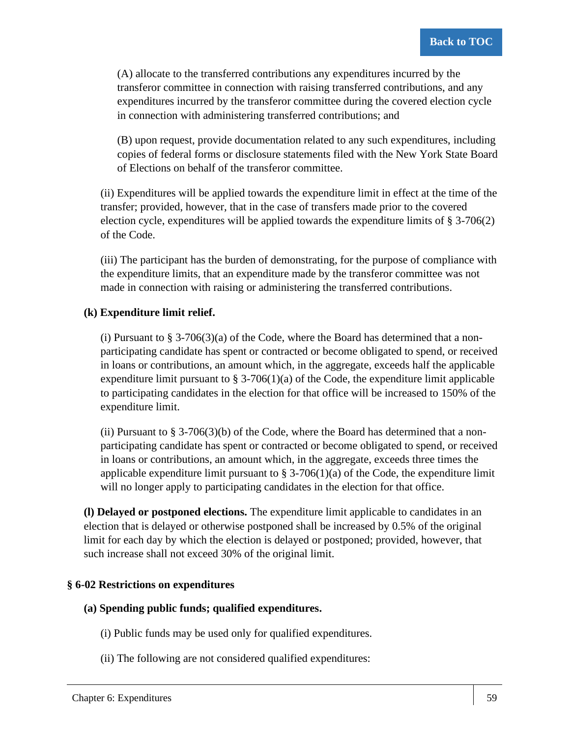(A) allocate to the transferred contributions any expenditures incurred by the transferor committee in connection with raising transferred contributions, and any expenditures incurred by the transferor committee during the covered election cycle in connection with administering transferred contributions; and

(B) upon request, provide documentation related to any such expenditures, including copies of federal forms or disclosure statements filed with the New York State Board of Elections on behalf of the transferor committee.

(ii) Expenditures will be applied towards the expenditure limit in effect at the time of the transfer; provided, however, that in the case of transfers made prior to the covered election cycle, expenditures will be applied towards the expenditure limits of § 3-706(2) of the Code.

(iii) The participant has the burden of demonstrating, for the purpose of compliance with the expenditure limits, that an expenditure made by the transferor committee was not made in connection with raising or administering the transferred contributions.

**(k) Expenditure limit relief.**

(i) Pursuant to § 3-706(3)(a) of the Code, where the Board has determined that a non-participating candidate has spent or contracted or become obligated to spend, or received in loans or contributions, an amount which, in the aggregate, exceeds half the applicable expenditure limit pursuant to § 3-706(1)(a) of the Code, the expenditure limit applicable to participating candidates in the election for that office will be increased to 150% of the expenditure limit.

(ii) Pursuant to § 3-706(3)(b) of the Code, where the Board has determined that a non-participating candidate has spent or contracted or become obligated to spend, or received in loans or contributions, an amount which, in the aggregate, exceeds three times the applicable expenditure limit pursuant to § 3-706(1)(a) of the Code, the expenditure limit will no longer apply to participating candidates in the election for that office.

**(l) Delayed or postponed elections.** The expenditure limit applicable to candidates in an election that is delayed or otherwise postponed shall be increased by 0.5% of the original limit for each day by which the election is delayed or postponed; provided, however, that such increase shall not exceed 30% of the original limit.

### § 6-02 Restrictions on expenditures

**(a) Spending public funds; qualified expenditures.**

(i) Public funds may be used only for qualified expenditures.

(ii) The following are not considered qualified expenditures: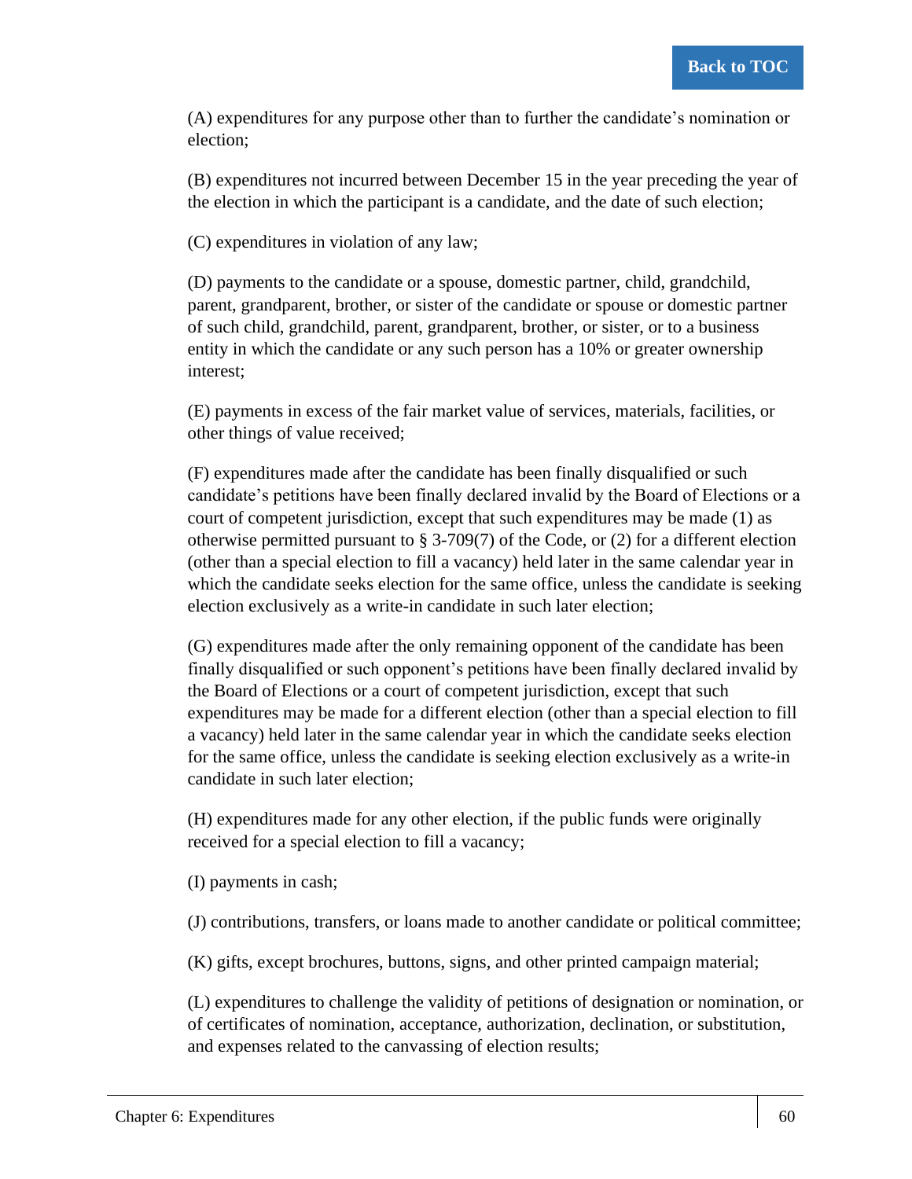(A) expenditures for any purpose other than to further the candidate's nomination or election;

(B) expenditures not incurred between December 15 in the year preceding the year of the election in which the participant is a candidate, and the date of such election;

(C) expenditures in violation of any law;

(D) payments to the candidate or a spouse, domestic partner, child, grandchild, parent, grandparent, brother, or sister of the candidate or spouse or domestic partner of such child, grandchild, parent, grandparent, brother, or sister, or to a business entity in which the candidate or any such person has a 10% or greater ownership interest;

(E) payments in excess of the fair market value of services, materials, facilities, or other things of value received;

(F) expenditures made after the candidate has been finally disqualified or such candidate's petitions have been finally declared invalid by the Board of Elections or a court of competent jurisdiction, except that such expenditures may be made (1) as otherwise permitted pursuant to § 3-709(7) of the Code, or (2) for a different election (other than a special election to fill a vacancy) held later in the same calendar year in which the candidate seeks election for the same office, unless the candidate is seeking election exclusively as a write-in candidate in such later election;

(G) expenditures made after the only remaining opponent of the candidate has been finally disqualified or such opponent's petitions have been finally declared invalid by the Board of Elections or a court of competent jurisdiction, except that such expenditures may be made for a different election (other than a special election to fill a vacancy) held later in the same calendar year in which the candidate seeks election for the same office, unless the candidate is seeking election exclusively as a write-in candidate in such later election;

(H) expenditures made for any other election, if the public funds were originally received for a special election to fill a vacancy;

(I) payments in cash;

(J) contributions, transfers, or loans made to another candidate or political committee;

(K) gifts, except brochures, buttons, signs, and other printed campaign material;

(L) expenditures to challenge the validity of petitions of designation or nomination, or of certificates of nomination, acceptance, authorization, declination, or substitution, and expenses related to the canvassing of election results;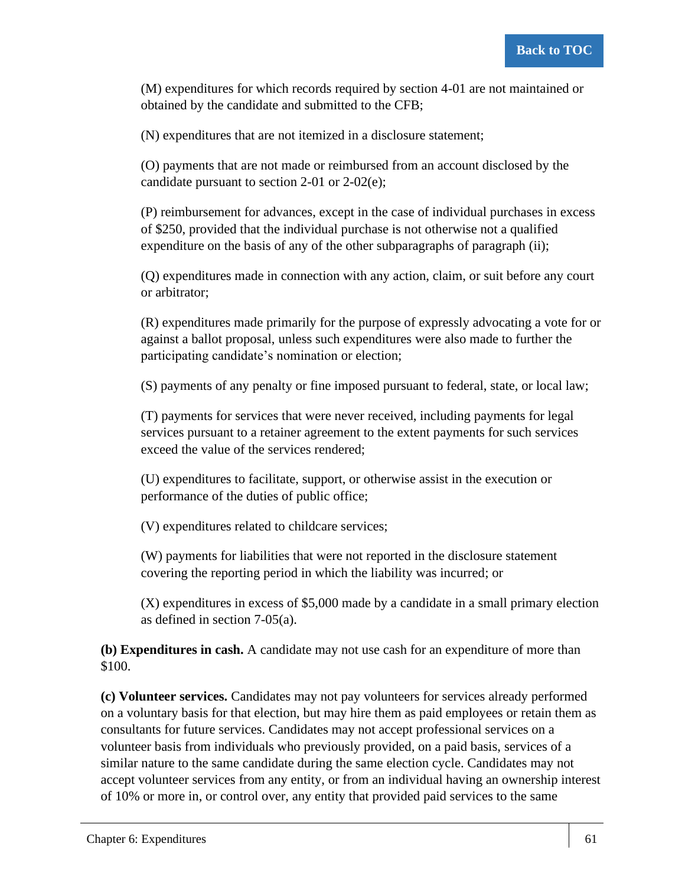(M) expenditures for which records required by section 4-01 are not maintained or obtained by the candidate and submitted to the CFB;

(N) expenditures that are not itemized in a disclosure statement;

(O) payments that are not made or reimbursed from an account disclosed by the candidate pursuant to section 2-01 or 2-02(e);

(P) reimbursement for advances, except in the case of individual purchases in excess of $250, provided that the individual purchase is not otherwise not a qualified expenditure on the basis of any of the other subparagraphs of paragraph (ii);

(Q) expenditures made in connection with any action, claim, or suit before any court or arbitrator;

(R) expenditures made primarily for the purpose of expressly advocating a vote for or against a ballot proposal, unless such expenditures were also made to further the participating candidate's nomination or election;

(S) payments of any penalty or fine imposed pursuant to federal, state, or local law;

(T) payments for services that were never received, including payments for legal services pursuant to a retainer agreement to the extent payments for such services exceed the value of the services rendered;

(U) expenditures to facilitate, support, or otherwise assist in the execution or performance of the duties of public office;

(V) expenditures related to childcare services;

(W) payments for liabilities that were not reported in the disclosure statement covering the reporting period in which the liability was incurred; or

(X) expenditures in excess of $5,000 made by a candidate in a small primary election as defined in section 7-05(a).

**(b) Expenditures in cash.** A candidate may not use cash for an expenditure of more than $100.

**(c) Volunteer services.** Candidates may not pay volunteers for services already performed on a voluntary basis for that election, but may hire them as paid employees or retain them as consultants for future services. Candidates may not accept professional services on a volunteer basis from individuals who previously provided, on a paid basis, services of a similar nature to the same candidate during the same election cycle. Candidates may not accept volunteer services from any entity, or from an individual having an ownership interest of 10% or more in, or control over, any entity that provided paid services to the same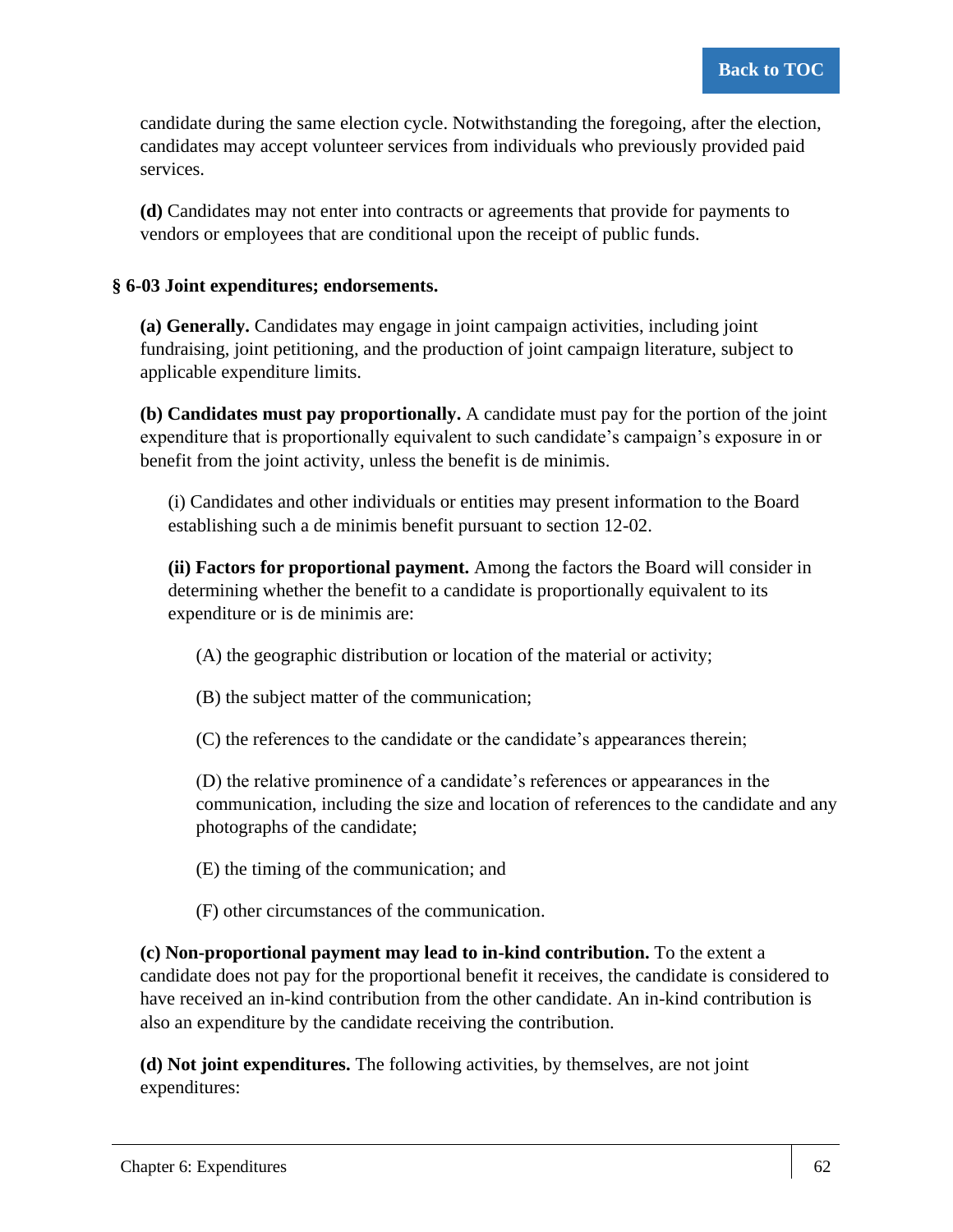candidate during the same election cycle. Notwithstanding the foregoing, after the election, candidates may accept volunteer services from individuals who previously provided paid services.

**(d)** Candidates may not enter into contracts or agreements that provide for payments to vendors or employees that are conditional upon the receipt of public funds.

### § 6-03 Joint expenditures; endorsements.

**(a) Generally.** Candidates may engage in joint campaign activities, including joint fundraising, joint petitioning, and the production of joint campaign literature, subject to applicable expenditure limits.

**(b) Candidates must pay proportionally.** A candidate must pay for the portion of the joint expenditure that is proportionally equivalent to such candidate's campaign's exposure in or benefit from the joint activity, unless the benefit is de minimis.

(i) Candidates and other individuals or entities may present information to the Board establishing such a de minimis benefit pursuant to section 12-02.

**(ii) Factors for proportional payment.** Among the factors the Board will consider in determining whether the benefit to a candidate is proportionally equivalent to its expenditure or is de minimis are:

(A) the geographic distribution or location of the material or activity;

(B) the subject matter of the communication;

(C) the references to the candidate or the candidate's appearances therein;

(D) the relative prominence of a candidate's references or appearances in the communication, including the size and location of references to the candidate and any photographs of the candidate;

(E) the timing of the communication; and

(F) other circumstances of the communication.

**(c) Non-proportional payment may lead to in-kind contribution.** To the extent a candidate does not pay for the proportional benefit it receives, the candidate is considered to have received an in-kind contribution from the other candidate. An in-kind contribution is also an expenditure by the candidate receiving the contribution.

**(d) Not joint expenditures.** The following activities, by themselves, are not joint expenditures: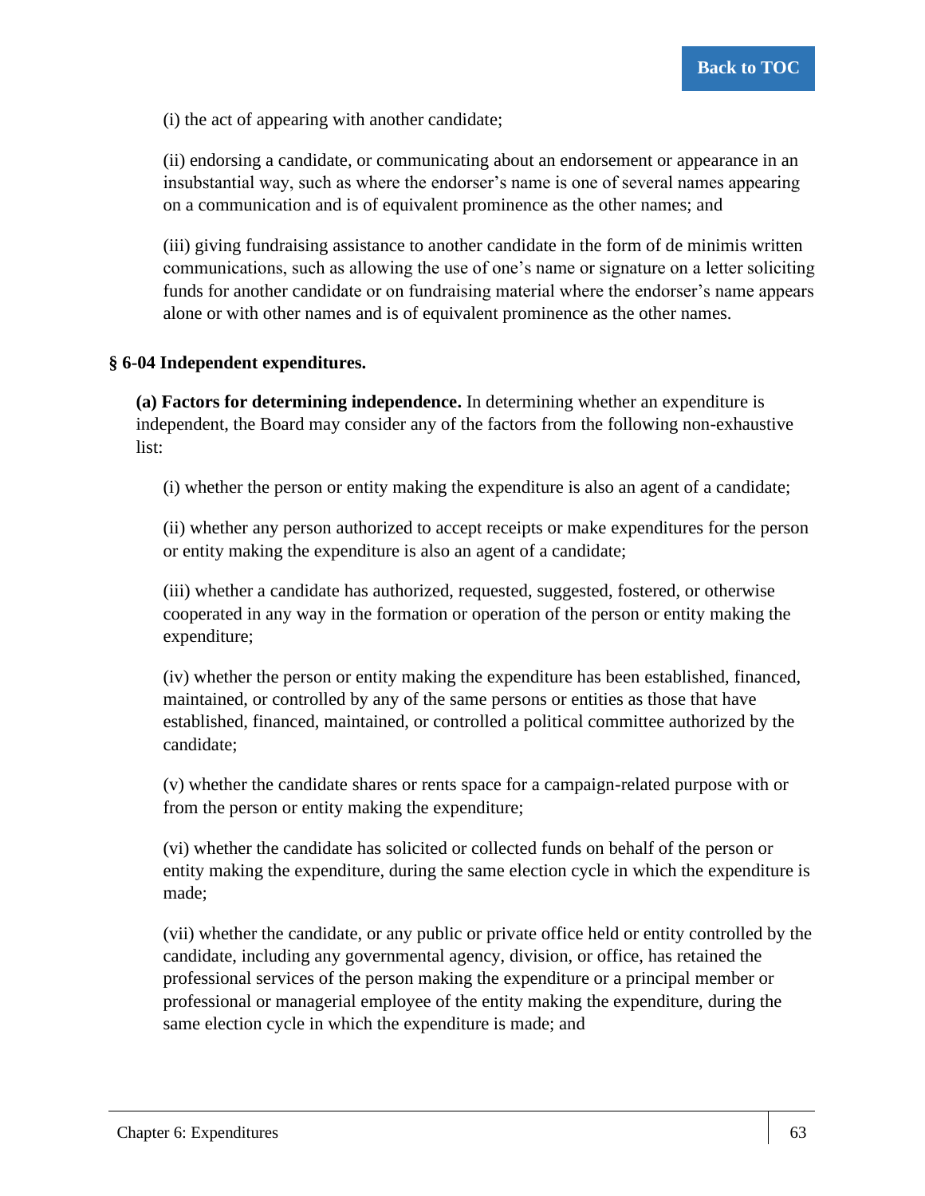(i) the act of appearing with another candidate;

(ii) endorsing a candidate, or communicating about an endorsement or appearance in an insubstantial way, such as where the endorser's name is one of several names appearing on a communication and is of equivalent prominence as the other names; and

(iii) giving fundraising assistance to another candidate in the form of de minimis written communications, such as allowing the use of one's name or signature on a letter soliciting funds for another candidate or on fundraising material where the endorser's name appears alone or with other names and is of equivalent prominence as the other names.

**§ 6-04 Independent expenditures.**

**(a) Factors for determining independence.** In determining whether an expenditure is independent, the Board may consider any of the factors from the following non-exhaustive list:

(i) whether the person or entity making the expenditure is also an agent of a candidate;

(ii) whether any person authorized to accept receipts or make expenditures for the person or entity making the expenditure is also an agent of a candidate;

(iii) whether a candidate has authorized, requested, suggested, fostered, or otherwise cooperated in any way in the formation or operation of the person or entity making the expenditure;

(iv) whether the person or entity making the expenditure has been established, financed, maintained, or controlled by any of the same persons or entities as those that have established, financed, maintained, or controlled a political committee authorized by the candidate;

(v) whether the candidate shares or rents space for a campaign-related purpose with or from the person or entity making the expenditure;

(vi) whether the candidate has solicited or collected funds on behalf of the person or entity making the expenditure, during the same election cycle in which the expenditure is made;

(vii) whether the candidate, or any public or private office held or entity controlled by the candidate, including any governmental agency, division, or office, has retained the professional services of the person making the expenditure or a principal member or professional or managerial employee of the entity making the expenditure, during the same election cycle in which the expenditure is made; and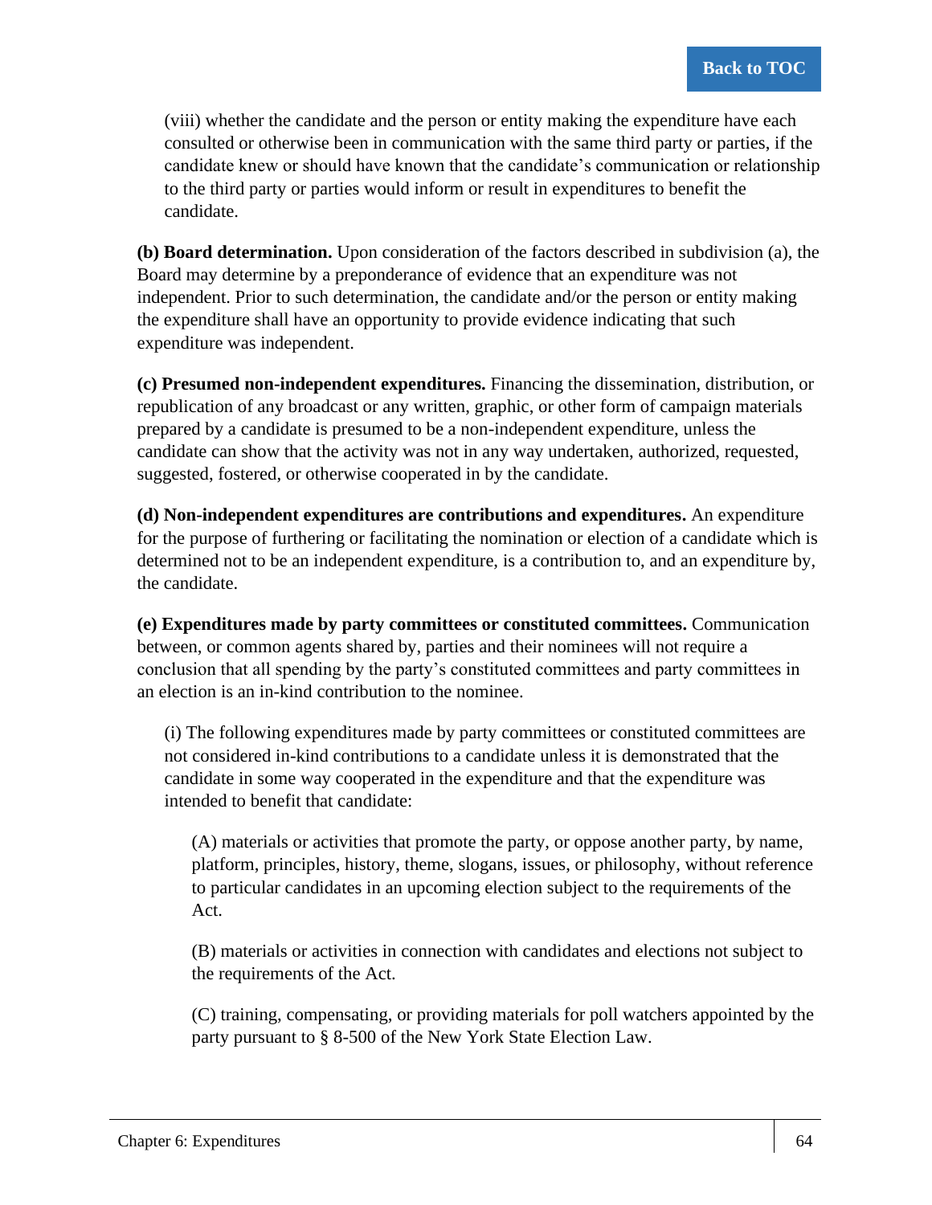(viii) whether the candidate and the person or entity making the expenditure have each consulted or otherwise been in communication with the same third party or parties, if the candidate knew or should have known that the candidate's communication or relationship to the third party or parties would inform or result in expenditures to benefit the candidate.

**(b) Board determination.** Upon consideration of the factors described in subdivision (a), the Board may determine by a preponderance of evidence that an expenditure was not independent. Prior to such determination, the candidate and/or the person or entity making the expenditure shall have an opportunity to provide evidence indicating that such expenditure was independent.

**(c) Presumed non-independent expenditures.** Financing the dissemination, distribution, or republication of any broadcast or any written, graphic, or other form of campaign materials prepared by a candidate is presumed to be a non-independent expenditure, unless the candidate can show that the activity was not in any way undertaken, authorized, requested, suggested, fostered, or otherwise cooperated in by the candidate.

**(d) Non-independent expenditures are contributions and expenditures.** An expenditure for the purpose of furthering or facilitating the nomination or election of a candidate which is determined not to be an independent expenditure, is a contribution to, and an expenditure by, the candidate.

**(e) Expenditures made by party committees or constituted committees.** Communication between, or common agents shared by, parties and their nominees will not require a conclusion that all spending by the party's constituted committees and party committees in an election is an in-kind contribution to the nominee.

(i) The following expenditures made by party committees or constituted committees are not considered in-kind contributions to a candidate unless it is demonstrated that the candidate in some way cooperated in the expenditure and that the expenditure was intended to benefit that candidate:

(A) materials or activities that promote the party, or oppose another party, by name, platform, principles, history, theme, slogans, issues, or philosophy, without reference to particular candidates in an upcoming election subject to the requirements of the Act.

(B) materials or activities in connection with candidates and elections not subject to the requirements of the Act.

(C) training, compensating, or providing materials for poll watchers appointed by the party pursuant to § 8-500 of the New York State Election Law.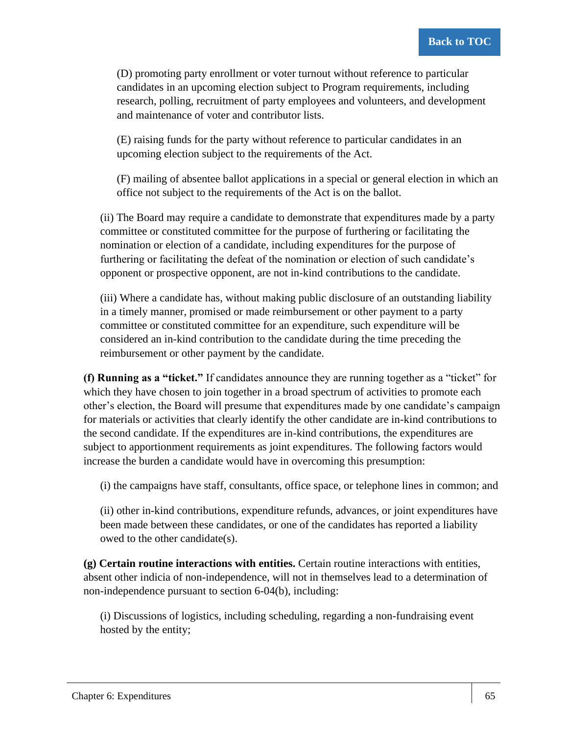(D) promoting party enrollment or voter turnout without reference to particular candidates in an upcoming election subject to Program requirements, including research, polling, recruitment of party employees and volunteers, and development and maintenance of voter and contributor lists.

(E) raising funds for the party without reference to particular candidates in an upcoming election subject to the requirements of the Act.

(F) mailing of absentee ballot applications in a special or general election in which an office not subject to the requirements of the Act is on the ballot.

(ii) The Board may require a candidate to demonstrate that expenditures made by a party committee or constituted committee for the purpose of furthering or facilitating the nomination or election of a candidate, including expenditures for the purpose of furthering or facilitating the defeat of the nomination or election of such candidate's opponent or prospective opponent, are not in-kind contributions to the candidate.

(iii) Where a candidate has, without making public disclosure of an outstanding liability in a timely manner, promised or made reimbursement or other payment to a party committee or constituted committee for an expenditure, such expenditure will be considered an in-kind contribution to the candidate during the time preceding the reimbursement or other payment by the candidate.

**(f) Running as a "ticket."** If candidates announce they are running together as a "ticket" for which they have chosen to join together in a broad spectrum of activities to promote each other's election, the Board will presume that expenditures made by one candidate's campaign for materials or activities that clearly identify the other candidate are in-kind contributions to the second candidate. If the expenditures are in-kind contributions, the expenditures are subject to apportionment requirements as joint expenditures. The following factors would increase the burden a candidate would have in overcoming this presumption:

(i) the campaigns have staff, consultants, office space, or telephone lines in common; and

(ii) other in-kind contributions, expenditure refunds, advances, or joint expenditures have been made between these candidates, or one of the candidates has reported a liability owed to the other candidate(s).

**(g) Certain routine interactions with entities.** Certain routine interactions with entities, absent other indicia of non-independence, will not in themselves lead to a determination of non-independence pursuant to section 6-04(b), including:

(i) Discussions of logistics, including scheduling, regarding a non-fundraising event hosted by the entity;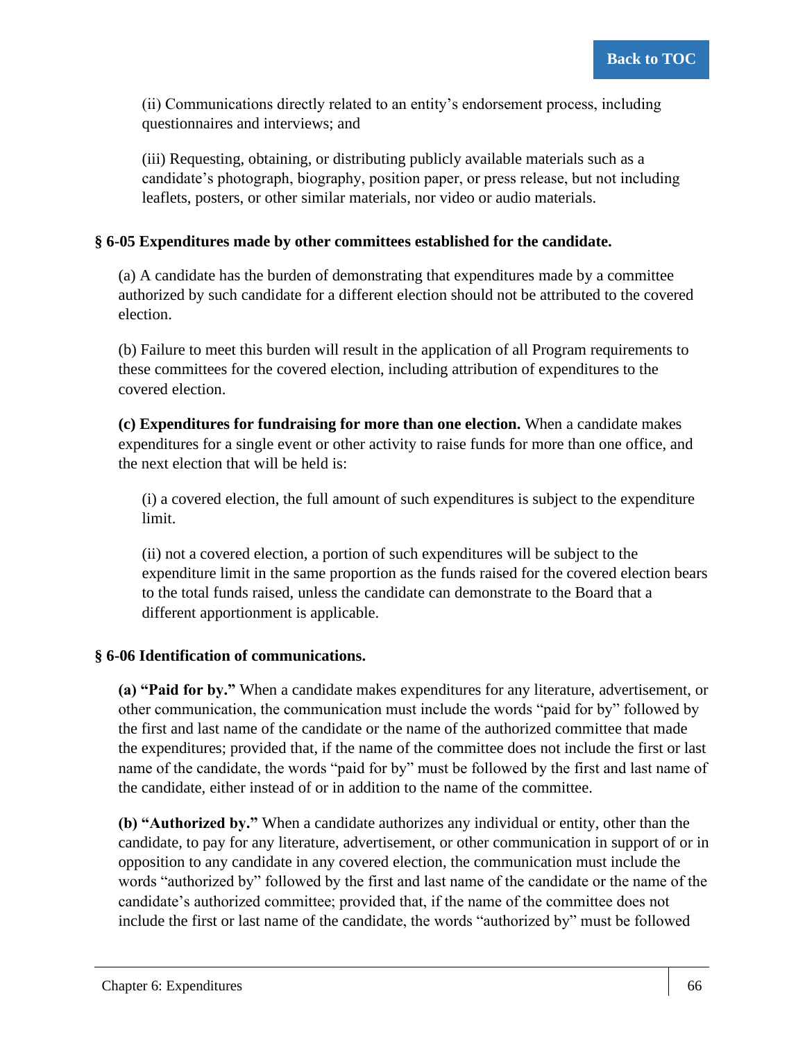(ii) Communications directly related to an entity's endorsement process, including questionnaires and interviews; and

(iii) Requesting, obtaining, or distributing publicly available materials such as a candidate's photograph, biography, position paper, or press release, but not including leaflets, posters, or other similar materials, nor video or audio materials.

### § 6-05 Expenditures made by other committees established for the candidate.

(a) A candidate has the burden of demonstrating that expenditures made by a committee authorized by such candidate for a different election should not be attributed to the covered election.

(b) Failure to meet this burden will result in the application of all Program requirements to these committees for the covered election, including attribution of expenditures to the covered election.

**(c) Expenditures for fundraising for more than one election.** When a candidate makes expenditures for a single event or other activity to raise funds for more than one office, and the next election that will be held is:

(i) a covered election, the full amount of such expenditures is subject to the expenditure limit.

(ii) not a covered election, a portion of such expenditures will be subject to the expenditure limit in the same proportion as the funds raised for the covered election bears to the total funds raised, unless the candidate can demonstrate to the Board that a different apportionment is applicable.

### § 6-06 Identification of communications.

**(a) "Paid for by."** When a candidate makes expenditures for any literature, advertisement, or other communication, the communication must include the words "paid for by" followed by the first and last name of the candidate or the name of the authorized committee that made the expenditures; provided that, if the name of the committee does not include the first or last name of the candidate, the words "paid for by" must be followed by the first and last name of the candidate, either instead of or in addition to the name of the committee.

**(b) "Authorized by."** When a candidate authorizes any individual or entity, other than the candidate, to pay for any literature, advertisement, or other communication in support of or in opposition to any candidate in any covered election, the communication must include the words "authorized by" followed by the first and last name of the candidate or the name of the candidate's authorized committee; provided that, if the name of the committee does not include the first or last name of the candidate, the words "authorized by" must be followed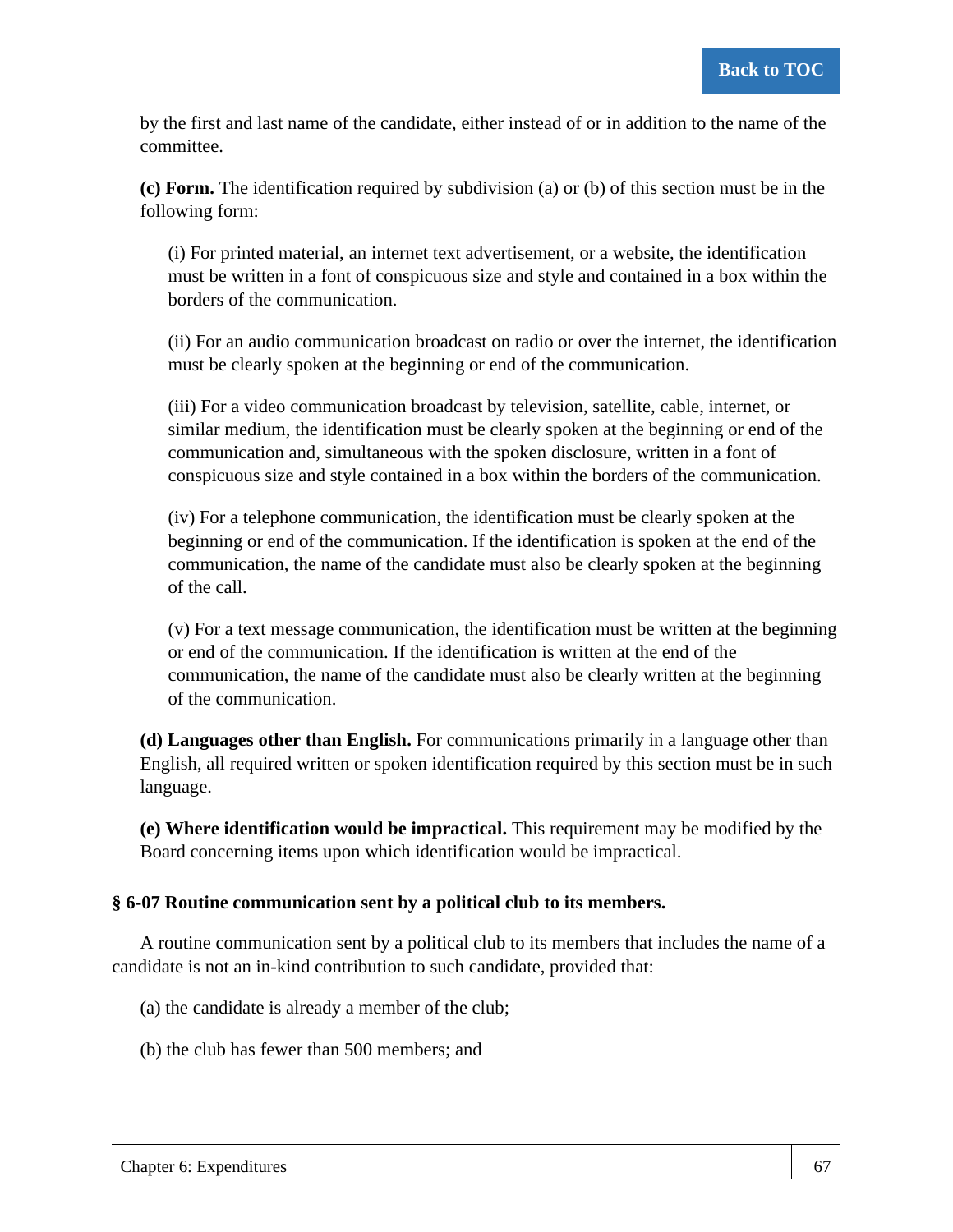by the first and last name of the candidate, either instead of or in addition to the name of the committee.

**(c) Form.** The identification required by subdivision (a) or (b) of this section must be in the following form:

(i) For printed material, an internet text advertisement, or a website, the identification must be written in a font of conspicuous size and style and contained in a box within the borders of the communication.

(ii) For an audio communication broadcast on radio or over the internet, the identification must be clearly spoken at the beginning or end of the communication.

(iii) For a video communication broadcast by television, satellite, cable, internet, or similar medium, the identification must be clearly spoken at the beginning or end of the communication and, simultaneous with the spoken disclosure, written in a font of conspicuous size and style contained in a box within the borders of the communication.

(iv) For a telephone communication, the identification must be clearly spoken at the beginning or end of the communication. If the identification is spoken at the end of the communication, the name of the candidate must also be clearly spoken at the beginning of the call.

(v) For a text message communication, the identification must be written at the beginning or end of the communication. If the identification is written at the end of the communication, the name of the candidate must also be clearly written at the beginning of the communication.

**(d) Languages other than English.** For communications primarily in a language other than English, all required written or spoken identification required by this section must be in such language.

**(e) Where identification would be impractical.** This requirement may be modified by the Board concerning items upon which identification would be impractical.

### § 6-07 Routine communication sent by a political club to its members.

A routine communication sent by a political club to its members that includes the name of a candidate is not an in-kind contribution to such candidate, provided that:

(a) the candidate is already a member of the club;

(b) the club has fewer than 500 members; and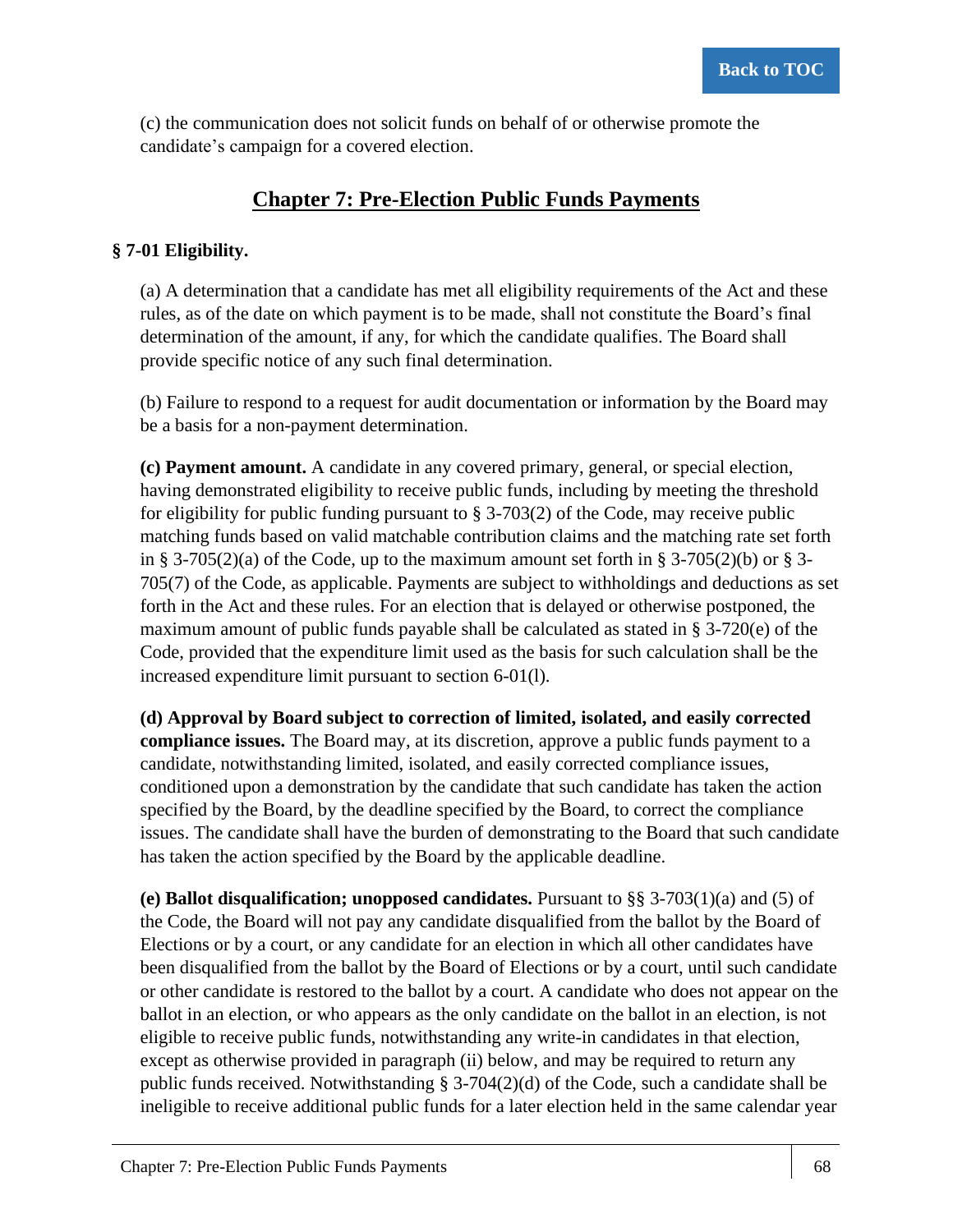(c) the communication does not solicit funds on behalf of or otherwise promote the candidate's campaign for a covered election.

## Chapter 7: Pre-Election Public Funds Payments

### § 7-01 Eligibility.

(a) A determination that a candidate has met all eligibility requirements of the Act and these rules, as of the date on which payment is to be made, shall not constitute the Board's final determination of the amount, if any, for which the candidate qualifies. The Board shall provide specific notice of any such final determination.

(b) Failure to respond to a request for audit documentation or information by the Board may be a basis for a non-payment determination.

**(c) Payment amount.** A candidate in any covered primary, general, or special election, having demonstrated eligibility to receive public funds, including by meeting the threshold for eligibility for public funding pursuant to § 3-703(2) of the Code, may receive public matching funds based on valid matchable contribution claims and the matching rate set forth in § 3-705(2)(a) of the Code, up to the maximum amount set forth in § 3-705(2)(b) or § 3-705(7) of the Code, as applicable. Payments are subject to withholdings and deductions as set forth in the Act and these rules. For an election that is delayed or otherwise postponed, the maximum amount of public funds payable shall be calculated as stated in § 3-720(e) of the Code, provided that the expenditure limit used as the basis for such calculation shall be the increased expenditure limit pursuant to section 6-01(l).

**(d) Approval by Board subject to correction of limited, isolated, and easily corrected compliance issues.** The Board may, at its discretion, approve a public funds payment to a candidate, notwithstanding limited, isolated, and easily corrected compliance issues, conditioned upon a demonstration by the candidate that such candidate has taken the action specified by the Board, by the deadline specified by the Board, to correct the compliance issues. The candidate shall have the burden of demonstrating to the Board that such candidate has taken the action specified by the Board by the applicable deadline.

**(e) Ballot disqualification; unopposed candidates.** Pursuant to §§ 3-703(1)(a) and (5) of the Code, the Board will not pay any candidate disqualified from the ballot by the Board of Elections or by a court, or any candidate for an election in which all other candidates have been disqualified from the ballot by the Board of Elections or by a court, until such candidate or other candidate is restored to the ballot by a court. A candidate who does not appear on the ballot in an election, or who appears as the only candidate on the ballot in an election, is not eligible to receive public funds, notwithstanding any write-in candidates in that election, except as otherwise provided in paragraph (ii) below, and may be required to return any public funds received. Notwithstanding § 3-704(2)(d) of the Code, such a candidate shall be ineligible to receive additional public funds for a later election held in the same calendar year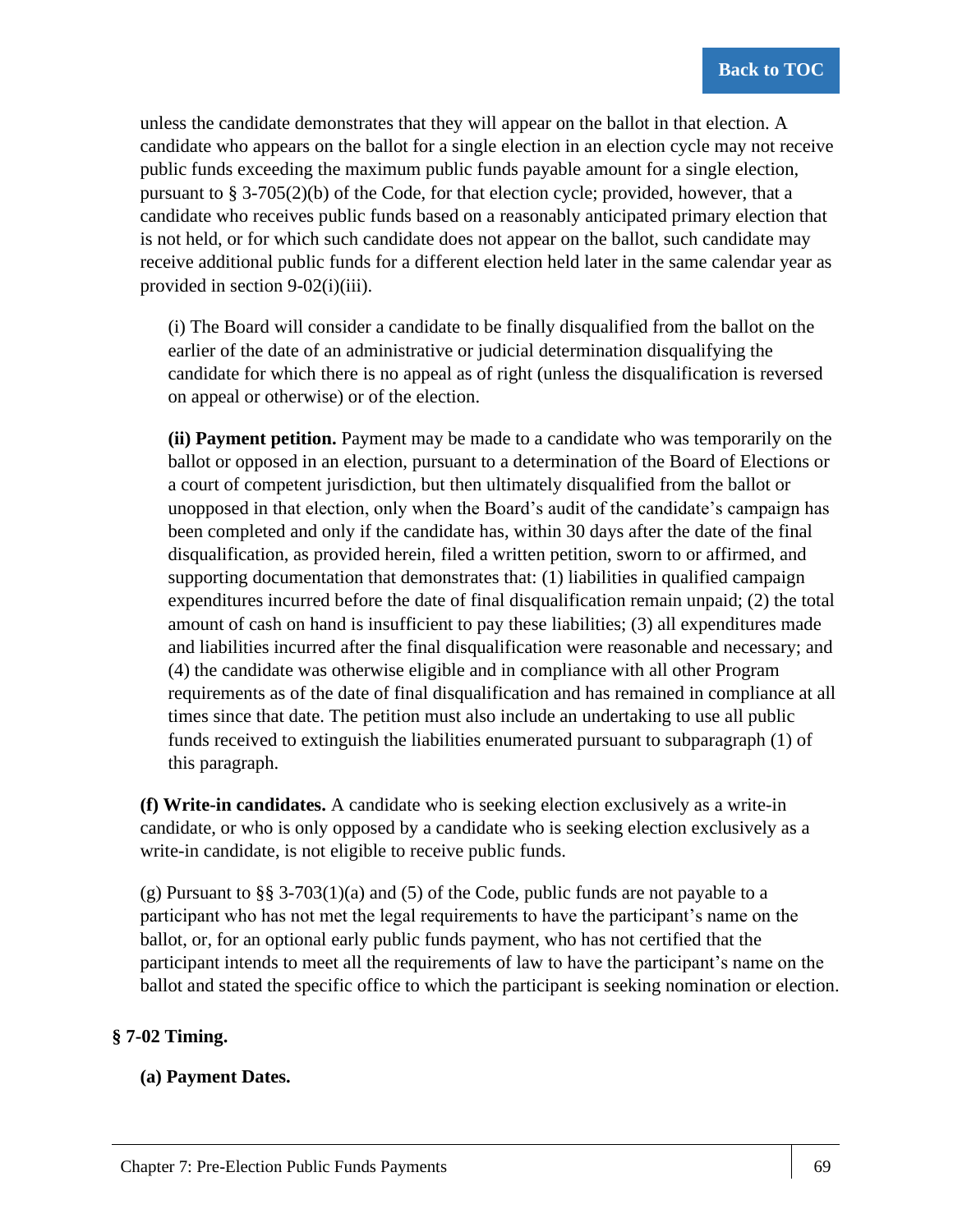unless the candidate demonstrates that they will appear on the ballot in that election. A candidate who appears on the ballot for a single election in an election cycle may not receive public funds exceeding the maximum public funds payable amount for a single election, pursuant to § 3-705(2)(b) of the Code, for that election cycle; provided, however, that a candidate who receives public funds based on a reasonably anticipated primary election that is not held, or for which such candidate does not appear on the ballot, such candidate may receive additional public funds for a different election held later in the same calendar year as provided in section 9-02(i)(iii).

(i) The Board will consider a candidate to be finally disqualified from the ballot on the earlier of the date of an administrative or judicial determination disqualifying the candidate for which there is no appeal as of right (unless the disqualification is reversed on appeal or otherwise) or of the election.

**(ii) Payment petition.** Payment may be made to a candidate who was temporarily on the ballot or opposed in an election, pursuant to a determination of the Board of Elections or a court of competent jurisdiction, but then ultimately disqualified from the ballot or unopposed in that election, only when the Board's audit of the candidate's campaign has been completed and only if the candidate has, within 30 days after the date of the final disqualification, as provided herein, filed a written petition, sworn to or affirmed, and supporting documentation that demonstrates that: (1) liabilities in qualified campaign expenditures incurred before the date of final disqualification remain unpaid; (2) the total amount of cash on hand is insufficient to pay these liabilities; (3) all expenditures made and liabilities incurred after the final disqualification were reasonable and necessary; and (4) the candidate was otherwise eligible and in compliance with all other Program requirements as of the date of final disqualification and has remained in compliance at all times since that date. The petition must also include an undertaking to use all public funds received to extinguish the liabilities enumerated pursuant to subparagraph (1) of this paragraph.

**(f) Write-in candidates.** A candidate who is seeking election exclusively as a write-in candidate, or who is only opposed by a candidate who is seeking election exclusively as a write-in candidate, is not eligible to receive public funds.

(g) Pursuant to §§ 3-703(1)(a) and (5) of the Code, public funds are not payable to a participant who has not met the legal requirements to have the participant's name on the ballot, or, for an optional early public funds payment, who has not certified that the participant intends to meet all the requirements of law to have the participant's name on the ballot and stated the specific office to which the participant is seeking nomination or election.

## § 7-02 Timing.

### (a) Payment Dates.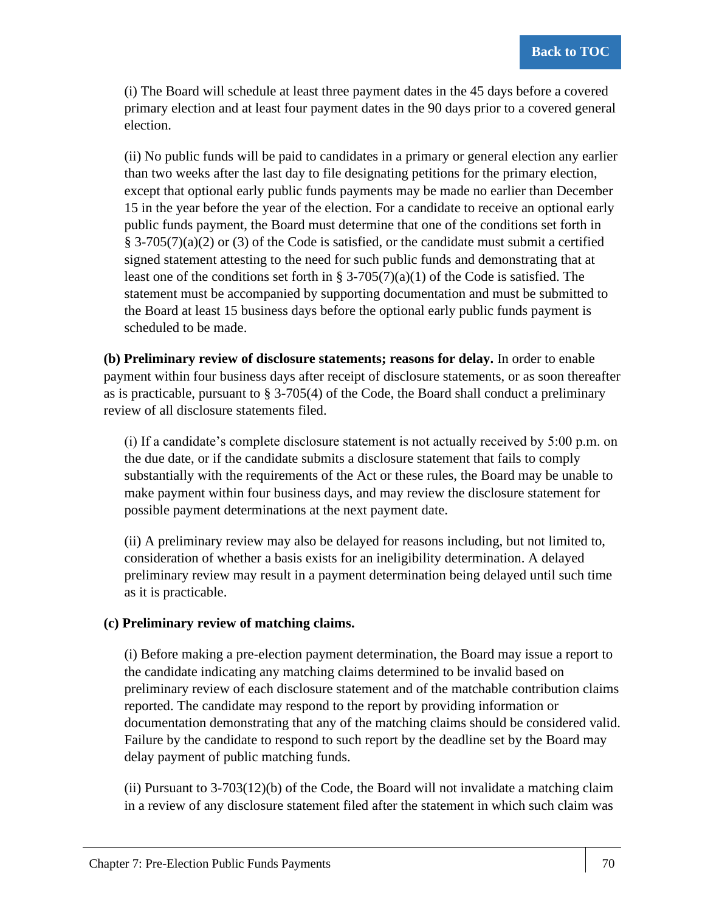(i) The Board will schedule at least three payment dates in the 45 days before a covered primary election and at least four payment dates in the 90 days prior to a covered general election.

(ii) No public funds will be paid to candidates in a primary or general election any earlier than two weeks after the last day to file designating petitions for the primary election, except that optional early public funds payments may be made no earlier than December 15 in the year before the year of the election. For a candidate to receive an optional early public funds payment, the Board must determine that one of the conditions set forth in § 3-705(7)(a)(2) or (3) of the Code is satisfied, or the candidate must submit a certified signed statement attesting to the need for such public funds and demonstrating that at least one of the conditions set forth in § 3-705(7)(a)(1) of the Code is satisfied. The statement must be accompanied by supporting documentation and must be submitted to the Board at least 15 business days before the optional early public funds payment is scheduled to be made.

**(b) Preliminary review of disclosure statements; reasons for delay.** In order to enable payment within four business days after receipt of disclosure statements, or as soon thereafter as is practicable, pursuant to § 3-705(4) of the Code, the Board shall conduct a preliminary review of all disclosure statements filed.

(i) If a candidate's complete disclosure statement is not actually received by 5:00 p.m. on the due date, or if the candidate submits a disclosure statement that fails to comply substantially with the requirements of the Act or these rules, the Board may be unable to make payment within four business days, and may review the disclosure statement for possible payment determinations at the next payment date.

(ii) A preliminary review may also be delayed for reasons including, but not limited to, consideration of whether a basis exists for an ineligibility determination. A delayed preliminary review may result in a payment determination being delayed until such time as it is practicable.

**(c) Preliminary review of matching claims.**

(i) Before making a pre-election payment determination, the Board may issue a report to the candidate indicating any matching claims determined to be invalid based on preliminary review of each disclosure statement and of the matchable contribution claims reported. The candidate may respond to the report by providing information or documentation demonstrating that any of the matching claims should be considered valid. Failure by the candidate to respond to such report by the deadline set by the Board may delay payment of public matching funds.

(ii) Pursuant to 3-703(12)(b) of the Code, the Board will not invalidate a matching claim in a review of any disclosure statement filed after the statement in which such claim was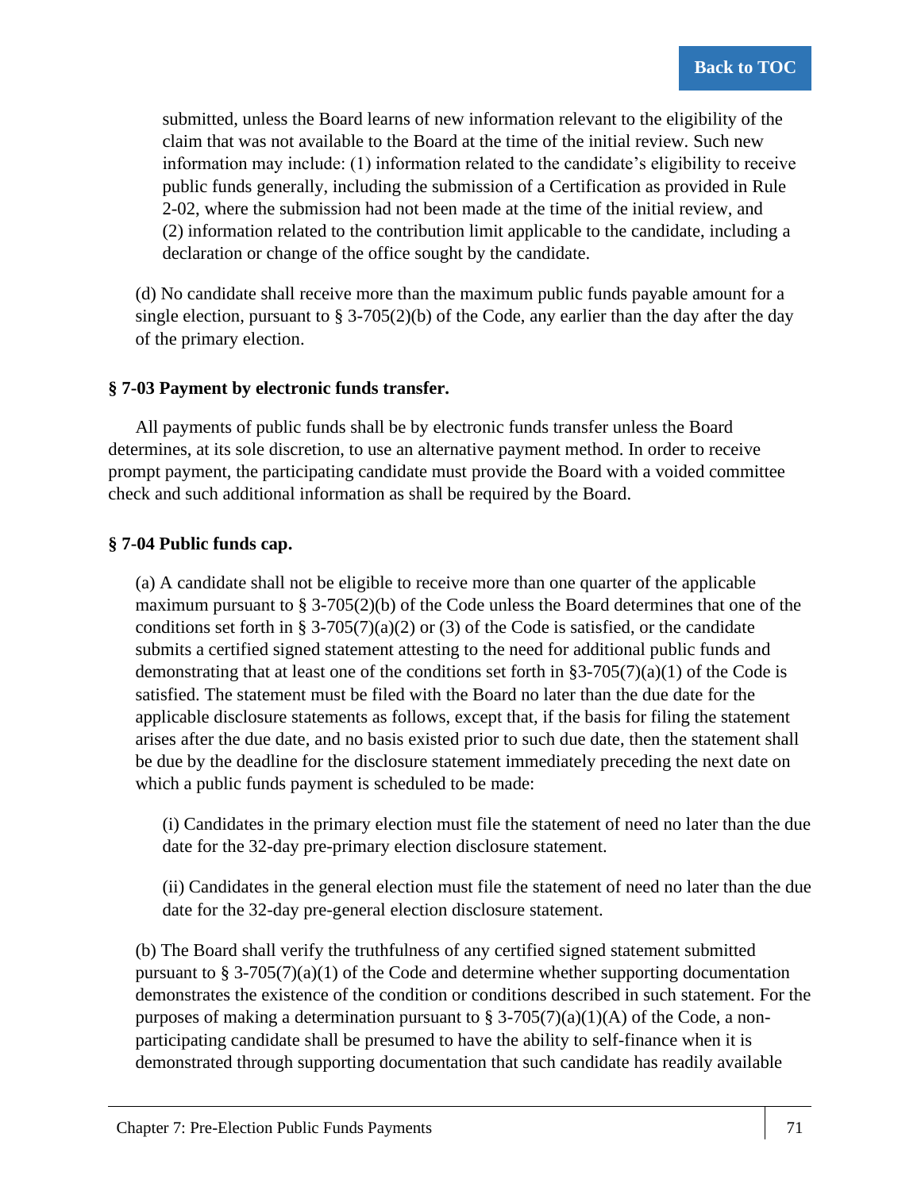submitted, unless the Board learns of new information relevant to the eligibility of the claim that was not available to the Board at the time of the initial review. Such new information may include: (1) information related to the candidate's eligibility to receive public funds generally, including the submission of a Certification as provided in Rule 2-02, where the submission had not been made at the time of the initial review, and (2) information related to the contribution limit applicable to the candidate, including a declaration or change of the office sought by the candidate.

(d) No candidate shall receive more than the maximum public funds payable amount for a single election, pursuant to § 3-705(2)(b) of the Code, any earlier than the day after the day of the primary election.

### § 7-03 Payment by electronic funds transfer.

All payments of public funds shall be by electronic funds transfer unless the Board determines, at its sole discretion, to use an alternative payment method. In order to receive prompt payment, the participating candidate must provide the Board with a voided committee check and such additional information as shall be required by the Board.

### § 7-04 Public funds cap.

(a) A candidate shall not be eligible to receive more than one quarter of the applicable maximum pursuant to § 3-705(2)(b) of the Code unless the Board determines that one of the conditions set forth in § 3-705(7)(a)(2) or (3) of the Code is satisfied, or the candidate submits a certified signed statement attesting to the need for additional public funds and demonstrating that at least one of the conditions set forth in §3-705(7)(a)(1) of the Code is satisfied. The statement must be filed with the Board no later than the due date for the applicable disclosure statements as follows, except that, if the basis for filing the statement arises after the due date, and no basis existed prior to such due date, then the statement shall be due by the deadline for the disclosure statement immediately preceding the next date on which a public funds payment is scheduled to be made:

(i) Candidates in the primary election must file the statement of need no later than the due date for the 32-day pre-primary election disclosure statement.

(ii) Candidates in the general election must file the statement of need no later than the due date for the 32-day pre-general election disclosure statement.

(b) The Board shall verify the truthfulness of any certified signed statement submitted pursuant to § 3-705(7)(a)(1) of the Code and determine whether supporting documentation demonstrates the existence of the condition or conditions described in such statement. For the purposes of making a determination pursuant to § 3-705(7)(a)(1)(A) of the Code, a non-participating candidate shall be presumed to have the ability to self-finance when it is demonstrated through supporting documentation that such candidate has readily available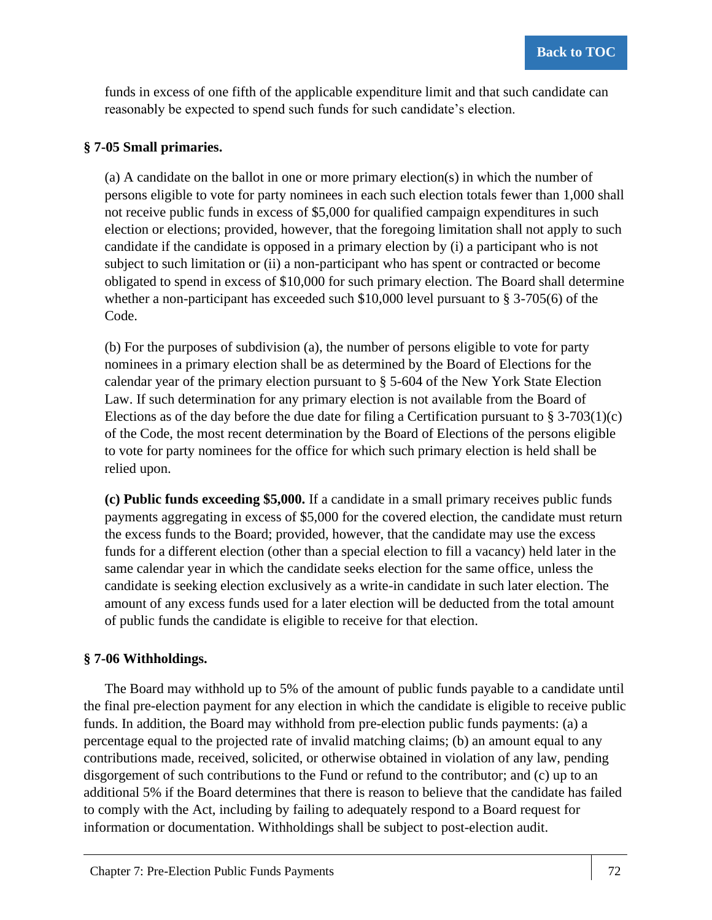funds in excess of one fifth of the applicable expenditure limit and that such candidate can reasonably be expected to spend such funds for such candidate's election.

### § 7-05 Small primaries.

(a) A candidate on the ballot in one or more primary election(s) in which the number of persons eligible to vote for party nominees in each such election totals fewer than 1,000 shall not receive public funds in excess of $5,000 for qualified campaign expenditures in such election or elections; provided, however, that the foregoing limitation shall not apply to such candidate if the candidate is opposed in a primary election by (i) a participant who is not subject to such limitation or (ii) a non-participant who has spent or contracted or become obligated to spend in excess of $10,000 for such primary election. The Board shall determine whether a non-participant has exceeded such $10,000 level pursuant to § 3-705(6) of the Code.

(b) For the purposes of subdivision (a), the number of persons eligible to vote for party nominees in a primary election shall be as determined by the Board of Elections for the calendar year of the primary election pursuant to § 5-604 of the New York State Election Law. If such determination for any primary election is not available from the Board of Elections as of the day before the due date for filing a Certification pursuant to § 3-703(1)(c) of the Code, the most recent determination by the Board of Elections of the persons eligible to vote for party nominees for the office for which such primary election is held shall be relied upon.

**(c) Public funds exceeding $5,000.** If a candidate in a small primary receives public funds payments aggregating in excess of $5,000 for the covered election, the candidate must return the excess funds to the Board; provided, however, that the candidate may use the excess funds for a different election (other than a special election to fill a vacancy) held later in the same calendar year in which the candidate seeks election for the same office, unless the candidate is seeking election exclusively as a write-in candidate in such later election. The amount of any excess funds used for a later election will be deducted from the total amount of public funds the candidate is eligible to receive for that election.

### § 7-06 Withholdings.

The Board may withhold up to 5% of the amount of public funds payable to a candidate until the final pre-election payment for any election in which the candidate is eligible to receive public funds. In addition, the Board may withhold from pre-election public funds payments: (a) a percentage equal to the projected rate of invalid matching claims; (b) an amount equal to any contributions made, received, solicited, or otherwise obtained in violation of any law, pending disgorgement of such contributions to the Fund or refund to the contributor; and (c) up to an additional 5% if the Board determines that there is reason to believe that the candidate has failed to comply with the Act, including by failing to adequately respond to a Board request for information or documentation. Withholdings shall be subject to post-election audit.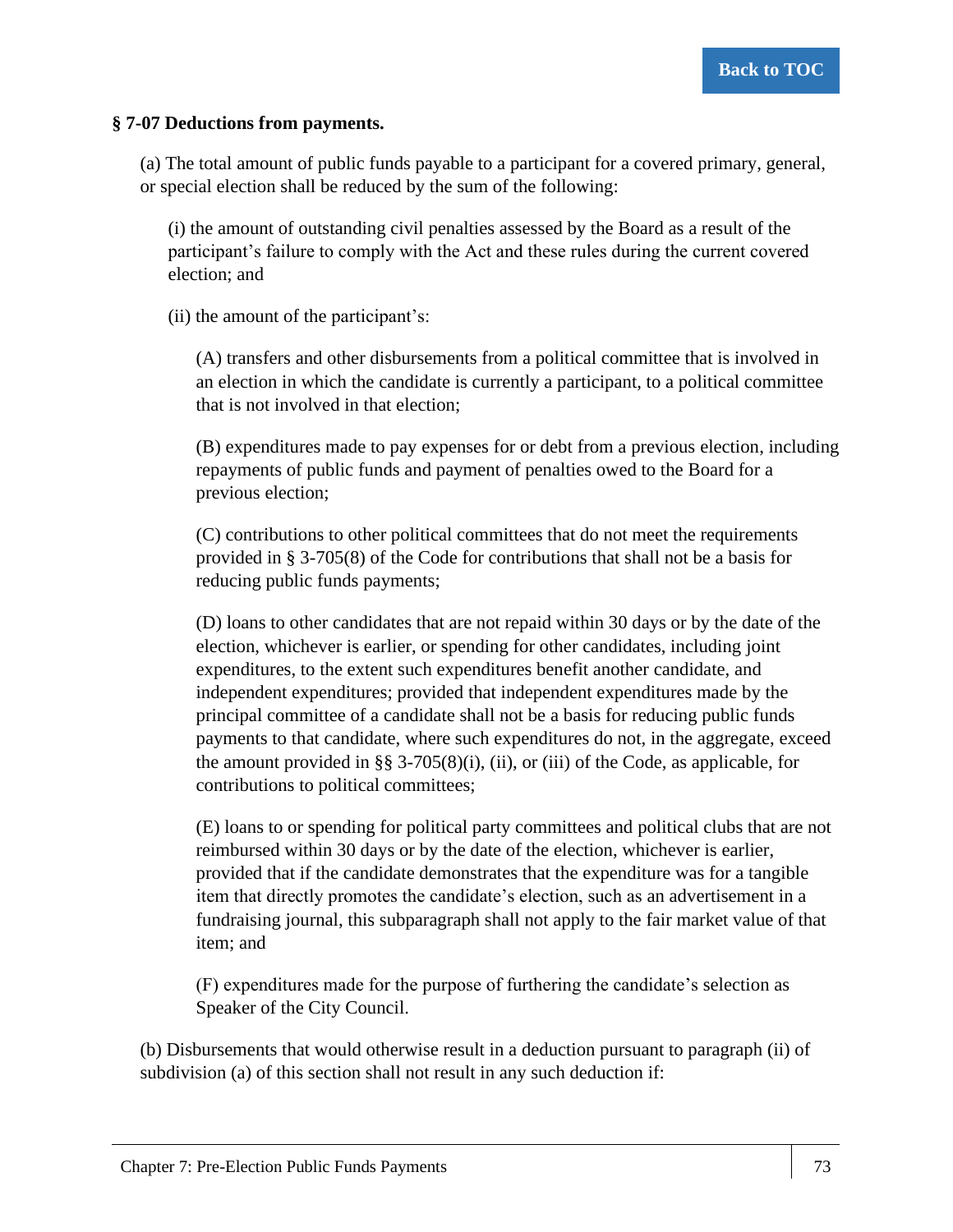### § 7-07 Deductions from payments.

(a) The total amount of public funds payable to a participant for a covered primary, general, or special election shall be reduced by the sum of the following:

(i) the amount of outstanding civil penalties assessed by the Board as a result of the participant's failure to comply with the Act and these rules during the current covered election; and

(ii) the amount of the participant's:

(A) transfers and other disbursements from a political committee that is involved in an election in which the candidate is currently a participant, to a political committee that is not involved in that election;

(B) expenditures made to pay expenses for or debt from a previous election, including repayments of public funds and payment of penalties owed to the Board for a previous election;

(C) contributions to other political committees that do not meet the requirements provided in § 3-705(8) of the Code for contributions that shall not be a basis for reducing public funds payments;

(D) loans to other candidates that are not repaid within 30 days or by the date of the election, whichever is earlier, or spending for other candidates, including joint expenditures, to the extent such expenditures benefit another candidate, and independent expenditures; provided that independent expenditures made by the principal committee of a candidate shall not be a basis for reducing public funds payments to that candidate, where such expenditures do not, in the aggregate, exceed the amount provided in §§ 3-705(8)(i), (ii), or (iii) of the Code, as applicable, for contributions to political committees;

(E) loans to or spending for political party committees and political clubs that are not reimbursed within 30 days or by the date of the election, whichever is earlier, provided that if the candidate demonstrates that the expenditure was for a tangible item that directly promotes the candidate's election, such as an advertisement in a fundraising journal, this subparagraph shall not apply to the fair market value of that item; and

(F) expenditures made for the purpose of furthering the candidate's selection as Speaker of the City Council.

(b) Disbursements that would otherwise result in a deduction pursuant to paragraph (ii) of subdivision (a) of this section shall not result in any such deduction if: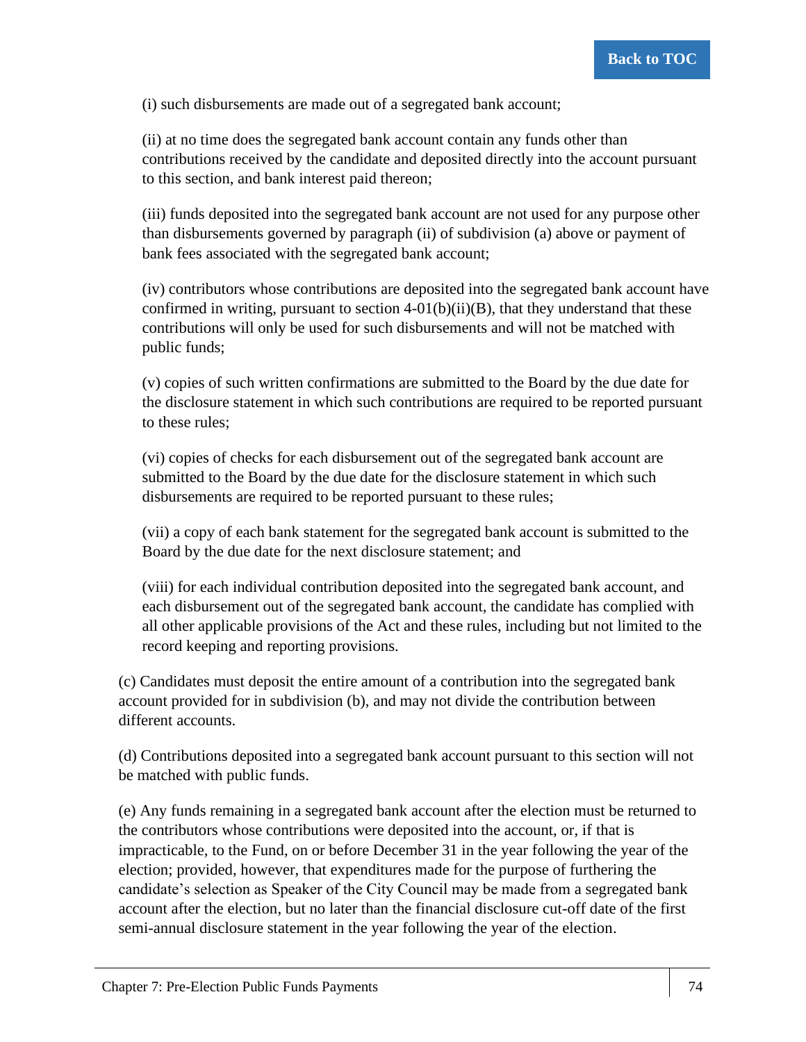(i) such disbursements are made out of a segregated bank account;

(ii) at no time does the segregated bank account contain any funds other than contributions received by the candidate and deposited directly into the account pursuant to this section, and bank interest paid thereon;

(iii) funds deposited into the segregated bank account are not used for any purpose other than disbursements governed by paragraph (ii) of subdivision (a) above or payment of bank fees associated with the segregated bank account;

(iv) contributors whose contributions are deposited into the segregated bank account have confirmed in writing, pursuant to section 4-01(b)(ii)(B), that they understand that these contributions will only be used for such disbursements and will not be matched with public funds;

(v) copies of such written confirmations are submitted to the Board by the due date for the disclosure statement in which such contributions are required to be reported pursuant to these rules;

(vi) copies of checks for each disbursement out of the segregated bank account are submitted to the Board by the due date for the disclosure statement in which such disbursements are required to be reported pursuant to these rules;

(vii) a copy of each bank statement for the segregated bank account is submitted to the Board by the due date for the next disclosure statement; and

(viii) for each individual contribution deposited into the segregated bank account, and each disbursement out of the segregated bank account, the candidate has complied with all other applicable provisions of the Act and these rules, including but not limited to the record keeping and reporting provisions.

(c) Candidates must deposit the entire amount of a contribution into the segregated bank account provided for in subdivision (b), and may not divide the contribution between different accounts.

(d) Contributions deposited into a segregated bank account pursuant to this section will not be matched with public funds.

(e) Any funds remaining in a segregated bank account after the election must be returned to the contributors whose contributions were deposited into the account, or, if that is impracticable, to the Fund, on or before December 31 in the year following the year of the election; provided, however, that expenditures made for the purpose of furthering the candidate's selection as Speaker of the City Council may be made from a segregated bank account after the election, but no later than the financial disclosure cut-off date of the first semi-annual disclosure statement in the year following the year of the election.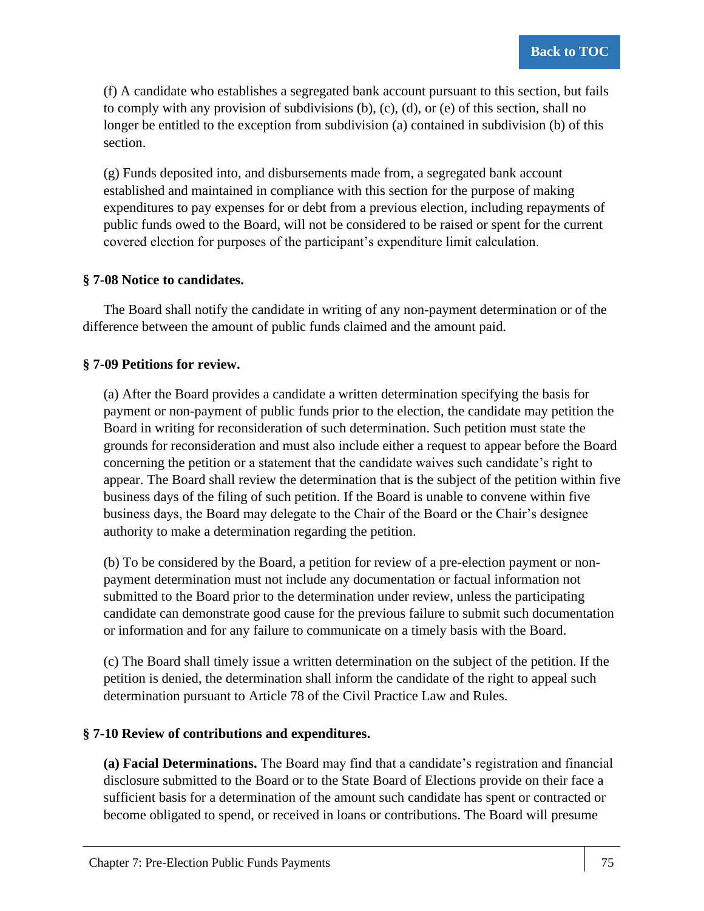(f) A candidate who establishes a segregated bank account pursuant to this section, but fails to comply with any provision of subdivisions (b), (c), (d), or (e) of this section, shall no longer be entitled to the exception from subdivision (a) contained in subdivision (b) of this section.

(g) Funds deposited into, and disbursements made from, a segregated bank account established and maintained in compliance with this section for the purpose of making expenditures to pay expenses for or debt from a previous election, including repayments of public funds owed to the Board, will not be considered to be raised or spent for the current covered election for purposes of the participant's expenditure limit calculation.

### § 7-08 Notice to candidates.

The Board shall notify the candidate in writing of any non-payment determination or of the difference between the amount of public funds claimed and the amount paid.

### § 7-09 Petitions for review.

(a) After the Board provides a candidate a written determination specifying the basis for payment or non-payment of public funds prior to the election, the candidate may petition the Board in writing for reconsideration of such determination. Such petition must state the grounds for reconsideration and must also include either a request to appear before the Board concerning the petition or a statement that the candidate waives such candidate's right to appear. The Board shall review the determination that is the subject of the petition within five business days of the filing of such petition. If the Board is unable to convene within five business days, the Board may delegate to the Chair of the Board or the Chair's designee authority to make a determination regarding the petition.

(b) To be considered by the Board, a petition for review of a pre-election payment or non-payment determination must not include any documentation or factual information not submitted to the Board prior to the determination under review, unless the participating candidate can demonstrate good cause for the previous failure to submit such documentation or information and for any failure to communicate on a timely basis with the Board.

(c) The Board shall timely issue a written determination on the subject of the petition. If the petition is denied, the determination shall inform the candidate of the right to appeal such determination pursuant to Article 78 of the Civil Practice Law and Rules.

### § 7-10 Review of contributions and expenditures.

**(a) Facial Determinations.** The Board may find that a candidate's registration and financial disclosure submitted to the Board or to the State Board of Elections provide on their face a sufficient basis for a determination of the amount such candidate has spent or contracted or become obligated to spend, or received in loans or contributions. The Board will presume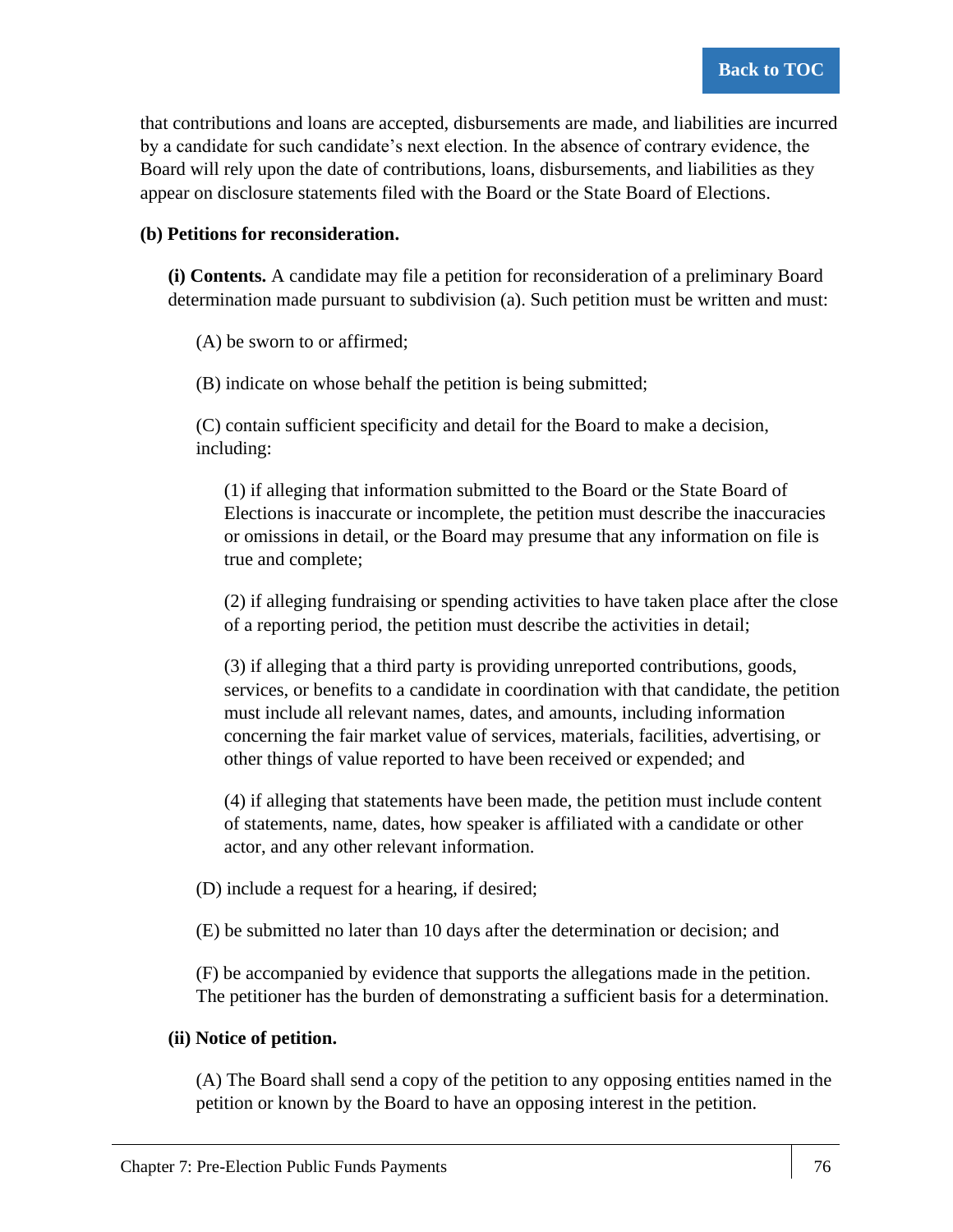that contributions and loans are accepted, disbursements are made, and liabilities are incurred by a candidate for such candidate's next election. In the absence of contrary evidence, the Board will rely upon the date of contributions, loans, disbursements, and liabilities as they appear on disclosure statements filed with the Board or the State Board of Elections.

**(b) Petitions for reconsideration.**

**(i) Contents.** A candidate may file a petition for reconsideration of a preliminary Board determination made pursuant to subdivision (a). Such petition must be written and must:

(A) be sworn to or affirmed;

(B) indicate on whose behalf the petition is being submitted;

(C) contain sufficient specificity and detail for the Board to make a decision, including:

(1) if alleging that information submitted to the Board or the State Board of Elections is inaccurate or incomplete, the petition must describe the inaccuracies or omissions in detail, or the Board may presume that any information on file is true and complete;

(2) if alleging fundraising or spending activities to have taken place after the close of a reporting period, the petition must describe the activities in detail;

(3) if alleging that a third party is providing unreported contributions, goods, services, or benefits to a candidate in coordination with that candidate, the petition must include all relevant names, dates, and amounts, including information concerning the fair market value of services, materials, facilities, advertising, or other things of value reported to have been received or expended; and

(4) if alleging that statements have been made, the petition must include content of statements, name, dates, how speaker is affiliated with a candidate or other actor, and any other relevant information.

(D) include a request for a hearing, if desired;

(E) be submitted no later than 10 days after the determination or decision; and

(F) be accompanied by evidence that supports the allegations made in the petition. The petitioner has the burden of demonstrating a sufficient basis for a determination.

**(ii) Notice of petition.**

(A) The Board shall send a copy of the petition to any opposing entities named in the petition or known by the Board to have an opposing interest in the petition.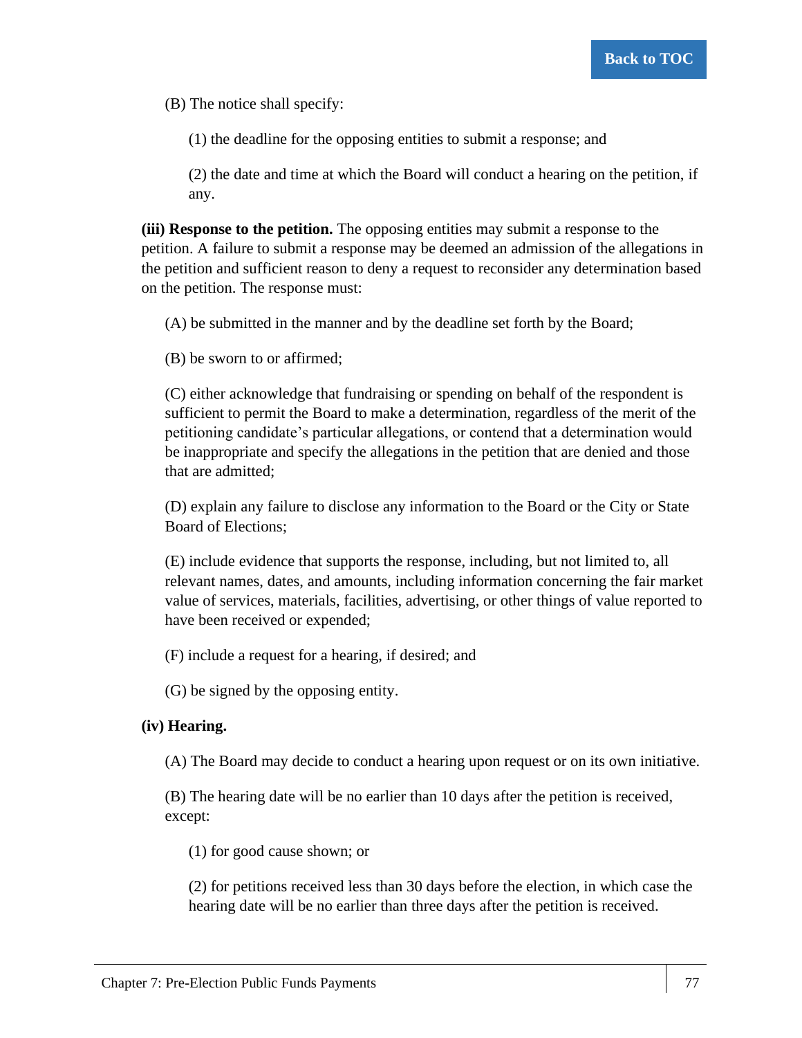(B) The notice shall specify:

(1) the deadline for the opposing entities to submit a response; and

(2) the date and time at which the Board will conduct a hearing on the petition, if any.

**(iii) Response to the petition.** The opposing entities may submit a response to the petition. A failure to submit a response may be deemed an admission of the allegations in the petition and sufficient reason to deny a request to reconsider any determination based on the petition. The response must:

(A) be submitted in the manner and by the deadline set forth by the Board;

(B) be sworn to or affirmed;

(C) either acknowledge that fundraising or spending on behalf of the respondent is sufficient to permit the Board to make a determination, regardless of the merit of the petitioning candidate's particular allegations, or contend that a determination would be inappropriate and specify the allegations in the petition that are denied and those that are admitted;

(D) explain any failure to disclose any information to the Board or the City or State Board of Elections;

(E) include evidence that supports the response, including, but not limited to, all relevant names, dates, and amounts, including information concerning the fair market value of services, materials, facilities, advertising, or other things of value reported to have been received or expended;

(F) include a request for a hearing, if desired; and

(G) be signed by the opposing entity.

**(iv) Hearing.**

(A) The Board may decide to conduct a hearing upon request or on its own initiative.

(B) The hearing date will be no earlier than 10 days after the petition is received, except:

(1) for good cause shown; or

(2) for petitions received less than 30 days before the election, in which case the hearing date will be no earlier than three days after the petition is received.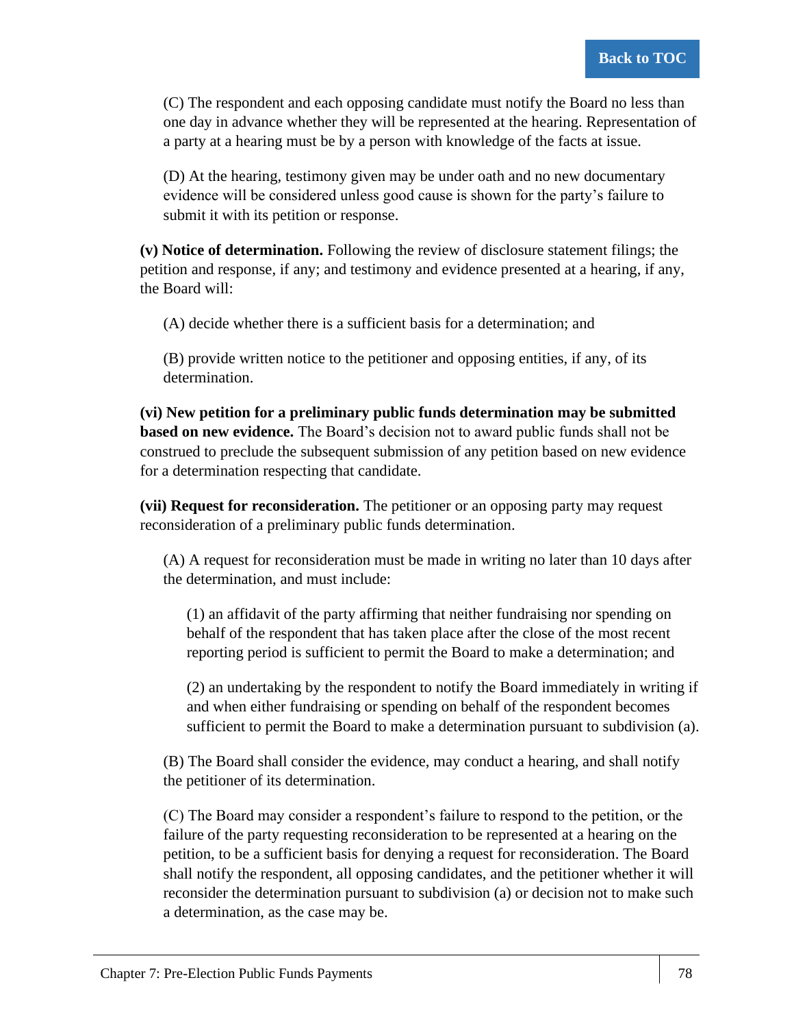(C) The respondent and each opposing candidate must notify the Board no less than one day in advance whether they will be represented at the hearing. Representation of a party at a hearing must be by a person with knowledge of the facts at issue.

(D) At the hearing, testimony given may be under oath and no new documentary evidence will be considered unless good cause is shown for the party's failure to submit it with its petition or response.

**(v) Notice of determination.** Following the review of disclosure statement filings; the petition and response, if any; and testimony and evidence presented at a hearing, if any, the Board will:

(A) decide whether there is a sufficient basis for a determination; and

(B) provide written notice to the petitioner and opposing entities, if any, of its determination.

**(vi) New petition for a preliminary public funds determination may be submitted based on new evidence.** The Board's decision not to award public funds shall not be construed to preclude the subsequent submission of any petition based on new evidence for a determination respecting that candidate.

**(vii) Request for reconsideration.** The petitioner or an opposing party may request reconsideration of a preliminary public funds determination.

(A) A request for reconsideration must be made in writing no later than 10 days after the determination, and must include:

(1) an affidavit of the party affirming that neither fundraising nor spending on behalf of the respondent that has taken place after the close of the most recent reporting period is sufficient to permit the Board to make a determination; and

(2) an undertaking by the respondent to notify the Board immediately in writing if and when either fundraising or spending on behalf of the respondent becomes sufficient to permit the Board to make a determination pursuant to subdivision (a).

(B) The Board shall consider the evidence, may conduct a hearing, and shall notify the petitioner of its determination.

(C) The Board may consider a respondent's failure to respond to the petition, or the failure of the party requesting reconsideration to be represented at a hearing on the petition, to be a sufficient basis for denying a request for reconsideration. The Board shall notify the respondent, all opposing candidates, and the petitioner whether it will reconsider the determination pursuant to subdivision (a) or decision not to make such a determination, as the case may be.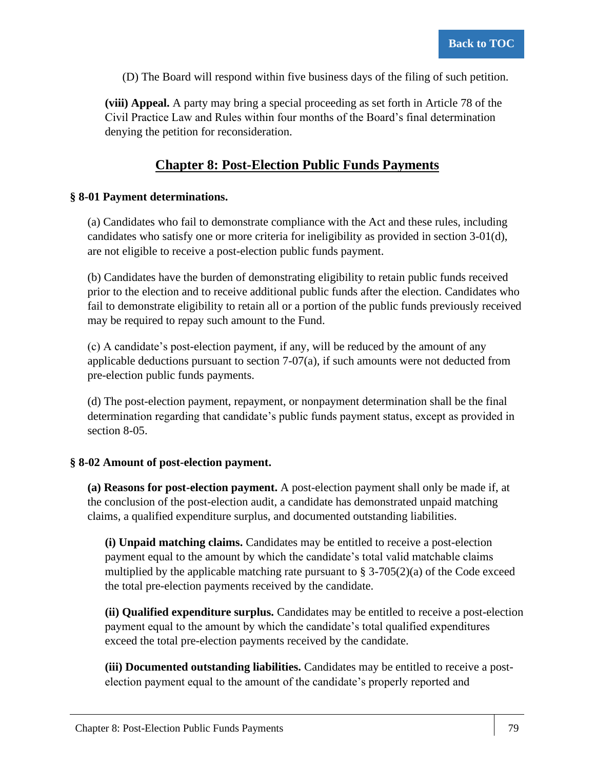(D) The Board will respond within five business days of the filing of such petition.

**(viii) Appeal.** A party may bring a special proceeding as set forth in Article 78 of the Civil Practice Law and Rules within four months of the Board's final determination denying the petition for reconsideration.

## Chapter 8: Post-Election Public Funds Payments

### § 8-01 Payment determinations.

(a) Candidates who fail to demonstrate compliance with the Act and these rules, including candidates who satisfy one or more criteria for ineligibility as provided in section 3-01(d), are not eligible to receive a post-election public funds payment.

(b) Candidates have the burden of demonstrating eligibility to retain public funds received prior to the election and to receive additional public funds after the election. Candidates who fail to demonstrate eligibility to retain all or a portion of the public funds previously received may be required to repay such amount to the Fund.

(c) A candidate's post-election payment, if any, will be reduced by the amount of any applicable deductions pursuant to section 7-07(a), if such amounts were not deducted from pre-election public funds payments.

(d) The post-election payment, repayment, or nonpayment determination shall be the final determination regarding that candidate's public funds payment status, except as provided in section 8-05.

### § 8-02 Amount of post-election payment.

**(a) Reasons for post-election payment.** A post-election payment shall only be made if, at the conclusion of the post-election audit, a candidate has demonstrated unpaid matching claims, a qualified expenditure surplus, and documented outstanding liabilities.

**(i) Unpaid matching claims.** Candidates may be entitled to receive a post-election payment equal to the amount by which the candidate's total valid matchable claims multiplied by the applicable matching rate pursuant to § 3-705(2)(a) of the Code exceed the total pre-election payments received by the candidate.

**(ii) Qualified expenditure surplus.** Candidates may be entitled to receive a post-election payment equal to the amount by which the candidate's total qualified expenditures exceed the total pre-election payments received by the candidate.

**(iii) Documented outstanding liabilities.** Candidates may be entitled to receive a post-election payment equal to the amount of the candidate's properly reported and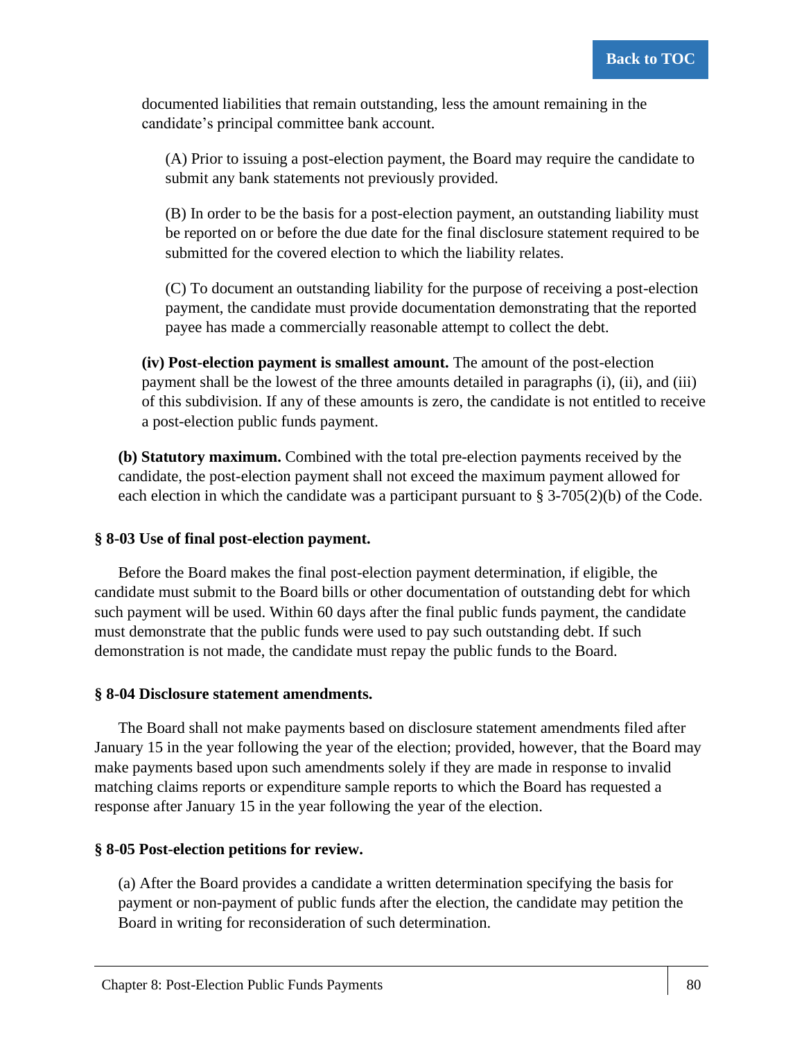documented liabilities that remain outstanding, less the amount remaining in the candidate's principal committee bank account.

(A) Prior to issuing a post-election payment, the Board may require the candidate to submit any bank statements not previously provided.

(B) In order to be the basis for a post-election payment, an outstanding liability must be reported on or before the due date for the final disclosure statement required to be submitted for the covered election to which the liability relates.

(C) To document an outstanding liability for the purpose of receiving a post-election payment, the candidate must provide documentation demonstrating that the reported payee has made a commercially reasonable attempt to collect the debt.

**(iv) Post-election payment is smallest amount.** The amount of the post-election payment shall be the lowest of the three amounts detailed in paragraphs (i), (ii), and (iii) of this subdivision. If any of these amounts is zero, the candidate is not entitled to receive a post-election public funds payment.

**(b) Statutory maximum.** Combined with the total pre-election payments received by the candidate, the post-election payment shall not exceed the maximum payment allowed for each election in which the candidate was a participant pursuant to § 3-705(2)(b) of the Code.

### § 8-03 Use of final post-election payment.

Before the Board makes the final post-election payment determination, if eligible, the candidate must submit to the Board bills or other documentation of outstanding debt for which such payment will be used. Within 60 days after the final public funds payment, the candidate must demonstrate that the public funds were used to pay such outstanding debt. If such demonstration is not made, the candidate must repay the public funds to the Board.

### § 8-04 Disclosure statement amendments.

The Board shall not make payments based on disclosure statement amendments filed after January 15 in the year following the year of the election; provided, however, that the Board may make payments based upon such amendments solely if they are made in response to invalid matching claims reports or expenditure sample reports to which the Board has requested a response after January 15 in the year following the year of the election.

### § 8-05 Post-election petitions for review.

(a) After the Board provides a candidate a written determination specifying the basis for payment or non-payment of public funds after the election, the candidate may petition the Board in writing for reconsideration of such determination.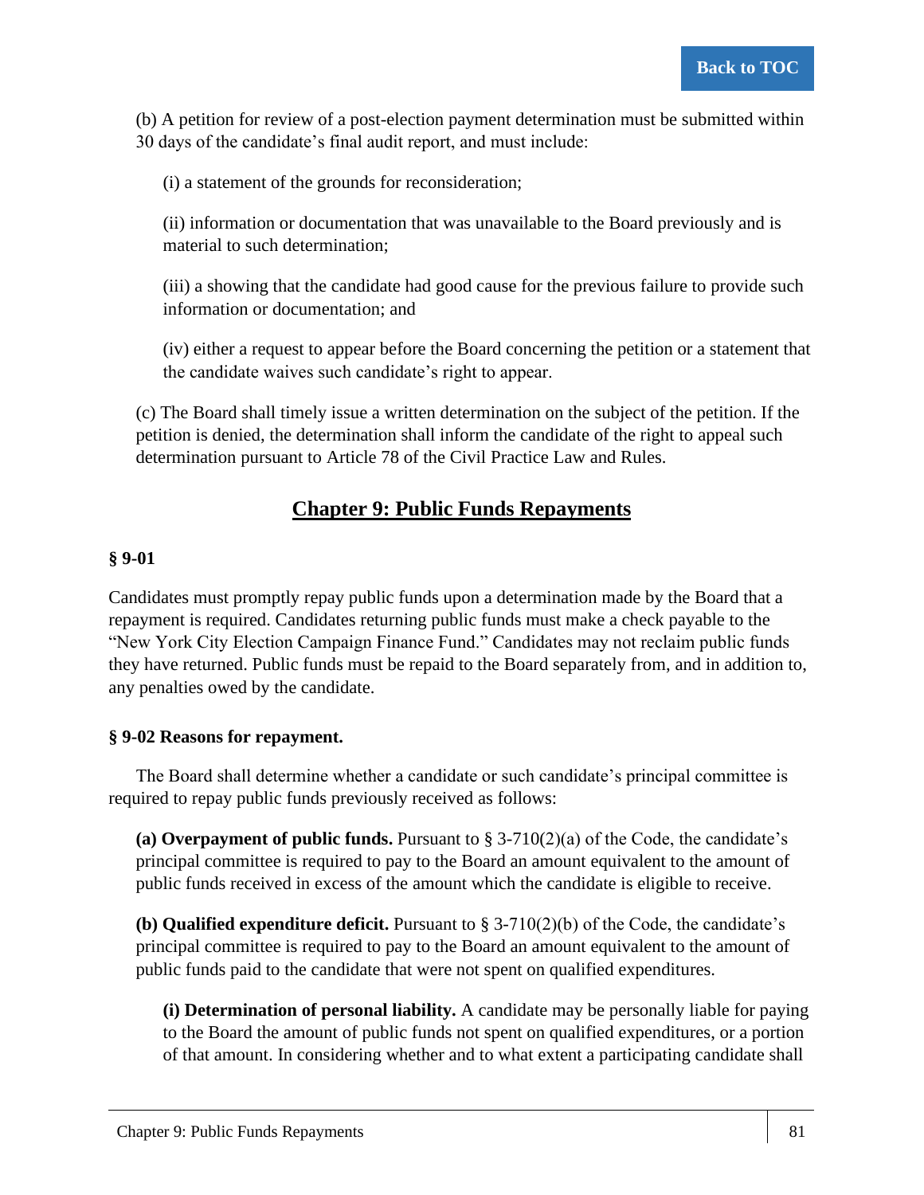(b) A petition for review of a post-election payment determination must be submitted within 30 days of the candidate's final audit report, and must include:

(i) a statement of the grounds for reconsideration;

(ii) information or documentation that was unavailable to the Board previously and is material to such determination;

(iii) a showing that the candidate had good cause for the previous failure to provide such information or documentation; and

(iv) either a request to appear before the Board concerning the petition or a statement that the candidate waives such candidate's right to appear.

(c) The Board shall timely issue a written determination on the subject of the petition. If the petition is denied, the determination shall inform the candidate of the right to appeal such determination pursuant to Article 78 of the Civil Practice Law and Rules.

## Chapter 9: Public Funds Repayments

### § 9-01

Candidates must promptly repay public funds upon a determination made by the Board that a repayment is required. Candidates returning public funds must make a check payable to the "New York City Election Campaign Finance Fund." Candidates may not reclaim public funds they have returned. Public funds must be repaid to the Board separately from, and in addition to, any penalties owed by the candidate.

### § 9-02 Reasons for repayment.

The Board shall determine whether a candidate or such candidate's principal committee is required to repay public funds previously received as follows:

**(a) Overpayment of public funds.** Pursuant to § 3-710(2)(a) of the Code, the candidate's principal committee is required to pay to the Board an amount equivalent to the amount of public funds received in excess of the amount which the candidate is eligible to receive.

**(b) Qualified expenditure deficit.** Pursuant to § 3-710(2)(b) of the Code, the candidate's principal committee is required to pay to the Board an amount equivalent to the amount of public funds paid to the candidate that were not spent on qualified expenditures.

**(i) Determination of personal liability.** A candidate may be personally liable for paying to the Board the amount of public funds not spent on qualified expenditures, or a portion of that amount. In considering whether and to what extent a participating candidate shall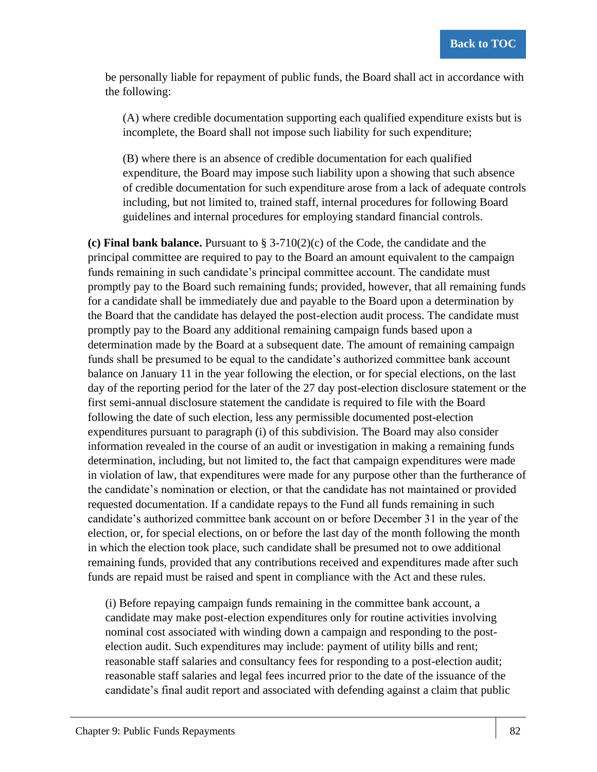be personally liable for repayment of public funds, the Board shall act in accordance with the following:

(A) where credible documentation supporting each qualified expenditure exists but is incomplete, the Board shall not impose such liability for such expenditure;

(B) where there is an absence of credible documentation for each qualified expenditure, the Board may impose such liability upon a showing that such absence of credible documentation for such expenditure arose from a lack of adequate controls including, but not limited to, trained staff, internal procedures for following Board guidelines and internal procedures for employing standard financial controls.

**(c) Final bank balance.** Pursuant to § 3-710(2)(c) of the Code, the candidate and the principal committee are required to pay to the Board an amount equivalent to the campaign funds remaining in such candidate's principal committee account. The candidate must promptly pay to the Board such remaining funds; provided, however, that all remaining funds for a candidate shall be immediately due and payable to the Board upon a determination by the Board that the candidate has delayed the post-election audit process. The candidate must promptly pay to the Board any additional remaining campaign funds based upon a determination made by the Board at a subsequent date. The amount of remaining campaign funds shall be presumed to be equal to the candidate's authorized committee bank account balance on January 11 in the year following the election, or for special elections, on the last day of the reporting period for the later of the 27 day post-election disclosure statement or the first semi-annual disclosure statement the candidate is required to file with the Board following the date of such election, less any permissible documented post-election expenditures pursuant to paragraph (i) of this subdivision. The Board may also consider information revealed in the course of an audit or investigation in making a remaining funds determination, including, but not limited to, the fact that campaign expenditures were made in violation of law, that expenditures were made for any purpose other than the furtherance of the candidate's nomination or election, or that the candidate has not maintained or provided requested documentation. If a candidate repays to the Fund all funds remaining in such candidate's authorized committee bank account on or before December 31 in the year of the election, or, for special elections, on or before the last day of the month following the month in which the election took place, such candidate shall be presumed not to owe additional remaining funds, provided that any contributions received and expenditures made after such funds are repaid must be raised and spent in compliance with the Act and these rules.

(i) Before repaying campaign funds remaining in the committee bank account, a candidate may make post-election expenditures only for routine activities involving nominal cost associated with winding down a campaign and responding to the post-election audit. Such expenditures may include: payment of utility bills and rent; reasonable staff salaries and consultancy fees for responding to a post-election audit; reasonable staff salaries and legal fees incurred prior to the date of the issuance of the candidate's final audit report and associated with defending against a claim that public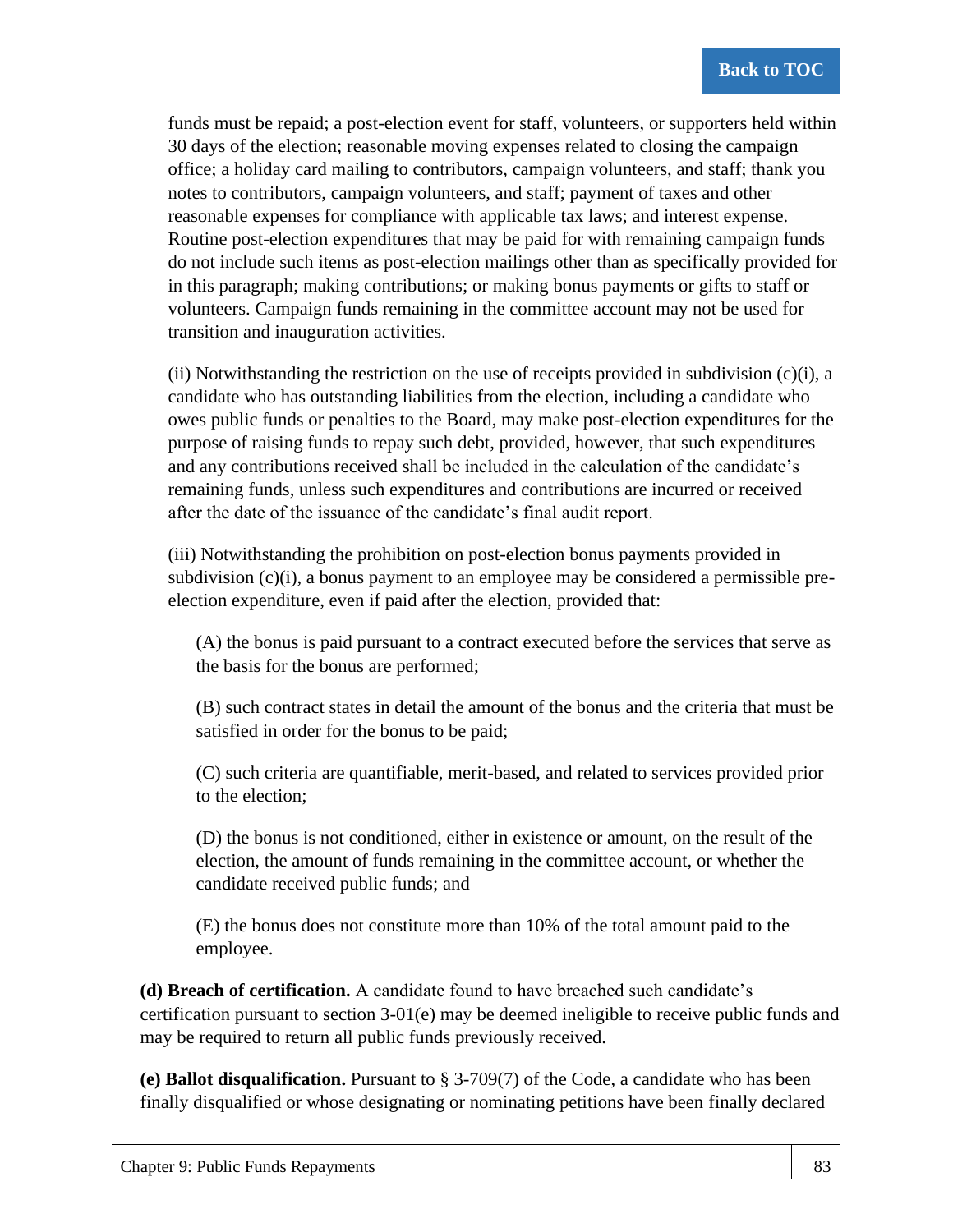funds must be repaid; a post-election event for staff, volunteers, or supporters held within 30 days of the election; reasonable moving expenses related to closing the campaign office; a holiday card mailing to contributors, campaign volunteers, and staff; thank you notes to contributors, campaign volunteers, and staff; payment of taxes and other reasonable expenses for compliance with applicable tax laws; and interest expense. Routine post-election expenditures that may be paid for with remaining campaign funds do not include such items as post-election mailings other than as specifically provided for in this paragraph; making contributions; or making bonus payments or gifts to staff or volunteers. Campaign funds remaining in the committee account may not be used for transition and inauguration activities.

(ii) Notwithstanding the restriction on the use of receipts provided in subdivision (c)(i), a candidate who has outstanding liabilities from the election, including a candidate who owes public funds or penalties to the Board, may make post-election expenditures for the purpose of raising funds to repay such debt, provided, however, that such expenditures and any contributions received shall be included in the calculation of the candidate's remaining funds, unless such expenditures and contributions are incurred or received after the date of the issuance of the candidate's final audit report.

(iii) Notwithstanding the prohibition on post-election bonus payments provided in subdivision (c)(i), a bonus payment to an employee may be considered a permissible pre-election expenditure, even if paid after the election, provided that:

(A) the bonus is paid pursuant to a contract executed before the services that serve as the basis for the bonus are performed;

(B) such contract states in detail the amount of the bonus and the criteria that must be satisfied in order for the bonus to be paid;

(C) such criteria are quantifiable, merit-based, and related to services provided prior to the election;

(D) the bonus is not conditioned, either in existence or amount, on the result of the election, the amount of funds remaining in the committee account, or whether the candidate received public funds; and

(E) the bonus does not constitute more than 10% of the total amount paid to the employee.

**(d) Breach of certification.** A candidate found to have breached such candidate's certification pursuant to section 3-01(e) may be deemed ineligible to receive public funds and may be required to return all public funds previously received.

**(e) Ballot disqualification.** Pursuant to § 3-709(7) of the Code, a candidate who has been finally disqualified or whose designating or nominating petitions have been finally declared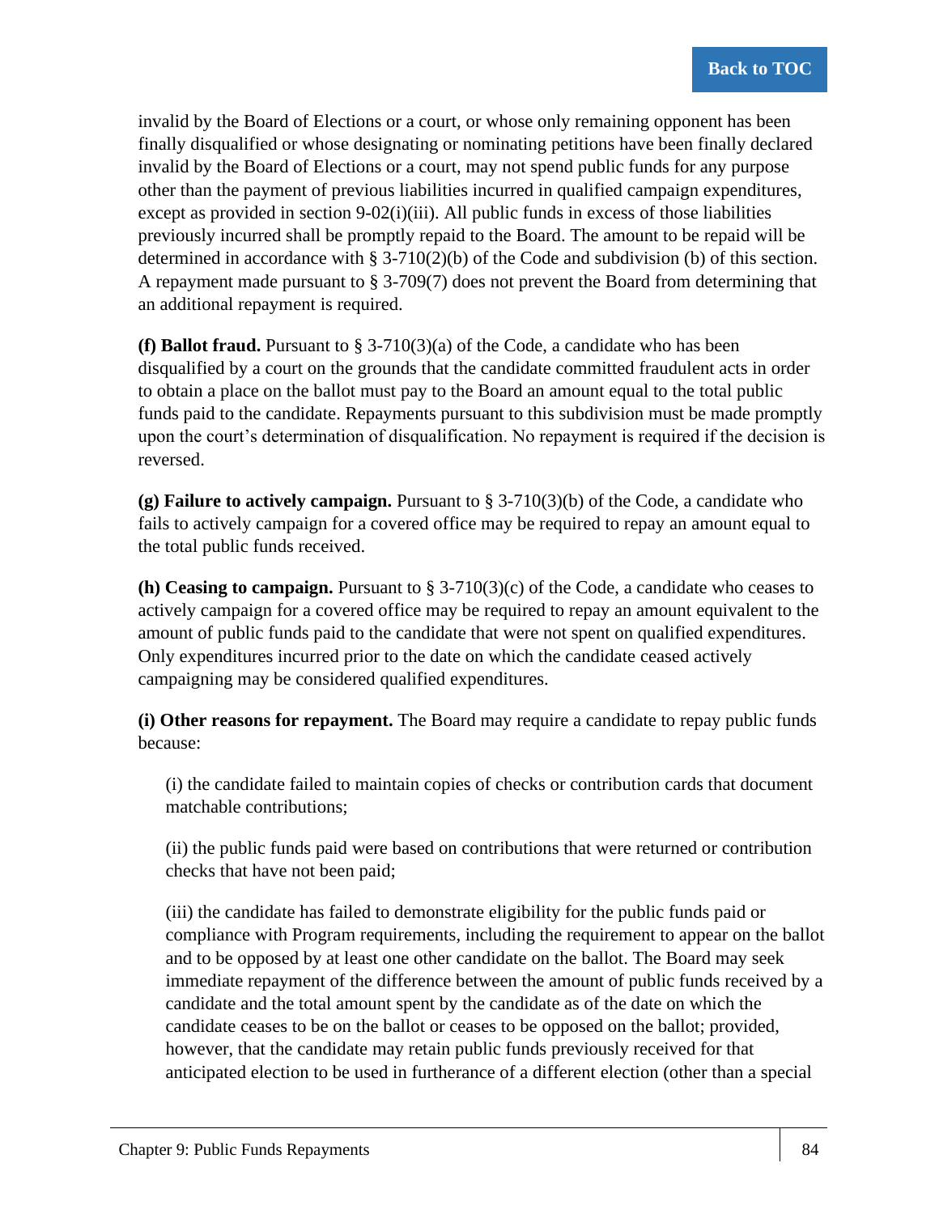invalid by the Board of Elections or a court, or whose only remaining opponent has been finally disqualified or whose designating or nominating petitions have been finally declared invalid by the Board of Elections or a court, may not spend public funds for any purpose other than the payment of previous liabilities incurred in qualified campaign expenditures, except as provided in section 9-02(i)(iii). All public funds in excess of those liabilities previously incurred shall be promptly repaid to the Board. The amount to be repaid will be determined in accordance with § 3-710(2)(b) of the Code and subdivision (b) of this section. A repayment made pursuant to § 3-709(7) does not prevent the Board from determining that an additional repayment is required.

**(f) Ballot fraud.** Pursuant to § 3-710(3)(a) of the Code, a candidate who has been disqualified by a court on the grounds that the candidate committed fraudulent acts in order to obtain a place on the ballot must pay to the Board an amount equal to the total public funds paid to the candidate. Repayments pursuant to this subdivision must be made promptly upon the court's determination of disqualification. No repayment is required if the decision is reversed.

**(g) Failure to actively campaign.** Pursuant to § 3-710(3)(b) of the Code, a candidate who fails to actively campaign for a covered office may be required to repay an amount equal to the total public funds received.

**(h) Ceasing to campaign.** Pursuant to § 3-710(3)(c) of the Code, a candidate who ceases to actively campaign for a covered office may be required to repay an amount equivalent to the amount of public funds paid to the candidate that were not spent on qualified expenditures. Only expenditures incurred prior to the date on which the candidate ceased actively campaigning may be considered qualified expenditures.

**(i) Other reasons for repayment.** The Board may require a candidate to repay public funds because:

(i) the candidate failed to maintain copies of checks or contribution cards that document matchable contributions;

(ii) the public funds paid were based on contributions that were returned or contribution checks that have not been paid;

(iii) the candidate has failed to demonstrate eligibility for the public funds paid or compliance with Program requirements, including the requirement to appear on the ballot and to be opposed by at least one other candidate on the ballot. The Board may seek immediate repayment of the difference between the amount of public funds received by a candidate and the total amount spent by the candidate as of the date on which the candidate ceases to be on the ballot or ceases to be opposed on the ballot; provided, however, that the candidate may retain public funds previously received for that anticipated election to be used in furtherance of a different election (other than a special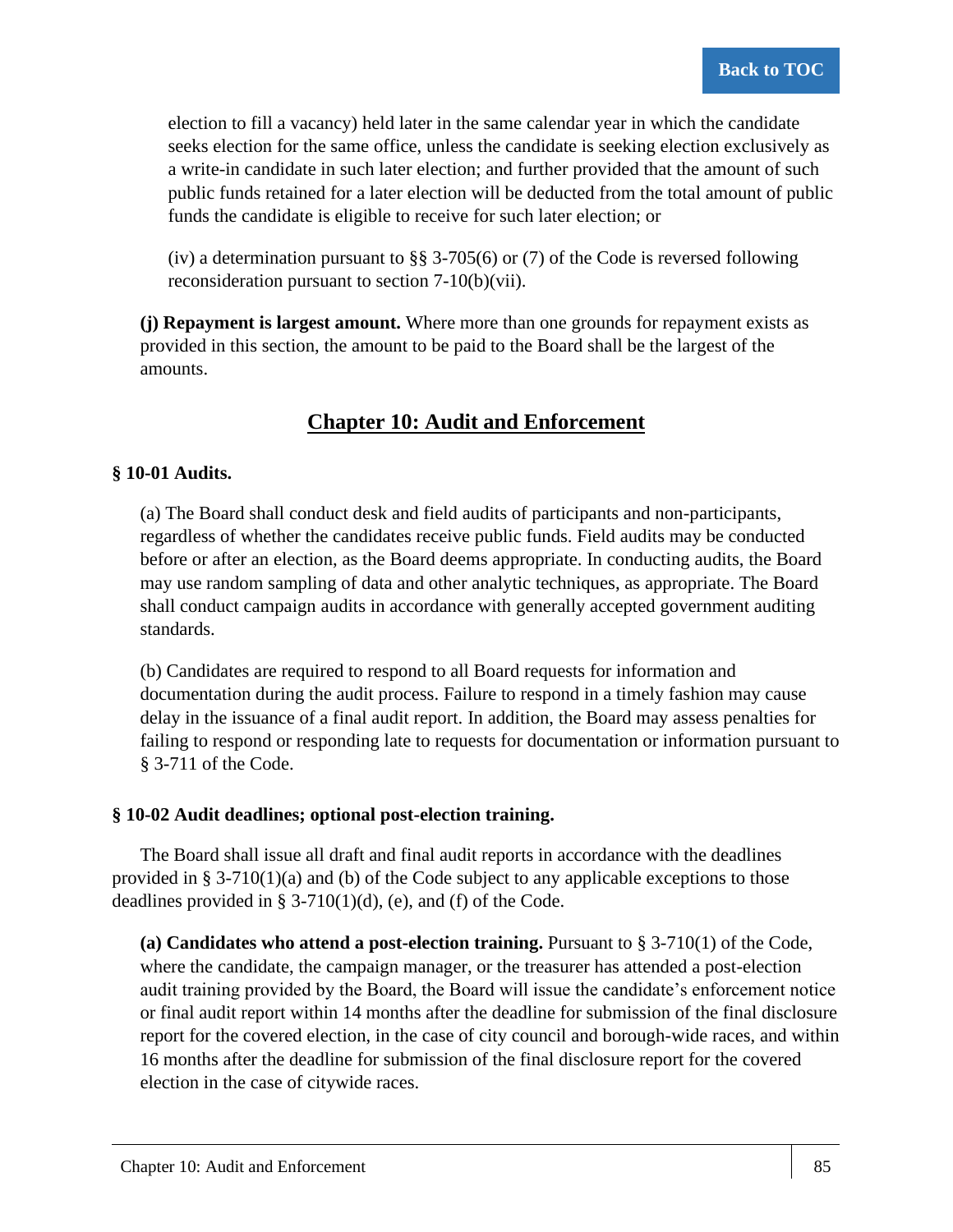election to fill a vacancy) held later in the same calendar year in which the candidate seeks election for the same office, unless the candidate is seeking election exclusively as a write-in candidate in such later election; and further provided that the amount of such public funds retained for a later election will be deducted from the total amount of public funds the candidate is eligible to receive for such later election; or

(iv) a determination pursuant to §§ 3-705(6) or (7) of the Code is reversed following reconsideration pursuant to section 7-10(b)(vii).

**(j) Repayment is largest amount.** Where more than one grounds for repayment exists as provided in this section, the amount to be paid to the Board shall be the largest of the amounts.

## Chapter 10: Audit and Enforcement

### § 10-01 Audits.

(a) The Board shall conduct desk and field audits of participants and non-participants, regardless of whether the candidates receive public funds. Field audits may be conducted before or after an election, as the Board deems appropriate. In conducting audits, the Board may use random sampling of data and other analytic techniques, as appropriate. The Board shall conduct campaign audits in accordance with generally accepted government auditing standards.

(b) Candidates are required to respond to all Board requests for information and documentation during the audit process. Failure to respond in a timely fashion may cause delay in the issuance of a final audit report. In addition, the Board may assess penalties for failing to respond or responding late to requests for documentation or information pursuant to § 3-711 of the Code.

### § 10-02 Audit deadlines; optional post-election training.

The Board shall issue all draft and final audit reports in accordance with the deadlines provided in § 3-710(1)(a) and (b) of the Code subject to any applicable exceptions to those deadlines provided in § 3-710(1)(d), (e), and (f) of the Code.

**(a) Candidates who attend a post-election training.** Pursuant to § 3-710(1) of the Code, where the candidate, the campaign manager, or the treasurer has attended a post-election audit training provided by the Board, the Board will issue the candidate's enforcement notice or final audit report within 14 months after the deadline for submission of the final disclosure report for the covered election, in the case of city council and borough-wide races, and within 16 months after the deadline for submission of the final disclosure report for the covered election in the case of citywide races.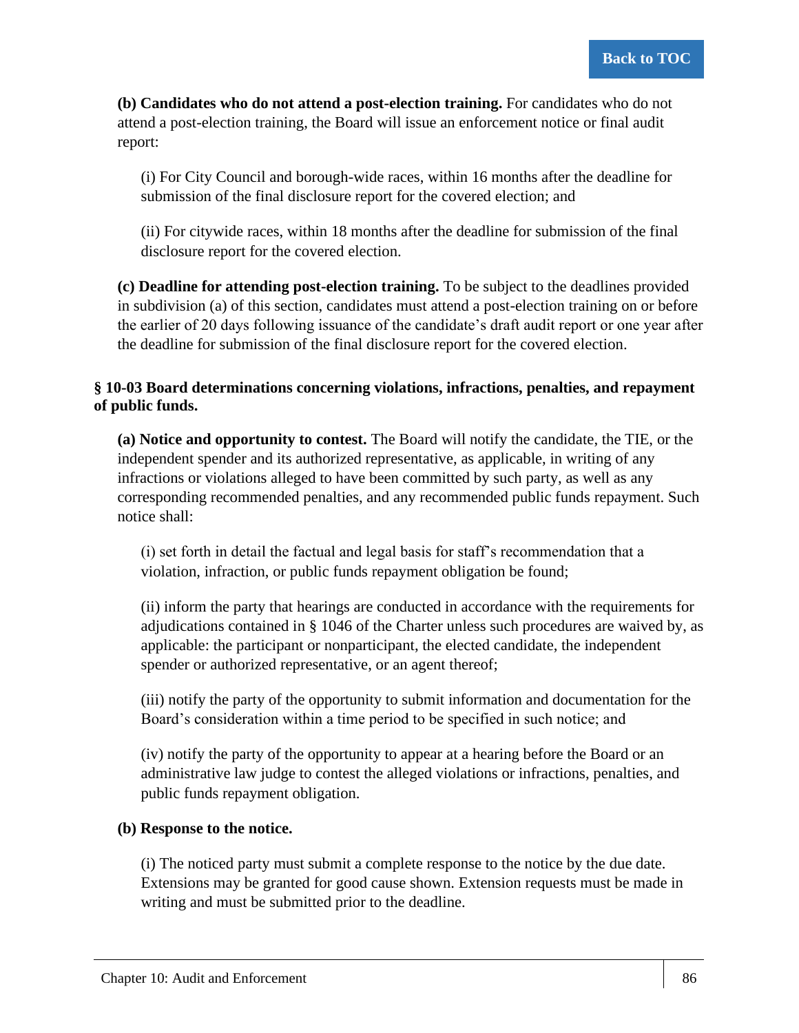**(b) Candidates who do not attend a post-election training.** For candidates who do not attend a post-election training, the Board will issue an enforcement notice or final audit report:

(i) For City Council and borough-wide races, within 16 months after the deadline for submission of the final disclosure report for the covered election; and

(ii) For citywide races, within 18 months after the deadline for submission of the final disclosure report for the covered election.

**(c) Deadline for attending post-election training.** To be subject to the deadlines provided in subdivision (a) of this section, candidates must attend a post-election training on or before the earlier of 20 days following issuance of the candidate's draft audit report or one year after the deadline for submission of the final disclosure report for the covered election.

### § 10-03 Board determinations concerning violations, infractions, penalties, and repayment of public funds.

**(a) Notice and opportunity to contest.** The Board will notify the candidate, the TIE, or the independent spender and its authorized representative, as applicable, in writing of any infractions or violations alleged to have been committed by such party, as well as any corresponding recommended penalties, and any recommended public funds repayment. Such notice shall:

(i) set forth in detail the factual and legal basis for staff's recommendation that a violation, infraction, or public funds repayment obligation be found;

(ii) inform the party that hearings are conducted in accordance with the requirements for adjudications contained in § 1046 of the Charter unless such procedures are waived by, as applicable: the participant or nonparticipant, the elected candidate, the independent spender or authorized representative, or an agent thereof;

(iii) notify the party of the opportunity to submit information and documentation for the Board's consideration within a time period to be specified in such notice; and

(iv) notify the party of the opportunity to appear at a hearing before the Board or an administrative law judge to contest the alleged violations or infractions, penalties, and public funds repayment obligation.

**(b) Response to the notice.**

(i) The noticed party must submit a complete response to the notice by the due date. Extensions may be granted for good cause shown. Extension requests must be made in writing and must be submitted prior to the deadline.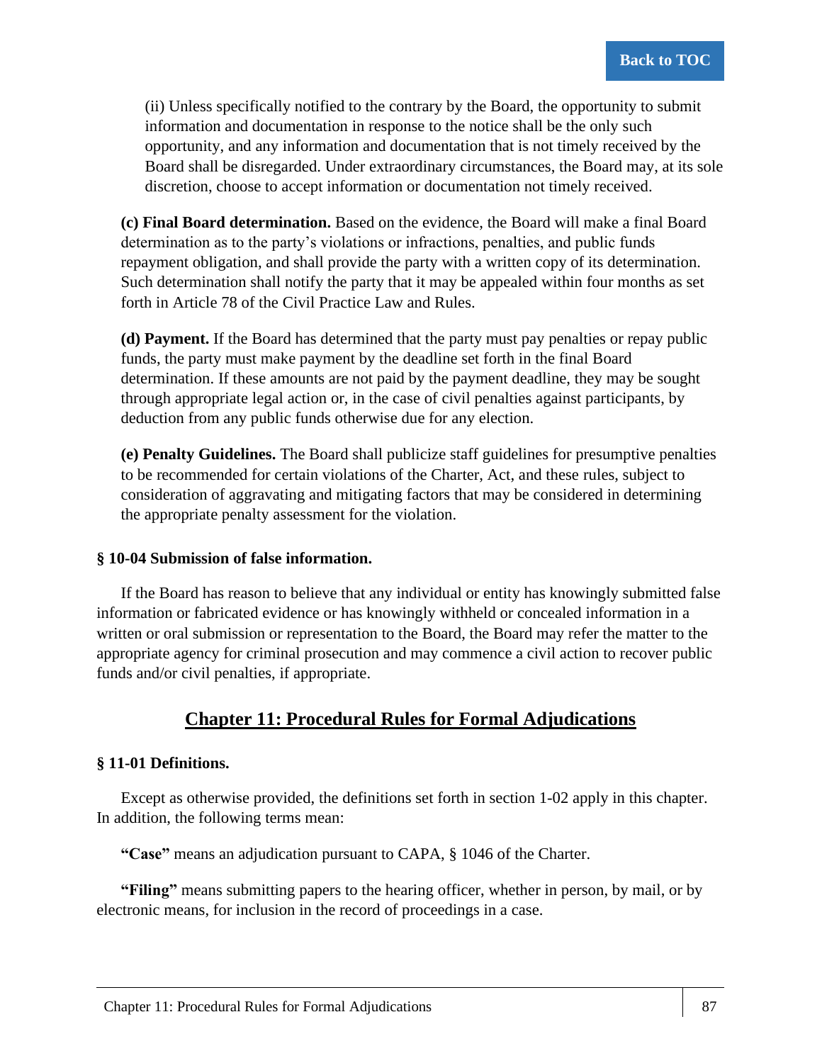(ii) Unless specifically notified to the contrary by the Board, the opportunity to submit information and documentation in response to the notice shall be the only such opportunity, and any information and documentation that is not timely received by the Board shall be disregarded. Under extraordinary circumstances, the Board may, at its sole discretion, choose to accept information or documentation not timely received.

**(c) Final Board determination.** Based on the evidence, the Board will make a final Board determination as to the party's violations or infractions, penalties, and public funds repayment obligation, and shall provide the party with a written copy of its determination. Such determination shall notify the party that it may be appealed within four months as set forth in Article 78 of the Civil Practice Law and Rules.

**(d) Payment.** If the Board has determined that the party must pay penalties or repay public funds, the party must make payment by the deadline set forth in the final Board determination. If these amounts are not paid by the payment deadline, they may be sought through appropriate legal action or, in the case of civil penalties against participants, by deduction from any public funds otherwise due for any election.

**(e) Penalty Guidelines.** The Board shall publicize staff guidelines for presumptive penalties to be recommended for certain violations of the Charter, Act, and these rules, subject to consideration of aggravating and mitigating factors that may be considered in determining the appropriate penalty assessment for the violation.

### § 10-04 Submission of false information.

If the Board has reason to believe that any individual or entity has knowingly submitted false information or fabricated evidence or has knowingly withheld or concealed information in a written or oral submission or representation to the Board, the Board may refer the matter to the appropriate agency for criminal prosecution and may commence a civil action to recover public funds and/or civil penalties, if appropriate.

## Chapter 11: Procedural Rules for Formal Adjudications

### § 11-01 Definitions.

Except as otherwise provided, the definitions set forth in section 1-02 apply in this chapter. In addition, the following terms mean:

**"Case"** means an adjudication pursuant to CAPA, § 1046 of the Charter.

**"Filing"** means submitting papers to the hearing officer, whether in person, by mail, or by electronic means, for inclusion in the record of proceedings in a case.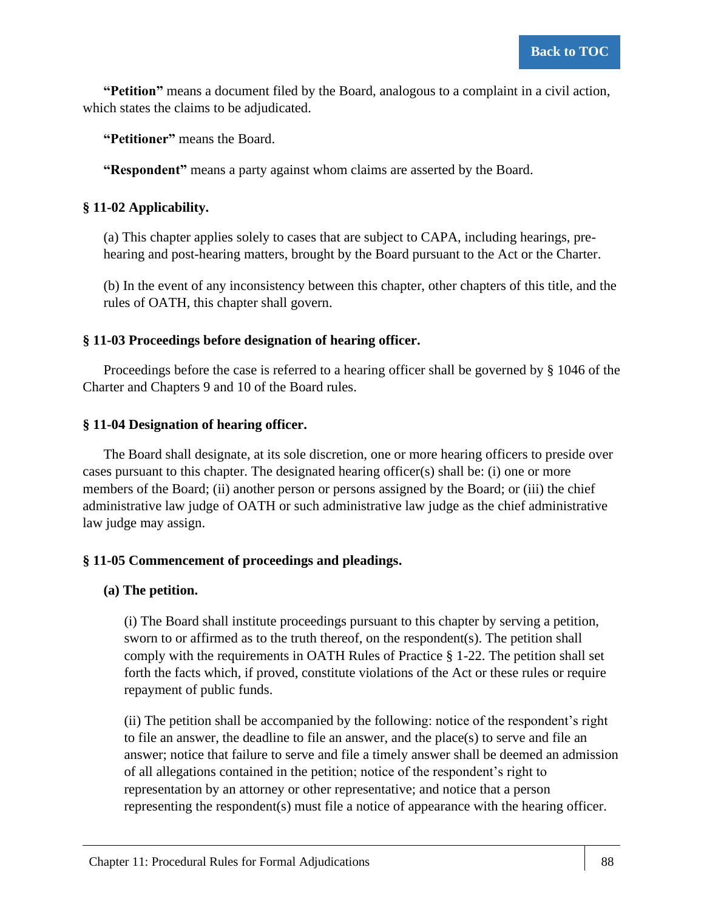**"Petition"** means a document filed by the Board, analogous to a complaint in a civil action, which states the claims to be adjudicated.

**"Petitioner"** means the Board.

**"Respondent"** means a party against whom claims are asserted by the Board.

### § 11-02 Applicability.

(a) This chapter applies solely to cases that are subject to CAPA, including hearings, pre-hearing and post-hearing matters, brought by the Board pursuant to the Act or the Charter.

(b) In the event of any inconsistency between this chapter, other chapters of this title, and the rules of OATH, this chapter shall govern.

### § 11-03 Proceedings before designation of hearing officer.

Proceedings before the case is referred to a hearing officer shall be governed by § 1046 of the Charter and Chapters 9 and 10 of the Board rules.

### § 11-04 Designation of hearing officer.

The Board shall designate, at its sole discretion, one or more hearing officers to preside over cases pursuant to this chapter. The designated hearing officer(s) shall be: (i) one or more members of the Board; (ii) another person or persons assigned by the Board; or (iii) the chief administrative law judge of OATH or such administrative law judge as the chief administrative law judge may assign.

### § 11-05 Commencement of proceedings and pleadings.

**(a) The petition.**

(i) The Board shall institute proceedings pursuant to this chapter by serving a petition, sworn to or affirmed as to the truth thereof, on the respondent(s). The petition shall comply with the requirements in OATH Rules of Practice § 1-22. The petition shall set forth the facts which, if proved, constitute violations of the Act or these rules or require repayment of public funds.

(ii) The petition shall be accompanied by the following: notice of the respondent's right to file an answer, the deadline to file an answer, and the place(s) to serve and file an answer; notice that failure to serve and file a timely answer shall be deemed an admission of all allegations contained in the petition; notice of the respondent's right to representation by an attorney or other representative; and notice that a person representing the respondent(s) must file a notice of appearance with the hearing officer.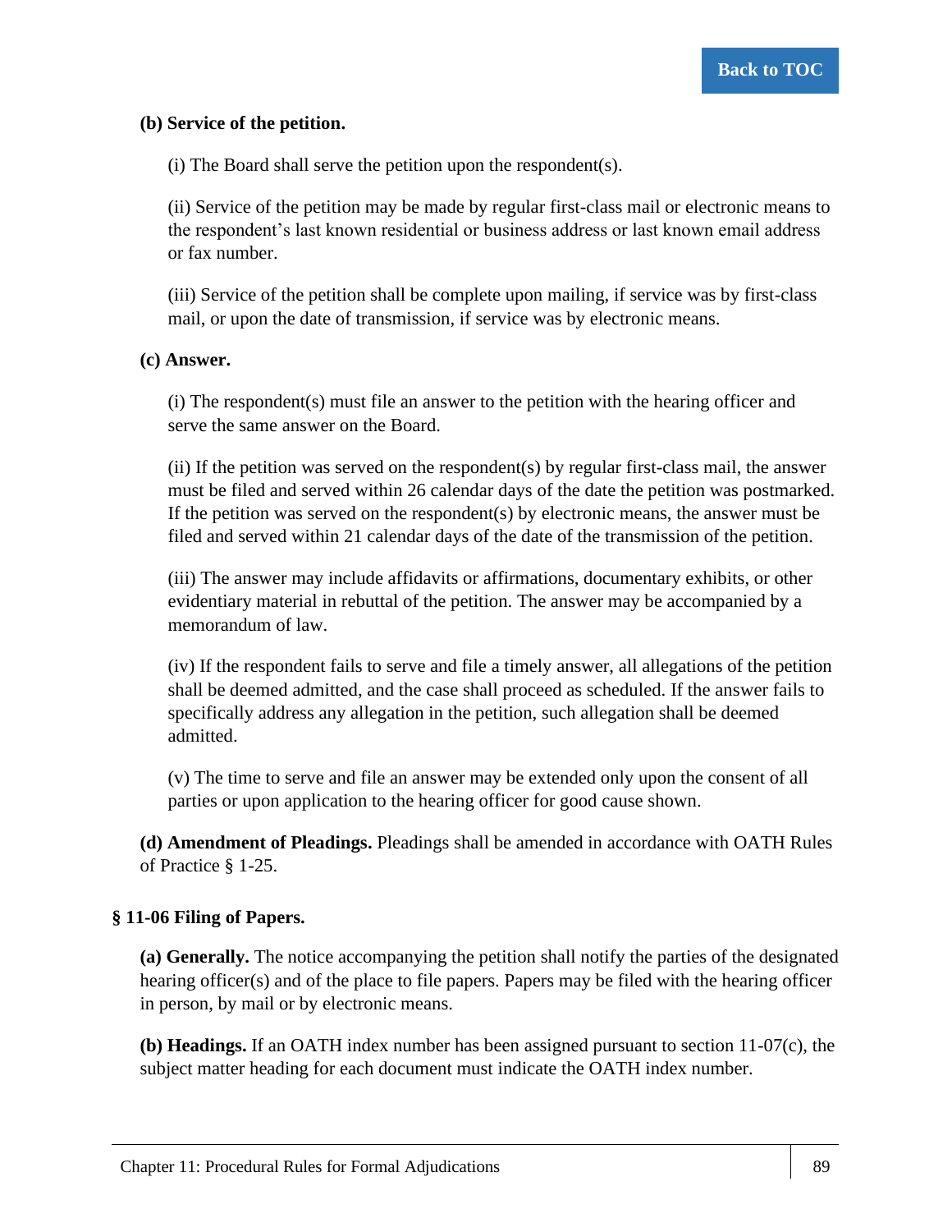**(b) Service of the petition.**

(i) The Board shall serve the petition upon the respondent(s).

(ii) Service of the petition may be made by regular first-class mail or electronic means to the respondent's last known residential or business address or last known email address or fax number.

(iii) Service of the petition shall be complete upon mailing, if service was by first-class mail, or upon the date of transmission, if service was by electronic means.

**(c) Answer.**

(i) The respondent(s) must file an answer to the petition with the hearing officer and serve the same answer on the Board.

(ii) If the petition was served on the respondent(s) by regular first-class mail, the answer must be filed and served within 26 calendar days of the date the petition was postmarked. If the petition was served on the respondent(s) by electronic means, the answer must be filed and served within 21 calendar days of the date of the transmission of the petition.

(iii) The answer may include affidavits or affirmations, documentary exhibits, or other evidentiary material in rebuttal of the petition. The answer may be accompanied by a memorandum of law.

(iv) If the respondent fails to serve and file a timely answer, all allegations of the petition shall be deemed admitted, and the case shall proceed as scheduled. If the answer fails to specifically address any allegation in the petition, such allegation shall be deemed admitted.

(v) The time to serve and file an answer may be extended only upon the consent of all parties or upon application to the hearing officer for good cause shown.

**(d) Amendment of Pleadings.** Pleadings shall be amended in accordance with OATH Rules of Practice § 1-25.

### § 11-06 Filing of Papers.

**(a) Generally.** The notice accompanying the petition shall notify the parties of the designated hearing officer(s) and of the place to file papers. Papers may be filed with the hearing officer in person, by mail or by electronic means.

**(b) Headings.** If an OATH index number has been assigned pursuant to section 11-07(c), the subject matter heading for each document must indicate the OATH index number.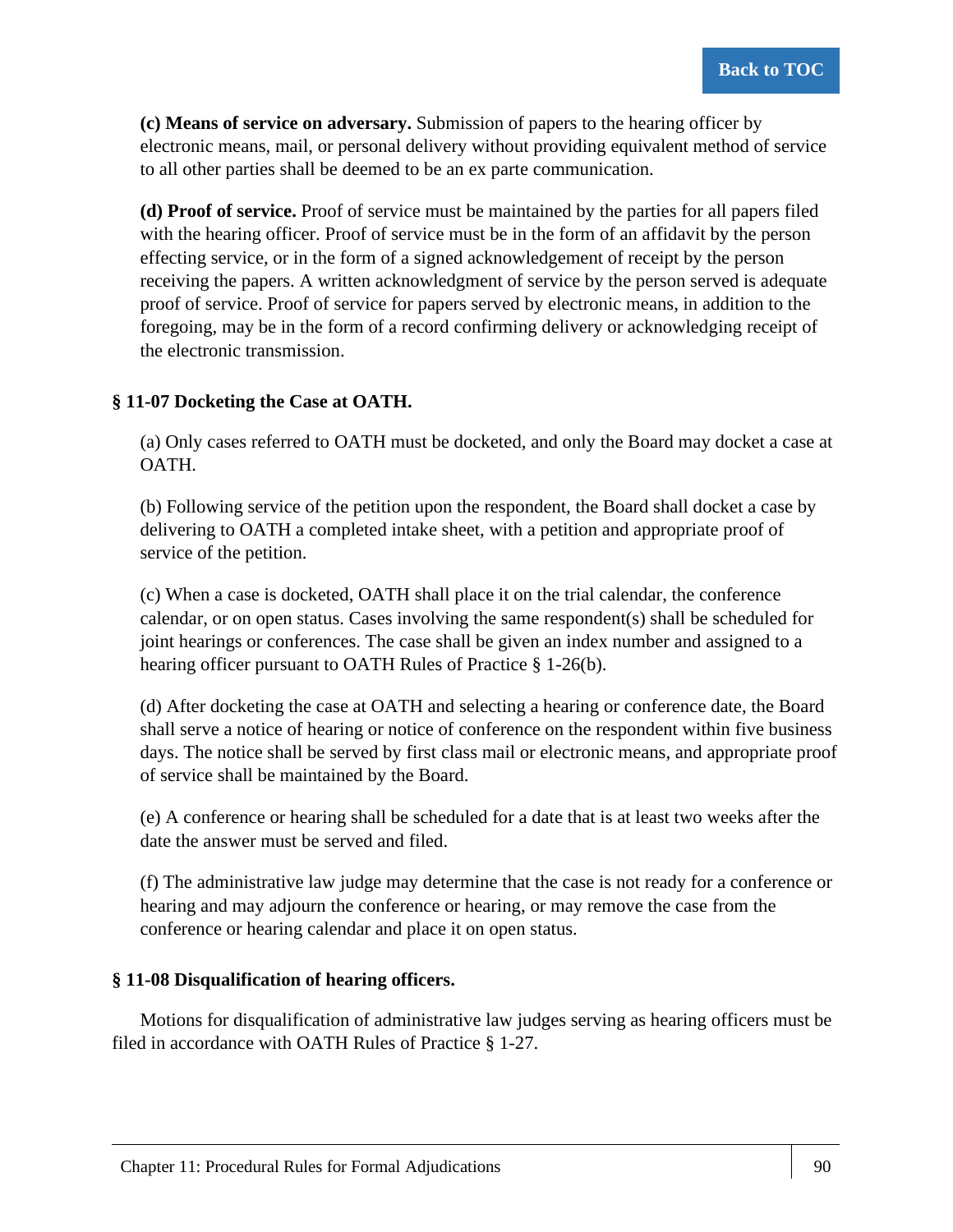**(c) Means of service on adversary.** Submission of papers to the hearing officer by electronic means, mail, or personal delivery without providing equivalent method of service to all other parties shall be deemed to be an ex parte communication.

**(d) Proof of service.** Proof of service must be maintained by the parties for all papers filed with the hearing officer. Proof of service must be in the form of an affidavit by the person effecting service, or in the form of a signed acknowledgement of receipt by the person receiving the papers. A written acknowledgment of service by the person served is adequate proof of service. Proof of service for papers served by electronic means, in addition to the foregoing, may be in the form of a record confirming delivery or acknowledging receipt of the electronic transmission.

### § 11-07 Docketing the Case at OATH.

(a) Only cases referred to OATH must be docketed, and only the Board may docket a case at OATH.

(b) Following service of the petition upon the respondent, the Board shall docket a case by delivering to OATH a completed intake sheet, with a petition and appropriate proof of service of the petition.

(c) When a case is docketed, OATH shall place it on the trial calendar, the conference calendar, or on open status. Cases involving the same respondent(s) shall be scheduled for joint hearings or conferences. The case shall be given an index number and assigned to a hearing officer pursuant to OATH Rules of Practice § 1-26(b).

(d) After docketing the case at OATH and selecting a hearing or conference date, the Board shall serve a notice of hearing or notice of conference on the respondent within five business days. The notice shall be served by first class mail or electronic means, and appropriate proof of service shall be maintained by the Board.

(e) A conference or hearing shall be scheduled for a date that is at least two weeks after the date the answer must be served and filed.

(f) The administrative law judge may determine that the case is not ready for a conference or hearing and may adjourn the conference or hearing, or may remove the case from the conference or hearing calendar and place it on open status.

### § 11-08 Disqualification of hearing officers.

Motions for disqualification of administrative law judges serving as hearing officers must be filed in accordance with OATH Rules of Practice § 1-27.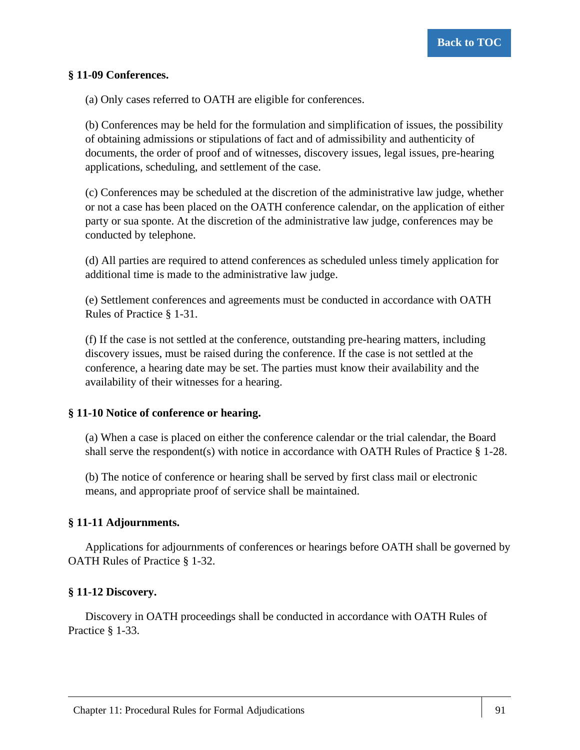**§ 11-09 Conferences.**

(a) Only cases referred to OATH are eligible for conferences.

(b) Conferences may be held for the formulation and simplification of issues, the possibility of obtaining admissions or stipulations of fact and of admissibility and authenticity of documents, the order of proof and of witnesses, discovery issues, legal issues, pre-hearing applications, scheduling, and settlement of the case.

(c) Conferences may be scheduled at the discretion of the administrative law judge, whether or not a case has been placed on the OATH conference calendar, on the application of either party or sua sponte. At the discretion of the administrative law judge, conferences may be conducted by telephone.

(d) All parties are required to attend conferences as scheduled unless timely application for additional time is made to the administrative law judge.

(e) Settlement conferences and agreements must be conducted in accordance with OATH Rules of Practice § 1-31.

(f) If the case is not settled at the conference, outstanding pre-hearing matters, including discovery issues, must be raised during the conference. If the case is not settled at the conference, a hearing date may be set. The parties must know their availability and the availability of their witnesses for a hearing.

**§ 11-10 Notice of conference or hearing.**

(a) When a case is placed on either the conference calendar or the trial calendar, the Board shall serve the respondent(s) with notice in accordance with OATH Rules of Practice § 1-28.

(b) The notice of conference or hearing shall be served by first class mail or electronic means, and appropriate proof of service shall be maintained.

**§ 11-11 Adjournments.**

Applications for adjournments of conferences or hearings before OATH shall be governed by OATH Rules of Practice § 1-32.

**§ 11-12 Discovery.**

Discovery in OATH proceedings shall be conducted in accordance with OATH Rules of Practice § 1-33.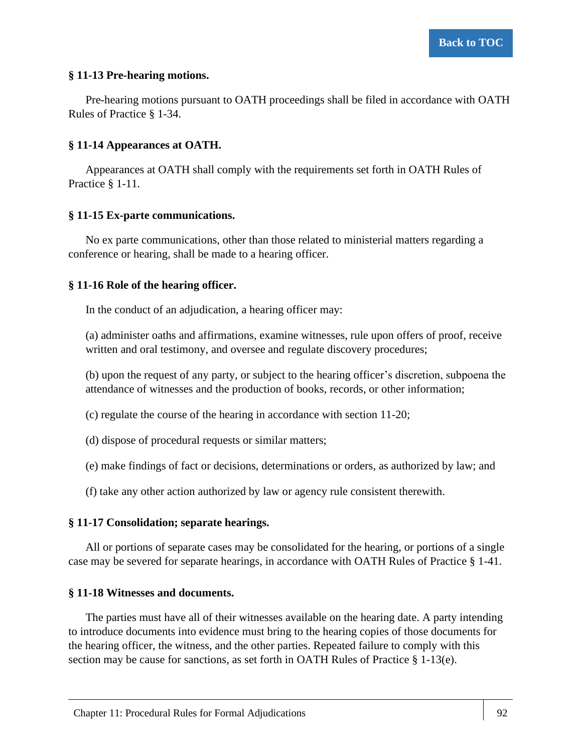### § 11-13 Pre-hearing motions.

Pre-hearing motions pursuant to OATH proceedings shall be filed in accordance with OATH Rules of Practice § 1-34.

### § 11-14 Appearances at OATH.

Appearances at OATH shall comply with the requirements set forth in OATH Rules of Practice § 1-11.

### § 11-15 Ex-parte communications.

No ex parte communications, other than those related to ministerial matters regarding a conference or hearing, shall be made to a hearing officer.

### § 11-16 Role of the hearing officer.

In the conduct of an adjudication, a hearing officer may:

(a) administer oaths and affirmations, examine witnesses, rule upon offers of proof, receive written and oral testimony, and oversee and regulate discovery procedures;

(b) upon the request of any party, or subject to the hearing officer's discretion, subpoena the attendance of witnesses and the production of books, records, or other information;

(c) regulate the course of the hearing in accordance with section 11-20;

(d) dispose of procedural requests or similar matters;

(e) make findings of fact or decisions, determinations or orders, as authorized by law; and

(f) take any other action authorized by law or agency rule consistent therewith.

### § 11-17 Consolidation; separate hearings.

All or portions of separate cases may be consolidated for the hearing, or portions of a single case may be severed for separate hearings, in accordance with OATH Rules of Practice § 1-41.

### § 11-18 Witnesses and documents.

The parties must have all of their witnesses available on the hearing date. A party intending to introduce documents into evidence must bring to the hearing copies of those documents for the hearing officer, the witness, and the other parties. Repeated failure to comply with this section may be cause for sanctions, as set forth in OATH Rules of Practice § 1-13(e).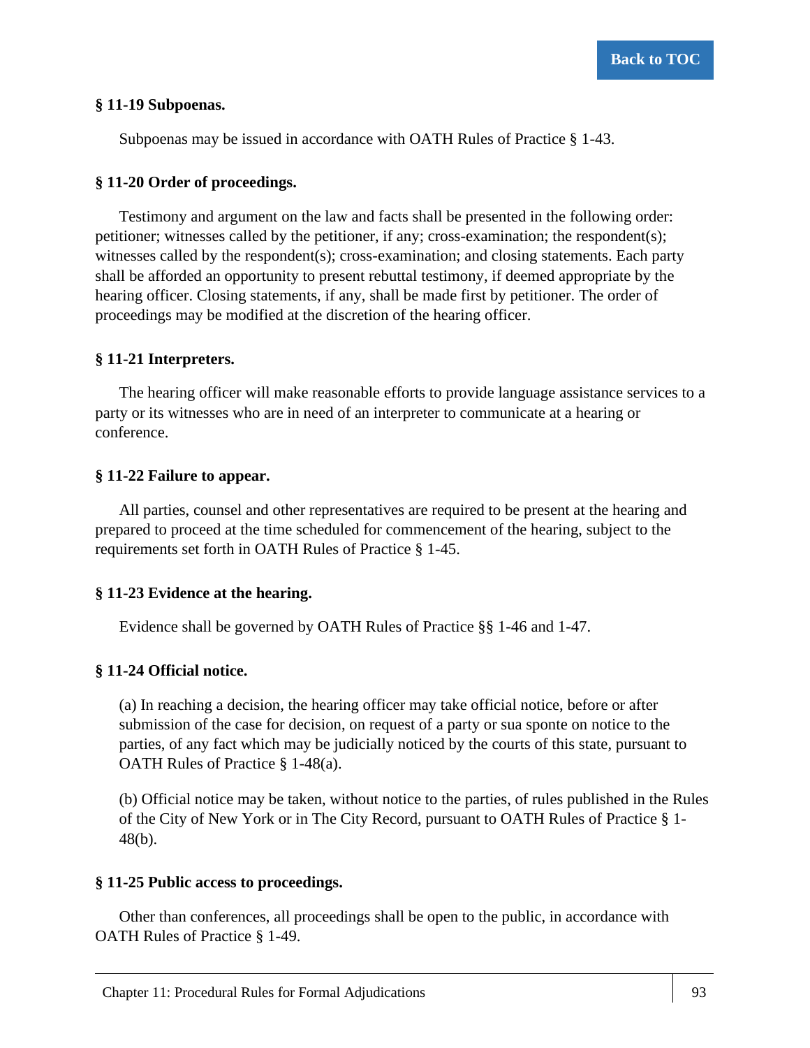### § 11-19 Subpoenas.

Subpoenas may be issued in accordance with OATH Rules of Practice § 1-43.

### § 11-20 Order of proceedings.

Testimony and argument on the law and facts shall be presented in the following order: petitioner; witnesses called by the petitioner, if any; cross-examination; the respondent(s); witnesses called by the respondent(s); cross-examination; and closing statements. Each party shall be afforded an opportunity to present rebuttal testimony, if deemed appropriate by the hearing officer. Closing statements, if any, shall be made first by petitioner. The order of proceedings may be modified at the discretion of the hearing officer.

### § 11-21 Interpreters.

The hearing officer will make reasonable efforts to provide language assistance services to a party or its witnesses who are in need of an interpreter to communicate at a hearing or conference.

### § 11-22 Failure to appear.

All parties, counsel and other representatives are required to be present at the hearing and prepared to proceed at the time scheduled for commencement of the hearing, subject to the requirements set forth in OATH Rules of Practice § 1-45.

### § 11-23 Evidence at the hearing.

Evidence shall be governed by OATH Rules of Practice §§ 1-46 and 1-47.

### § 11-24 Official notice.

(a) In reaching a decision, the hearing officer may take official notice, before or after submission of the case for decision, on request of a party or sua sponte on notice to the parties, of any fact which may be judicially noticed by the courts of this state, pursuant to OATH Rules of Practice § 1-48(a).

(b) Official notice may be taken, without notice to the parties, of rules published in the Rules of the City of New York or in The City Record, pursuant to OATH Rules of Practice § 1-48(b).

### § 11-25 Public access to proceedings.

Other than conferences, all proceedings shall be open to the public, in accordance with OATH Rules of Practice § 1-49.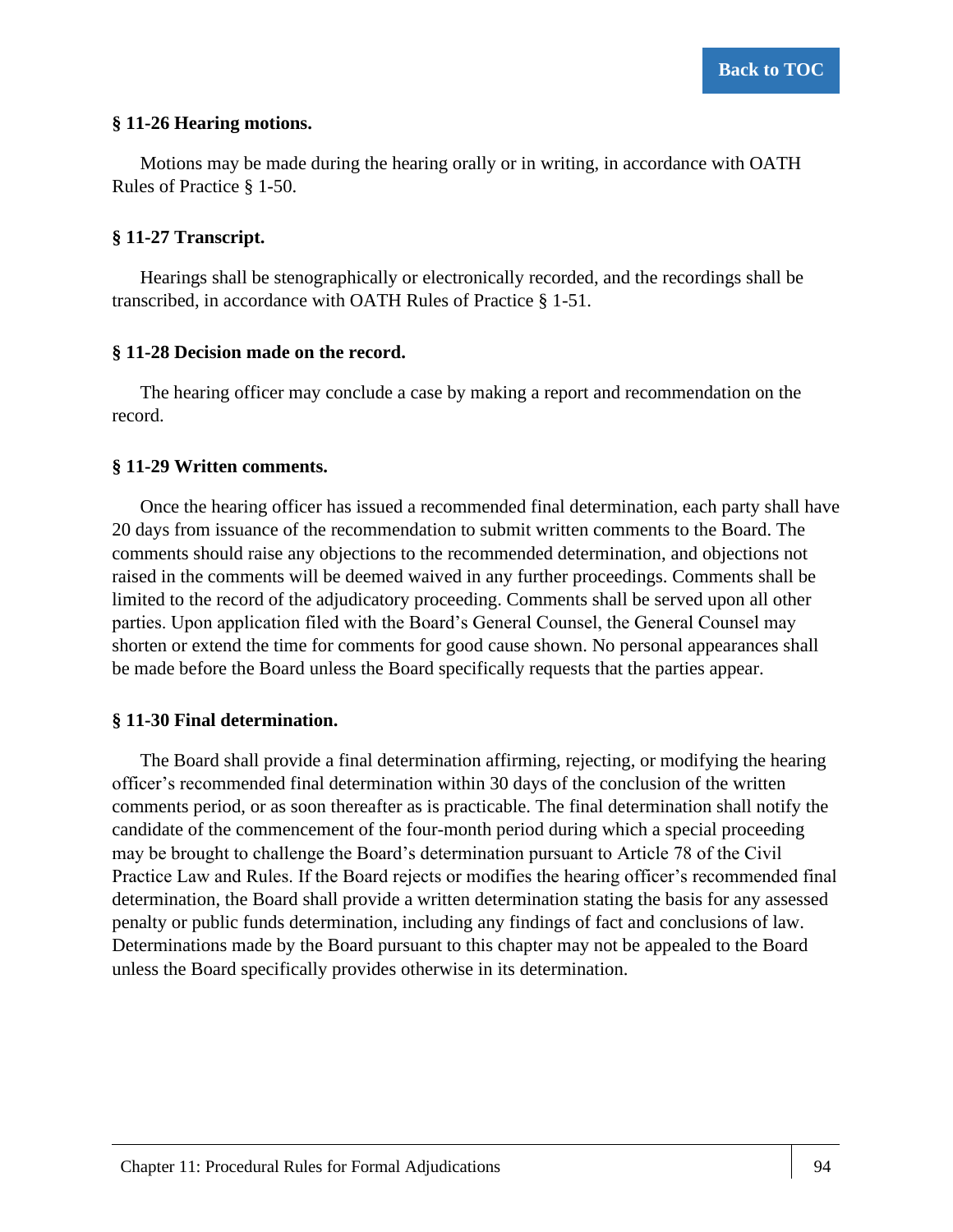### § 11-26 Hearing motions.

Motions may be made during the hearing orally or in writing, in accordance with OATH Rules of Practice § 1-50.

### § 11-27 Transcript.

Hearings shall be stenographically or electronically recorded, and the recordings shall be transcribed, in accordance with OATH Rules of Practice § 1-51.

### § 11-28 Decision made on the record.

The hearing officer may conclude a case by making a report and recommendation on the record.

### § 11-29 Written comments.

Once the hearing officer has issued a recommended final determination, each party shall have 20 days from issuance of the recommendation to submit written comments to the Board. The comments should raise any objections to the recommended determination, and objections not raised in the comments will be deemed waived in any further proceedings. Comments shall be limited to the record of the adjudicatory proceeding. Comments shall be served upon all other parties. Upon application filed with the Board's General Counsel, the General Counsel may shorten or extend the time for comments for good cause shown. No personal appearances shall be made before the Board unless the Board specifically requests that the parties appear.

### § 11-30 Final determination.

The Board shall provide a final determination affirming, rejecting, or modifying the hearing officer's recommended final determination within 30 days of the conclusion of the written comments period, or as soon thereafter as is practicable. The final determination shall notify the candidate of the commencement of the four-month period during which a special proceeding may be brought to challenge the Board's determination pursuant to Article 78 of the Civil Practice Law and Rules. If the Board rejects or modifies the hearing officer's recommended final determination, the Board shall provide a written determination stating the basis for any assessed penalty or public funds determination, including any findings of fact and conclusions of law. Determinations made by the Board pursuant to this chapter may not be appealed to the Board unless the Board specifically provides otherwise in its determination.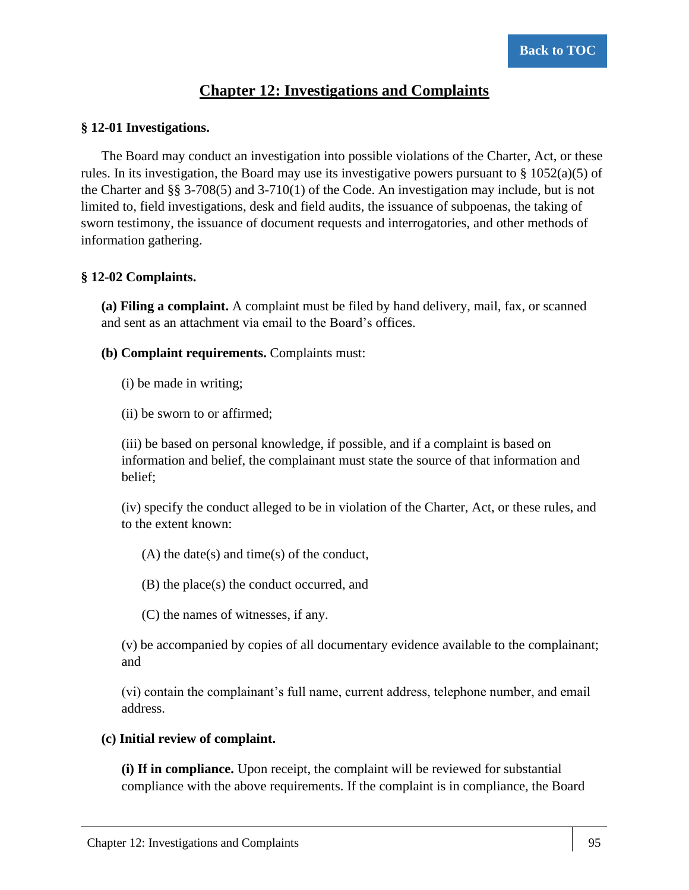## Chapter 12: Investigations and Complaints

**§ 12-01 Investigations.**

The Board may conduct an investigation into possible violations of the Charter, Act, or these rules. In its investigation, the Board may use its investigative powers pursuant to § 1052(a)(5) of the Charter and §§ 3-708(5) and 3-710(1) of the Code. An investigation may include, but is not limited to, field investigations, desk and field audits, the issuance of subpoenas, the taking of sworn testimony, the issuance of document requests and interrogatories, and other methods of information gathering.

**§ 12-02 Complaints.**

**(a) Filing a complaint.** A complaint must be filed by hand delivery, mail, fax, or scanned and sent as an attachment via email to the Board's offices.

**(b) Complaint requirements.** Complaints must:

(i) be made in writing;

(ii) be sworn to or affirmed;

(iii) be based on personal knowledge, if possible, and if a complaint is based on information and belief, the complainant must state the source of that information and belief;

(iv) specify the conduct alleged to be in violation of the Charter, Act, or these rules, and to the extent known:

(A) the date(s) and time(s) of the conduct,

(B) the place(s) the conduct occurred, and

(C) the names of witnesses, if any.

(v) be accompanied by copies of all documentary evidence available to the complainant; and

(vi) contain the complainant's full name, current address, telephone number, and email address.

**(c) Initial review of complaint.**

**(i) If in compliance.** Upon receipt, the complaint will be reviewed for substantial compliance with the above requirements. If the complaint is in compliance, the Board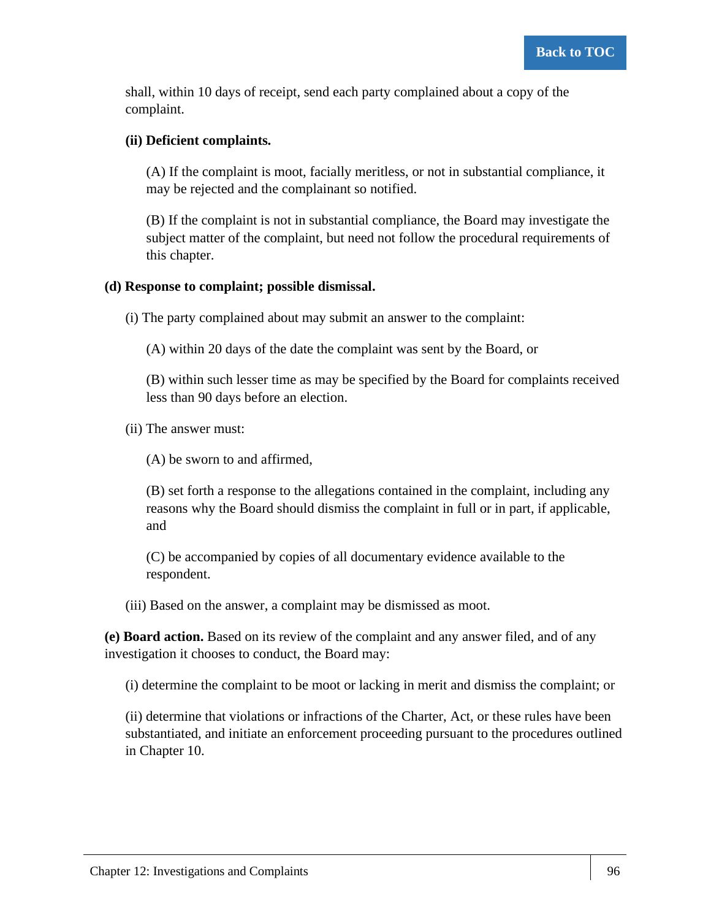shall, within 10 days of receipt, send each party complained about a copy of the complaint.

**(ii) Deficient complaints.**

(A) If the complaint is moot, facially meritless, or not in substantial compliance, it may be rejected and the complainant so notified.

(B) If the complaint is not in substantial compliance, the Board may investigate the subject matter of the complaint, but need not follow the procedural requirements of this chapter.

**(d) Response to complaint; possible dismissal.**

(i) The party complained about may submit an answer to the complaint:

(A) within 20 days of the date the complaint was sent by the Board, or

(B) within such lesser time as may be specified by the Board for complaints received less than 90 days before an election.

(ii) The answer must:

(A) be sworn to and affirmed,

(B) set forth a response to the allegations contained in the complaint, including any reasons why the Board should dismiss the complaint in full or in part, if applicable, and

(C) be accompanied by copies of all documentary evidence available to the respondent.

(iii) Based on the answer, a complaint may be dismissed as moot.

**(e) Board action.** Based on its review of the complaint and any answer filed, and of any investigation it chooses to conduct, the Board may:

(i) determine the complaint to be moot or lacking in merit and dismiss the complaint; or

(ii) determine that violations or infractions of the Charter, Act, or these rules have been substantiated, and initiate an enforcement proceeding pursuant to the procedures outlined in Chapter 10.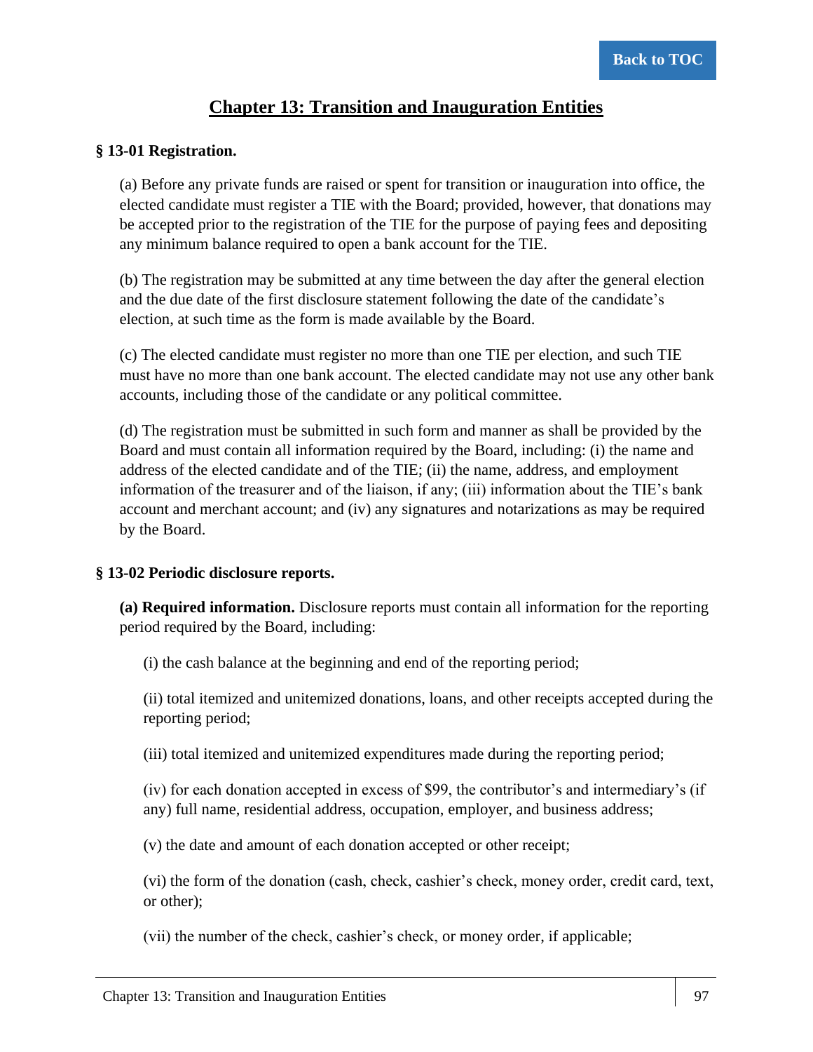# Chapter 13: Transition and Inauguration Entities

### § 13-01 Registration.

(a) Before any private funds are raised or spent for transition or inauguration into office, the elected candidate must register a TIE with the Board; provided, however, that donations may be accepted prior to the registration of the TIE for the purpose of paying fees and depositing any minimum balance required to open a bank account for the TIE.

(b) The registration may be submitted at any time between the day after the general election and the due date of the first disclosure statement following the date of the candidate's election, at such time as the form is made available by the Board.

(c) The elected candidate must register no more than one TIE per election, and such TIE must have no more than one bank account. The elected candidate may not use any other bank accounts, including those of the candidate or any political committee.

(d) The registration must be submitted in such form and manner as shall be provided by the Board and must contain all information required by the Board, including: (i) the name and address of the elected candidate and of the TIE; (ii) the name, address, and employment information of the treasurer and of the liaison, if any; (iii) information about the TIE's bank account and merchant account; and (iv) any signatures and notarizations as may be required by the Board.

### § 13-02 Periodic disclosure reports.

**(a) Required information.** Disclosure reports must contain all information for the reporting period required by the Board, including:

(i) the cash balance at the beginning and end of the reporting period;

(ii) total itemized and unitemized donations, loans, and other receipts accepted during the reporting period;

(iii) total itemized and unitemized expenditures made during the reporting period;

(iv) for each donation accepted in excess of $99, the contributor's and intermediary's (if any) full name, residential address, occupation, employer, and business address;

(v) the date and amount of each donation accepted or other receipt;

(vi) the form of the donation (cash, check, cashier's check, money order, credit card, text, or other);

(vii) the number of the check, cashier's check, or money order, if applicable;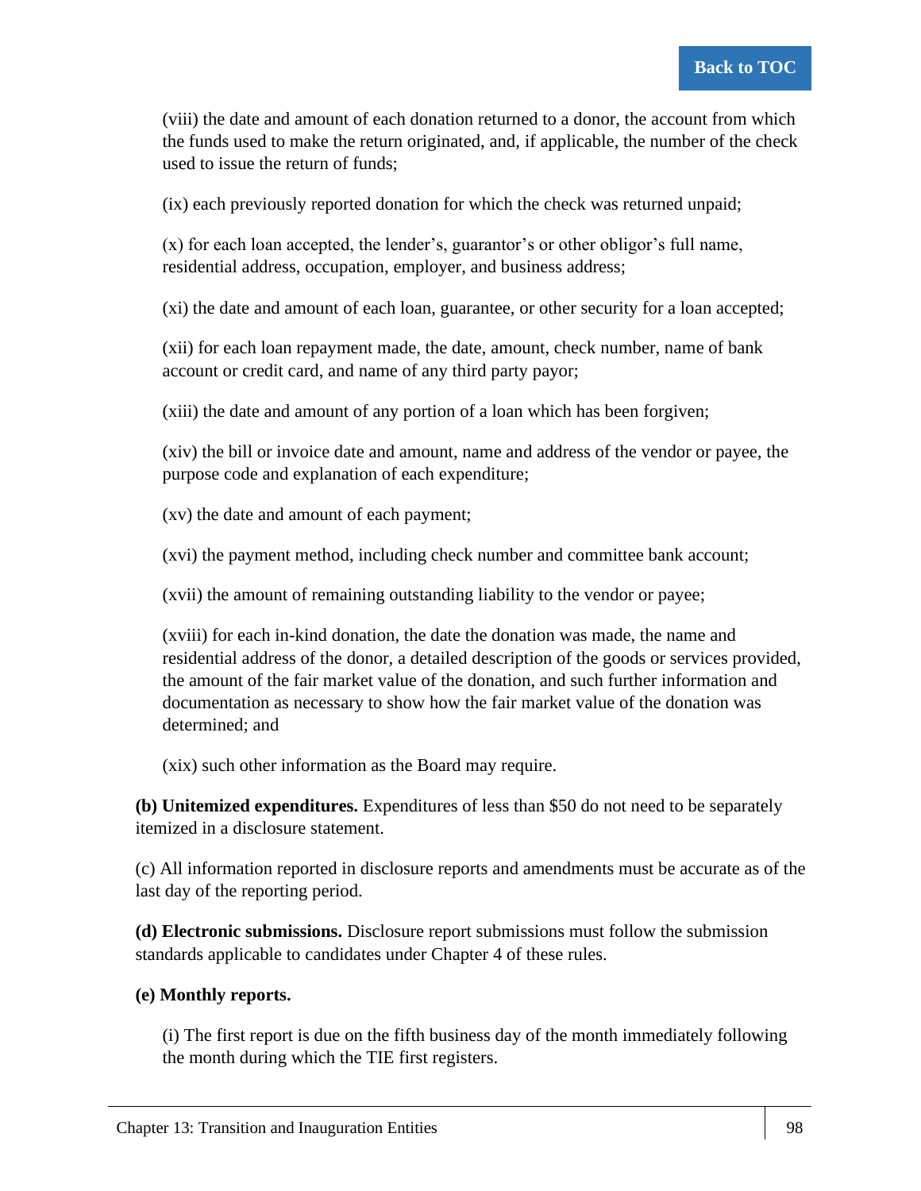(viii) the date and amount of each donation returned to a donor, the account from which the funds used to make the return originated, and, if applicable, the number of the check used to issue the return of funds;

(ix) each previously reported donation for which the check was returned unpaid;

(x) for each loan accepted, the lender's, guarantor's or other obligor's full name, residential address, occupation, employer, and business address;

(xi) the date and amount of each loan, guarantee, or other security for a loan accepted;

(xii) for each loan repayment made, the date, amount, check number, name of bank account or credit card, and name of any third party payor;

(xiii) the date and amount of any portion of a loan which has been forgiven;

(xiv) the bill or invoice date and amount, name and address of the vendor or payee, the purpose code and explanation of each expenditure;

(xv) the date and amount of each payment;

(xvi) the payment method, including check number and committee bank account;

(xvii) the amount of remaining outstanding liability to the vendor or payee;

(xviii) for each in-kind donation, the date the donation was made, the name and residential address of the donor, a detailed description of the goods or services provided, the amount of the fair market value of the donation, and such further information and documentation as necessary to show how the fair market value of the donation was determined; and

(xix) such other information as the Board may require.

**(b) Unitemized expenditures.** Expenditures of less than $50 do not need to be separately itemized in a disclosure statement.

(c) All information reported in disclosure reports and amendments must be accurate as of the last day of the reporting period.

**(d) Electronic submissions.** Disclosure report submissions must follow the submission standards applicable to candidates under Chapter 4 of these rules.

**(e) Monthly reports.**

(i) The first report is due on the fifth business day of the month immediately following the month during which the TIE first registers.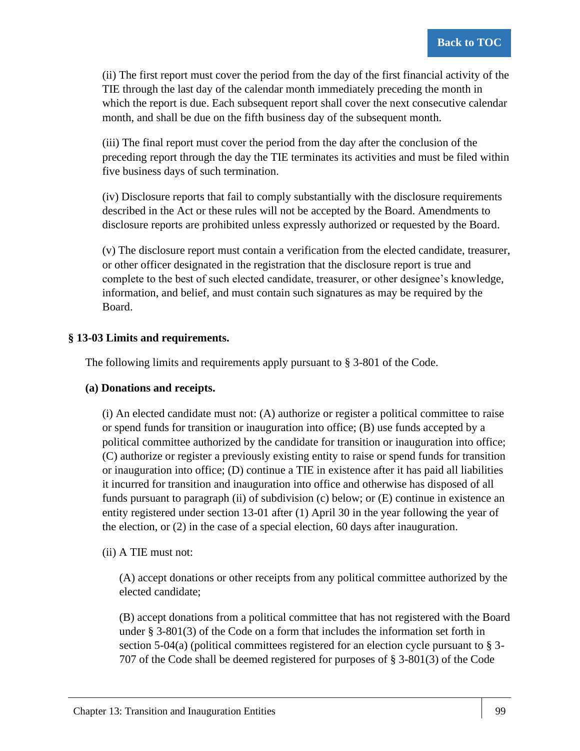(ii) The first report must cover the period from the day of the first financial activity of the TIE through the last day of the calendar month immediately preceding the month in which the report is due. Each subsequent report shall cover the next consecutive calendar month, and shall be due on the fifth business day of the subsequent month.

(iii) The final report must cover the period from the day after the conclusion of the preceding report through the day the TIE terminates its activities and must be filed within five business days of such termination.

(iv) Disclosure reports that fail to comply substantially with the disclosure requirements described in the Act or these rules will not be accepted by the Board. Amendments to disclosure reports are prohibited unless expressly authorized or requested by the Board.

(v) The disclosure report must contain a verification from the elected candidate, treasurer, or other officer designated in the registration that the disclosure report is true and complete to the best of such elected candidate, treasurer, or other designee's knowledge, information, and belief, and must contain such signatures as may be required by the Board.

### § 13-03 Limits and requirements.

The following limits and requirements apply pursuant to § 3-801 of the Code.

**(a) Donations and receipts.**

(i) An elected candidate must not: (A) authorize or register a political committee to raise or spend funds for transition or inauguration into office; (B) use funds accepted by a political committee authorized by the candidate for transition or inauguration into office; (C) authorize or register a previously existing entity to raise or spend funds for transition or inauguration into office; (D) continue a TIE in existence after it has paid all liabilities it incurred for transition and inauguration into office and otherwise has disposed of all funds pursuant to paragraph (ii) of subdivision (c) below; or (E) continue in existence an entity registered under section 13-01 after (1) April 30 in the year following the year of the election, or (2) in the case of a special election, 60 days after inauguration.

(ii) A TIE must not:

(A) accept donations or other receipts from any political committee authorized by the elected candidate;

(B) accept donations from a political committee that has not registered with the Board under § 3-801(3) of the Code on a form that includes the information set forth in section 5-04(a) (political committees registered for an election cycle pursuant to § 3-707 of the Code shall be deemed registered for purposes of § 3-801(3) of the Code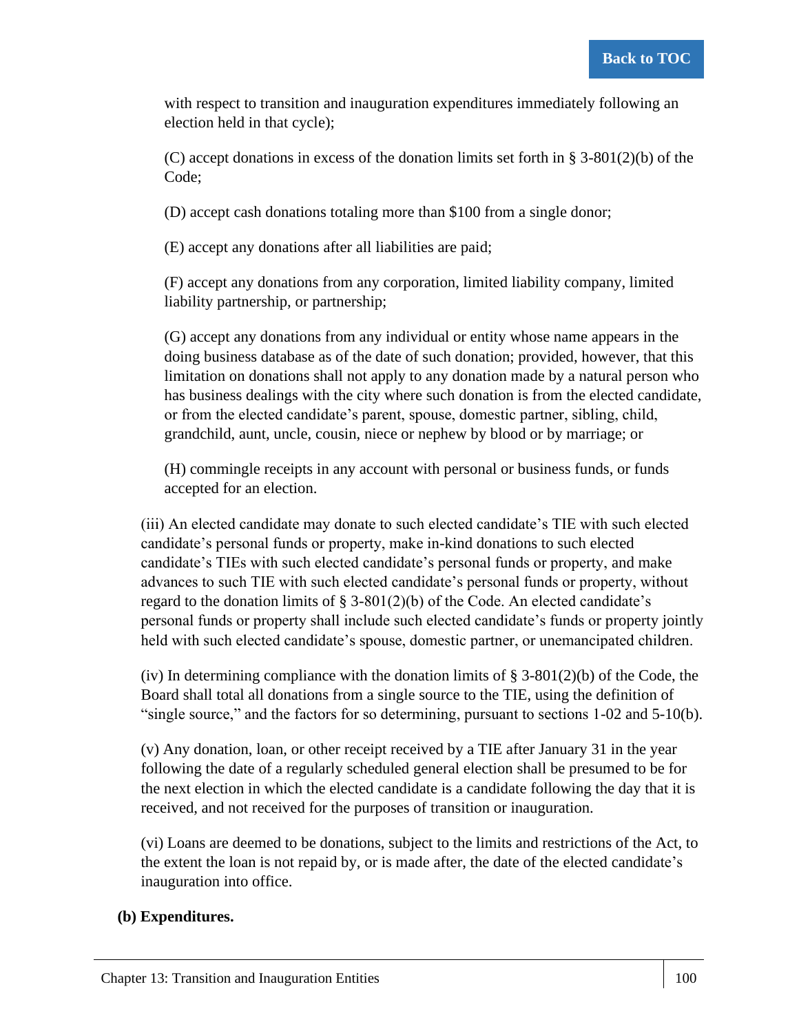with respect to transition and inauguration expenditures immediately following an election held in that cycle);

(C) accept donations in excess of the donation limits set forth in § 3-801(2)(b) of the Code;

(D) accept cash donations totaling more than $100 from a single donor;

(E) accept any donations after all liabilities are paid;

(F) accept any donations from any corporation, limited liability company, limited liability partnership, or partnership;

(G) accept any donations from any individual or entity whose name appears in the doing business database as of the date of such donation; provided, however, that this limitation on donations shall not apply to any donation made by a natural person who has business dealings with the city where such donation is from the elected candidate, or from the elected candidate's parent, spouse, domestic partner, sibling, child, grandchild, aunt, uncle, cousin, niece or nephew by blood or by marriage; or

(H) commingle receipts in any account with personal or business funds, or funds accepted for an election.

(iii) An elected candidate may donate to such elected candidate's TIE with such elected candidate's personal funds or property, make in-kind donations to such elected candidate's TIEs with such elected candidate's personal funds or property, and make advances to such TIE with such elected candidate's personal funds or property, without regard to the donation limits of § 3-801(2)(b) of the Code. An elected candidate's personal funds or property shall include such elected candidate's funds or property jointly held with such elected candidate's spouse, domestic partner, or unemancipated children.

(iv) In determining compliance with the donation limits of § 3-801(2)(b) of the Code, the Board shall total all donations from a single source to the TIE, using the definition of "single source," and the factors for so determining, pursuant to sections 1-02 and 5-10(b).

(v) Any donation, loan, or other receipt received by a TIE after January 31 in the year following the date of a regularly scheduled general election shall be presumed to be for the next election in which the elected candidate is a candidate following the day that it is received, and not received for the purposes of transition or inauguration.

(vi) Loans are deemed to be donations, subject to the limits and restrictions of the Act, to the extent the loan is not repaid by, or is made after, the date of the elected candidate's inauguration into office.

**(b) Expenditures.**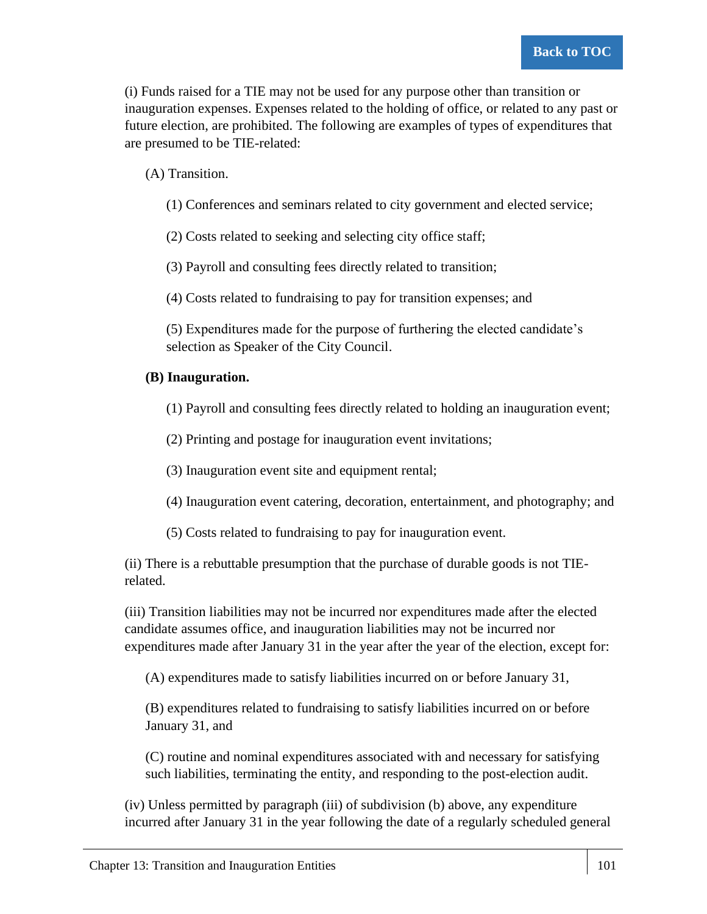(i) Funds raised for a TIE may not be used for any purpose other than transition or inauguration expenses. Expenses related to the holding of office, or related to any past or future election, are prohibited. The following are examples of types of expenditures that are presumed to be TIE-related:

(A) Transition.

(1) Conferences and seminars related to city government and elected service;

(2) Costs related to seeking and selecting city office staff;

(3) Payroll and consulting fees directly related to transition;

(4) Costs related to fundraising to pay for transition expenses; and

(5) Expenditures made for the purpose of furthering the elected candidate's selection as Speaker of the City Council.

**(B) Inauguration.**

(1) Payroll and consulting fees directly related to holding an inauguration event;

(2) Printing and postage for inauguration event invitations;

(3) Inauguration event site and equipment rental;

(4) Inauguration event catering, decoration, entertainment, and photography; and

(5) Costs related to fundraising to pay for inauguration event.

(ii) There is a rebuttable presumption that the purchase of durable goods is not TIE-related.

(iii) Transition liabilities may not be incurred nor expenditures made after the elected candidate assumes office, and inauguration liabilities may not be incurred nor expenditures made after January 31 in the year after the year of the election, except for:

(A) expenditures made to satisfy liabilities incurred on or before January 31,

(B) expenditures related to fundraising to satisfy liabilities incurred on or before January 31, and

(C) routine and nominal expenditures associated with and necessary for satisfying such liabilities, terminating the entity, and responding to the post-election audit.

(iv) Unless permitted by paragraph (iii) of subdivision (b) above, any expenditure incurred after January 31 in the year following the date of a regularly scheduled general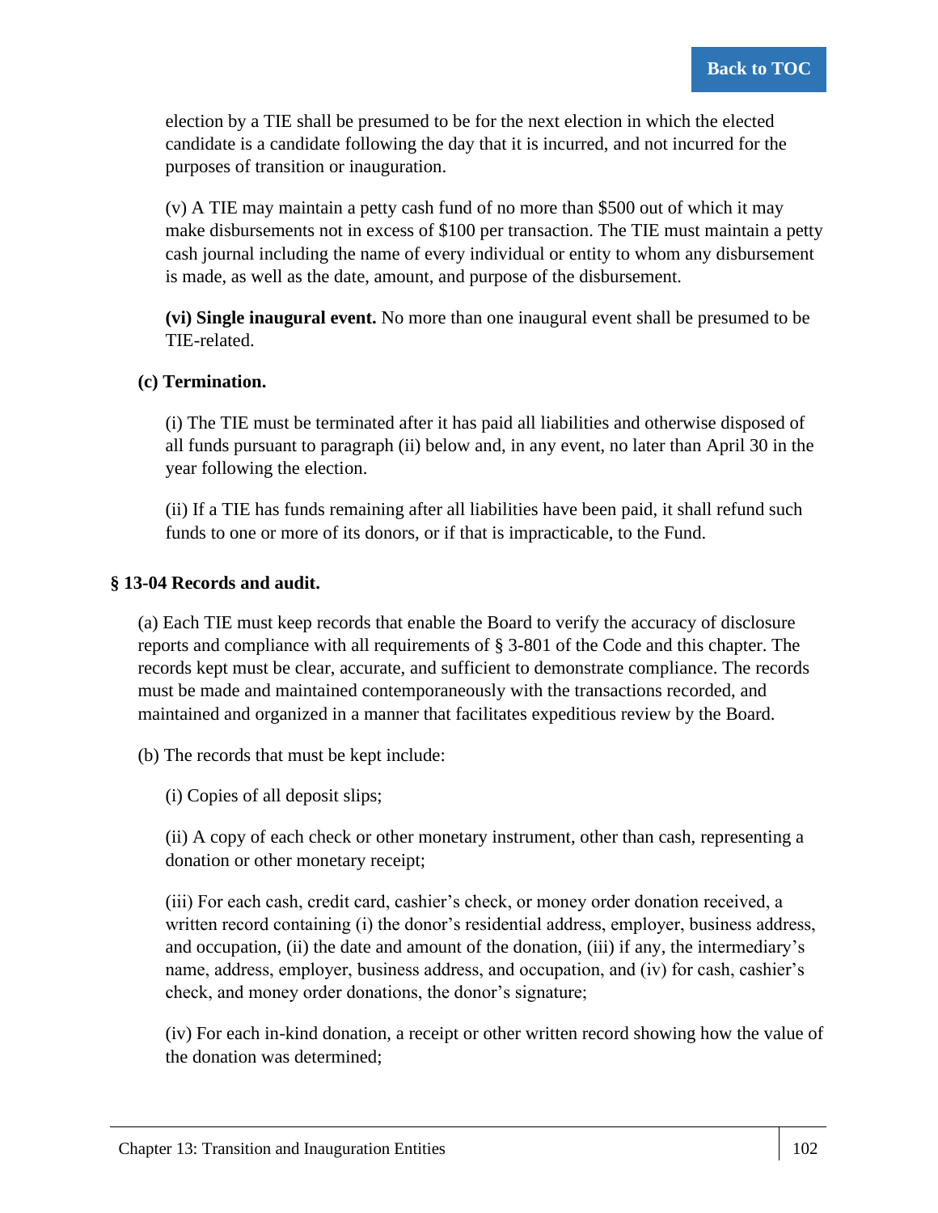election by a TIE shall be presumed to be for the next election in which the elected candidate is a candidate following the day that it is incurred, and not incurred for the purposes of transition or inauguration.

(v) A TIE may maintain a petty cash fund of no more than $500 out of which it may make disbursements not in excess of $100 per transaction. The TIE must maintain a petty cash journal including the name of every individual or entity to whom any disbursement is made, as well as the date, amount, and purpose of the disbursement.

**(vi) Single inaugural event.** No more than one inaugural event shall be presumed to be TIE-related.

**(c) Termination.**

(i) The TIE must be terminated after it has paid all liabilities and otherwise disposed of all funds pursuant to paragraph (ii) below and, in any event, no later than April 30 in the year following the election.

(ii) If a TIE has funds remaining after all liabilities have been paid, it shall refund such funds to one or more of its donors, or if that is impracticable, to the Fund.

### § 13-04 Records and audit.

(a) Each TIE must keep records that enable the Board to verify the accuracy of disclosure reports and compliance with all requirements of § 3-801 of the Code and this chapter. The records kept must be clear, accurate, and sufficient to demonstrate compliance. The records must be made and maintained contemporaneously with the transactions recorded, and maintained and organized in a manner that facilitates expeditious review by the Board.

(b) The records that must be kept include:

(i) Copies of all deposit slips;

(ii) A copy of each check or other monetary instrument, other than cash, representing a donation or other monetary receipt;

(iii) For each cash, credit card, cashier's check, or money order donation received, a written record containing (i) the donor's residential address, employer, business address, and occupation, (ii) the date and amount of the donation, (iii) if any, the intermediary's name, address, employer, business address, and occupation, and (iv) for cash, cashier's check, and money order donations, the donor's signature;

(iv) For each in-kind donation, a receipt or other written record showing how the value of the donation was determined;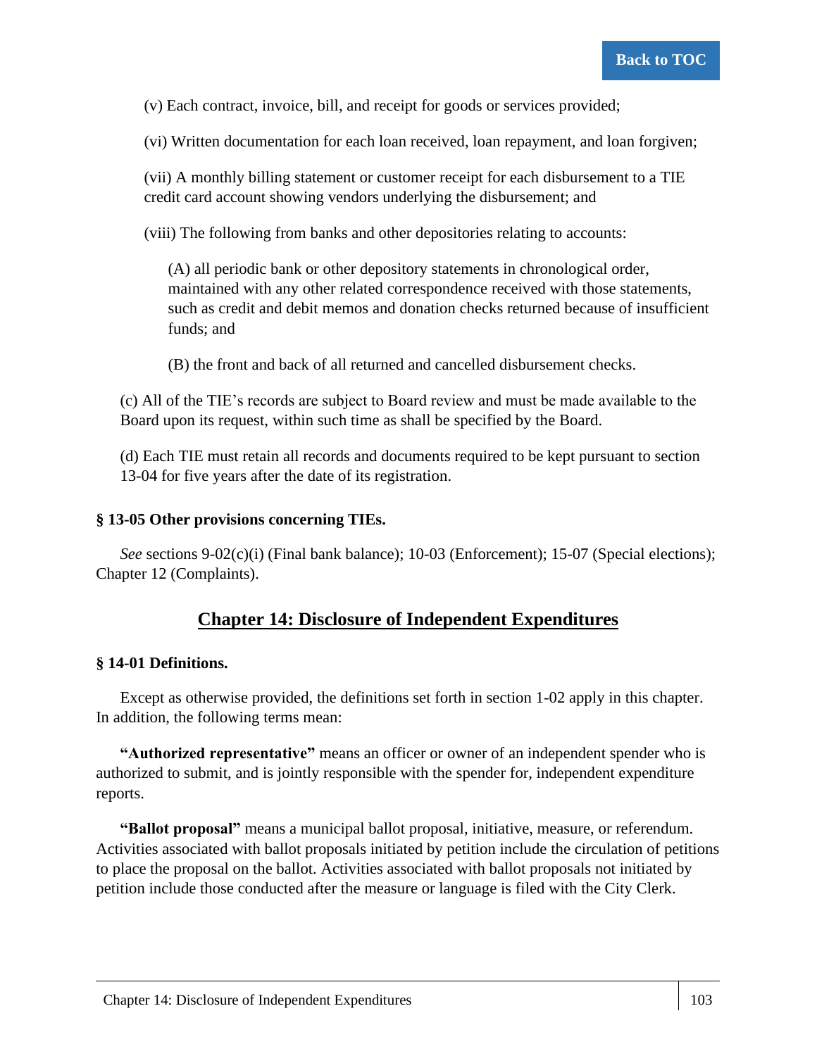(v) Each contract, invoice, bill, and receipt for goods or services provided;

(vi) Written documentation for each loan received, loan repayment, and loan forgiven;

(vii) A monthly billing statement or customer receipt for each disbursement to a TIE credit card account showing vendors underlying the disbursement; and

(viii) The following from banks and other depositories relating to accounts:

(A) all periodic bank or other depository statements in chronological order, maintained with any other related correspondence received with those statements, such as credit and debit memos and donation checks returned because of insufficient funds; and

(B) the front and back of all returned and cancelled disbursement checks.

(c) All of the TIE's records are subject to Board review and must be made available to the Board upon its request, within such time as shall be specified by the Board.

(d) Each TIE must retain all records and documents required to be kept pursuant to section 13-04 for five years after the date of its registration.

#### § 13-05 Other provisions concerning TIEs.

*See* sections 9-02(c)(i) (Final bank balance); 10-03 (Enforcement); 15-07 (Special elections); Chapter 12 (Complaints).

## Chapter 14: Disclosure of Independent Expenditures

#### § 14-01 Definitions.

Except as otherwise provided, the definitions set forth in section 1-02 apply in this chapter. In addition, the following terms mean:

**"Authorized representative"** means an officer or owner of an independent spender who is authorized to submit, and is jointly responsible with the spender for, independent expenditure reports.

**"Ballot proposal"** means a municipal ballot proposal, initiative, measure, or referendum. Activities associated with ballot proposals initiated by petition include the circulation of petitions to place the proposal on the ballot. Activities associated with ballot proposals not initiated by petition include those conducted after the measure or language is filed with the City Clerk.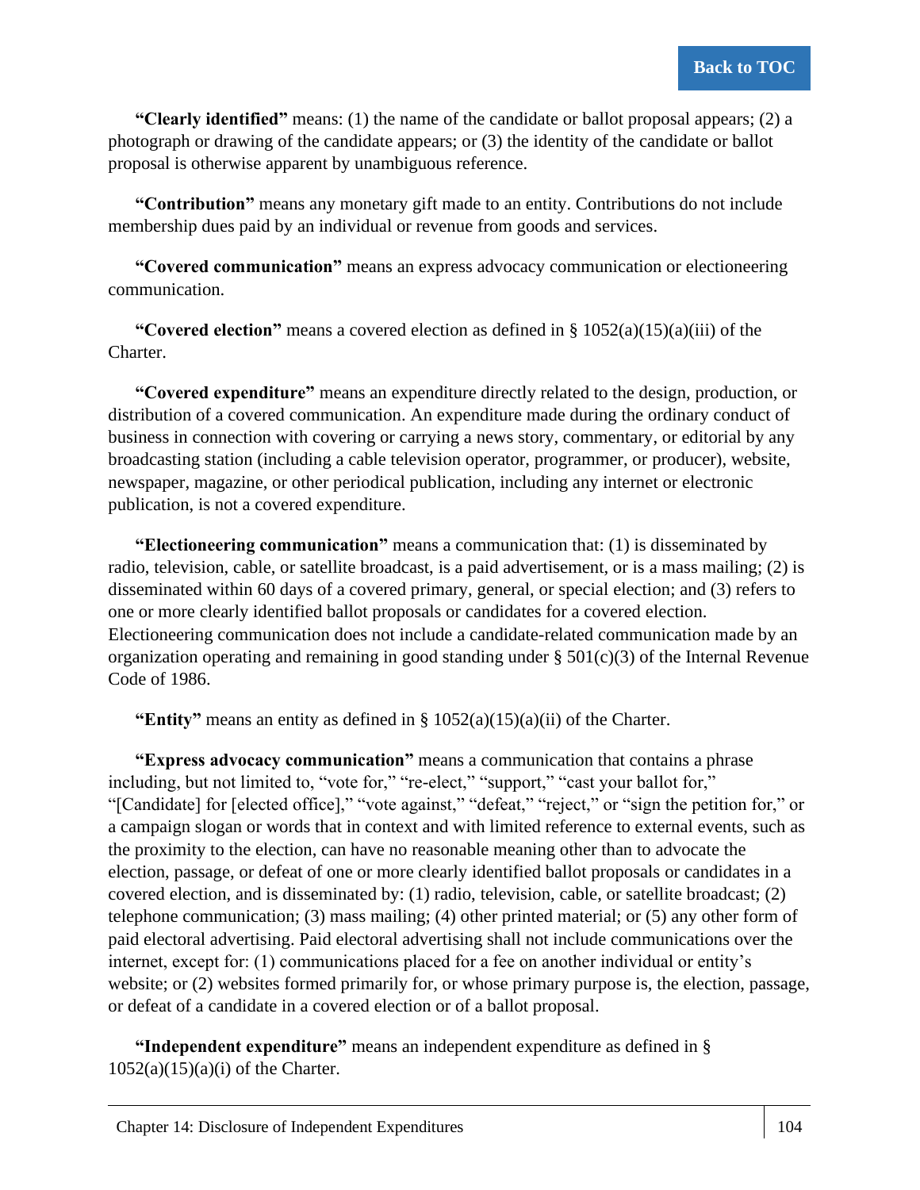**"Clearly identified"** means: (1) the name of the candidate or ballot proposal appears; (2) a photograph or drawing of the candidate appears; or (3) the identity of the candidate or ballot proposal is otherwise apparent by unambiguous reference.

**"Contribution"** means any monetary gift made to an entity. Contributions do not include membership dues paid by an individual or revenue from goods and services.

**"Covered communication"** means an express advocacy communication or electioneering communication.

**"Covered election"** means a covered election as defined in § 1052(a)(15)(a)(iii) of the Charter.

**"Covered expenditure"** means an expenditure directly related to the design, production, or distribution of a covered communication. An expenditure made during the ordinary conduct of business in connection with covering or carrying a news story, commentary, or editorial by any broadcasting station (including a cable television operator, programmer, or producer), website, newspaper, magazine, or other periodical publication, including any internet or electronic publication, is not a covered expenditure.

**"Electioneering communication"** means a communication that: (1) is disseminated by radio, television, cable, or satellite broadcast, is a paid advertisement, or is a mass mailing; (2) is disseminated within 60 days of a covered primary, general, or special election; and (3) refers to one or more clearly identified ballot proposals or candidates for a covered election. Electioneering communication does not include a candidate-related communication made by an organization operating and remaining in good standing under § 501(c)(3) of the Internal Revenue Code of 1986.

**"Entity"** means an entity as defined in § 1052(a)(15)(a)(ii) of the Charter.

**"Express advocacy communication"** means a communication that contains a phrase including, but not limited to, "vote for," "re-elect," "support," "cast your ballot for," "[Candidate] for [elected office]," "vote against," "defeat," "reject," or "sign the petition for," or a campaign slogan or words that in context and with limited reference to external events, such as the proximity to the election, can have no reasonable meaning other than to advocate the election, passage, or defeat of one or more clearly identified ballot proposals or candidates in a covered election, and is disseminated by: (1) radio, television, cable, or satellite broadcast; (2) telephone communication; (3) mass mailing; (4) other printed material; or (5) any other form of paid electoral advertising. Paid electoral advertising shall not include communications over the internet, except for: (1) communications placed for a fee on another individual or entity's website; or (2) websites formed primarily for, or whose primary purpose is, the election, passage, or defeat of a candidate in a covered election or of a ballot proposal.

**"Independent expenditure"** means an independent expenditure as defined in § 1052(a)(15)(a)(i) of the Charter.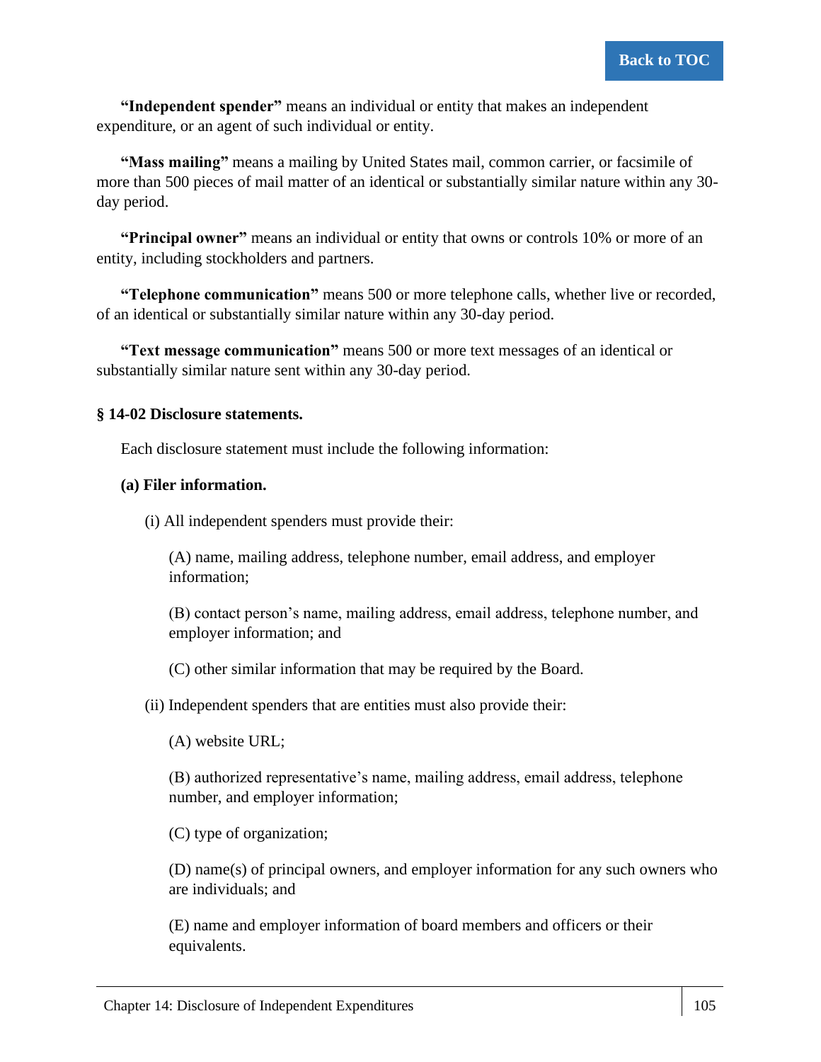**"Independent spender"** means an individual or entity that makes an independent expenditure, or an agent of such individual or entity.

**"Mass mailing"** means a mailing by United States mail, common carrier, or facsimile of more than 500 pieces of mail matter of an identical or substantially similar nature within any 30-day period.

**"Principal owner"** means an individual or entity that owns or controls 10% or more of an entity, including stockholders and partners.

**"Telephone communication"** means 500 or more telephone calls, whether live or recorded, of an identical or substantially similar nature within any 30-day period.

**"Text message communication"** means 500 or more text messages of an identical or substantially similar nature sent within any 30-day period.

### § 14-02 Disclosure statements.

Each disclosure statement must include the following information:

**(a) Filer information.**

(i) All independent spenders must provide their:

(A) name, mailing address, telephone number, email address, and employer information;

(B) contact person's name, mailing address, email address, telephone number, and employer information; and

(C) other similar information that may be required by the Board.

(ii) Independent spenders that are entities must also provide their:

(A) website URL;

(B) authorized representative's name, mailing address, email address, telephone number, and employer information;

(C) type of organization;

(D) name(s) of principal owners, and employer information for any such owners who are individuals; and

(E) name and employer information of board members and officers or their equivalents.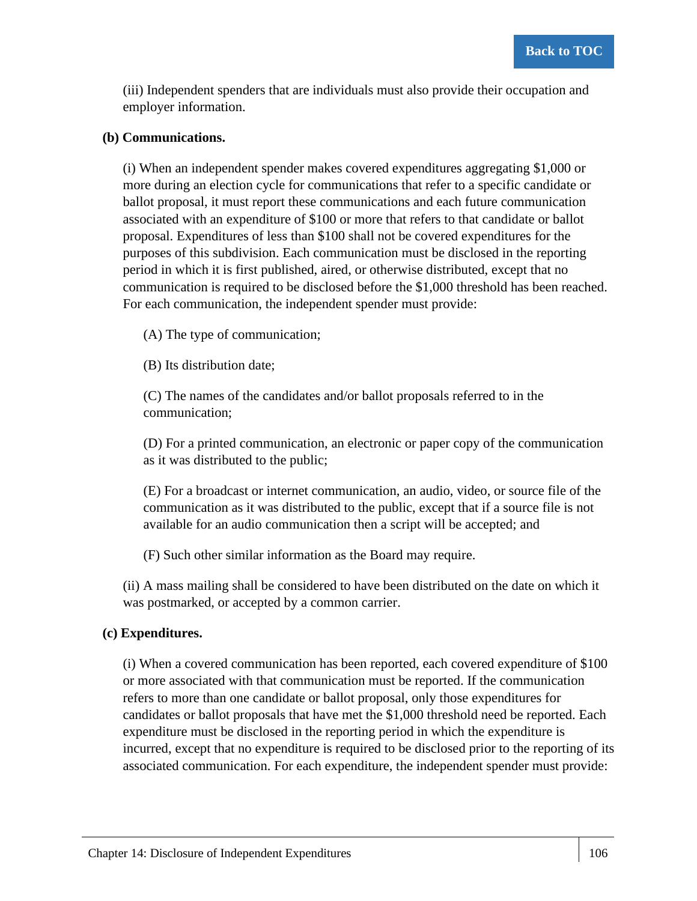(iii) Independent spenders that are individuals must also provide their occupation and employer information.

**(b) Communications.**

(i) When an independent spender makes covered expenditures aggregating $1,000 or more during an election cycle for communications that refer to a specific candidate or ballot proposal, it must report these communications and each future communication associated with an expenditure of $100 or more that refers to that candidate or ballot proposal. Expenditures of less than $100 shall not be covered expenditures for the purposes of this subdivision. Each communication must be disclosed in the reporting period in which it is first published, aired, or otherwise distributed, except that no communication is required to be disclosed before the $1,000 threshold has been reached. For each communication, the independent spender must provide:

(A) The type of communication;

(B) Its distribution date;

(C) The names of the candidates and/or ballot proposals referred to in the communication;

(D) For a printed communication, an electronic or paper copy of the communication as it was distributed to the public;

(E) For a broadcast or internet communication, an audio, video, or source file of the communication as it was distributed to the public, except that if a source file is not available for an audio communication then a script will be accepted; and

(F) Such other similar information as the Board may require.

(ii) A mass mailing shall be considered to have been distributed on the date on which it was postmarked, or accepted by a common carrier.

**(c) Expenditures.**

(i) When a covered communication has been reported, each covered expenditure of $100 or more associated with that communication must be reported. If the communication refers to more than one candidate or ballot proposal, only those expenditures for candidates or ballot proposals that have met the $1,000 threshold need be reported. Each expenditure must be disclosed in the reporting period in which the expenditure is incurred, except that no expenditure is required to be disclosed prior to the reporting of its associated communication. For each expenditure, the independent spender must provide: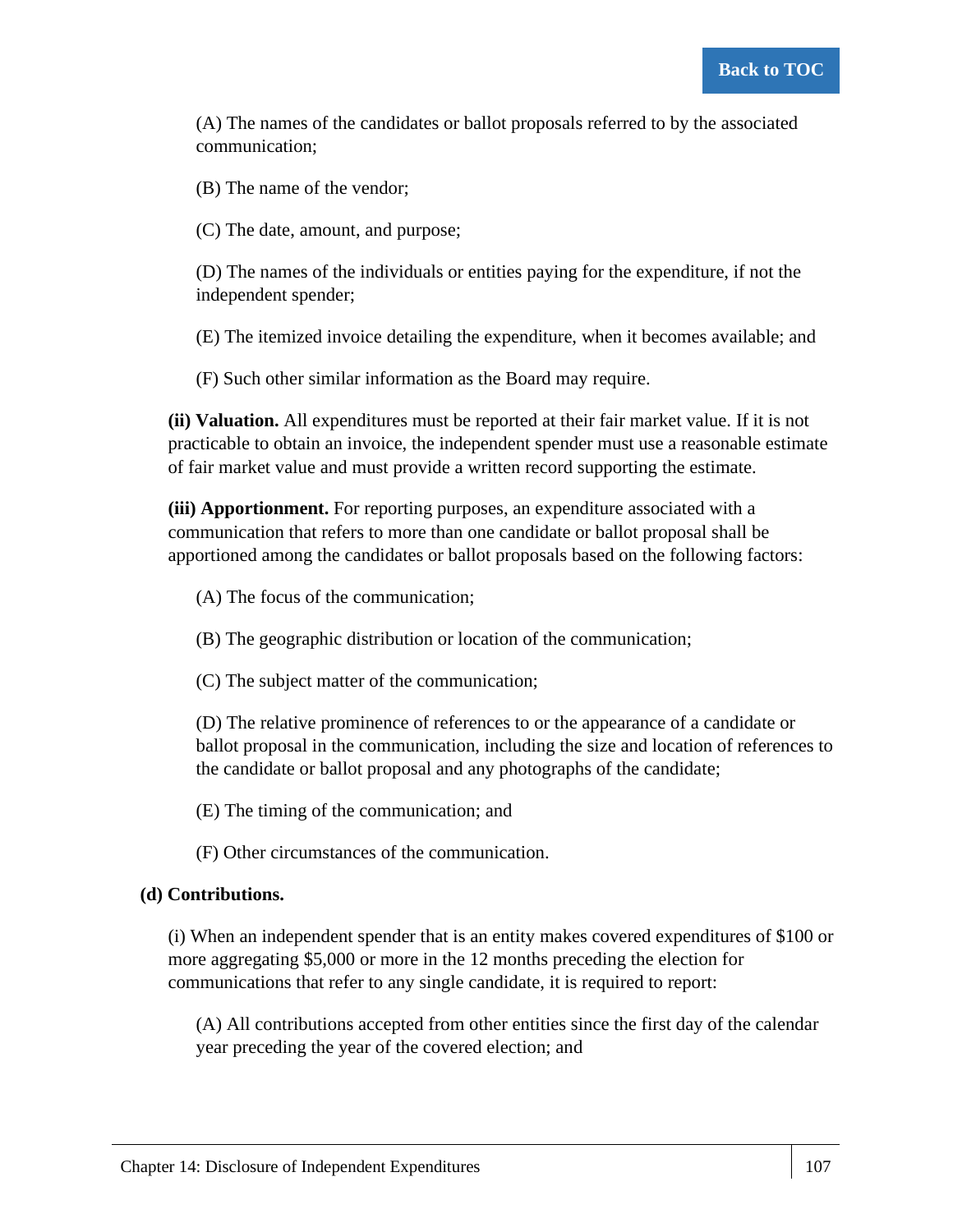(A) The names of the candidates or ballot proposals referred to by the associated communication;

(B) The name of the vendor;

(C) The date, amount, and purpose;

(D) The names of the individuals or entities paying for the expenditure, if not the independent spender;

(E) The itemized invoice detailing the expenditure, when it becomes available; and

(F) Such other similar information as the Board may require.

**(ii) Valuation.** All expenditures must be reported at their fair market value. If it is not practicable to obtain an invoice, the independent spender must use a reasonable estimate of fair market value and must provide a written record supporting the estimate.

**(iii) Apportionment.** For reporting purposes, an expenditure associated with a communication that refers to more than one candidate or ballot proposal shall be apportioned among the candidates or ballot proposals based on the following factors:

(A) The focus of the communication;

(B) The geographic distribution or location of the communication;

(C) The subject matter of the communication;

(D) The relative prominence of references to or the appearance of a candidate or ballot proposal in the communication, including the size and location of references to the candidate or ballot proposal and any photographs of the candidate;

(E) The timing of the communication; and

(F) Other circumstances of the communication.

**(d) Contributions.**

(i) When an independent spender that is an entity makes covered expenditures of $100 or more aggregating $5,000 or more in the 12 months preceding the election for communications that refer to any single candidate, it is required to report:

(A) All contributions accepted from other entities since the first day of the calendar year preceding the year of the covered election; and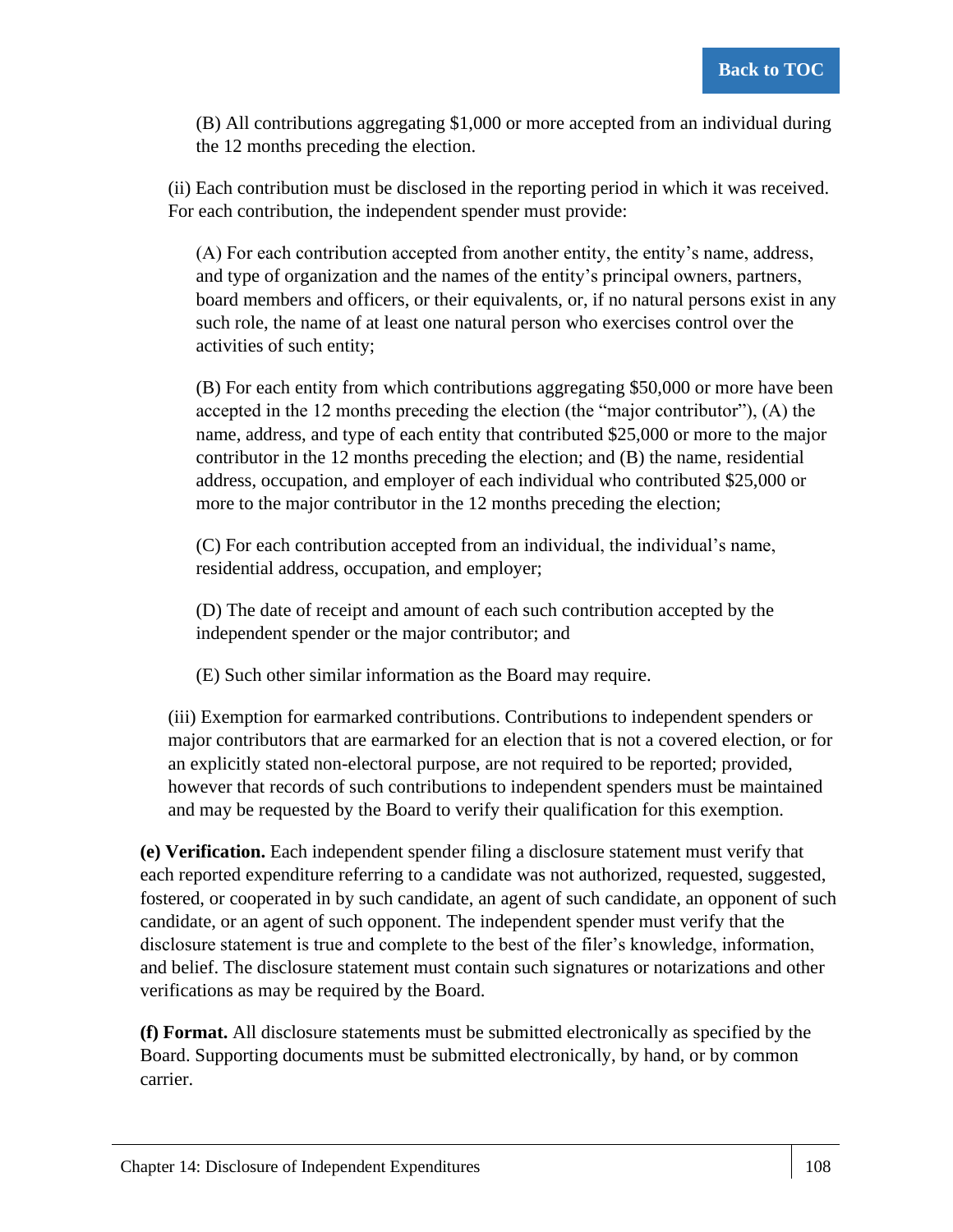(B) All contributions aggregating $1,000 or more accepted from an individual during the 12 months preceding the election.

(ii) Each contribution must be disclosed in the reporting period in which it was received. For each contribution, the independent spender must provide:

(A) For each contribution accepted from another entity, the entity's name, address, and type of organization and the names of the entity's principal owners, partners, board members and officers, or their equivalents, or, if no natural persons exist in any such role, the name of at least one natural person who exercises control over the activities of such entity;

(B) For each entity from which contributions aggregating $50,000 or more have been accepted in the 12 months preceding the election (the "major contributor"), (A) the name, address, and type of each entity that contributed $25,000 or more to the major contributor in the 12 months preceding the election; and (B) the name, residential address, occupation, and employer of each individual who contributed $25,000 or more to the major contributor in the 12 months preceding the election;

(C) For each contribution accepted from an individual, the individual's name, residential address, occupation, and employer;

(D) The date of receipt and amount of each such contribution accepted by the independent spender or the major contributor; and

(E) Such other similar information as the Board may require.

(iii) Exemption for earmarked contributions. Contributions to independent spenders or major contributors that are earmarked for an election that is not a covered election, or for an explicitly stated non-electoral purpose, are not required to be reported; provided, however that records of such contributions to independent spenders must be maintained and may be requested by the Board to verify their qualification for this exemption.

**(e) Verification.** Each independent spender filing a disclosure statement must verify that each reported expenditure referring to a candidate was not authorized, requested, suggested, fostered, or cooperated in by such candidate, an agent of such candidate, an opponent of such candidate, or an agent of such opponent. The independent spender must verify that the disclosure statement is true and complete to the best of the filer's knowledge, information, and belief. The disclosure statement must contain such signatures or notarizations and other verifications as may be required by the Board.

**(f) Format.** All disclosure statements must be submitted electronically as specified by the Board. Supporting documents must be submitted electronically, by hand, or by common carrier.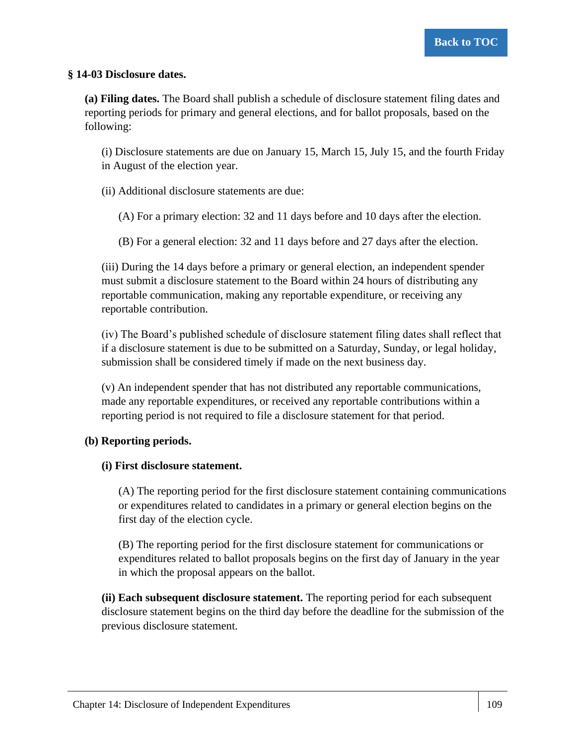### § 14-03 Disclosure dates.

**(a) Filing dates.** The Board shall publish a schedule of disclosure statement filing dates and reporting periods for primary and general elections, and for ballot proposals, based on the following:

(i) Disclosure statements are due on January 15, March 15, July 15, and the fourth Friday in August of the election year.

(ii) Additional disclosure statements are due:

(A) For a primary election: 32 and 11 days before and 10 days after the election.

(B) For a general election: 32 and 11 days before and 27 days after the election.

(iii) During the 14 days before a primary or general election, an independent spender must submit a disclosure statement to the Board within 24 hours of distributing any reportable communication, making any reportable expenditure, or receiving any reportable contribution.

(iv) The Board's published schedule of disclosure statement filing dates shall reflect that if a disclosure statement is due to be submitted on a Saturday, Sunday, or legal holiday, submission shall be considered timely if made on the next business day.

(v) An independent spender that has not distributed any reportable communications, made any reportable expenditures, or received any reportable contributions within a reporting period is not required to file a disclosure statement for that period.

**(b) Reporting periods.**

**(i) First disclosure statement.**

(A) The reporting period for the first disclosure statement containing communications or expenditures related to candidates in a primary or general election begins on the first day of the election cycle.

(B) The reporting period for the first disclosure statement for communications or expenditures related to ballot proposals begins on the first day of January in the year in which the proposal appears on the ballot.

**(ii) Each subsequent disclosure statement.** The reporting period for each subsequent disclosure statement begins on the third day before the deadline for the submission of the previous disclosure statement.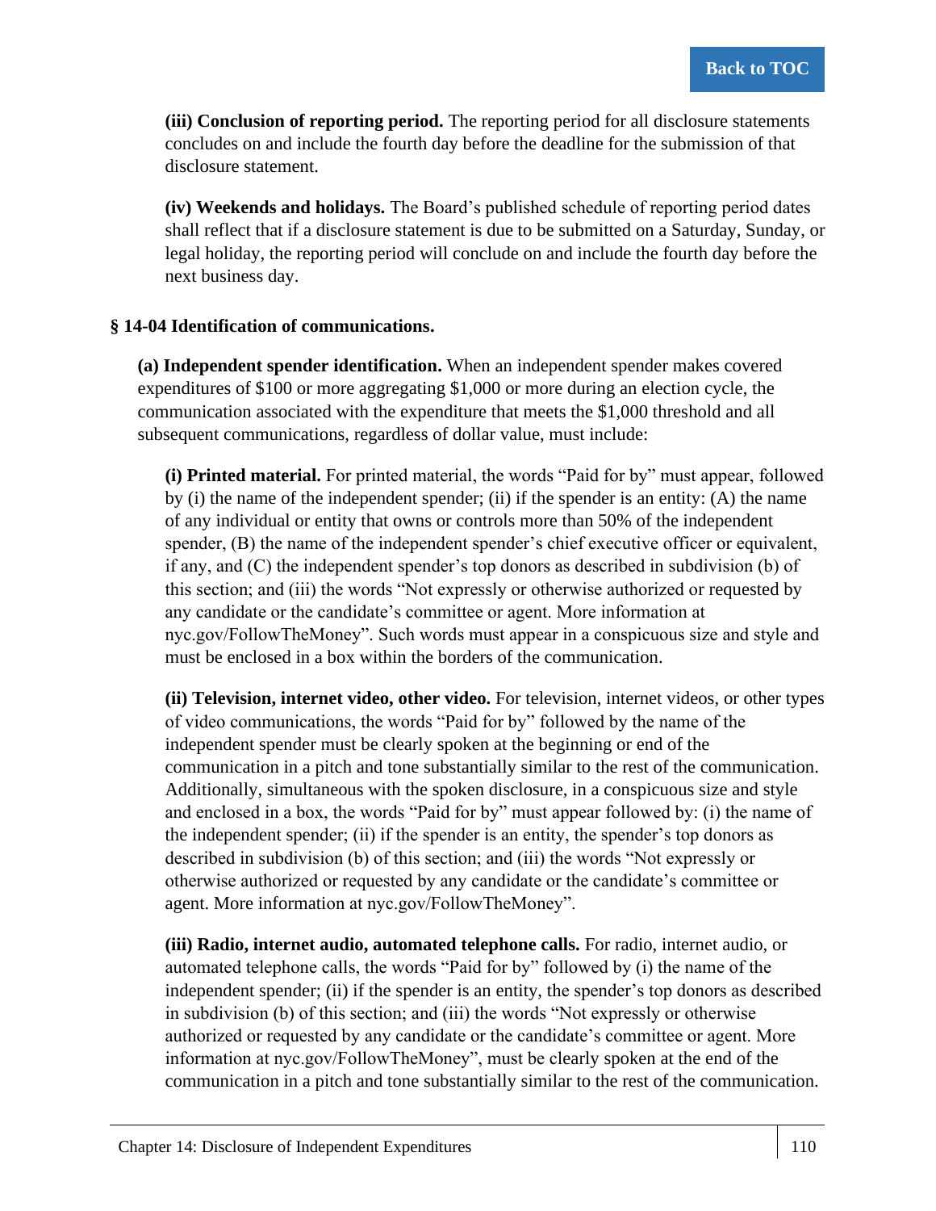**(iii) Conclusion of reporting period.** The reporting period for all disclosure statements concludes on and include the fourth day before the deadline for the submission of that disclosure statement.

**(iv) Weekends and holidays.** The Board's published schedule of reporting period dates shall reflect that if a disclosure statement is due to be submitted on a Saturday, Sunday, or legal holiday, the reporting period will conclude on and include the fourth day before the next business day.

### § 14-04 Identification of communications.

**(a) Independent spender identification.** When an independent spender makes covered expenditures of $100 or more aggregating $1,000 or more during an election cycle, the communication associated with the expenditure that meets the $1,000 threshold and all subsequent communications, regardless of dollar value, must include:

**(i) Printed material.** For printed material, the words "Paid for by" must appear, followed by (i) the name of the independent spender; (ii) if the spender is an entity: (A) the name of any individual or entity that owns or controls more than 50% of the independent spender, (B) the name of the independent spender's chief executive officer or equivalent, if any, and (C) the independent spender's top donors as described in subdivision (b) of this section; and (iii) the words "Not expressly or otherwise authorized or requested by any candidate or the candidate's committee or agent. More information at nyc.gov/FollowTheMoney". Such words must appear in a conspicuous size and style and must be enclosed in a box within the borders of the communication.

**(ii) Television, internet video, other video.** For television, internet videos, or other types of video communications, the words "Paid for by" followed by the name of the independent spender must be clearly spoken at the beginning or end of the communication in a pitch and tone substantially similar to the rest of the communication. Additionally, simultaneous with the spoken disclosure, in a conspicuous size and style and enclosed in a box, the words "Paid for by" must appear followed by: (i) the name of the independent spender; (ii) if the spender is an entity, the spender's top donors as described in subdivision (b) of this section; and (iii) the words "Not expressly or otherwise authorized or requested by any candidate or the candidate's committee or agent. More information at nyc.gov/FollowTheMoney".

**(iii) Radio, internet audio, automated telephone calls.** For radio, internet audio, or automated telephone calls, the words "Paid for by" followed by (i) the name of the independent spender; (ii) if the spender is an entity, the spender's top donors as described in subdivision (b) of this section; and (iii) the words "Not expressly or otherwise authorized or requested by any candidate or the candidate's committee or agent. More information at nyc.gov/FollowTheMoney", must be clearly spoken at the end of the communication in a pitch and tone substantially similar to the rest of the communication.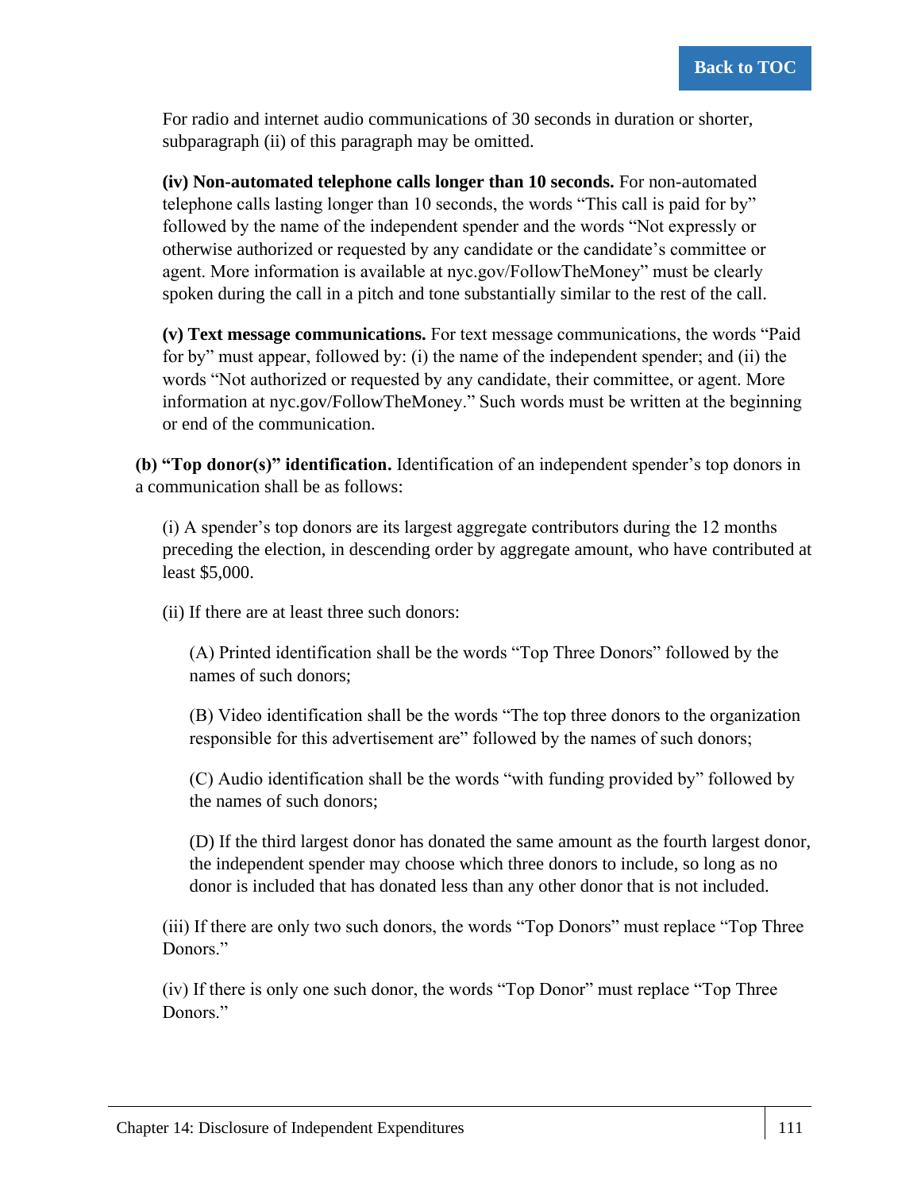For radio and internet audio communications of 30 seconds in duration or shorter, subparagraph (ii) of this paragraph may be omitted.

**(iv) Non-automated telephone calls longer than 10 seconds.** For non-automated telephone calls lasting longer than 10 seconds, the words "This call is paid for by" followed by the name of the independent spender and the words "Not expressly or otherwise authorized or requested by any candidate or the candidate's committee or agent. More information is available at nyc.gov/FollowTheMoney" must be clearly spoken during the call in a pitch and tone substantially similar to the rest of the call.

**(v) Text message communications.** For text message communications, the words "Paid for by" must appear, followed by: (i) the name of the independent spender; and (ii) the words "Not authorized or requested by any candidate, their committee, or agent. More information at nyc.gov/FollowTheMoney." Such words must be written at the beginning or end of the communication.

**(b) "Top donor(s)" identification.** Identification of an independent spender's top donors in a communication shall be as follows:

(i) A spender's top donors are its largest aggregate contributors during the 12 months preceding the election, in descending order by aggregate amount, who have contributed at least $5,000.

(ii) If there are at least three such donors:

(A) Printed identification shall be the words "Top Three Donors" followed by the names of such donors;

(B) Video identification shall be the words "The top three donors to the organization responsible for this advertisement are" followed by the names of such donors;

(C) Audio identification shall be the words "with funding provided by" followed by the names of such donors;

(D) If the third largest donor has donated the same amount as the fourth largest donor, the independent spender may choose which three donors to include, so long as no donor is included that has donated less than any other donor that is not included.

(iii) If there are only two such donors, the words "Top Donors" must replace "Top Three Donors."

(iv) If there is only one such donor, the words "Top Donor" must replace "Top Three Donors."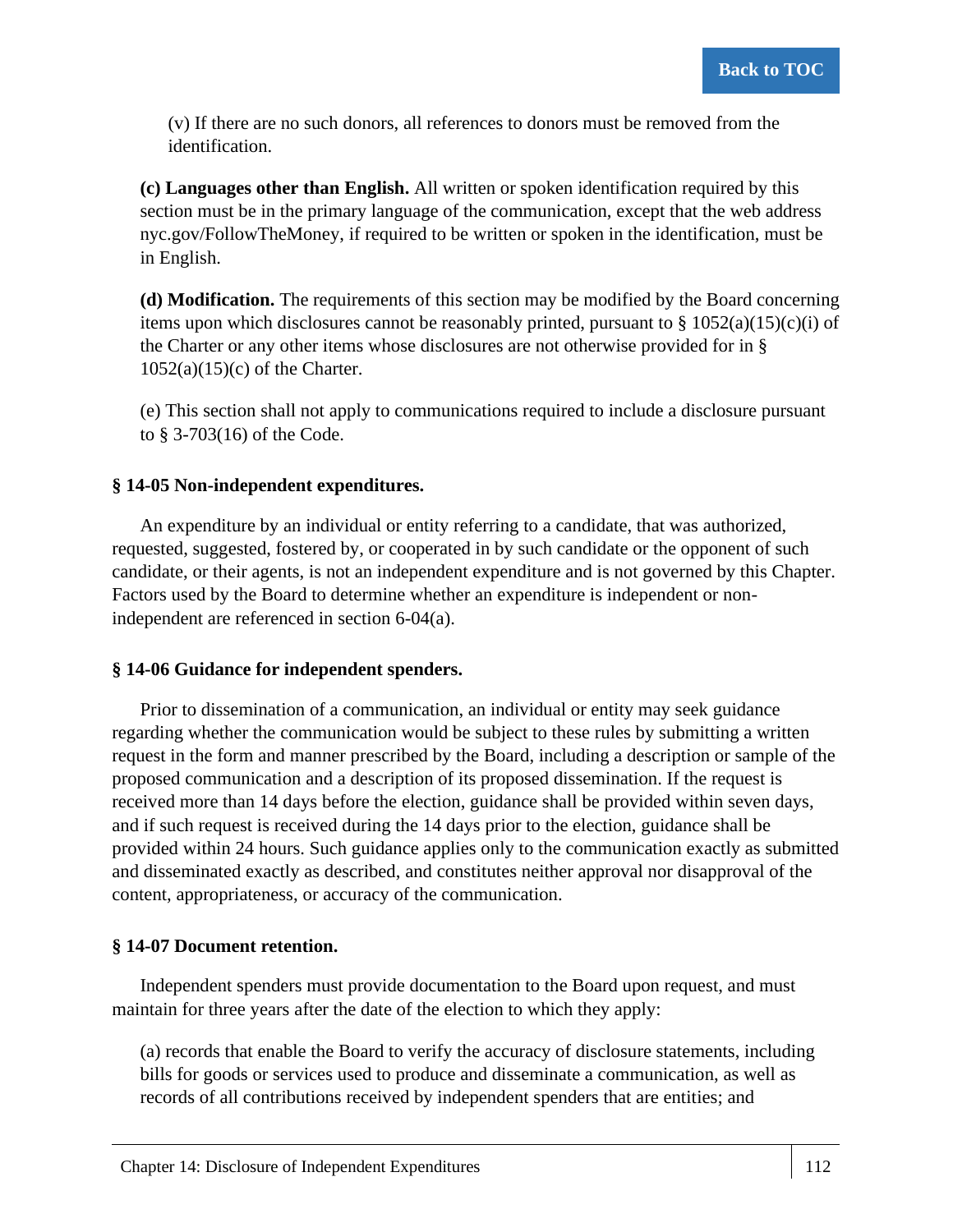(v) If there are no such donors, all references to donors must be removed from the identification.

**(c) Languages other than English.** All written or spoken identification required by this section must be in the primary language of the communication, except that the web address nyc.gov/FollowTheMoney, if required to be written or spoken in the identification, must be in English.

**(d) Modification.** The requirements of this section may be modified by the Board concerning items upon which disclosures cannot be reasonably printed, pursuant to § 1052(a)(15)(c)(i) of the Charter or any other items whose disclosures are not otherwise provided for in § 1052(a)(15)(c) of the Charter.

(e) This section shall not apply to communications required to include a disclosure pursuant to § 3-703(16) of the Code.

### § 14-05 Non-independent expenditures.

An expenditure by an individual or entity referring to a candidate, that was authorized, requested, suggested, fostered by, or cooperated in by such candidate or the opponent of such candidate, or their agents, is not an independent expenditure and is not governed by this Chapter. Factors used by the Board to determine whether an expenditure is independent or non-independent are referenced in section 6-04(a).

### § 14-06 Guidance for independent spenders.

Prior to dissemination of a communication, an individual or entity may seek guidance regarding whether the communication would be subject to these rules by submitting a written request in the form and manner prescribed by the Board, including a description or sample of the proposed communication and a description of its proposed dissemination. If the request is received more than 14 days before the election, guidance shall be provided within seven days, and if such request is received during the 14 days prior to the election, guidance shall be provided within 24 hours. Such guidance applies only to the communication exactly as submitted and disseminated exactly as described, and constitutes neither approval nor disapproval of the content, appropriateness, or accuracy of the communication.

### § 14-07 Document retention.

Independent spenders must provide documentation to the Board upon request, and must maintain for three years after the date of the election to which they apply:

(a) records that enable the Board to verify the accuracy of disclosure statements, including bills for goods or services used to produce and disseminate a communication, as well as records of all contributions received by independent spenders that are entities; and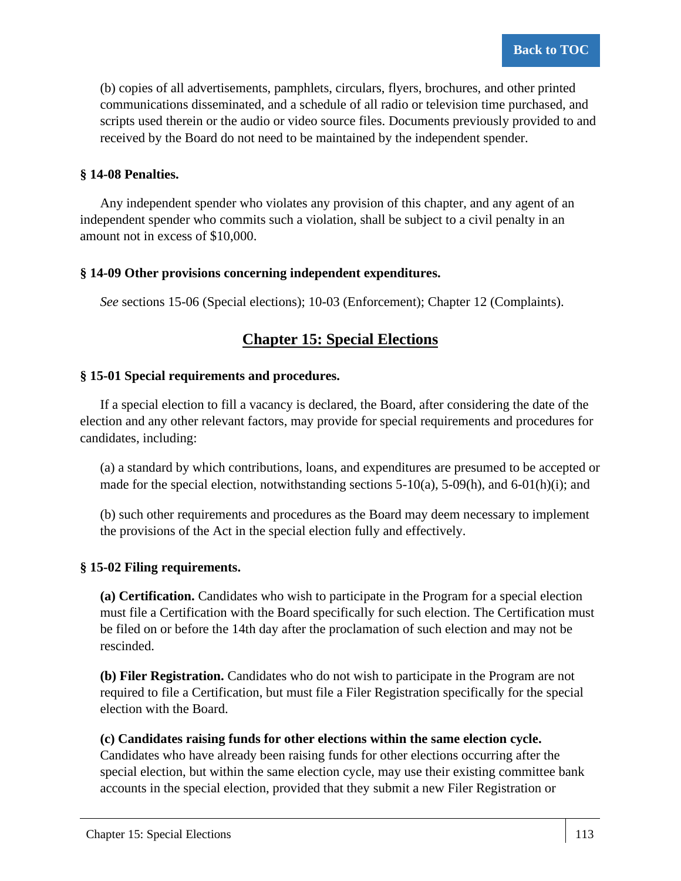(b) copies of all advertisements, pamphlets, circulars, flyers, brochures, and other printed communications disseminated, and a schedule of all radio or television time purchased, and scripts used therein or the audio or video source files. Documents previously provided to and received by the Board do not need to be maintained by the independent spender.

**§ 14-08 Penalties.**

Any independent spender who violates any provision of this chapter, and any agent of an independent spender who commits such a violation, shall be subject to a civil penalty in an amount not in excess of $10,000.

**§ 14-09 Other provisions concerning independent expenditures.**

*See* sections 15-06 (Special elections); 10-03 (Enforcement); Chapter 12 (Complaints).

## Chapter 15: Special Elections

**§ 15-01 Special requirements and procedures.**

If a special election to fill a vacancy is declared, the Board, after considering the date of the election and any other relevant factors, may provide for special requirements and procedures for candidates, including:

(a) a standard by which contributions, loans, and expenditures are presumed to be accepted or made for the special election, notwithstanding sections 5-10(a), 5-09(h), and 6-01(h)(i); and

(b) such other requirements and procedures as the Board may deem necessary to implement the provisions of the Act in the special election fully and effectively.

**§ 15-02 Filing requirements.**

**(a) Certification.** Candidates who wish to participate in the Program for a special election must file a Certification with the Board specifically for such election. The Certification must be filed on or before the 14th day after the proclamation of such election and may not be rescinded.

**(b) Filer Registration.** Candidates who do not wish to participate in the Program are not required to file a Certification, but must file a Filer Registration specifically for the special election with the Board.

**(c) Candidates raising funds for other elections within the same election cycle.** Candidates who have already been raising funds for other elections occurring after the special election, but within the same election cycle, may use their existing committee bank accounts in the special election, provided that they submit a new Filer Registration or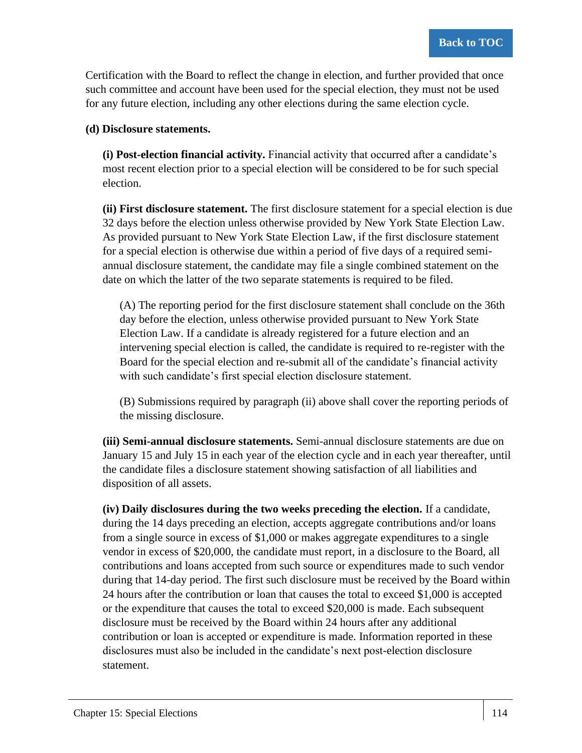Certification with the Board to reflect the change in election, and further provided that once such committee and account have been used for the special election, they must not be used for any future election, including any other elections during the same election cycle.

**(d) Disclosure statements.**

**(i) Post-election financial activity.** Financial activity that occurred after a candidate's most recent election prior to a special election will be considered to be for such special election.

**(ii) First disclosure statement.** The first disclosure statement for a special election is due 32 days before the election unless otherwise provided by New York State Election Law. As provided pursuant to New York State Election Law, if the first disclosure statement for a special election is otherwise due within a period of five days of a required semi-annual disclosure statement, the candidate may file a single combined statement on the date on which the latter of the two separate statements is required to be filed.

(A) The reporting period for the first disclosure statement shall conclude on the 36th day before the election, unless otherwise provided pursuant to New York State Election Law. If a candidate is already registered for a future election and an intervening special election is called, the candidate is required to re-register with the Board for the special election and re-submit all of the candidate's financial activity with such candidate's first special election disclosure statement.

(B) Submissions required by paragraph (ii) above shall cover the reporting periods of the missing disclosure.

**(iii) Semi-annual disclosure statements.** Semi-annual disclosure statements are due on January 15 and July 15 in each year of the election cycle and in each year thereafter, until the candidate files a disclosure statement showing satisfaction of all liabilities and disposition of all assets.

**(iv) Daily disclosures during the two weeks preceding the election.** If a candidate, during the 14 days preceding an election, accepts aggregate contributions and/or loans from a single source in excess of $1,000 or makes aggregate expenditures to a single vendor in excess of $20,000, the candidate must report, in a disclosure to the Board, all contributions and loans accepted from such source or expenditures made to such vendor during that 14-day period. The first such disclosure must be received by the Board within 24 hours after the contribution or loan that causes the total to exceed $1,000 is accepted or the expenditure that causes the total to exceed $20,000 is made. Each subsequent disclosure must be received by the Board within 24 hours after any additional contribution or loan is accepted or expenditure is made. Information reported in these disclosures must also be included in the candidate's next post-election disclosure statement.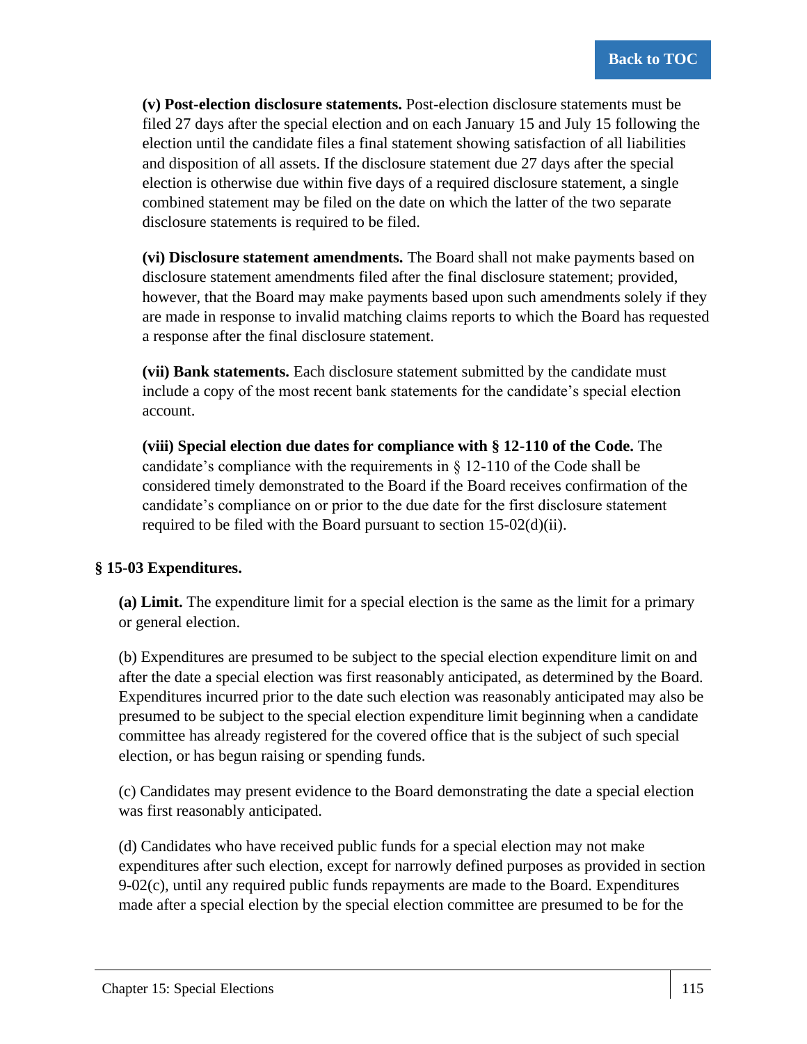**(v) Post-election disclosure statements.** Post-election disclosure statements must be filed 27 days after the special election and on each January 15 and July 15 following the election until the candidate files a final statement showing satisfaction of all liabilities and disposition of all assets. If the disclosure statement due 27 days after the special election is otherwise due within five days of a required disclosure statement, a single combined statement may be filed on the date on which the latter of the two separate disclosure statements is required to be filed.

**(vi) Disclosure statement amendments.** The Board shall not make payments based on disclosure statement amendments filed after the final disclosure statement; provided, however, that the Board may make payments based upon such amendments solely if they are made in response to invalid matching claims reports to which the Board has requested a response after the final disclosure statement.

**(vii) Bank statements.** Each disclosure statement submitted by the candidate must include a copy of the most recent bank statements for the candidate's special election account.

**(viii) Special election due dates for compliance with § 12-110 of the Code.** The candidate's compliance with the requirements in § 12-110 of the Code shall be considered timely demonstrated to the Board if the Board receives confirmation of the candidate's compliance on or prior to the due date for the first disclosure statement required to be filed with the Board pursuant to section 15-02(d)(ii).

### § 15-03 Expenditures.

**(a) Limit.** The expenditure limit for a special election is the same as the limit for a primary or general election.

(b) Expenditures are presumed to be subject to the special election expenditure limit on and after the date a special election was first reasonably anticipated, as determined by the Board. Expenditures incurred prior to the date such election was reasonably anticipated may also be presumed to be subject to the special election expenditure limit beginning when a candidate committee has already registered for the covered office that is the subject of such special election, or has begun raising or spending funds.

(c) Candidates may present evidence to the Board demonstrating the date a special election was first reasonably anticipated.

(d) Candidates who have received public funds for a special election may not make expenditures after such election, except for narrowly defined purposes as provided in section 9-02(c), until any required public funds repayments are made to the Board. Expenditures made after a special election by the special election committee are presumed to be for the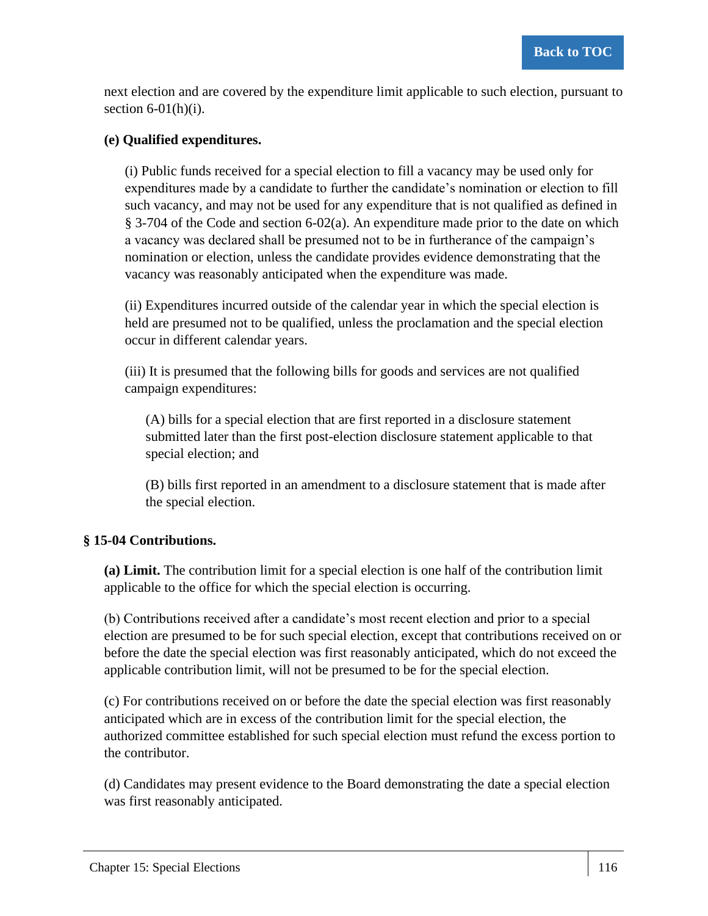next election and are covered by the expenditure limit applicable to such election, pursuant to section 6-01(h)(i).

**(e) Qualified expenditures.**

(i) Public funds received for a special election to fill a vacancy may be used only for expenditures made by a candidate to further the candidate's nomination or election to fill such vacancy, and may not be used for any expenditure that is not qualified as defined in § 3-704 of the Code and section 6-02(a). An expenditure made prior to the date on which a vacancy was declared shall be presumed not to be in furtherance of the campaign's nomination or election, unless the candidate provides evidence demonstrating that the vacancy was reasonably anticipated when the expenditure was made.

(ii) Expenditures incurred outside of the calendar year in which the special election is held are presumed not to be qualified, unless the proclamation and the special election occur in different calendar years.

(iii) It is presumed that the following bills for goods and services are not qualified campaign expenditures:

(A) bills for a special election that are first reported in a disclosure statement submitted later than the first post-election disclosure statement applicable to that special election; and

(B) bills first reported in an amendment to a disclosure statement that is made after the special election.

### § 15-04 Contributions.

**(a) Limit.** The contribution limit for a special election is one half of the contribution limit applicable to the office for which the special election is occurring.

(b) Contributions received after a candidate's most recent election and prior to a special election are presumed to be for such special election, except that contributions received on or before the date the special election was first reasonably anticipated, which do not exceed the applicable contribution limit, will not be presumed to be for the special election.

(c) For contributions received on or before the date the special election was first reasonably anticipated which are in excess of the contribution limit for the special election, the authorized committee established for such special election must refund the excess portion to the contributor.

(d) Candidates may present evidence to the Board demonstrating the date a special election was first reasonably anticipated.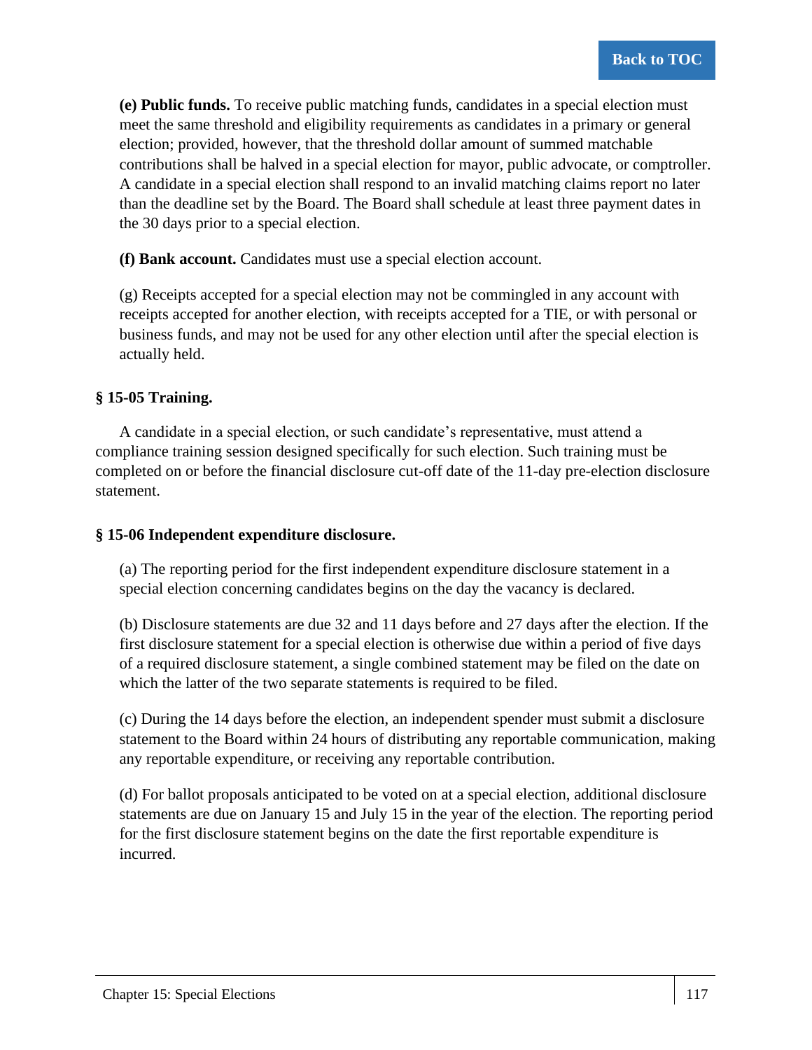**(e) Public funds.** To receive public matching funds, candidates in a special election must meet the same threshold and eligibility requirements as candidates in a primary or general election; provided, however, that the threshold dollar amount of summed matchable contributions shall be halved in a special election for mayor, public advocate, or comptroller. A candidate in a special election shall respond to an invalid matching claims report no later than the deadline set by the Board. The Board shall schedule at least three payment dates in the 30 days prior to a special election.

**(f) Bank account.** Candidates must use a special election account.

(g) Receipts accepted for a special election may not be commingled in any account with receipts accepted for another election, with receipts accepted for a TIE, or with personal or business funds, and may not be used for any other election until after the special election is actually held.

### § 15-05 Training.

A candidate in a special election, or such candidate's representative, must attend a compliance training session designed specifically for such election. Such training must be completed on or before the financial disclosure cut-off date of the 11-day pre-election disclosure statement.

### § 15-06 Independent expenditure disclosure.

(a) The reporting period for the first independent expenditure disclosure statement in a special election concerning candidates begins on the day the vacancy is declared.

(b) Disclosure statements are due 32 and 11 days before and 27 days after the election. If the first disclosure statement for a special election is otherwise due within a period of five days of a required disclosure statement, a single combined statement may be filed on the date on which the latter of the two separate statements is required to be filed.

(c) During the 14 days before the election, an independent spender must submit a disclosure statement to the Board within 24 hours of distributing any reportable communication, making any reportable expenditure, or receiving any reportable contribution.

(d) For ballot proposals anticipated to be voted on at a special election, additional disclosure statements are due on January 15 and July 15 in the year of the election. The reporting period for the first disclosure statement begins on the date the first reportable expenditure is incurred.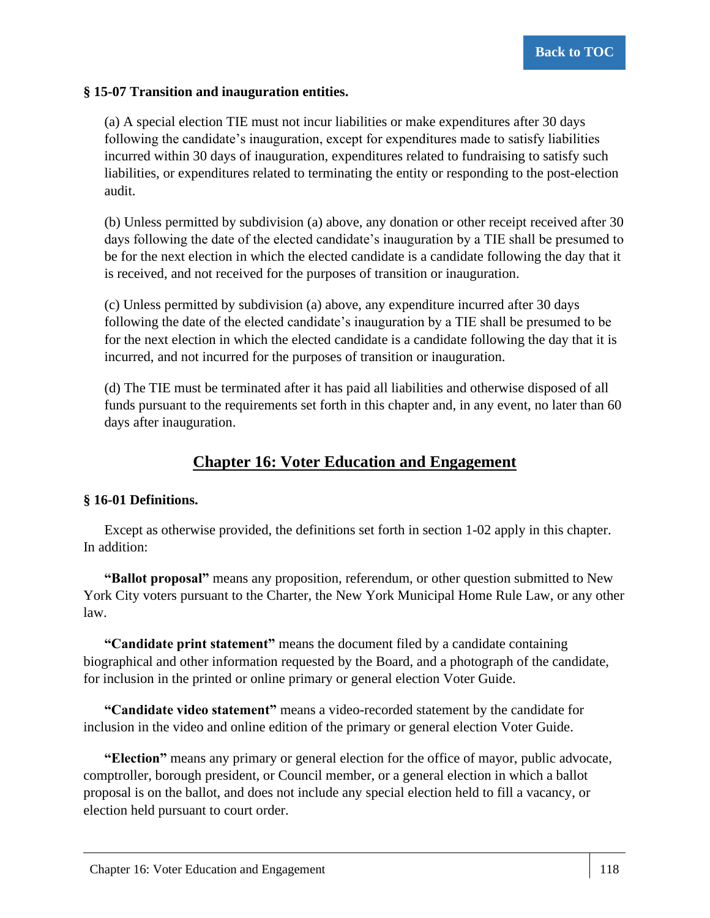### § 15-07 Transition and inauguration entities.

(a) A special election TIE must not incur liabilities or make expenditures after 30 days following the candidate's inauguration, except for expenditures made to satisfy liabilities incurred within 30 days of inauguration, expenditures related to fundraising to satisfy such liabilities, or expenditures related to terminating the entity or responding to the post-election audit.

(b) Unless permitted by subdivision (a) above, any donation or other receipt received after 30 days following the date of the elected candidate's inauguration by a TIE shall be presumed to be for the next election in which the elected candidate is a candidate following the day that it is received, and not received for the purposes of transition or inauguration.

(c) Unless permitted by subdivision (a) above, any expenditure incurred after 30 days following the date of the elected candidate's inauguration by a TIE shall be presumed to be for the next election in which the elected candidate is a candidate following the day that it is incurred, and not incurred for the purposes of transition or inauguration.

(d) The TIE must be terminated after it has paid all liabilities and otherwise disposed of all funds pursuant to the requirements set forth in this chapter and, in any event, no later than 60 days after inauguration.

## Chapter 16: Voter Education and Engagement

### § 16-01 Definitions.

Except as otherwise provided, the definitions set forth in section 1-02 apply in this chapter. In addition:

**"Ballot proposal"** means any proposition, referendum, or other question submitted to New York City voters pursuant to the Charter, the New York Municipal Home Rule Law, or any other law.

**"Candidate print statement"** means the document filed by a candidate containing biographical and other information requested by the Board, and a photograph of the candidate, for inclusion in the printed or online primary or general election Voter Guide.

**"Candidate video statement"** means a video-recorded statement by the candidate for inclusion in the video and online edition of the primary or general election Voter Guide.

**"Election"** means any primary or general election for the office of mayor, public advocate, comptroller, borough president, or Council member, or a general election in which a ballot proposal is on the ballot, and does not include any special election held to fill a vacancy, or election held pursuant to court order.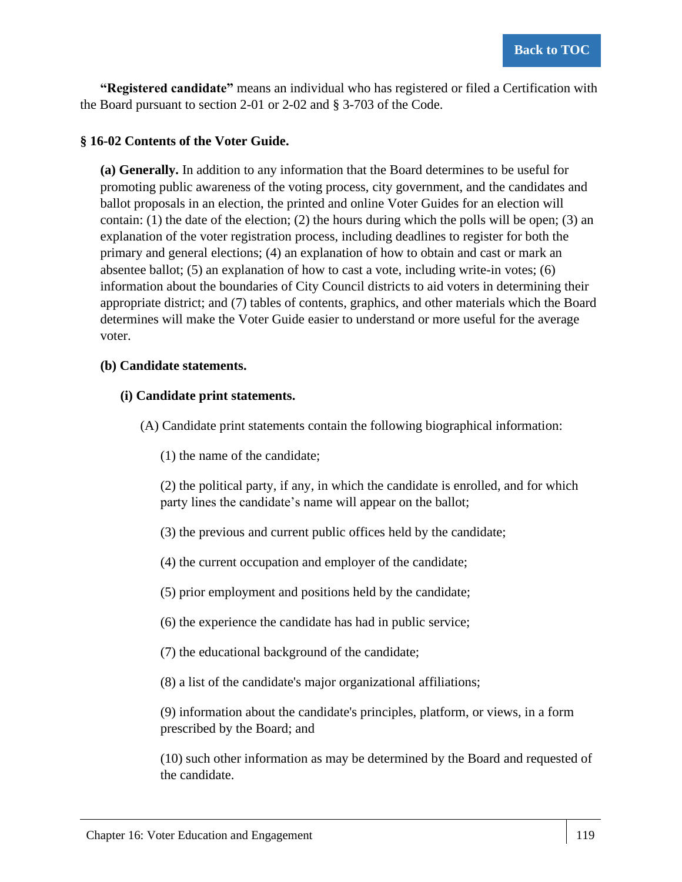**"Registered candidate"** means an individual who has registered or filed a Certification with the Board pursuant to section 2-01 or 2-02 and § 3-703 of the Code.

### § 16-02 Contents of the Voter Guide.

**(a) Generally.** In addition to any information that the Board determines to be useful for promoting public awareness of the voting process, city government, and the candidates and ballot proposals in an election, the printed and online Voter Guides for an election will contain: (1) the date of the election; (2) the hours during which the polls will be open; (3) an explanation of the voter registration process, including deadlines to register for both the primary and general elections; (4) an explanation of how to obtain and cast or mark an absentee ballot; (5) an explanation of how to cast a vote, including write-in votes; (6) information about the boundaries of City Council districts to aid voters in determining their appropriate district; and (7) tables of contents, graphics, and other materials which the Board determines will make the Voter Guide easier to understand or more useful for the average voter.

**(b) Candidate statements.**

**(i) Candidate print statements.**

(A) Candidate print statements contain the following biographical information:

(1) the name of the candidate;

(2) the political party, if any, in which the candidate is enrolled, and for which party lines the candidate's name will appear on the ballot;

(3) the previous and current public offices held by the candidate;

(4) the current occupation and employer of the candidate;

(5) prior employment and positions held by the candidate;

(6) the experience the candidate has had in public service;

(7) the educational background of the candidate;

(8) a list of the candidate's major organizational affiliations;

(9) information about the candidate's principles, platform, or views, in a form prescribed by the Board; and

(10) such other information as may be determined by the Board and requested of the candidate.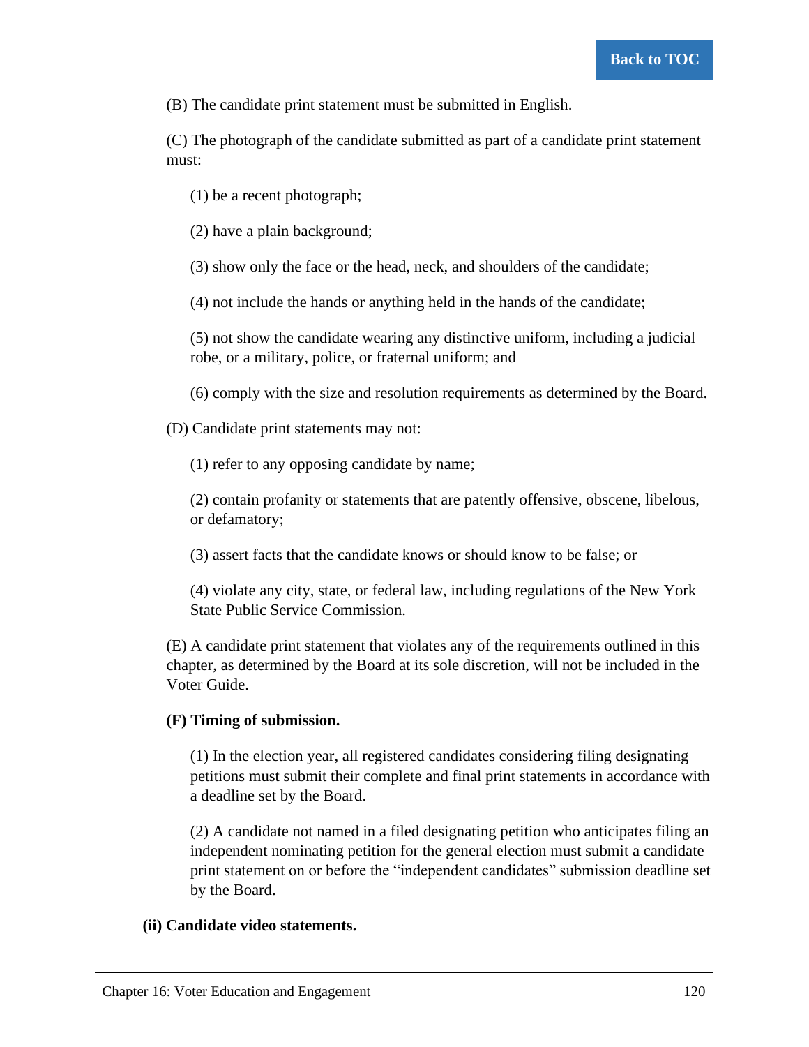(B) The candidate print statement must be submitted in English.

(C) The photograph of the candidate submitted as part of a candidate print statement must:

(1) be a recent photograph;

(2) have a plain background;

(3) show only the face or the head, neck, and shoulders of the candidate;

(4) not include the hands or anything held in the hands of the candidate;

(5) not show the candidate wearing any distinctive uniform, including a judicial robe, or a military, police, or fraternal uniform; and

(6) comply with the size and resolution requirements as determined by the Board.

(D) Candidate print statements may not:

(1) refer to any opposing candidate by name;

(2) contain profanity or statements that are patently offensive, obscene, libelous, or defamatory;

(3) assert facts that the candidate knows or should know to be false; or

(4) violate any city, state, or federal law, including regulations of the New York State Public Service Commission.

(E) A candidate print statement that violates any of the requirements outlined in this chapter, as determined by the Board at its sole discretion, will not be included in the Voter Guide.

**(F) Timing of submission.**

(1) In the election year, all registered candidates considering filing designating petitions must submit their complete and final print statements in accordance with a deadline set by the Board.

(2) A candidate not named in a filed designating petition who anticipates filing an independent nominating petition for the general election must submit a candidate print statement on or before the "independent candidates" submission deadline set by the Board.

**(ii) Candidate video statements.**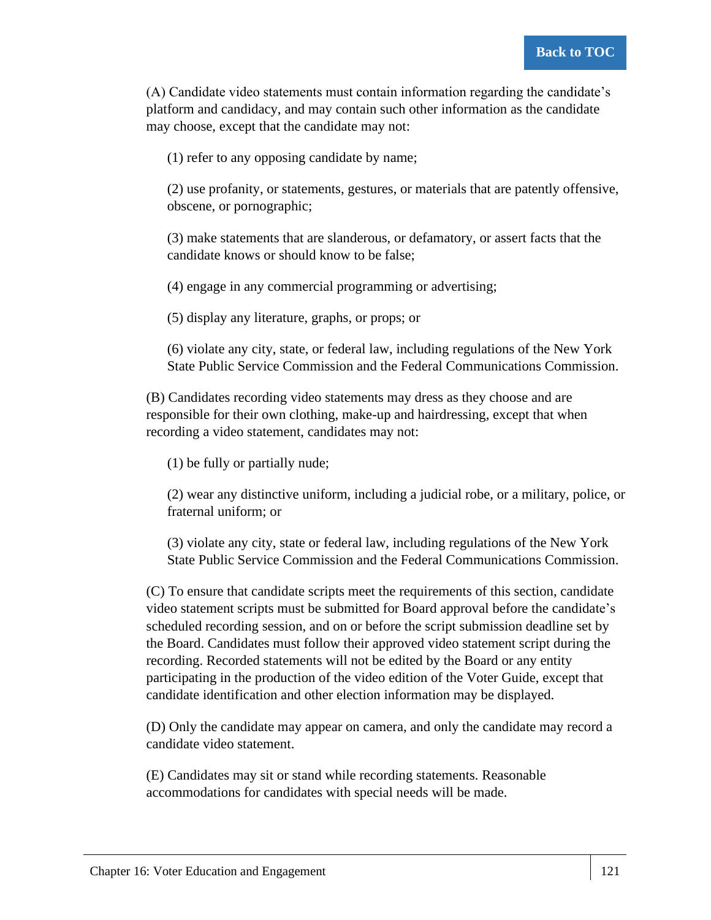(A) Candidate video statements must contain information regarding the candidate's platform and candidacy, and may contain such other information as the candidate may choose, except that the candidate may not:

(1) refer to any opposing candidate by name;

(2) use profanity, or statements, gestures, or materials that are patently offensive, obscene, or pornographic;

(3) make statements that are slanderous, or defamatory, or assert facts that the candidate knows or should know to be false;

(4) engage in any commercial programming or advertising;

(5) display any literature, graphs, or props; or

(6) violate any city, state, or federal law, including regulations of the New York State Public Service Commission and the Federal Communications Commission.

(B) Candidates recording video statements may dress as they choose and are responsible for their own clothing, make-up and hairdressing, except that when recording a video statement, candidates may not:

(1) be fully or partially nude;

(2) wear any distinctive uniform, including a judicial robe, or a military, police, or fraternal uniform; or

(3) violate any city, state or federal law, including regulations of the New York State Public Service Commission and the Federal Communications Commission.

(C) To ensure that candidate scripts meet the requirements of this section, candidate video statement scripts must be submitted for Board approval before the candidate's scheduled recording session, and on or before the script submission deadline set by the Board. Candidates must follow their approved video statement script during the recording. Recorded statements will not be edited by the Board or any entity participating in the production of the video edition of the Voter Guide, except that candidate identification and other election information may be displayed.

(D) Only the candidate may appear on camera, and only the candidate may record a candidate video statement.

(E) Candidates may sit or stand while recording statements. Reasonable accommodations for candidates with special needs will be made.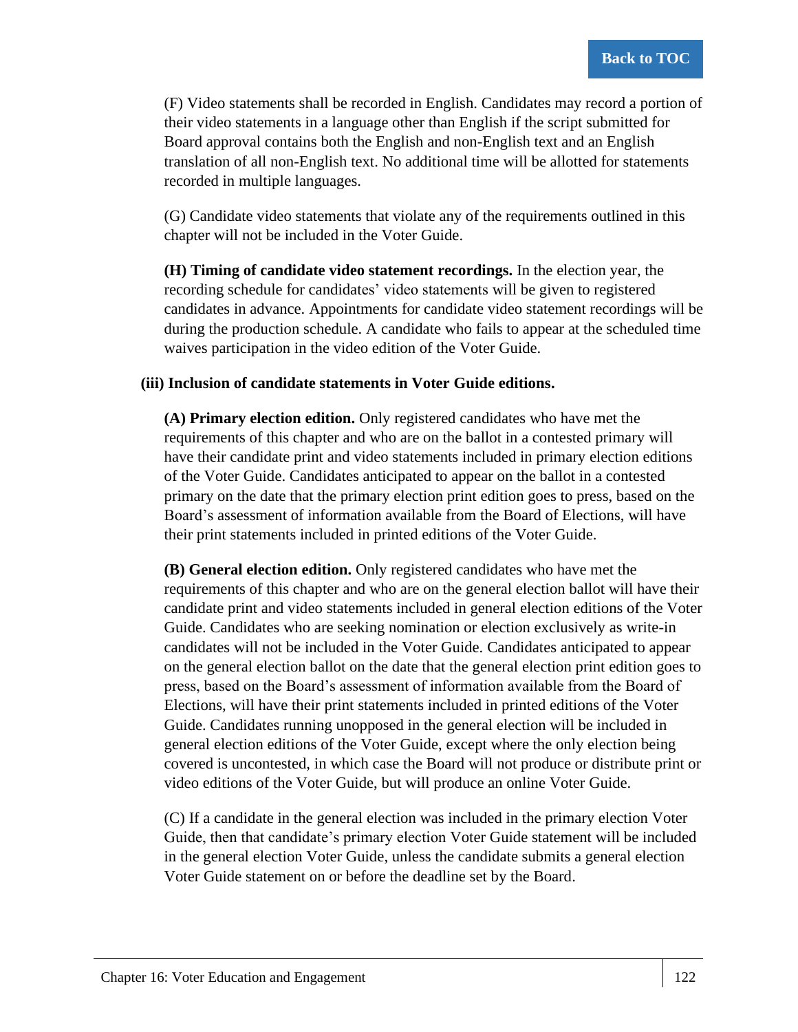(F) Video statements shall be recorded in English. Candidates may record a portion of their video statements in a language other than English if the script submitted for Board approval contains both the English and non-English text and an English translation of all non-English text. No additional time will be allotted for statements recorded in multiple languages.

(G) Candidate video statements that violate any of the requirements outlined in this chapter will not be included in the Voter Guide.

**(H) Timing of candidate video statement recordings.** In the election year, the recording schedule for candidates' video statements will be given to registered candidates in advance. Appointments for candidate video statement recordings will be during the production schedule. A candidate who fails to appear at the scheduled time waives participation in the video edition of the Voter Guide.

**(iii) Inclusion of candidate statements in Voter Guide editions.**

**(A) Primary election edition.** Only registered candidates who have met the requirements of this chapter and who are on the ballot in a contested primary will have their candidate print and video statements included in primary election editions of the Voter Guide. Candidates anticipated to appear on the ballot in a contested primary on the date that the primary election print edition goes to press, based on the Board's assessment of information available from the Board of Elections, will have their print statements included in printed editions of the Voter Guide.

**(B) General election edition.** Only registered candidates who have met the requirements of this chapter and who are on the general election ballot will have their candidate print and video statements included in general election editions of the Voter Guide. Candidates who are seeking nomination or election exclusively as write-in candidates will not be included in the Voter Guide. Candidates anticipated to appear on the general election ballot on the date that the general election print edition goes to press, based on the Board's assessment of information available from the Board of Elections, will have their print statements included in printed editions of the Voter Guide. Candidates running unopposed in the general election will be included in general election editions of the Voter Guide, except where the only election being covered is uncontested, in which case the Board will not produce or distribute print or video editions of the Voter Guide, but will produce an online Voter Guide.

(C) If a candidate in the general election was included in the primary election Voter Guide, then that candidate's primary election Voter Guide statement will be included in the general election Voter Guide, unless the candidate submits a general election Voter Guide statement on or before the deadline set by the Board.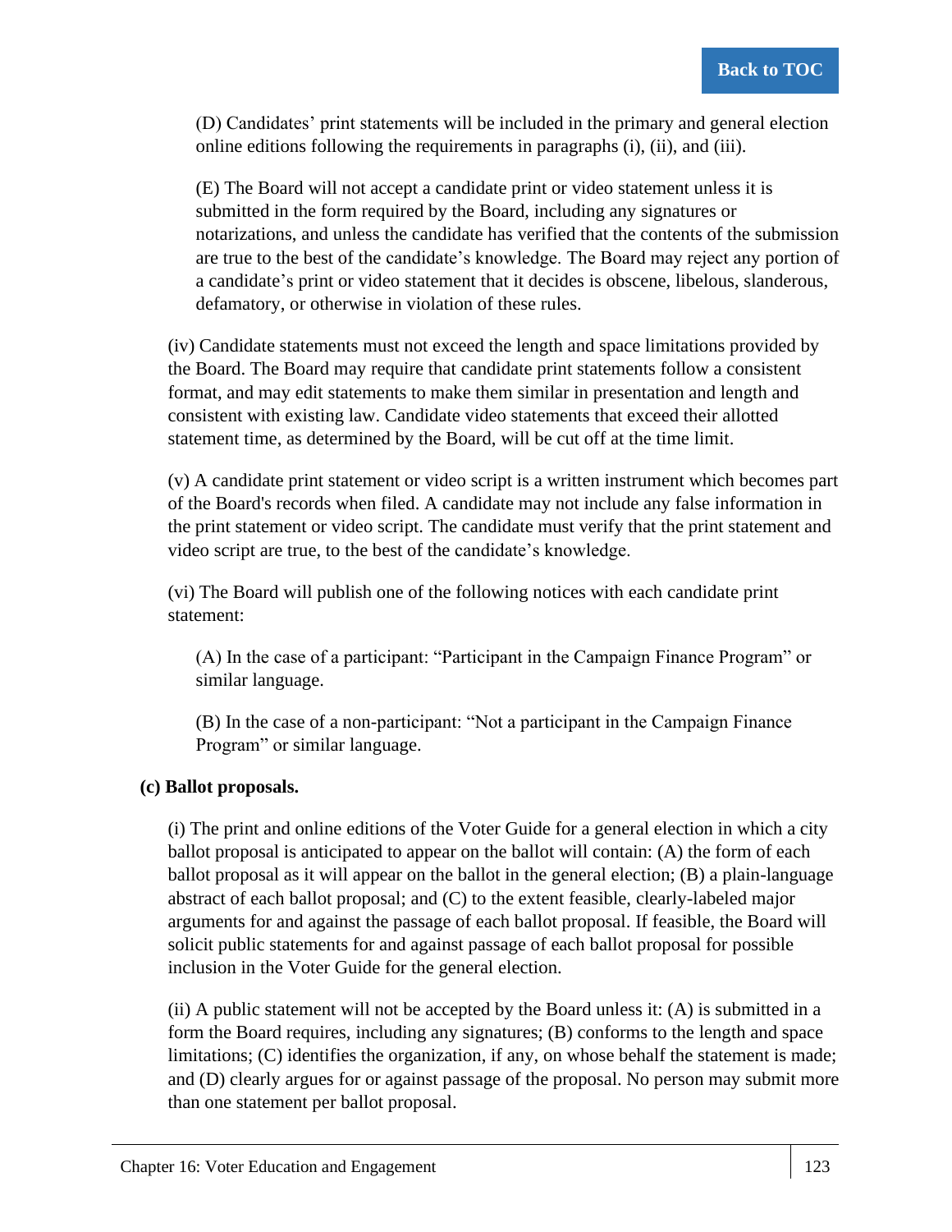(D) Candidates' print statements will be included in the primary and general election online editions following the requirements in paragraphs (i), (ii), and (iii).

(E) The Board will not accept a candidate print or video statement unless it is submitted in the form required by the Board, including any signatures or notarizations, and unless the candidate has verified that the contents of the submission are true to the best of the candidate's knowledge. The Board may reject any portion of a candidate's print or video statement that it decides is obscene, libelous, slanderous, defamatory, or otherwise in violation of these rules.

(iv) Candidate statements must not exceed the length and space limitations provided by the Board. The Board may require that candidate print statements follow a consistent format, and may edit statements to make them similar in presentation and length and consistent with existing law. Candidate video statements that exceed their allotted statement time, as determined by the Board, will be cut off at the time limit.

(v) A candidate print statement or video script is a written instrument which becomes part of the Board's records when filed. A candidate may not include any false information in the print statement or video script. The candidate must verify that the print statement and video script are true, to the best of the candidate's knowledge.

(vi) The Board will publish one of the following notices with each candidate print statement:

(A) In the case of a participant: "Participant in the Campaign Finance Program" or similar language.

(B) In the case of a non-participant: "Not a participant in the Campaign Finance Program" or similar language.

**(c) Ballot proposals.**

(i) The print and online editions of the Voter Guide for a general election in which a city ballot proposal is anticipated to appear on the ballot will contain: (A) the form of each ballot proposal as it will appear on the ballot in the general election; (B) a plain-language abstract of each ballot proposal; and (C) to the extent feasible, clearly-labeled major arguments for and against the passage of each ballot proposal. If feasible, the Board will solicit public statements for and against passage of each ballot proposal for possible inclusion in the Voter Guide for the general election.

(ii) A public statement will not be accepted by the Board unless it: (A) is submitted in a form the Board requires, including any signatures; (B) conforms to the length and space limitations; (C) identifies the organization, if any, on whose behalf the statement is made; and (D) clearly argues for or against passage of the proposal. No person may submit more than one statement per ballot proposal.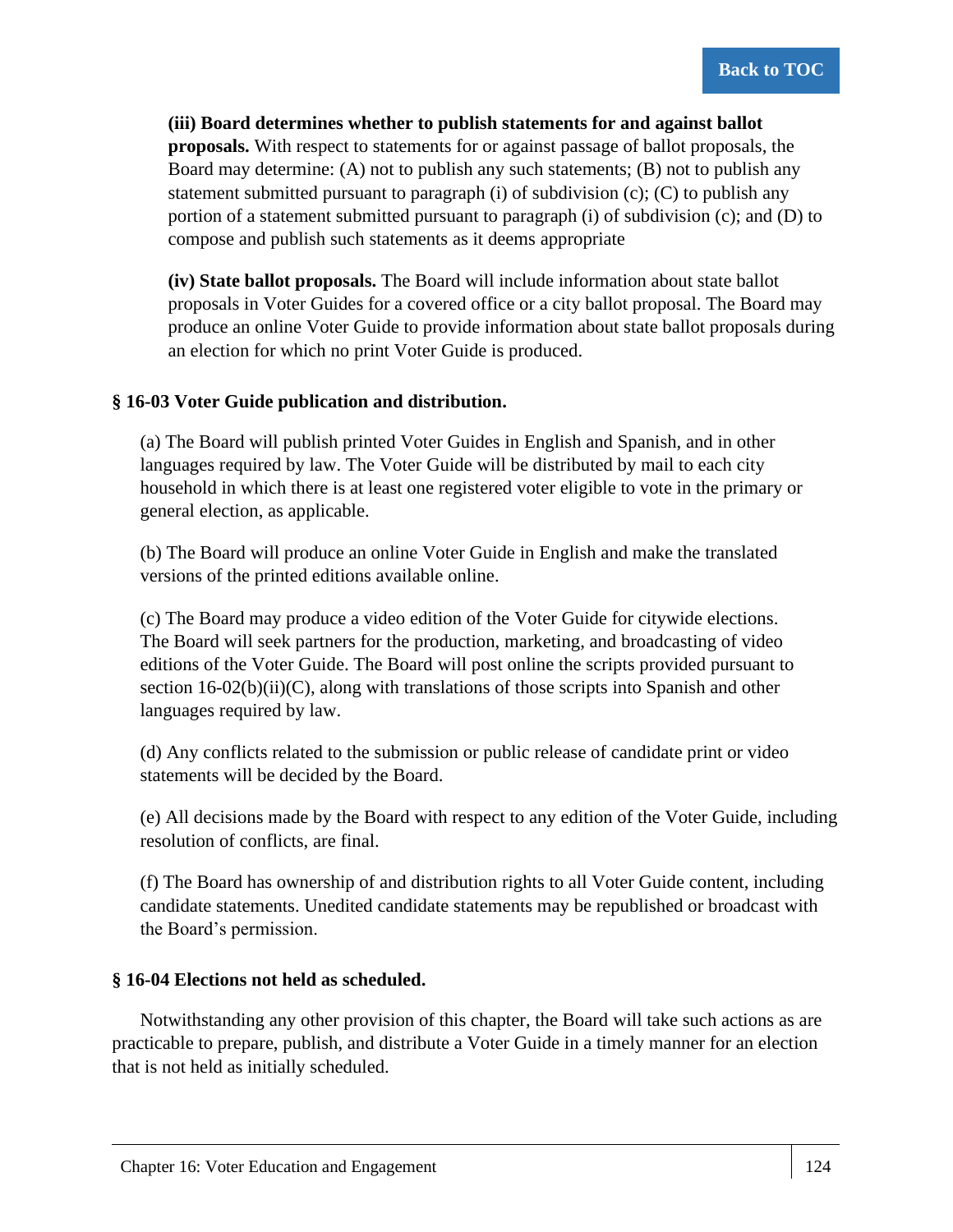**(iii) Board determines whether to publish statements for and against ballot proposals.** With respect to statements for or against passage of ballot proposals, the Board may determine: (A) not to publish any such statements; (B) not to publish any statement submitted pursuant to paragraph (i) of subdivision (c); (C) to publish any portion of a statement submitted pursuant to paragraph (i) of subdivision (c); and (D) to compose and publish such statements as it deems appropriate

**(iv) State ballot proposals.** The Board will include information about state ballot proposals in Voter Guides for a covered office or a city ballot proposal. The Board may produce an online Voter Guide to provide information about state ballot proposals during an election for which no print Voter Guide is produced.

### § 16-03 Voter Guide publication and distribution.

(a) The Board will publish printed Voter Guides in English and Spanish, and in other languages required by law. The Voter Guide will be distributed by mail to each city household in which there is at least one registered voter eligible to vote in the primary or general election, as applicable.

(b) The Board will produce an online Voter Guide in English and make the translated versions of the printed editions available online.

(c) The Board may produce a video edition of the Voter Guide for citywide elections. The Board will seek partners for the production, marketing, and broadcasting of video editions of the Voter Guide. The Board will post online the scripts provided pursuant to section 16-02(b)(ii)(C), along with translations of those scripts into Spanish and other languages required by law.

(d) Any conflicts related to the submission or public release of candidate print or video statements will be decided by the Board.

(e) All decisions made by the Board with respect to any edition of the Voter Guide, including resolution of conflicts, are final.

(f) The Board has ownership of and distribution rights to all Voter Guide content, including candidate statements. Unedited candidate statements may be republished or broadcast with the Board's permission.

### § 16-04 Elections not held as scheduled.

Notwithstanding any other provision of this chapter, the Board will take such actions as are practicable to prepare, publish, and distribute a Voter Guide in a timely manner for an election that is not held as initially scheduled.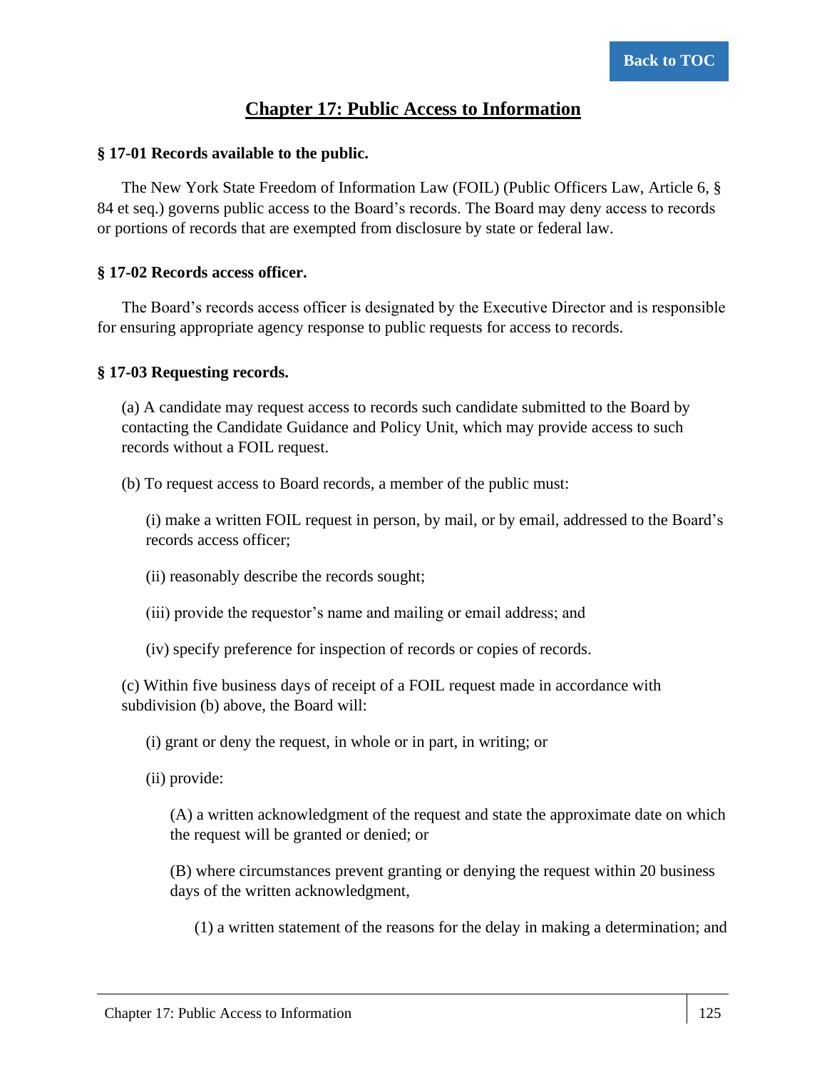## Chapter 17: Public Access to Information

**§ 17-01 Records available to the public.**

The New York State Freedom of Information Law (FOIL) (Public Officers Law, Article 6, § 84 et seq.) governs public access to the Board's records. The Board may deny access to records or portions of records that are exempted from disclosure by state or federal law.

**§ 17-02 Records access officer.**

The Board's records access officer is designated by the Executive Director and is responsible for ensuring appropriate agency response to public requests for access to records.

**§ 17-03 Requesting records.**

(a) A candidate may request access to records such candidate submitted to the Board by contacting the Candidate Guidance and Policy Unit, which may provide access to such records without a FOIL request.

(b) To request access to Board records, a member of the public must:

(i) make a written FOIL request in person, by mail, or by email, addressed to the Board's records access officer;

(ii) reasonably describe the records sought;

(iii) provide the requestor's name and mailing or email address; and

(iv) specify preference for inspection of records or copies of records.

(c) Within five business days of receipt of a FOIL request made in accordance with subdivision (b) above, the Board will:

(i) grant or deny the request, in whole or in part, in writing; or

(ii) provide:

(A) a written acknowledgment of the request and state the approximate date on which the request will be granted or denied; or

(B) where circumstances prevent granting or denying the request within 20 business days of the written acknowledgment,

(1) a written statement of the reasons for the delay in making a determination; and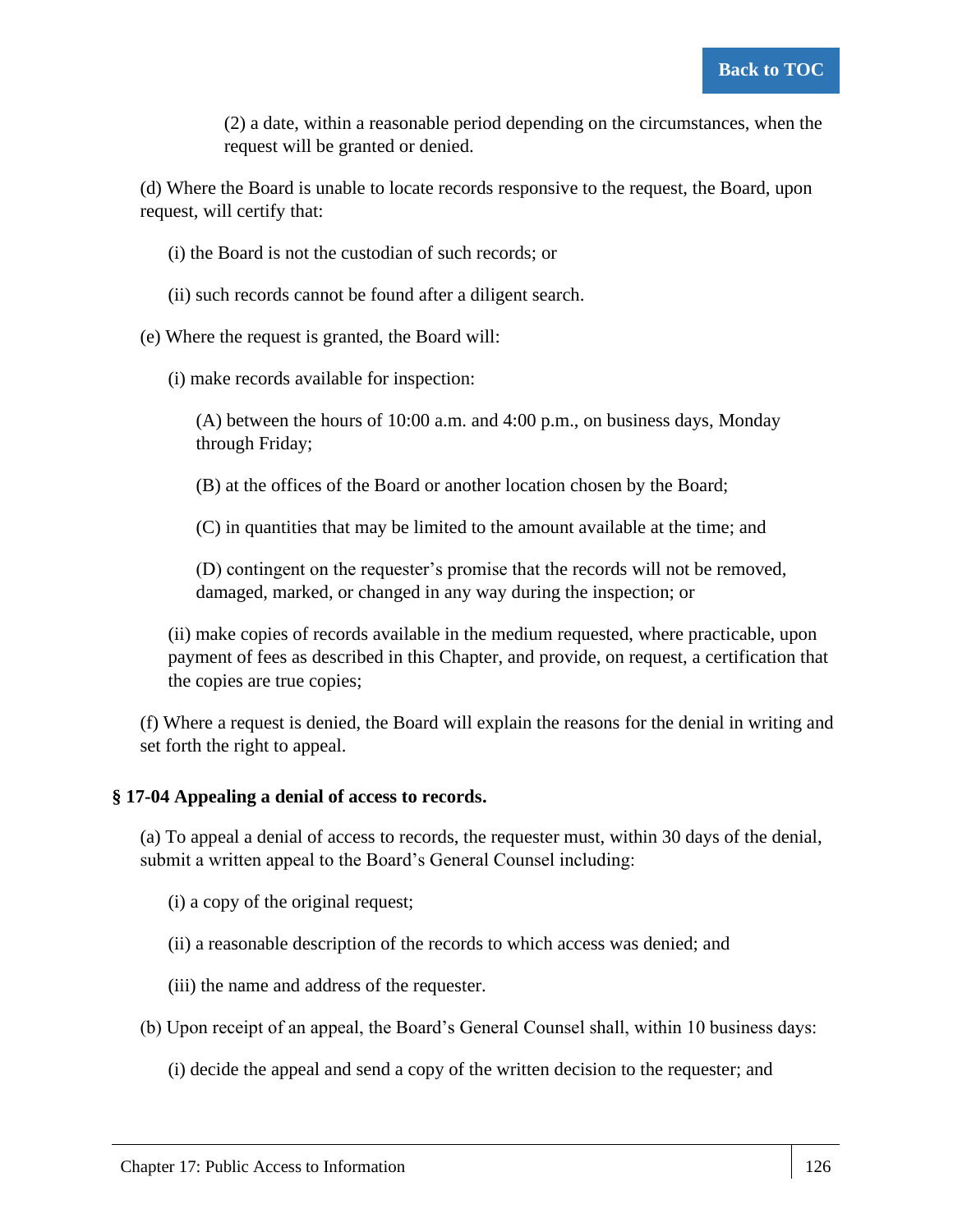(2) a date, within a reasonable period depending on the circumstances, when the request will be granted or denied.

(d) Where the Board is unable to locate records responsive to the request, the Board, upon request, will certify that:

(i) the Board is not the custodian of such records; or

(ii) such records cannot be found after a diligent search.

(e) Where the request is granted, the Board will:

(i) make records available for inspection:

(A) between the hours of 10:00 a.m. and 4:00 p.m., on business days, Monday through Friday;

(B) at the offices of the Board or another location chosen by the Board;

(C) in quantities that may be limited to the amount available at the time; and

(D) contingent on the requester's promise that the records will not be removed, damaged, marked, or changed in any way during the inspection; or

(ii) make copies of records available in the medium requested, where practicable, upon payment of fees as described in this Chapter, and provide, on request, a certification that the copies are true copies;

(f) Where a request is denied, the Board will explain the reasons for the denial in writing and set forth the right to appeal.

### § 17-04 Appealing a denial of access to records.

(a) To appeal a denial of access to records, the requester must, within 30 days of the denial, submit a written appeal to the Board's General Counsel including:

(i) a copy of the original request;

(ii) a reasonable description of the records to which access was denied; and

(iii) the name and address of the requester.

(b) Upon receipt of an appeal, the Board's General Counsel shall, within 10 business days:

(i) decide the appeal and send a copy of the written decision to the requester; and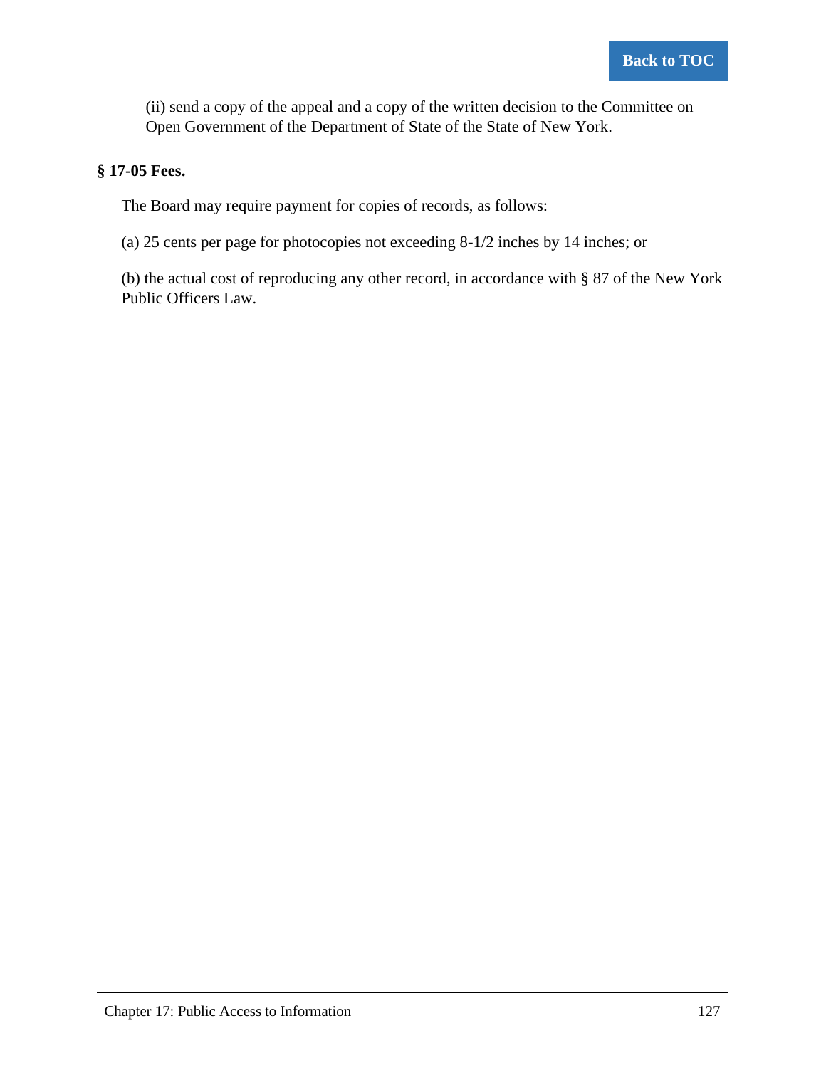(ii) send a copy of the appeal and a copy of the written decision to the Committee on Open Government of the Department of State of the State of New York.

**§ 17-05 Fees.**

The Board may require payment for copies of records, as follows:

(a) 25 cents per page for photocopies not exceeding 8-1/2 inches by 14 inches; or

(b) the actual cost of reproducing any other record, in accordance with § 87 of the New York Public Officers Law.